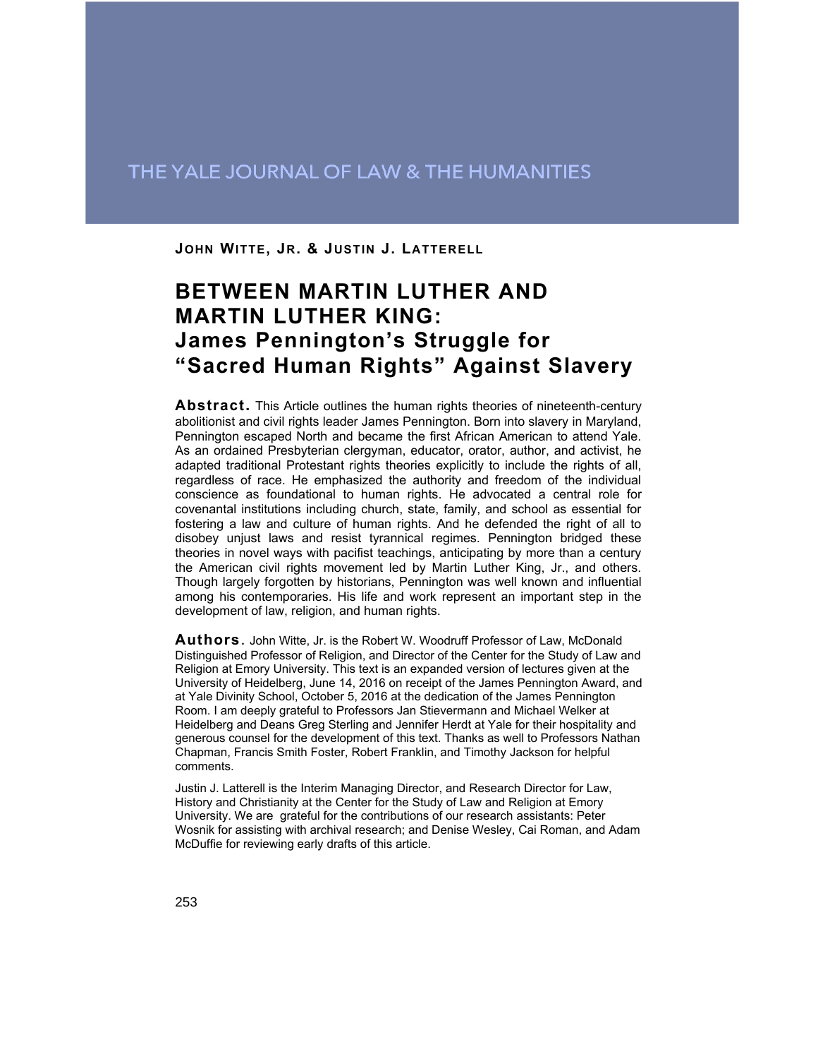THE YALE JOURNAL OF LAW & THE HUMANITIES

**JOHN WITTE, JR. & JUSTIN J. LATTERELL**

# BETWEEN MARTIN LUTHER AND MARTIN LUTHER KING: James Pennington's Struggle for "Sacred Human Rights" Against Slavery

**Abstract.** This Article outlines the human rights theories of nineteenth-century abolitionist and civil rights leader James Pennington. Born into slavery in Maryland, Pennington escaped North and became the first African American to attend Yale. As an ordained Presbyterian clergyman, educator, orator, author, and activist, he adapted traditional Protestant rights theories explicitly to include the rights of all, regardless of race. He emphasized the authority and freedom of the individual conscience as foundational to human rights. He advocated a central role for covenantal institutions including church, state, family, and school as essential for fostering a law and culture of human rights. And he defended the right of all to disobey unjust laws and resist tyrannical regimes. Pennington bridged these theories in novel ways with pacifist teachings, anticipating by more than a century the American civil rights movement led by Martin Luther King, Jr., and others. Though largely forgotten by historians, Pennington was well known and influential among his contemporaries. His life and work represent an important step in the development of law, religion, and human rights.

**Authors.** John Witte, Jr. is the Robert W. Woodruff Professor of Law, McDonald Distinguished Professor of Religion, and Director of the Center for the Study of Law and Religion at Emory University. This text is an expanded version of lectures given at the University of Heidelberg, June 14, 2016 on receipt of the James Pennington Award, and at Yale Divinity School, October 5, 2016 at the dedication of the James Pennington Room. I am deeply grateful to Professors Jan Stievermann and Michael Welker at Heidelberg and Deans Greg Sterling and Jennifer Herdt at Yale for their hospitality and generous counsel for the development of this text. Thanks as well to Professors Nathan Chapman, Francis Smith Foster, Robert Franklin, and Timothy Jackson for helpful comments.

Justin J. Latterell is the Interim Managing Director, and Research Director for Law, History and Christianity at the Center for the Study of Law and Religion at Emory University. We are grateful for the contributions of our research assistants: Peter Wosnik for assisting with archival research; and Denise Wesley, Cai Roman, and Adam McDuffie for reviewing early drafts of this article.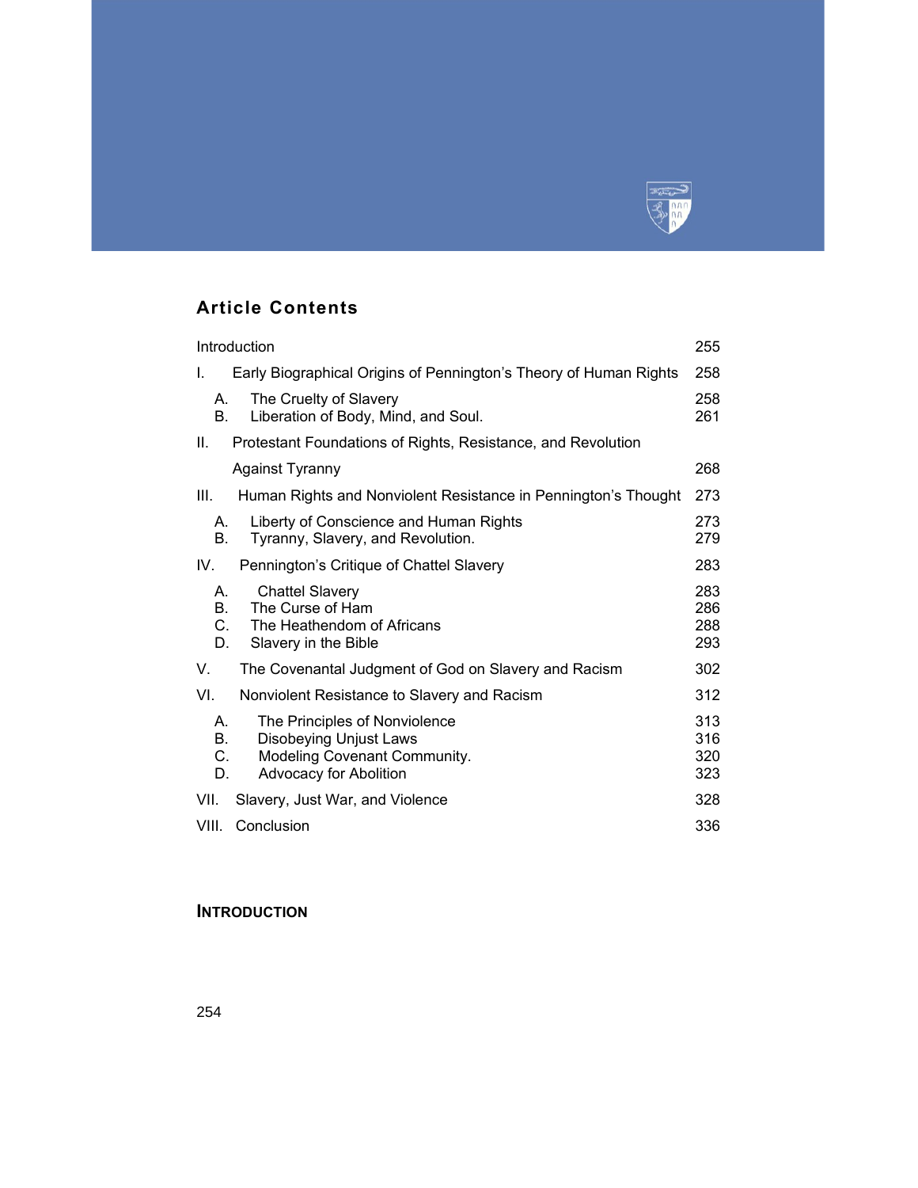## Article Contents

| | | |
|---|---|---|
| Introduction | | 255 |
| I. | Early Biographical Origins of Pennington's Theory of Human Rights | 258 |
| | A. The Cruelty of Slavery | 258 |
| | B. Liberation of Body, Mind, and Soul. | 261 |
| II. | Protestant Foundations of Rights, Resistance, and Revolution Against Tyranny | 268 |
| III. | Human Rights and Nonviolent Resistance in Pennington's Thought | 273 |
| | A. Liberty of Conscience and Human Rights | 273 |
| | B. Tyranny, Slavery, and Revolution. | 279 |
| IV. | Pennington's Critique of Chattel Slavery | 283 |
| | A. Chattel Slavery | 283 |
| | B. The Curse of Ham | 286 |
| | C. The Heathendom of Africans | 288 |
| | D. Slavery in the Bible | 293 |
| V. | The Covenantal Judgment of God on Slavery and Racism | 302 |
| VI. | Nonviolent Resistance to Slavery and Racism | 312 |
| | A. The Principles of Nonviolence | 313 |
| | B. Disobeying Unjust Laws | 316 |
| | C. Modeling Covenant Community. | 320 |
| | D. Advocacy for Abolition | 323 |
| VII. | Slavery, Just War, and Violence | 328 |
| VIII. | Conclusion | 336 |

## INTRODUCTION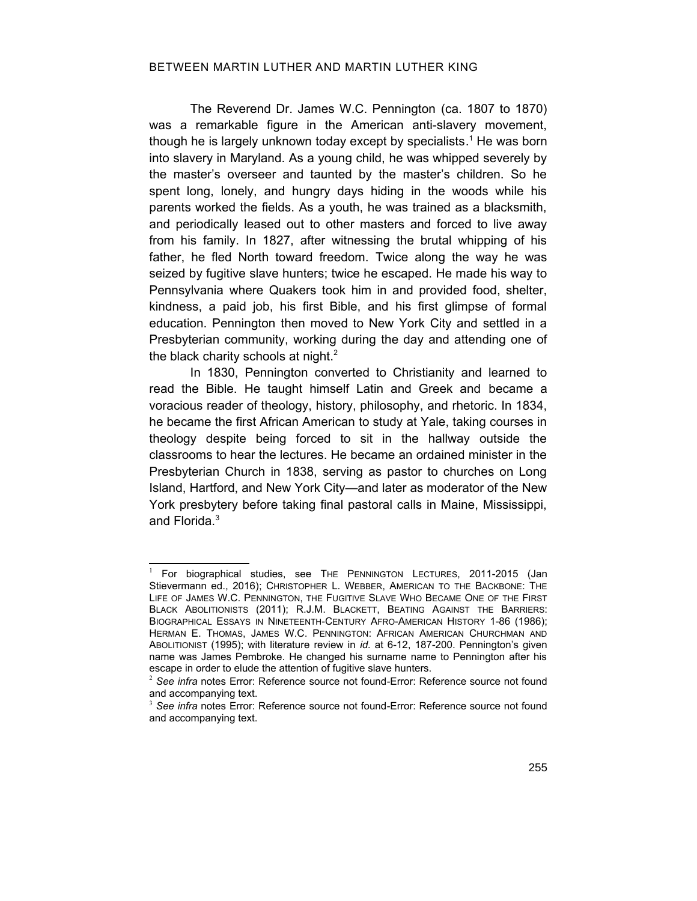The Reverend Dr. James W.C. Pennington (ca. 1807 to 1870) was a remarkable figure in the American anti-slavery movement, though he is largely unknown today except by specialists.[1] He was born into slavery in Maryland. As a young child, he was whipped severely by the master's overseer and taunted by the master's children. So he spent long, lonely, and hungry days hiding in the woods while his parents worked the fields. As a youth, he was trained as a blacksmith, and periodically leased out to other masters and forced to live away from his family. In 1827, after witnessing the brutal whipping of his father, he fled North toward freedom. Twice along the way he was seized by fugitive slave hunters; twice he escaped. He made his way to Pennsylvania where Quakers took him in and provided food, shelter, kindness, a paid job, his first Bible, and his first glimpse of formal education. Pennington then moved to New York City and settled in a Presbyterian community, working during the day and attending one of the black charity schools at night.[2]

In 1830, Pennington converted to Christianity and learned to read the Bible. He taught himself Latin and Greek and became a voracious reader of theology, history, philosophy, and rhetoric. In 1834, he became the first African American to study at Yale, taking courses in theology despite being forced to sit in the hallway outside the classrooms to hear the lectures. He became an ordained minister in the Presbyterian Church in 1838, serving as pastor to churches on Long Island, Hartford, and New York City—and later as moderator of the New York presbytery before taking final pastoral calls in Maine, Mississippi, and Florida.[3]

---

[1] For biographical studies, see THE PENNINGTON LECTURES, 2011-2015 (Jan Stievermann ed., 2016); CHRISTOPHER L. WEBBER, AMERICAN TO THE BACKBONE: THE LIFE OF JAMES W.C. PENNINGTON, THE FUGITIVE SLAVE WHO BECAME ONE OF THE FIRST BLACK ABOLITIONISTS (2011); R.J.M. BLACKETT, BEATING AGAINST THE BARRIERS: BIOGRAPHICAL ESSAYS IN NINETEENTH-CENTURY AFRO-AMERICAN HISTORY 1-86 (1986); HERMAN E. THOMAS, JAMES W.C. PENNINGTON: AFRICAN AMERICAN CHURCHMAN AND ABOLITIONIST (1995); with literature review in *id.* at 6-12, 187-200. Pennington's given name was James Pembroke. He changed his surname name to Pennington after his escape in order to elude the attention of fugitive slave hunters.

[2] *See infra* notes Error: Reference source not found-Error: Reference source not found and accompanying text.

[3] *See infra* notes Error: Reference source not found-Error: Reference source not found and accompanying text.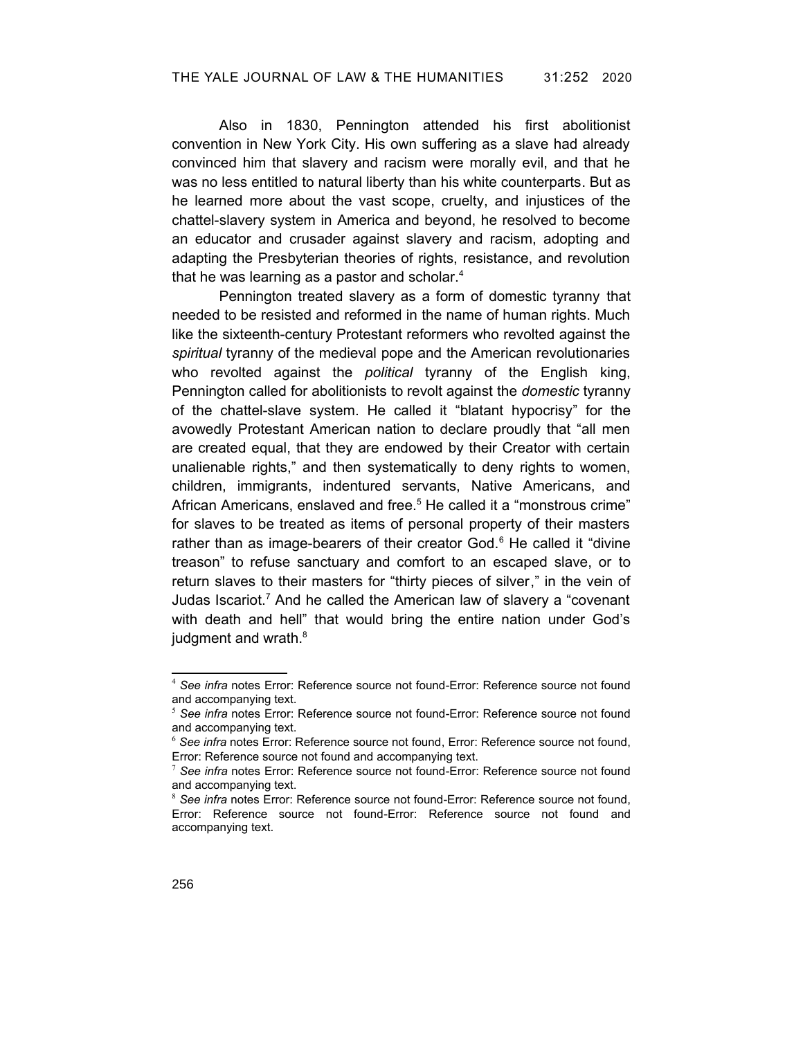Also in 1830, Pennington attended his first abolitionist convention in New York City. His own suffering as a slave had already convinced him that slavery and racism were morally evil, and that he was no less entitled to natural liberty than his white counterparts. But as he learned more about the vast scope, cruelty, and injustices of the chattel-slavery system in America and beyond, he resolved to become an educator and crusader against slavery and racism, adopting and adapting the Presbyterian theories of rights, resistance, and revolution that he was learning as a pastor and scholar.[4]

Pennington treated slavery as a form of domestic tyranny that needed to be resisted and reformed in the name of human rights. Much like the sixteenth-century Protestant reformers who revolted against the *spiritual* tyranny of the medieval pope and the American revolutionaries who revolted against the *political* tyranny of the English king, Pennington called for abolitionists to revolt against the *domestic* tyranny of the chattel-slave system. He called it "blatant hypocrisy" for the avowedly Protestant American nation to declare proudly that "all men are created equal, that they are endowed by their Creator with certain unalienable rights," and then systematically to deny rights to women, children, immigrants, indentured servants, Native Americans, and African Americans, enslaved and free.[5] He called it a "monstrous crime" for slaves to be treated as items of personal property of their masters rather than as image-bearers of their creator God.[6] He called it "divine treason" to refuse sanctuary and comfort to an escaped slave, or to return slaves to their masters for "thirty pieces of silver," in the vein of Judas Iscariot.[7] And he called the American law of slavery a "covenant with death and hell" that would bring the entire nation under God's judgment and wrath.[8]

---

[4] *See infra* notes Error: Reference source not found-Error: Reference source not found and accompanying text.

[5] *See infra* notes Error: Reference source not found-Error: Reference source not found and accompanying text.

[6] *See infra* notes Error: Reference source not found, Error: Reference source not found, Error: Reference source not found and accompanying text.

[7] *See infra* notes Error: Reference source not found-Error: Reference source not found and accompanying text.

[8] *See infra* notes Error: Reference source not found-Error: Reference source not found, Error: Reference source not found-Error: Reference source not found and accompanying text.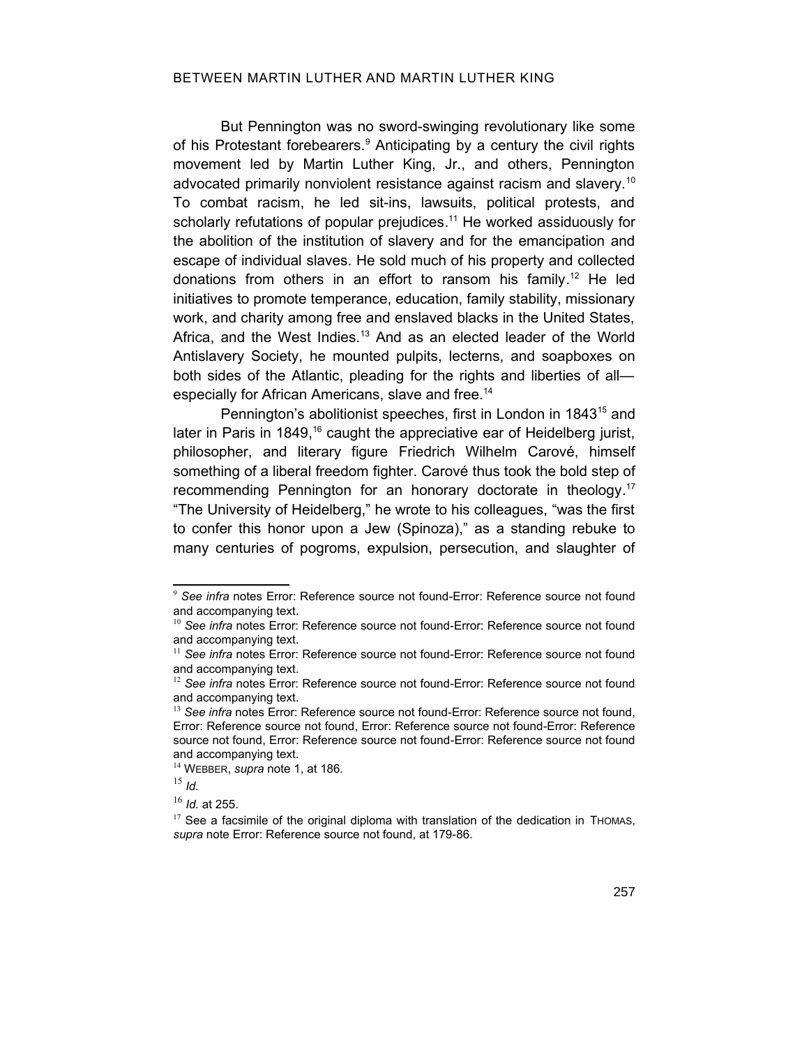But Pennington was no sword-swinging revolutionary like some of his Protestant forebearers.[9] Anticipating by a century the civil rights movement led by Martin Luther King, Jr., and others, Pennington advocated primarily nonviolent resistance against racism and slavery.[10] To combat racism, he led sit-ins, lawsuits, political protests, and scholarly refutations of popular prejudices.[11] He worked assiduously for the abolition of the institution of slavery and for the emancipation and escape of individual slaves. He sold much of his property and collected donations from others in an effort to ransom his family.[12] He led initiatives to promote temperance, education, family stability, missionary work, and charity among free and enslaved blacks in the United States, Africa, and the West Indies.[13] And as an elected leader of the World Antislavery Society, he mounted pulpits, lecterns, and soapboxes on both sides of the Atlantic, pleading for the rights and liberties of all—especially for African Americans, slave and free.[14]

Pennington's abolitionist speeches, first in London in 1843[15] and later in Paris in 1849,[16] caught the appreciative ear of Heidelberg jurist, philosopher, and literary figure Friedrich Wilhelm Carové, himself something of a liberal freedom fighter. Carové thus took the bold step of recommending Pennington for an honorary doctorate in theology.[17] "The University of Heidelberg," he wrote to his colleagues, "was the first to confer this honor upon a Jew (Spinoza)," as a standing rebuke to many centuries of pogroms, expulsion, persecution, and slaughter of

---

[9] *See infra* notes Error: Reference source not found-Error: Reference source not found and accompanying text.

[10] *See infra* notes Error: Reference source not found-Error: Reference source not found and accompanying text.

[11] *See infra* notes Error: Reference source not found-Error: Reference source not found and accompanying text.

[12] *See infra* notes Error: Reference source not found-Error: Reference source not found and accompanying text.

[13] *See infra* notes Error: Reference source not found-Error: Reference source not found, Error: Reference source not found, Error: Reference source not found-Error: Reference source not found, Error: Reference source not found-Error: Reference source not found and accompanying text.

[14] WEBBER, *supra* note 1, at 186.

[15] *Id.*

[16] *Id.* at 255.

[17] See a facsimile of the original diploma with translation of the dedication in THOMAS, *supra* note Error: Reference source not found, at 179-86.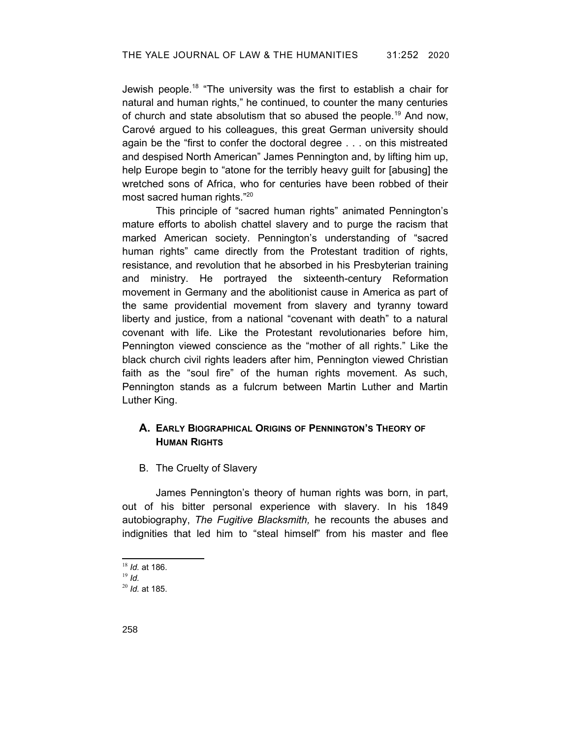Jewish people.[18] "The university was the first to establish a chair for natural and human rights," he continued, to counter the many centuries of church and state absolutism that so abused the people.[19] And now, Carové argued to his colleagues, this great German university should again be the "first to confer the doctoral degree . . . on this mistreated and despised North American" James Pennington and, by lifting him up, help Europe begin to "atone for the terribly heavy guilt for [abusing] the wretched sons of Africa, who for centuries have been robbed of their most sacred human rights."[20]

This principle of "sacred human rights" animated Pennington's mature efforts to abolish chattel slavery and to purge the racism that marked American society. Pennington's understanding of "sacred human rights" came directly from the Protestant tradition of rights, resistance, and revolution that he absorbed in his Presbyterian training and ministry. He portrayed the sixteenth-century Reformation movement in Germany and the abolitionist cause in America as part of the same providential movement from slavery and tyranny toward liberty and justice, from a national "covenant with death" to a natural covenant with life. Like the Protestant revolutionaries before him, Pennington viewed conscience as the "mother of all rights." Like the black church civil rights leaders after him, Pennington viewed Christian faith as the "soul fire" of the human rights movement. As such, Pennington stands as a fulcrum between Martin Luther and Martin Luther King.

## A. EARLY BIOGRAPHICAL ORIGINS OF PENNINGTON'S THEORY OF HUMAN RIGHTS

### B. The Cruelty of Slavery

James Pennington's theory of human rights was born, in part, out of his bitter personal experience with slavery. In his 1849 autobiography, *The Fugitive Blacksmith,* he recounts the abuses and indignities that led him to "steal himself" from his master and flee

---

[18] *Id.* at 186.

[19] *Id.*

[20] *Id.* at 185.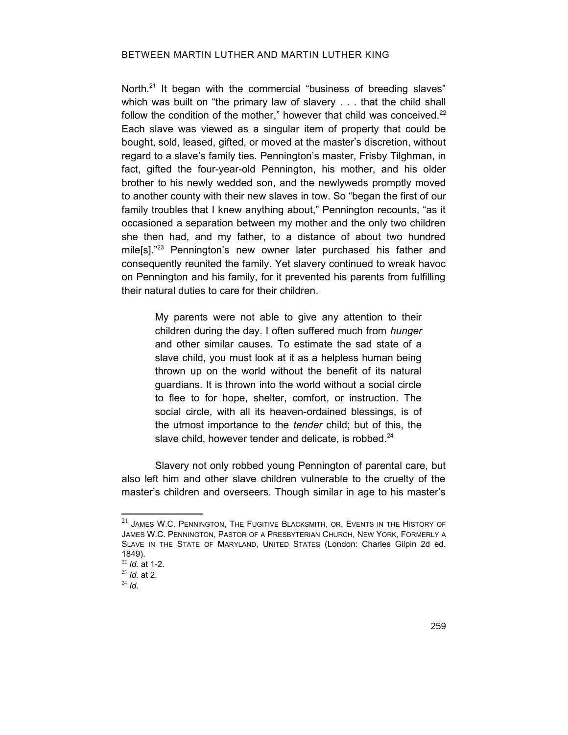North.[21] It began with the commercial "business of breeding slaves" which was built on "the primary law of slavery . . . that the child shall follow the condition of the mother," however that child was conceived.[22] Each slave was viewed as a singular item of property that could be bought, sold, leased, gifted, or moved at the master's discretion, without regard to a slave's family ties. Pennington's master, Frisby Tilghman, in fact, gifted the four-year-old Pennington, his mother, and his older brother to his newly wedded son, and the newlyweds promptly moved to another county with their new slaves in tow. So "began the first of our family troubles that I knew anything about," Pennington recounts, "as it occasioned a separation between my mother and the only two children she then had, and my father, to a distance of about two hundred mile[s]."[23] Pennington's new owner later purchased his father and consequently reunited the family. Yet slavery continued to wreak havoc on Pennington and his family, for it prevented his parents from fulfilling their natural duties to care for their children.

> My parents were not able to give any attention to their children during the day. I often suffered much from *hunger* and other similar causes. To estimate the sad state of a slave child, you must look at it as a helpless human being thrown up on the world without the benefit of its natural guardians. It is thrown into the world without a social circle to flee to for hope, shelter, comfort, or instruction. The social circle, with all its heaven-ordained blessings, is of the utmost importance to the *tender* child; but of this, the slave child, however tender and delicate, is robbed.[24]

Slavery not only robbed young Pennington of parental care, but also left him and other slave children vulnerable to the cruelty of the master's children and overseers. Though similar in age to his master's

---

[21] JAMES W.C. PENNINGTON, THE FUGITIVE BLACKSMITH, OR, EVENTS IN THE HISTORY OF JAMES W.C. PENNINGTON, PASTOR OF A PRESBYTERIAN CHURCH, NEW YORK, FORMERLY A SLAVE IN THE STATE OF MARYLAND, UNITED STATES (London: Charles Gilpin 2d ed. 1849).

[22] *Id.* at 1-2.

[23] *Id.* at 2.

[24] *Id.*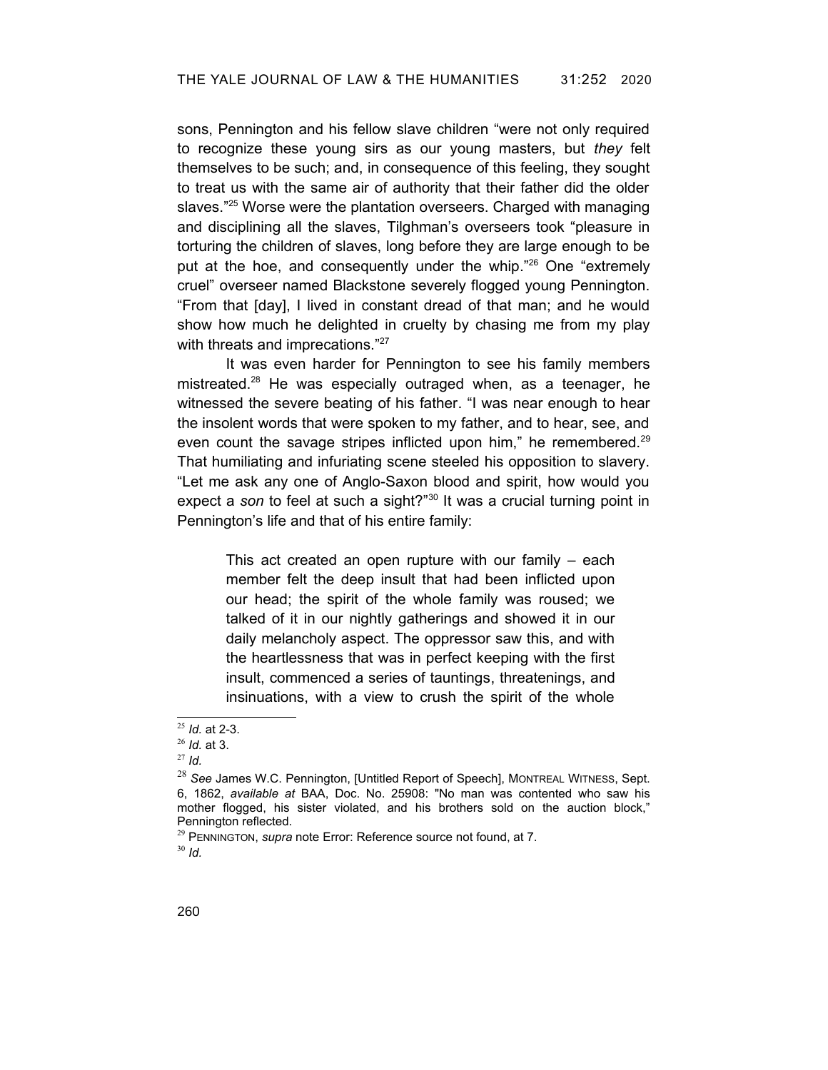sons, Pennington and his fellow slave children "were not only required to recognize these young sirs as our young masters, but *they* felt themselves to be such; and, in consequence of this feeling, they sought to treat us with the same air of authority that their father did the older slaves."[25] Worse were the plantation overseers. Charged with managing and disciplining all the slaves, Tilghman's overseers took "pleasure in torturing the children of slaves, long before they are large enough to be put at the hoe, and consequently under the whip."[26] One "extremely cruel" overseer named Blackstone severely flogged young Pennington. "From that [day], I lived in constant dread of that man; and he would show how much he delighted in cruelty by chasing me from my play with threats and imprecations."[27]

It was even harder for Pennington to see his family members mistreated.[28] He was especially outraged when, as a teenager, he witnessed the severe beating of his father. "I was near enough to hear the insolent words that were spoken to my father, and to hear, see, and even count the savage stripes inflicted upon him," he remembered.[29] That humiliating and infuriating scene steeled his opposition to slavery. "Let me ask any one of Anglo-Saxon blood and spirit, how would you expect a *son* to feel at such a sight?"[30] It was a crucial turning point in Pennington's life and that of his entire family:

> This act created an open rupture with our family – each member felt the deep insult that had been inflicted upon our head; the spirit of the whole family was roused; we talked of it in our nightly gatherings and showed it in our daily melancholy aspect. The oppressor saw this, and with the heartlessness that was in perfect keeping with the first insult, commenced a series of tauntings, threatenings, and insinuations, with a view to crush the spirit of the whole

---

[25] *Id.* at 2-3.

[26] *Id.* at 3.

[27] *Id.*

[28] *See* James W.C. Pennington, [Untitled Report of Speech], MONTREAL WITNESS, Sept. 6, 1862, *available at* BAA, Doc. No. 25908: "No man was contented who saw his mother flogged, his sister violated, and his brothers sold on the auction block," Pennington reflected.

[29] PENNINGTON, *supra* note Error: Reference source not found, at 7.

[30] *Id.*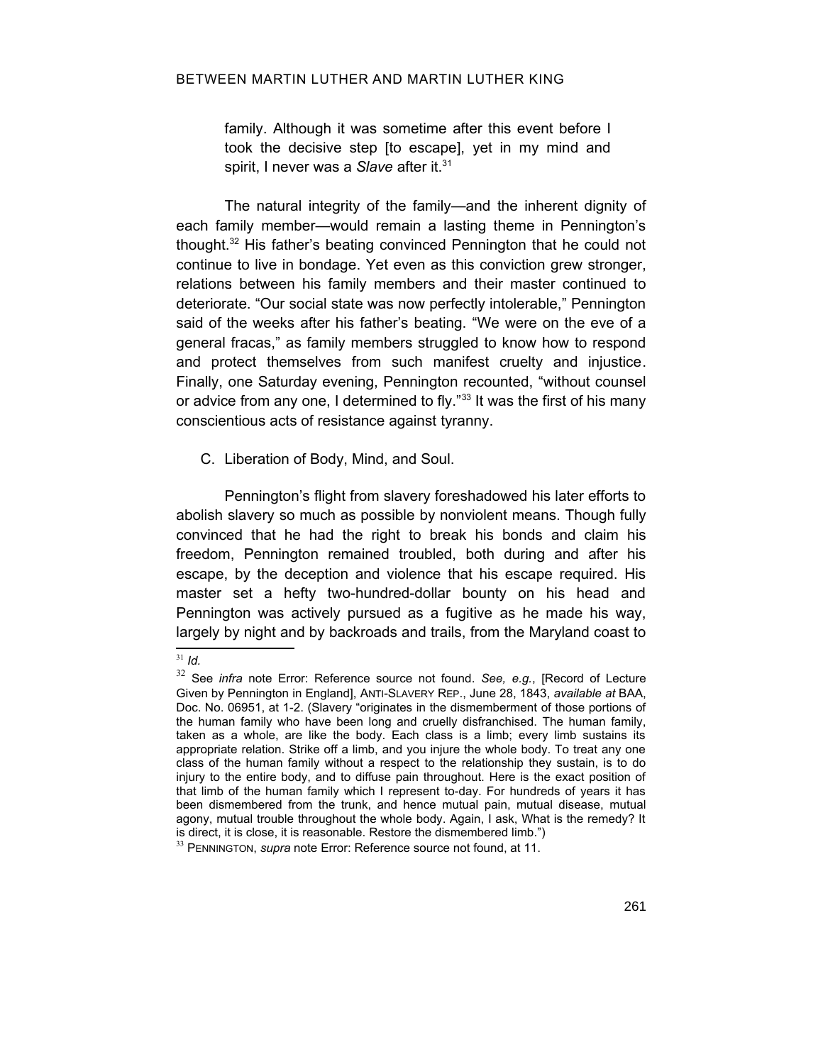> family. Although it was sometime after this event before I took the decisive step [to escape], yet in my mind and spirit, I never was a *Slave* after it.[31]

The natural integrity of the family—and the inherent dignity of each family member—would remain a lasting theme in Pennington's thought.[32] His father's beating convinced Pennington that he could not continue to live in bondage. Yet even as this conviction grew stronger, relations between his family members and their master continued to deteriorate. "Our social state was now perfectly intolerable," Pennington said of the weeks after his father's beating. "We were on the eve of a general fracas," as family members struggled to know how to respond and protect themselves from such manifest cruelty and injustice. Finally, one Saturday evening, Pennington recounted, "without counsel or advice from any one, I determined to fly."[33] It was the first of his many conscientious acts of resistance against tyranny.

C. Liberation of Body, Mind, and Soul.

Pennington's flight from slavery foreshadowed his later efforts to abolish slavery so much as possible by nonviolent means. Though fully convinced that he had the right to break his bonds and claim his freedom, Pennington remained troubled, both during and after his escape, by the deception and violence that his escape required. His master set a hefty two-hundred-dollar bounty on his head and Pennington was actively pursued as a fugitive as he made his way, largely by night and by backroads and trails, from the Maryland coast to

---

[31] *Id.*

[32] See *infra* note Error: Reference source not found. *See, e.g.*, [Record of Lecture Given by Pennington in England], ANTI-SLAVERY REP., June 28, 1843, *available at* BAA, Doc. No. 06951, at 1-2. (Slavery "originates in the dismemberment of those portions of the human family who have been long and cruelly disfranchised. The human family, taken as a whole, are like the body. Each class is a limb; every limb sustains its appropriate relation. Strike off a limb, and you injure the whole body. To treat any one class of the human family without a respect to the relationship they sustain, is to do injury to the entire body, and to diffuse pain throughout. Here is the exact position of that limb of the human family which I represent to-day. For hundreds of years it has been dismembered from the trunk, and hence mutual pain, mutual disease, mutual agony, mutual trouble throughout the whole body. Again, I ask, What is the remedy? It is direct, it is close, it is reasonable. Restore the dismembered limb.")

[33] PENNINGTON, *supra* note Error: Reference source not found, at 11.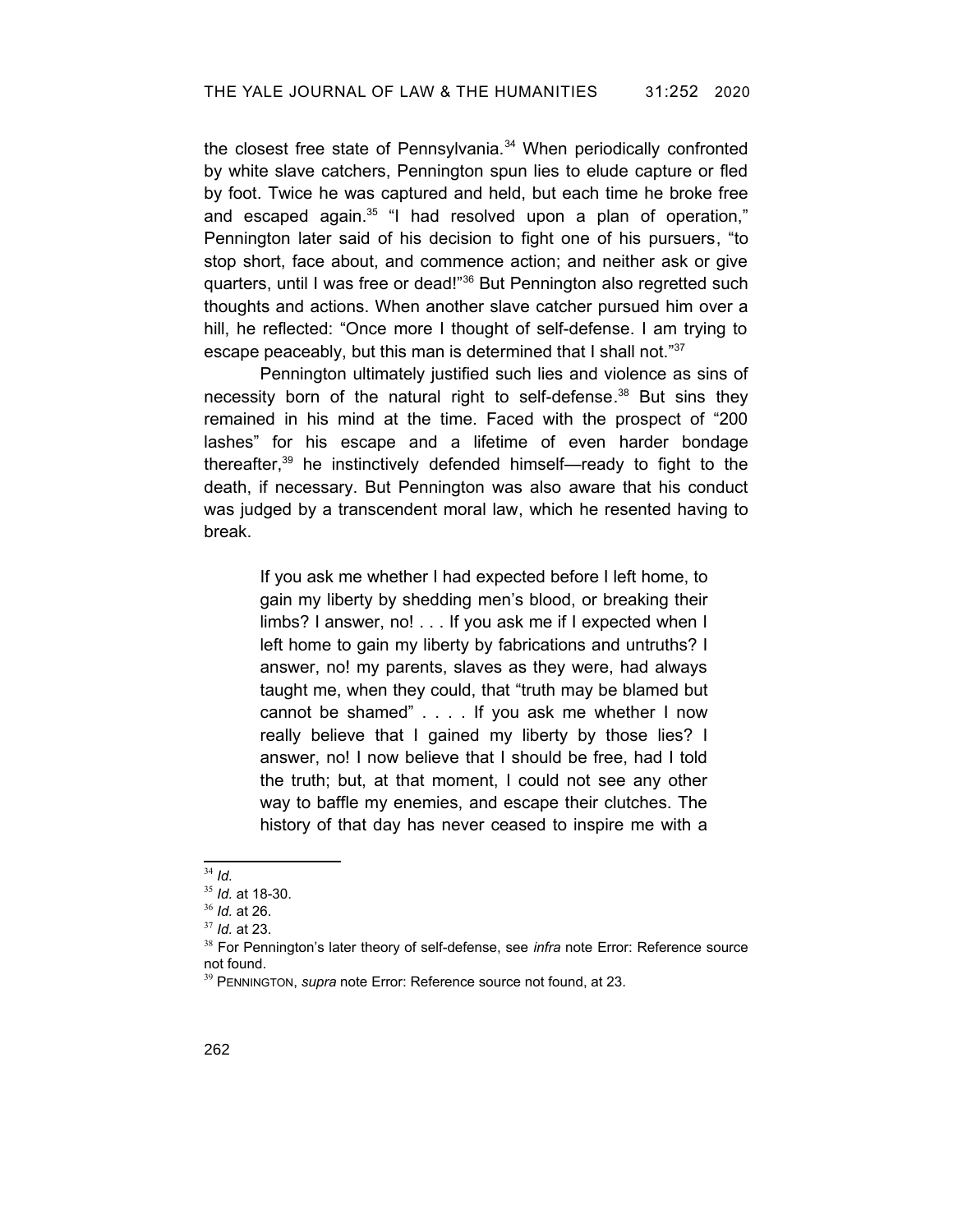the closest free state of Pennsylvania.[34] When periodically confronted by white slave catchers, Pennington spun lies to elude capture or fled by foot. Twice he was captured and held, but each time he broke free and escaped again.[35] "I had resolved upon a plan of operation," Pennington later said of his decision to fight one of his pursuers, "to stop short, face about, and commence action; and neither ask or give quarters, until I was free or dead!"[36] But Pennington also regretted such thoughts and actions. When another slave catcher pursued him over a hill, he reflected: "Once more I thought of self-defense. I am trying to escape peaceably, but this man is determined that I shall not."[37]

Pennington ultimately justified such lies and violence as sins of necessity born of the natural right to self-defense.[38] But sins they remained in his mind at the time. Faced with the prospect of "200 lashes" for his escape and a lifetime of even harder bondage thereafter,[39] he instinctively defended himself—ready to fight to the death, if necessary. But Pennington was also aware that his conduct was judged by a transcendent moral law, which he resented having to break.

> If you ask me whether I had expected before I left home, to gain my liberty by shedding men's blood, or breaking their limbs? I answer, no! . . . If you ask me if I expected when I left home to gain my liberty by fabrications and untruths? I answer, no! my parents, slaves as they were, had always taught me, when they could, that "truth may be blamed but cannot be shamed" . . . . If you ask me whether I now really believe that I gained my liberty by those lies? I answer, no! I now believe that I should be free, had I told the truth; but, at that moment, I could not see any other way to baffle my enemies, and escape their clutches. The history of that day has never ceased to inspire me with a

---

[34] *Id.*

[35] *Id.* at 18-30.

[36] *Id.* at 26.

[37] *Id.* at 23.

[38] For Pennington's later theory of self-defense, see *infra* note Error: Reference source not found.

[39] PENNINGTON, *supra* note Error: Reference source not found, at 23.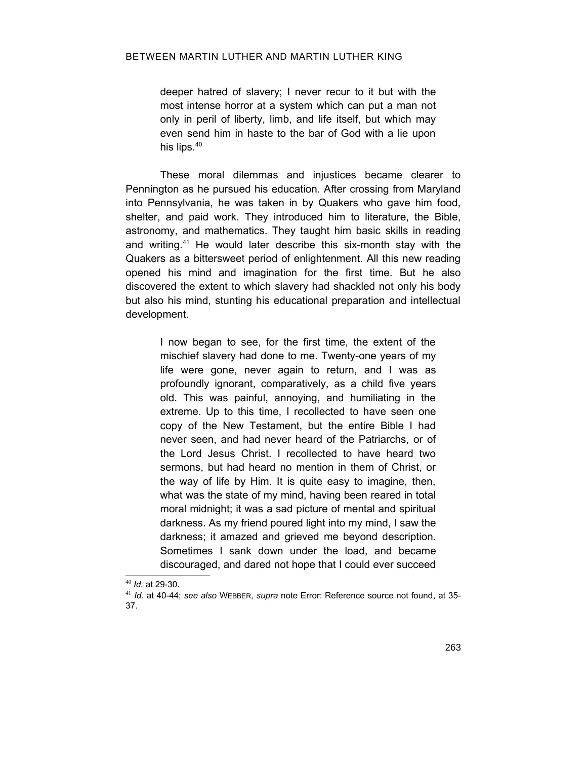> deeper hatred of slavery; I never recur to it but with the most intense horror at a system which can put a man not only in peril of liberty, limb, and life itself, but which may even send him in haste to the bar of God with a lie upon his lips.[40]

These moral dilemmas and injustices became clearer to Pennington as he pursued his education. After crossing from Maryland into Pennsylvania, he was taken in by Quakers who gave him food, shelter, and paid work. They introduced him to literature, the Bible, astronomy, and mathematics. They taught him basic skills in reading and writing.[41] He would later describe this six-month stay with the Quakers as a bittersweet period of enlightenment. All this new reading opened his mind and imagination for the first time. But he also discovered the extent to which slavery had shackled not only his body but also his mind, stunting his educational preparation and intellectual development.

> I now began to see, for the first time, the extent of the mischief slavery had done to me. Twenty-one years of my life were gone, never again to return, and I was as profoundly ignorant, comparatively, as a child five years old. This was painful, annoying, and humiliating in the extreme. Up to this time, I recollected to have seen one copy of the New Testament, but the entire Bible I had never seen, and had never heard of the Patriarchs, or of the Lord Jesus Christ. I recollected to have heard two sermons, but had heard no mention in them of Christ, or the way of life by Him. It is quite easy to imagine, then, what was the state of my mind, having been reared in total moral midnight; it was a sad picture of mental and spiritual darkness. As my friend poured light into my mind, I saw the darkness; it amazed and grieved me beyond description. Sometimes I sank down under the load, and became discouraged, and dared not hope that I could ever succeed

---

[40] *Id.* at 29-30.

[41] *Id.* at 40-44; *see also* WEBBER, *supra* note Error: Reference source not found, at 35-37.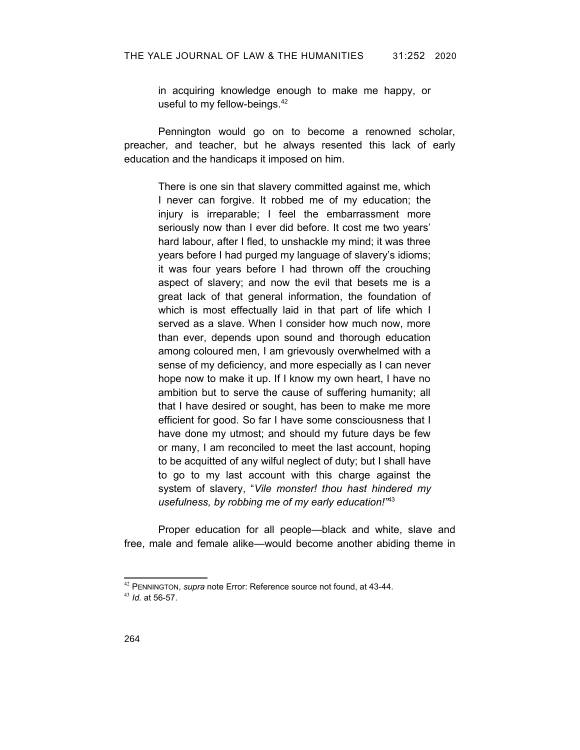> in acquiring knowledge enough to make me happy, or useful to my fellow-beings.[42]

Pennington would go on to become a renowned scholar, preacher, and teacher, but he always resented this lack of early education and the handicaps it imposed on him.

> There is one sin that slavery committed against me, which I never can forgive. It robbed me of my education; the injury is irreparable; I feel the embarrassment more seriously now than I ever did before. It cost me two years' hard labour, after I fled, to unshackle my mind; it was three years before I had purged my language of slavery's idioms; it was four years before I had thrown off the crouching aspect of slavery; and now the evil that besets me is a great lack of that general information, the foundation of which is most effectually laid in that part of life which I served as a slave. When I consider how much now, more than ever, depends upon sound and thorough education among coloured men, I am grievously overwhelmed with a sense of my deficiency, and more especially as I can never hope now to make it up. If I know my own heart, I have no ambition but to serve the cause of suffering humanity; all that I have desired or sought, has been to make me more efficient for good. So far I have some consciousness that I have done my utmost; and should my future days be few or many, I am reconciled to meet the last account, hoping to be acquitted of any wilful neglect of duty; but I shall have to go to my last account with this charge against the system of slavery, "*Vile monster! thou hast hindered my usefulness, by robbing me of my early education!*"[43]

Proper education for all people—black and white, slave and free, male and female alike—would become another abiding theme in

---

[42] PENNINGTON, *supra* note Error: Reference source not found, at 43-44.

[43] *Id.* at 56-57.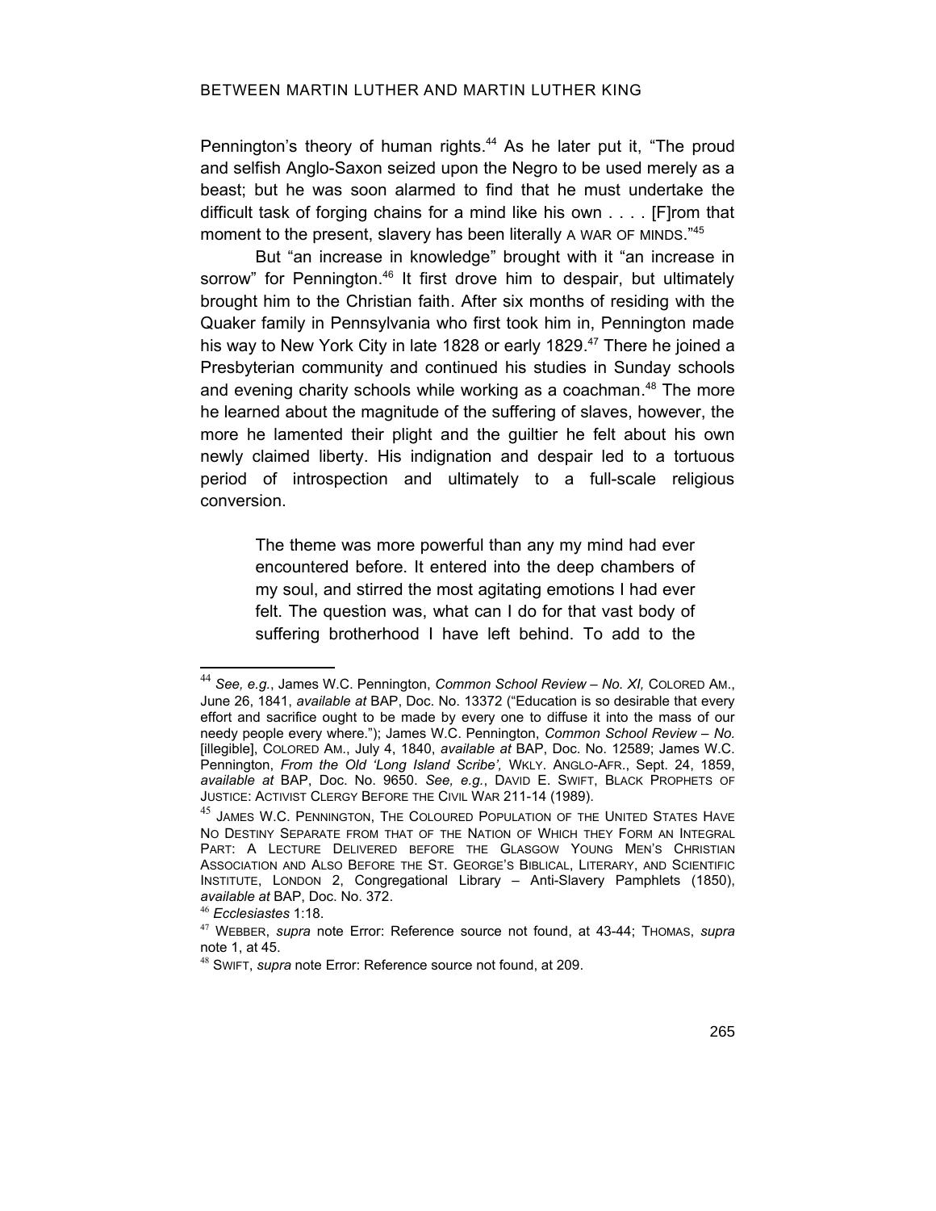Pennington's theory of human rights.[44] As he later put it, "The proud and selfish Anglo-Saxon seized upon the Negro to be used merely as a beast; but he was soon alarmed to find that he must undertake the difficult task of forging chains for a mind like his own . . . . [F]rom that moment to the present, slavery has been literally A WAR OF MINDS."[45]

But "an increase in knowledge" brought with it "an increase in sorrow" for Pennington.[46] It first drove him to despair, but ultimately brought him to the Christian faith. After six months of residing with the Quaker family in Pennsylvania who first took him in, Pennington made his way to New York City in late 1828 or early 1829.[47] There he joined a Presbyterian community and continued his studies in Sunday schools and evening charity schools while working as a coachman.[48] The more he learned about the magnitude of the suffering of slaves, however, the more he lamented their plight and the guiltier he felt about his own newly claimed liberty. His indignation and despair led to a tortuous period of introspection and ultimately to a full-scale religious conversion.

> The theme was more powerful than any my mind had ever encountered before. It entered into the deep chambers of my soul, and stirred the most agitating emotions I had ever felt. The question was, what can I do for that vast body of suffering brotherhood I have left behind. To add to the

---

[44] *See, e.g.*, James W.C. Pennington, *Common School Review – No. XI,* COLORED AM., June 26, 1841, *available at* BAP, Doc. No. 13372 ("Education is so desirable that every effort and sacrifice ought to be made by every one to diffuse it into the mass of our needy people every where."); James W.C. Pennington, *Common School Review – No.* [illegible], COLORED AM., July 4, 1840, *available at* BAP, Doc. No. 12589; James W.C. Pennington, *From the Old 'Long Island Scribe',* WKLY. ANGLO-AFR., Sept. 24, 1859, *available at* BAP, Doc. No. 9650. *See, e.g.*, DAVID E. SWIFT, BLACK PROPHETS OF JUSTICE: ACTIVIST CLERGY BEFORE THE CIVIL WAR 211-14 (1989).

[45] JAMES W.C. PENNINGTON, THE COLOURED POPULATION OF THE UNITED STATES HAVE NO DESTINY SEPARATE FROM THAT OF THE NATION OF WHICH THEY FORM AN INTEGRAL PART: A LECTURE DELIVERED BEFORE THE GLASGOW YOUNG MEN'S CHRISTIAN ASSOCIATION AND ALSO BEFORE THE ST. GEORGE'S BIBLICAL, LITERARY, AND SCIENTIFIC INSTITUTE, LONDON 2, Congregational Library – Anti-Slavery Pamphlets (1850), *available at* BAP, Doc. No. 372.

[46] *Ecclesiastes* 1:18.

[47] WEBBER, *supra* note Error: Reference source not found, at 43-44; THOMAS, *supra* note 1, at 45.

[48] SWIFT, *supra* note Error: Reference source not found, at 209.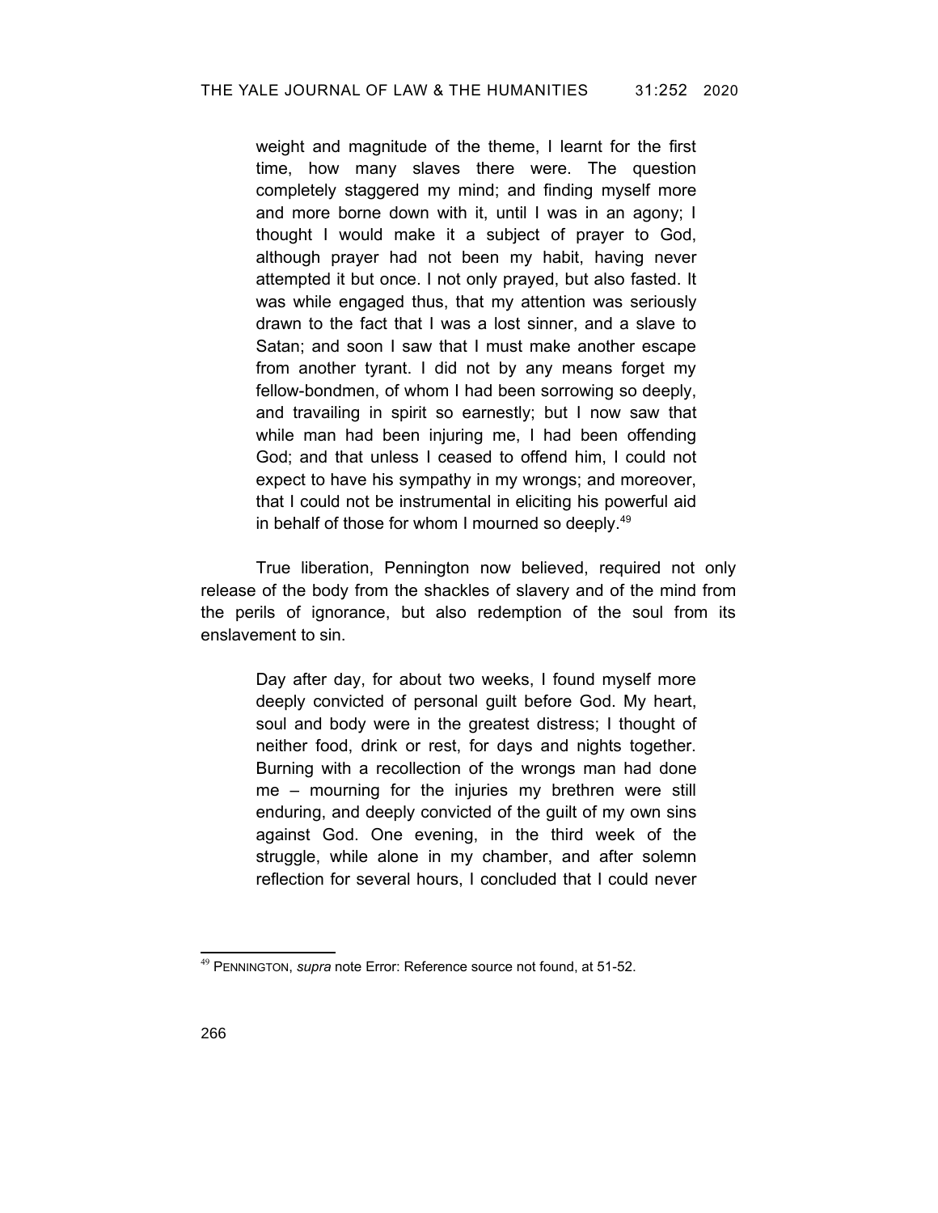> weight and magnitude of the theme, I learnt for the first time, how many slaves there were. The question completely staggered my mind; and finding myself more and more borne down with it, until I was in an agony; I thought I would make it a subject of prayer to God, although prayer had not been my habit, having never attempted it but once. I not only prayed, but also fasted. It was while engaged thus, that my attention was seriously drawn to the fact that I was a lost sinner, and a slave to Satan; and soon I saw that I must make another escape from another tyrant. I did not by any means forget my fellow-bondmen, of whom I had been sorrowing so deeply, and travailing in spirit so earnestly; but I now saw that while man had been injuring me, I had been offending God; and that unless I ceased to offend him, I could not expect to have his sympathy in my wrongs; and moreover, that I could not be instrumental in eliciting his powerful aid in behalf of those for whom I mourned so deeply.[49]

True liberation, Pennington now believed, required not only release of the body from the shackles of slavery and of the mind from the perils of ignorance, but also redemption of the soul from its enslavement to sin.

> Day after day, for about two weeks, I found myself more deeply convicted of personal guilt before God. My heart, soul and body were in the greatest distress; I thought of neither food, drink or rest, for days and nights together. Burning with a recollection of the wrongs man had done me – mourning for the injuries my brethren were still enduring, and deeply convicted of the guilt of my own sins against God. One evening, in the third week of the struggle, while alone in my chamber, and after solemn reflection for several hours, I concluded that I could never

[49] PENNINGTON, *supra* note Error: Reference source not found, at 51-52.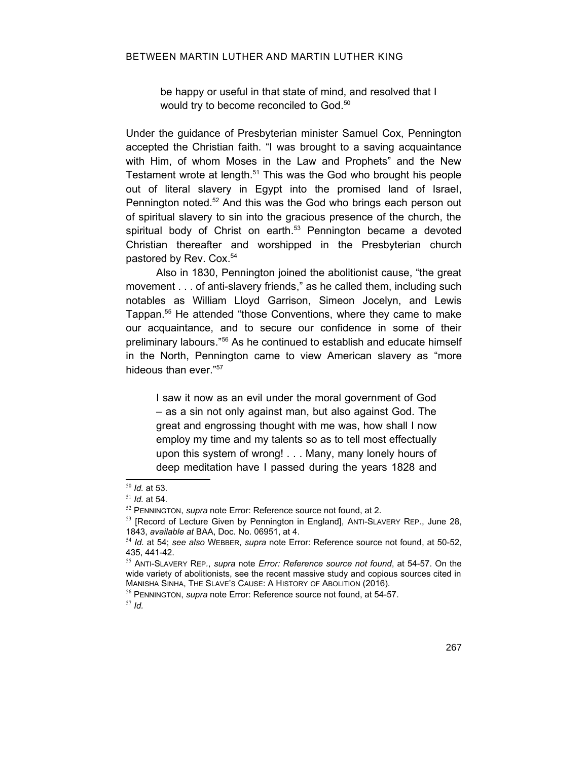> be happy or useful in that state of mind, and resolved that I would try to become reconciled to God.[50]

Under the guidance of Presbyterian minister Samuel Cox, Pennington accepted the Christian faith. "I was brought to a saving acquaintance with Him, of whom Moses in the Law and Prophets" and the New Testament wrote at length.[51] This was the God who brought his people out of literal slavery in Egypt into the promised land of Israel, Pennington noted.[52] And this was the God who brings each person out of spiritual slavery to sin into the gracious presence of the church, the spiritual body of Christ on earth.[53] Pennington became a devoted Christian thereafter and worshipped in the Presbyterian church pastored by Rev. Cox.[54]

Also in 1830, Pennington joined the abolitionist cause, "the great movement . . . of anti-slavery friends," as he called them, including such notables as William Lloyd Garrison, Simeon Jocelyn, and Lewis Tappan.[55] He attended "those Conventions, where they came to make our acquaintance, and to secure our confidence in some of their preliminary labours."[56] As he continued to establish and educate himself in the North, Pennington came to view American slavery as "more hideous than ever."[57]

> I saw it now as an evil under the moral government of God – as a sin not only against man, but also against God. The great and engrossing thought with me was, how shall I now employ my time and my talents so as to tell most effectually upon this system of wrong! . . . Many, many lonely hours of deep meditation have I passed during the years 1828 and

---

[50] *Id.* at 53.

[51] *Id.* at 54.

[52] PENNINGTON, *supra* note Error: Reference source not found, at 2.

[53] [Record of Lecture Given by Pennington in England], ANTI-SLAVERY REP., June 28, 1843, *available at* BAA, Doc. No. 06951, at 4.

[54] *Id.* at 54; *see also* WEBBER, *supra* note Error: Reference source not found, at 50-52, 435, 441-42.

[55] ANTI-SLAVERY REP., *supra* note *Error: Reference source not found*, at 54-57. On the wide variety of abolitionists, see the recent massive study and copious sources cited in MANISHA SINHA, THE SLAVE'S CAUSE: A HISTORY OF ABOLITION (2016).

[56] PENNINGTON, *supra* note Error: Reference source not found, at 54-57.

[57] *Id.*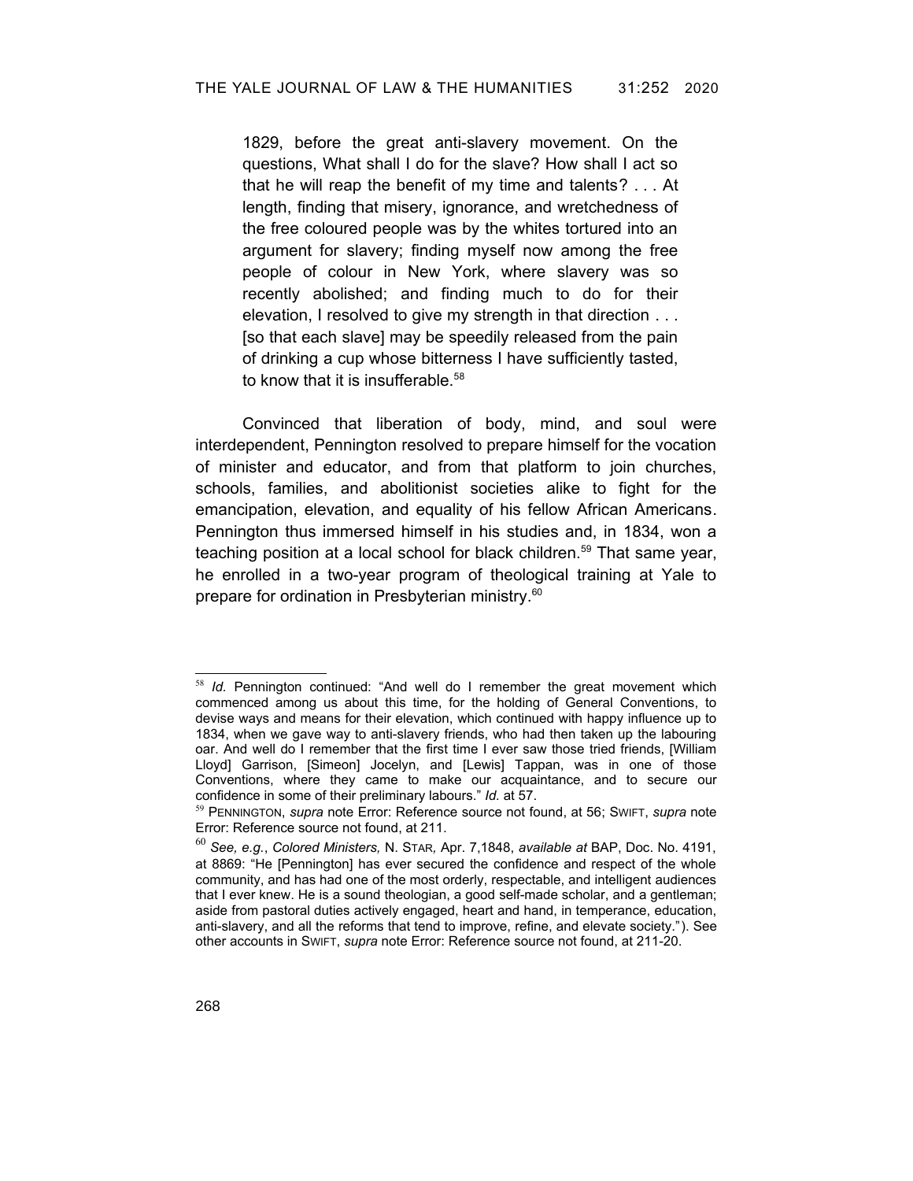> 1829, before the great anti-slavery movement. On the questions, What shall I do for the slave? How shall I act so that he will reap the benefit of my time and talents? . . . At length, finding that misery, ignorance, and wretchedness of the free coloured people was by the whites tortured into an argument for slavery; finding myself now among the free people of colour in New York, where slavery was so recently abolished; and finding much to do for their elevation, I resolved to give my strength in that direction . . . [so that each slave] may be speedily released from the pain of drinking a cup whose bitterness I have sufficiently tasted, to know that it is insufferable.[58]

Convinced that liberation of body, mind, and soul were interdependent, Pennington resolved to prepare himself for the vocation of minister and educator, and from that platform to join churches, schools, families, and abolitionist societies alike to fight for the emancipation, elevation, and equality of his fellow African Americans. Pennington thus immersed himself in his studies and, in 1834, won a teaching position at a local school for black children.[59] That same year, he enrolled in a two-year program of theological training at Yale to prepare for ordination in Presbyterian ministry.[60]

---

[58] *Id.* Pennington continued: "And well do I remember the great movement which commenced among us about this time, for the holding of General Conventions, to devise ways and means for their elevation, which continued with happy influence up to 1834, when we gave way to anti-slavery friends, who had then taken up the labouring oar. And well do I remember that the first time I ever saw those tried friends, [William Lloyd] Garrison, [Simeon] Jocelyn, and [Lewis] Tappan, was in one of those Conventions, where they came to make our acquaintance, and to secure our confidence in some of their preliminary labours." *Id.* at 57.

[59] PENNINGTON, *supra* note Error: Reference source not found, at 56; SWIFT, *supra* note Error: Reference source not found, at 211.

[60] *See, e.g.*, *Colored Ministers,* N. STAR, Apr. 7,1848, *available at* BAP, Doc. No. 4191, at 8869: "He [Pennington] has ever secured the confidence and respect of the whole community, and has had one of the most orderly, respectable, and intelligent audiences that I ever knew. He is a sound theologian, a good self-made scholar, and a gentleman; aside from pastoral duties actively engaged, heart and hand, in temperance, education, anti-slavery, and all the reforms that tend to improve, refine, and elevate society."). See other accounts in SWIFT, *supra* note Error: Reference source not found, at 211-20.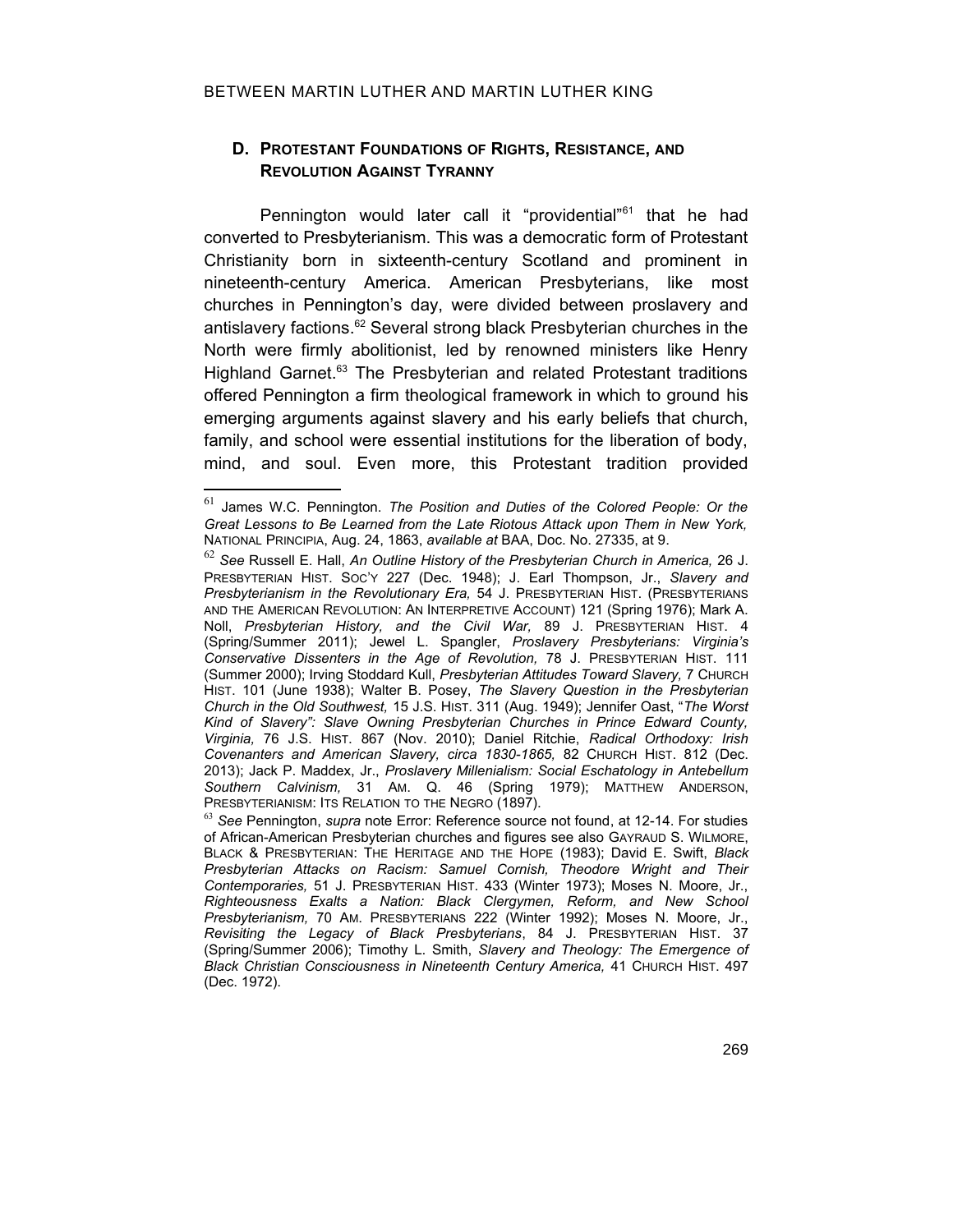## D. PROTESTANT FOUNDATIONS OF RIGHTS, RESISTANCE, AND REVOLUTION AGAINST TYRANNY

Pennington would later call it "providential"[61] that he had converted to Presbyterianism. This was a democratic form of Protestant Christianity born in sixteenth-century Scotland and prominent in nineteenth-century America. American Presbyterians, like most churches in Pennington's day, were divided between proslavery and antislavery factions.[62] Several strong black Presbyterian churches in the North were firmly abolitionist, led by renowned ministers like Henry Highland Garnet.[63] The Presbyterian and related Protestant traditions offered Pennington a firm theological framework in which to ground his emerging arguments against slavery and his early beliefs that church, family, and school were essential institutions for the liberation of body, mind, and soul. Even more, this Protestant tradition provided

---

[61] James W.C. Pennington. *The Position and Duties of the Colored People: Or the Great Lessons to Be Learned from the Late Riotous Attack upon Them in New York,* NATIONAL PRINCIPIA, Aug. 24, 1863, *available at* BAA, Doc. No. 27335, at 9.

[62] *See* Russell E. Hall, *An Outline History of the Presbyterian Church in America,* 26 J. PRESBYTERIAN HIST. SOC'Y 227 (Dec. 1948); J. Earl Thompson, Jr., *Slavery and Presbyterianism in the Revolutionary Era,* 54 J. PRESBYTERIAN HIST. (PRESBYTERIANS AND THE AMERICAN REVOLUTION: AN INTERPRETIVE ACCOUNT) 121 (Spring 1976); Mark A. Noll, *Presbyterian History, and the Civil War,* 89 J. PRESBYTERIAN HIST. 4 (Spring/Summer 2011); Jewel L. Spangler, *Proslavery Presbyterians: Virginia's Conservative Dissenters in the Age of Revolution,* 78 J. PRESBYTERIAN HIST. 111 (Summer 2000); Irving Stoddard Kull, *Presbyterian Attitudes Toward Slavery,* 7 CHURCH HIST. 101 (June 1938); Walter B. Posey, *The Slavery Question in the Presbyterian Church in the Old Southwest,* 15 J.S. HIST. 311 (Aug. 1949); Jennifer Oast, "*The Worst Kind of Slavery": Slave Owning Presbyterian Churches in Prince Edward County, Virginia,* 76 J.S. HIST. 867 (Nov. 2010); Daniel Ritchie, *Radical Orthodoxy: Irish Covenanters and American Slavery, circa 1830-1865,* 82 CHURCH HIST. 812 (Dec. 2013); Jack P. Maddex, Jr., *Proslavery Millenialism: Social Eschatology in Antebellum Southern Calvinism,* 31 AM. Q. 46 (Spring 1979); MATTHEW ANDERSON, PRESBYTERIANISM: ITS RELATION TO THE NEGRO (1897).

[63] *See* Pennington, *supra* note Error: Reference source not found, at 12-14. For studies of African-American Presbyterian churches and figures see also GAYRAUD S. WILMORE, BLACK & PRESBYTERIAN: THE HERITAGE AND THE HOPE (1983); David E. Swift, *Black Presbyterian Attacks on Racism: Samuel Cornish, Theodore Wright and Their Contemporaries,* 51 J. PRESBYTERIAN HIST. 433 (Winter 1973); Moses N. Moore, Jr., *Righteousness Exalts a Nation: Black Clergymen, Reform, and New School Presbyterianism,* 70 AM. PRESBYTERIANS 222 (Winter 1992); Moses N. Moore, Jr., *Revisiting the Legacy of Black Presbyterians*, 84 J. PRESBYTERIAN HIST. 37 (Spring/Summer 2006); Timothy L. Smith, *Slavery and Theology: The Emergence of Black Christian Consciousness in Nineteenth Century America,* 41 CHURCH HIST. 497 (Dec. 1972).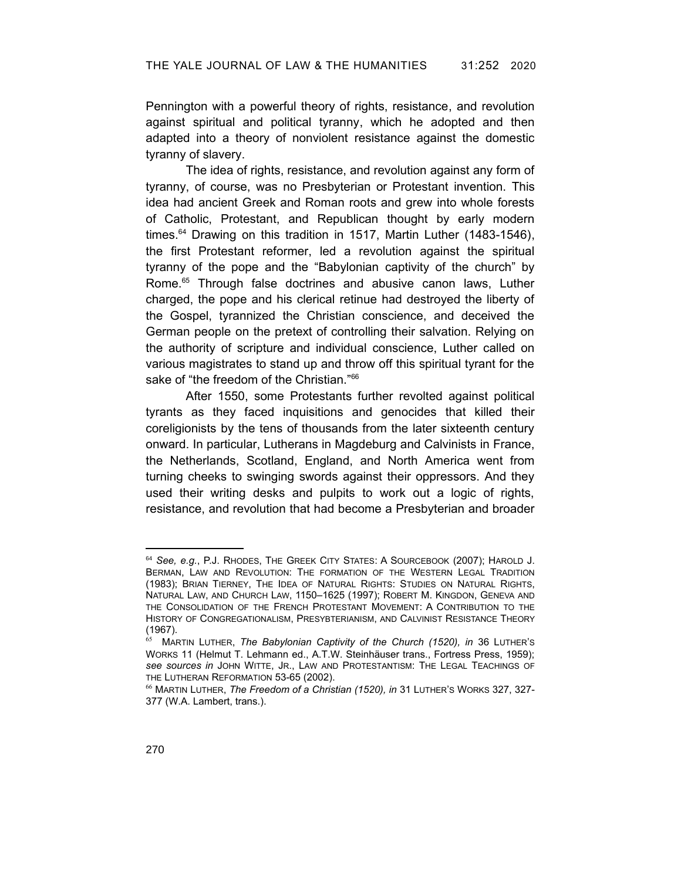Pennington with a powerful theory of rights, resistance, and revolution against spiritual and political tyranny, which he adopted and then adapted into a theory of nonviolent resistance against the domestic tyranny of slavery.

The idea of rights, resistance, and revolution against any form of tyranny, of course, was no Presbyterian or Protestant invention. This idea had ancient Greek and Roman roots and grew into whole forests of Catholic, Protestant, and Republican thought by early modern times.[64] Drawing on this tradition in 1517, Martin Luther (1483-1546), the first Protestant reformer, led a revolution against the spiritual tyranny of the pope and the "Babylonian captivity of the church" by Rome.[65] Through false doctrines and abusive canon laws, Luther charged, the pope and his clerical retinue had destroyed the liberty of the Gospel, tyrannized the Christian conscience, and deceived the German people on the pretext of controlling their salvation. Relying on the authority of scripture and individual conscience, Luther called on various magistrates to stand up and throw off this spiritual tyrant for the sake of "the freedom of the Christian."[66]

After 1550, some Protestants further revolted against political tyrants as they faced inquisitions and genocides that killed their coreligionists by the tens of thousands from the later sixteenth century onward. In particular, Lutherans in Magdeburg and Calvinists in France, the Netherlands, Scotland, England, and North America went from turning cheeks to swinging swords against their oppressors. And they used their writing desks and pulpits to work out a logic of rights, resistance, and revolution that had become a Presbyterian and broader

---

[64] *See, e.g.*, P.J. RHODES, THE GREEK CITY STATES: A SOURCEBOOK (2007); HAROLD J. BERMAN, LAW AND REVOLUTION: THE FORMATION OF THE WESTERN LEGAL TRADITION (1983); BRIAN TIERNEY, THE IDEA OF NATURAL RIGHTS: STUDIES ON NATURAL RIGHTS, NATURAL LAW, AND CHURCH LAW, 1150–1625 (1997); ROBERT M. KINGDON, GENEVA AND THE CONSOLIDATION OF THE FRENCH PROTESTANT MOVEMENT: A CONTRIBUTION TO THE HISTORY OF CONGREGATIONALISM, PRESBYTERIANISM, AND CALVINIST RESISTANCE THEORY (1967).

[65] MARTIN LUTHER, *The Babylonian Captivity of the Church (1520), in* 36 LUTHER'S WORKS 11 (Helmut T. Lehmann ed., A.T.W. Steinhäuser trans., Fortress Press, 1959); *see sources in* JOHN WITTE, JR., LAW AND PROTESTANTISM: THE LEGAL TEACHINGS OF THE LUTHERAN REFORMATION 53-65 (2002).

[66] MARTIN LUTHER, *The Freedom of a Christian (1520), in* 31 LUTHER'S WORKS 327, 327-377 (W.A. Lambert, trans.).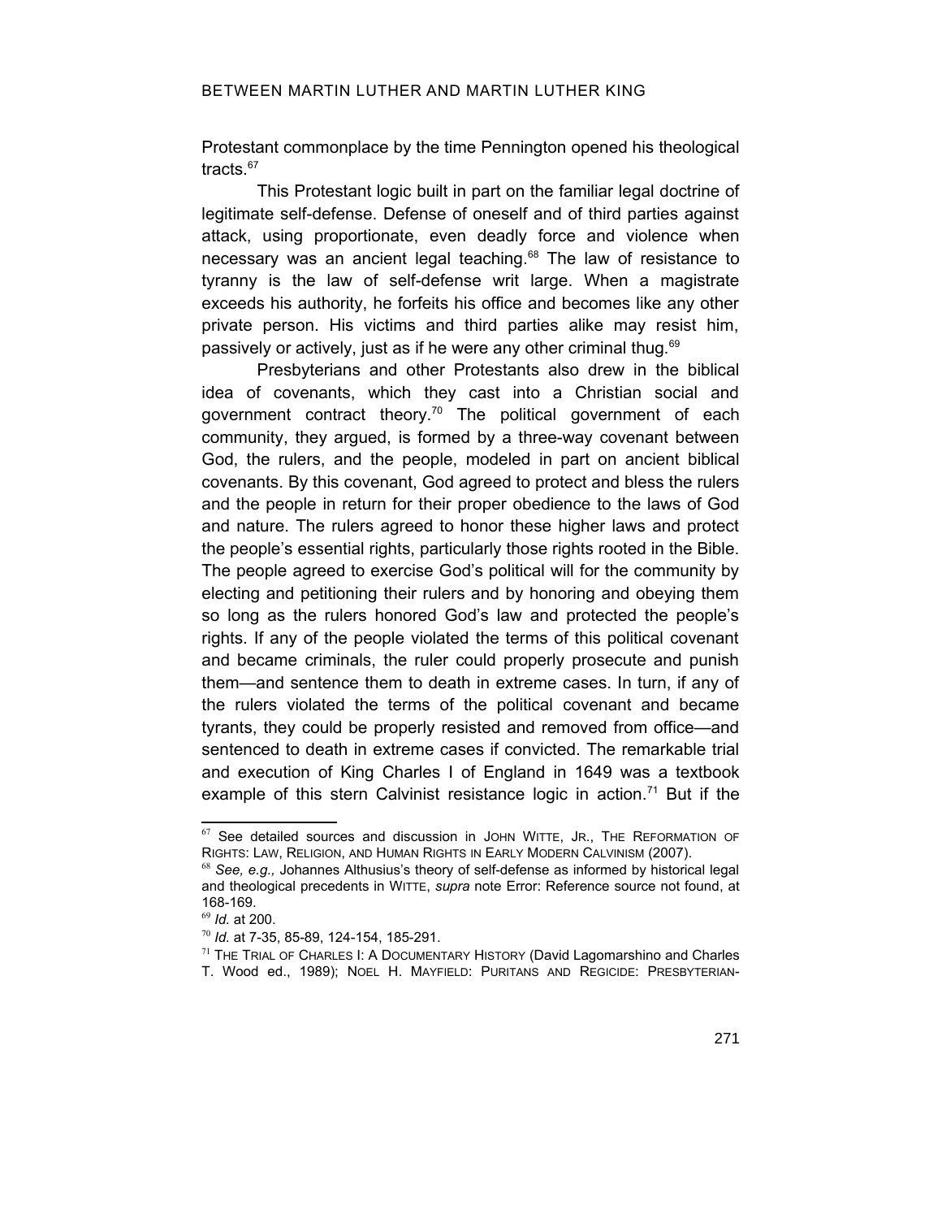Protestant commonplace by the time Pennington opened his theological tracts.[67]

This Protestant logic built in part on the familiar legal doctrine of legitimate self-defense. Defense of oneself and of third parties against attack, using proportionate, even deadly force and violence when necessary was an ancient legal teaching.[68] The law of resistance to tyranny is the law of self-defense writ large. When a magistrate exceeds his authority, he forfeits his office and becomes like any other private person. His victims and third parties alike may resist him, passively or actively, just as if he were any other criminal thug.[69]

Presbyterians and other Protestants also drew in the biblical idea of covenants, which they cast into a Christian social and government contract theory.[70] The political government of each community, they argued, is formed by a three-way covenant between God, the rulers, and the people, modeled in part on ancient biblical covenants. By this covenant, God agreed to protect and bless the rulers and the people in return for their proper obedience to the laws of God and nature. The rulers agreed to honor these higher laws and protect the people's essential rights, particularly those rights rooted in the Bible. The people agreed to exercise God's political will for the community by electing and petitioning their rulers and by honoring and obeying them so long as the rulers honored God's law and protected the people's rights. If any of the people violated the terms of this political covenant and became criminals, the ruler could properly prosecute and punish them—and sentence them to death in extreme cases. In turn, if any of the rulers violated the terms of the political covenant and became tyrants, they could be properly resisted and removed from office—and sentenced to death in extreme cases if convicted. The remarkable trial and execution of King Charles I of England in 1649 was a textbook example of this stern Calvinist resistance logic in action.[71] But if the

---

[67] See detailed sources and discussion in JOHN WITTE, JR., THE REFORMATION OF RIGHTS: LAW, RELIGION, AND HUMAN RIGHTS IN EARLY MODERN CALVINISM (2007).

[68] *See, e.g.,* Johannes Althusius's theory of self-defense as informed by historical legal and theological precedents in WITTE, *supra* note Error: Reference source not found, at 168-169.

[69] *Id.* at 200.

[70] *Id.* at 7-35, 85-89, 124-154, 185-291.

[71] THE TRIAL OF CHARLES I: A DOCUMENTARY HISTORY (David Lagomarshino and Charles T. Wood ed., 1989); NOEL H. MAYFIELD: PURITANS AND REGICIDE: PRESBYTERIAN-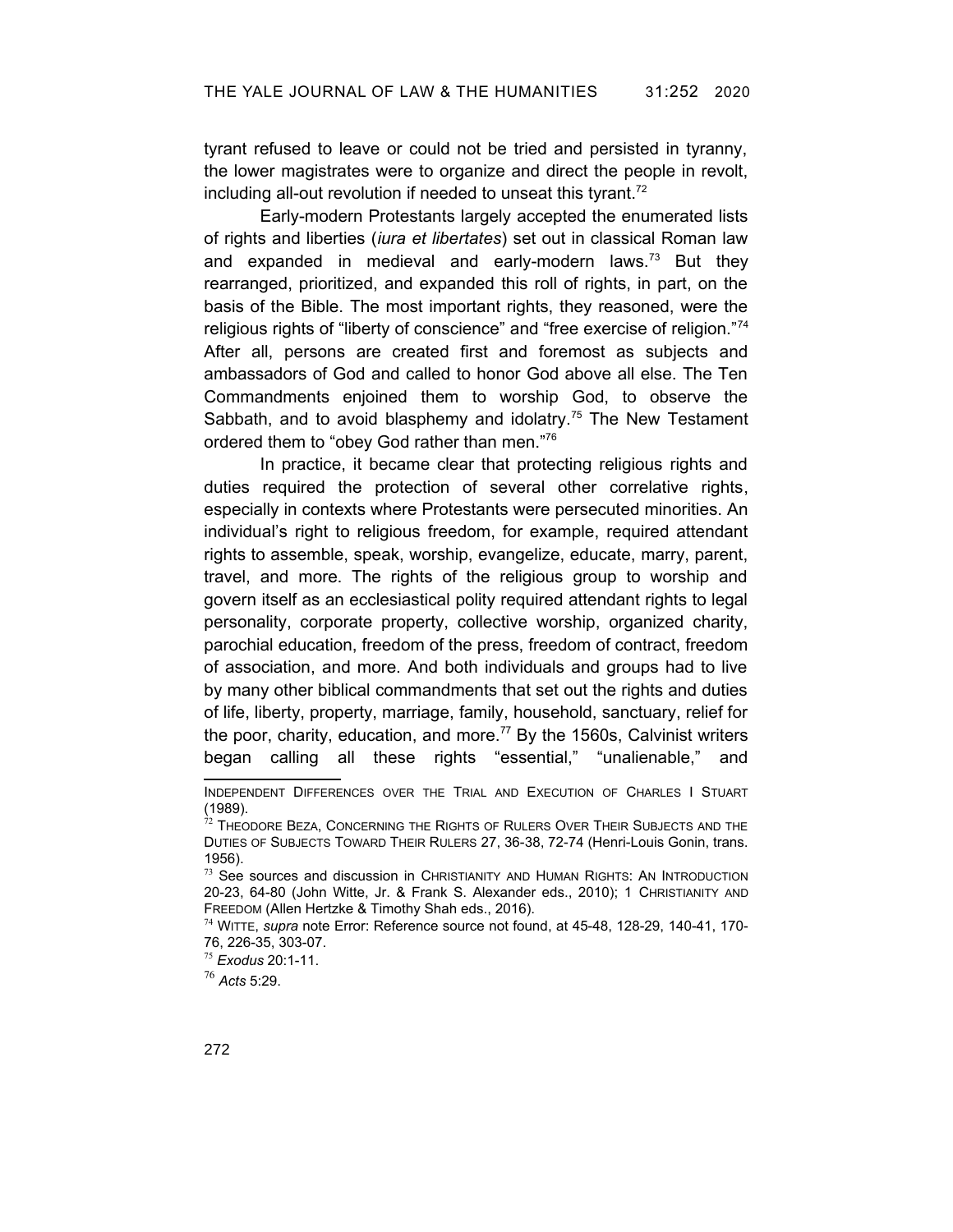tyrant refused to leave or could not be tried and persisted in tyranny, the lower magistrates were to organize and direct the people in revolt, including all-out revolution if needed to unseat this tyrant.[72]

Early-modern Protestants largely accepted the enumerated lists of rights and liberties (*iura et libertates*) set out in classical Roman law and expanded in medieval and early-modern laws.[73] But they rearranged, prioritized, and expanded this roll of rights, in part, on the basis of the Bible. The most important rights, they reasoned, were the religious rights of "liberty of conscience" and "free exercise of religion."[74] After all, persons are created first and foremost as subjects and ambassadors of God and called to honor God above all else. The Ten Commandments enjoined them to worship God, to observe the Sabbath, and to avoid blasphemy and idolatry.[75] The New Testament ordered them to "obey God rather than men."[76]

In practice, it became clear that protecting religious rights and duties required the protection of several other correlative rights, especially in contexts where Protestants were persecuted minorities. An individual's right to religious freedom, for example, required attendant rights to assemble, speak, worship, evangelize, educate, marry, parent, travel, and more. The rights of the religious group to worship and govern itself as an ecclesiastical polity required attendant rights to legal personality, corporate property, collective worship, organized charity, parochial education, freedom of the press, freedom of contract, freedom of association, and more. And both individuals and groups had to live by many other biblical commandments that set out the rights and duties of life, liberty, property, marriage, family, household, sanctuary, relief for the poor, charity, education, and more.[77] By the 1560s, Calvinist writers began calling all these rights "essential," "unalienable," and

---

INDEPENDENT DIFFERENCES OVER THE TRIAL AND EXECUTION OF CHARLES I STUART (1989).

[72] THEODORE BEZA, CONCERNING THE RIGHTS OF RULERS OVER THEIR SUBJECTS AND THE DUTIES OF SUBJECTS TOWARD THEIR RULERS 27, 36-38, 72-74 (Henri-Louis Gonin, trans. 1956).

[73] See sources and discussion in CHRISTIANITY AND HUMAN RIGHTS: AN INTRODUCTION 20-23, 64-80 (John Witte, Jr. & Frank S. Alexander eds., 2010); 1 CHRISTIANITY AND FREEDOM (Allen Hertzke & Timothy Shah eds., 2016).

[74] WITTE, *supra* note Error: Reference source not found, at 45-48, 128-29, 140-41, 170-76, 226-35, 303-07.

[75] *Exodus* 20:1-11.

[76] *Acts* 5:29.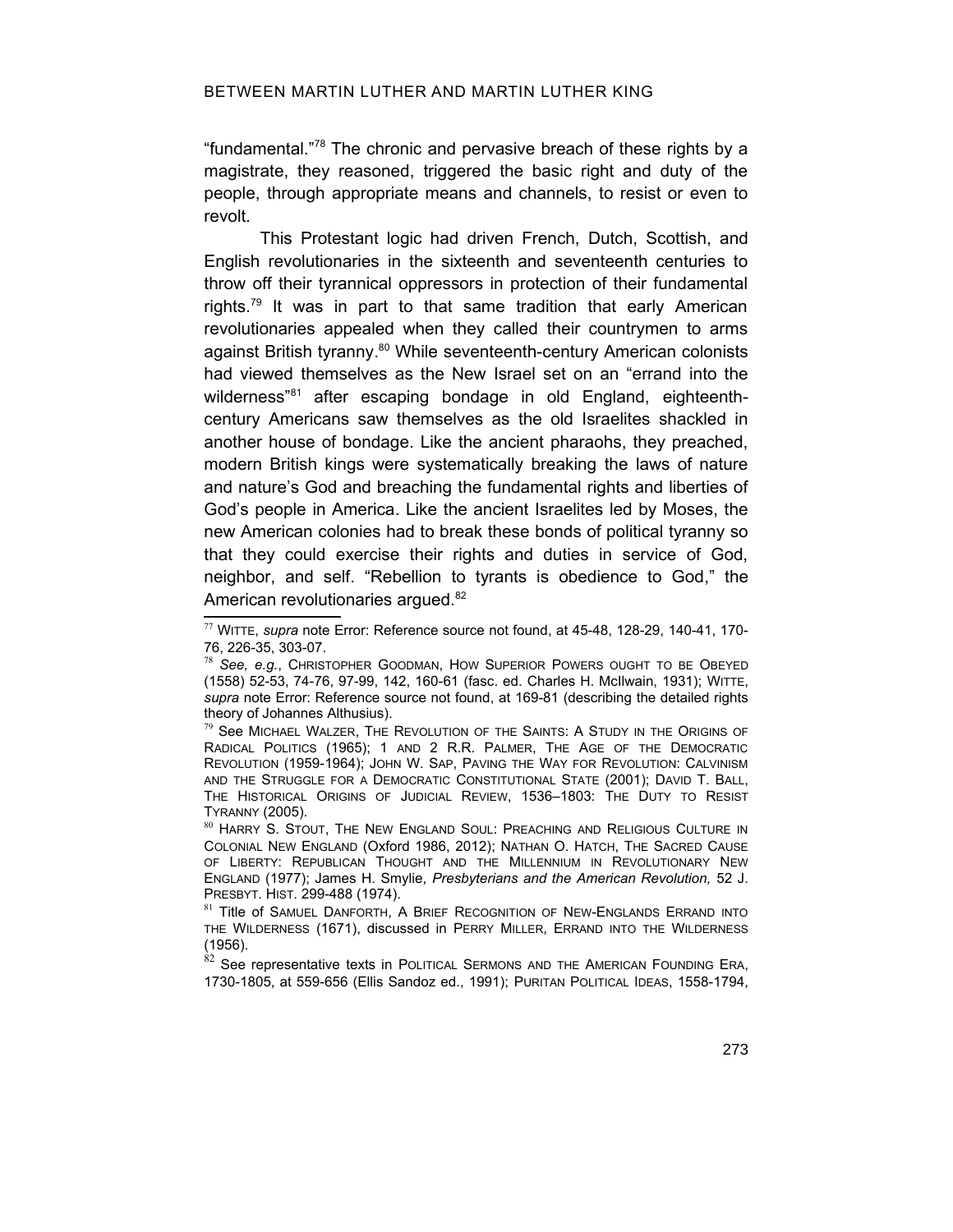"fundamental."[78] The chronic and pervasive breach of these rights by a magistrate, they reasoned, triggered the basic right and duty of the people, through appropriate means and channels, to resist or even to revolt.

This Protestant logic had driven French, Dutch, Scottish, and English revolutionaries in the sixteenth and seventeenth centuries to throw off their tyrannical oppressors in protection of their fundamental rights.[79] It was in part to that same tradition that early American revolutionaries appealed when they called their countrymen to arms against British tyranny.[80] While seventeenth-century American colonists had viewed themselves as the New Israel set on an "errand into the wilderness"[81] after escaping bondage in old England, eighteenth-century Americans saw themselves as the old Israelites shackled in another house of bondage. Like the ancient pharaohs, they preached, modern British kings were systematically breaking the laws of nature and nature's God and breaching the fundamental rights and liberties of God's people in America. Like the ancient Israelites led by Moses, the new American colonies had to break these bonds of political tyranny so that they could exercise their rights and duties in service of God, neighbor, and self. "Rebellion to tyrants is obedience to God," the American revolutionaries argued.[82]

---

[77] WITTE, *supra* note Error: Reference source not found, at 45-48, 128-29, 140-41, 170-76, 226-35, 303-07.

[78] *See, e.g.*, CHRISTOPHER GOODMAN, HOW SUPERIOR POWERS OUGHT TO BE OBEYED (1558) 52-53, 74-76, 97-99, 142, 160-61 (fasc. ed. Charles H. McIlwain, 1931); WITTE, *supra* note Error: Reference source not found, at 169-81 (describing the detailed rights theory of Johannes Althusius).

[79] See MICHAEL WALZER, THE REVOLUTION OF THE SAINTS: A STUDY IN THE ORIGINS OF RADICAL POLITICS (1965); 1 AND 2 R.R. PALMER, THE AGE OF THE DEMOCRATIC REVOLUTION (1959-1964); JOHN W. SAP, PAVING THE WAY FOR REVOLUTION: CALVINISM AND THE STRUGGLE FOR A DEMOCRATIC CONSTITUTIONAL STATE (2001); DAVID T. BALL, THE HISTORICAL ORIGINS OF JUDICIAL REVIEW, 1536–1803: THE DUTY TO RESIST TYRANNY (2005).

[80] HARRY S. STOUT, THE NEW ENGLAND SOUL: PREACHING AND RELIGIOUS CULTURE IN COLONIAL NEW ENGLAND (Oxford 1986, 2012); NATHAN O. HATCH, THE SACRED CAUSE OF LIBERTY: REPUBLICAN THOUGHT AND THE MILLENNIUM IN REVOLUTIONARY NEW ENGLAND (1977); James H. Smylie, *Presbyterians and the American Revolution,* 52 J. PRESBYT. HIST. 299-488 (1974).

[81] Title of SAMUEL DANFORTH, A BRIEF RECOGNITION OF NEW-ENGLANDS ERRAND INTO THE WILDERNESS (1671), discussed in PERRY MILLER, ERRAND INTO THE WILDERNESS (1956).

[82] See representative texts in POLITICAL SERMONS AND THE AMERICAN FOUNDING ERA, 1730-1805, at 559-656 (Ellis Sandoz ed., 1991); PURITAN POLITICAL IDEAS, 1558-1794,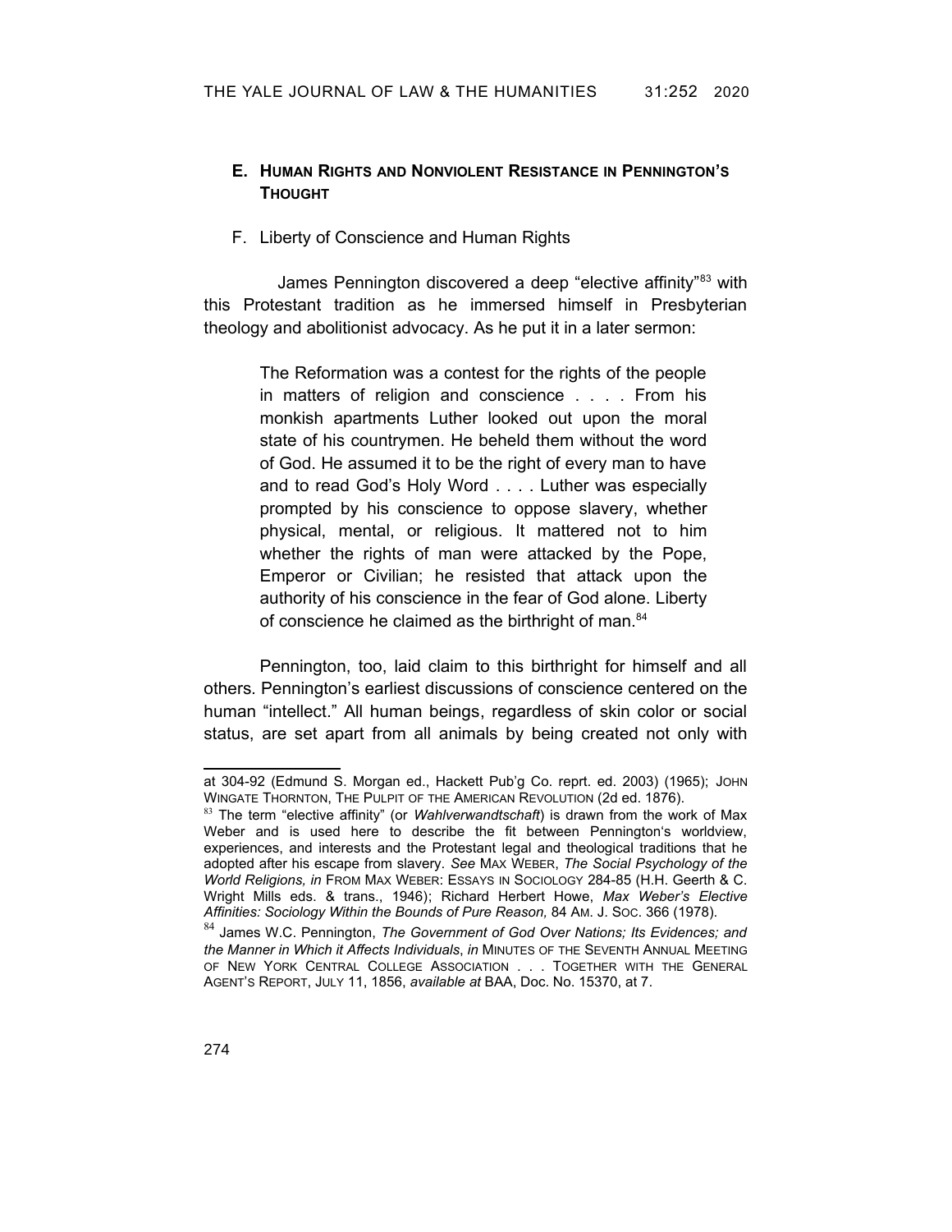## E. HUMAN RIGHTS AND NONVIOLENT RESISTANCE IN PENNINGTON'S THOUGHT

### F. Liberty of Conscience and Human Rights

James Pennington discovered a deep "elective affinity"[83] with this Protestant tradition as he immersed himself in Presbyterian theology and abolitionist advocacy. As he put it in a later sermon:

> The Reformation was a contest for the rights of the people in matters of religion and conscience . . . . From his monkish apartments Luther looked out upon the moral state of his countrymen. He beheld them without the word of God. He assumed it to be the right of every man to have and to read God's Holy Word . . . . Luther was especially prompted by his conscience to oppose slavery, whether physical, mental, or religious. It mattered not to him whether the rights of man were attacked by the Pope, Emperor or Civilian; he resisted that attack upon the authority of his conscience in the fear of God alone. Liberty of conscience he claimed as the birthright of man.[84]

Pennington, too, laid claim to this birthright for himself and all others. Pennington's earliest discussions of conscience centered on the human "intellect." All human beings, regardless of skin color or social status, are set apart from all animals by being created not only with

---

at 304-92 (Edmund S. Morgan ed., Hackett Pub'g Co. reprt. ed. 2003) (1965); JOHN WINGATE THORNTON, THE PULPIT OF THE AMERICAN REVOLUTION (2d ed. 1876).

[83] The term "elective affinity" (or *Wahlverwandtschaft*) is drawn from the work of Max Weber and is used here to describe the fit between Pennington's worldview, experiences, and interests and the Protestant legal and theological traditions that he adopted after his escape from slavery. *See* MAX WEBER, *The Social Psychology of the World Religions, in* FROM MAX WEBER: ESSAYS IN SOCIOLOGY 284-85 (H.H. Geerth & C. Wright Mills eds. & trans., 1946); Richard Herbert Howe, *Max Weber's Elective Affinities: Sociology Within the Bounds of Pure Reason,* 84 AM. J. SOC. 366 (1978).

[84] James W.C. Pennington, *The Government of God Over Nations; Its Evidences; and the Manner in Which it Affects Individuals*, *in* MINUTES OF THE SEVENTH ANNUAL MEETING OF NEW YORK CENTRAL COLLEGE ASSOCIATION . . . TOGETHER WITH THE GENERAL AGENT'S REPORT, JULY 11, 1856, *available at* BAA, Doc. No. 15370, at 7.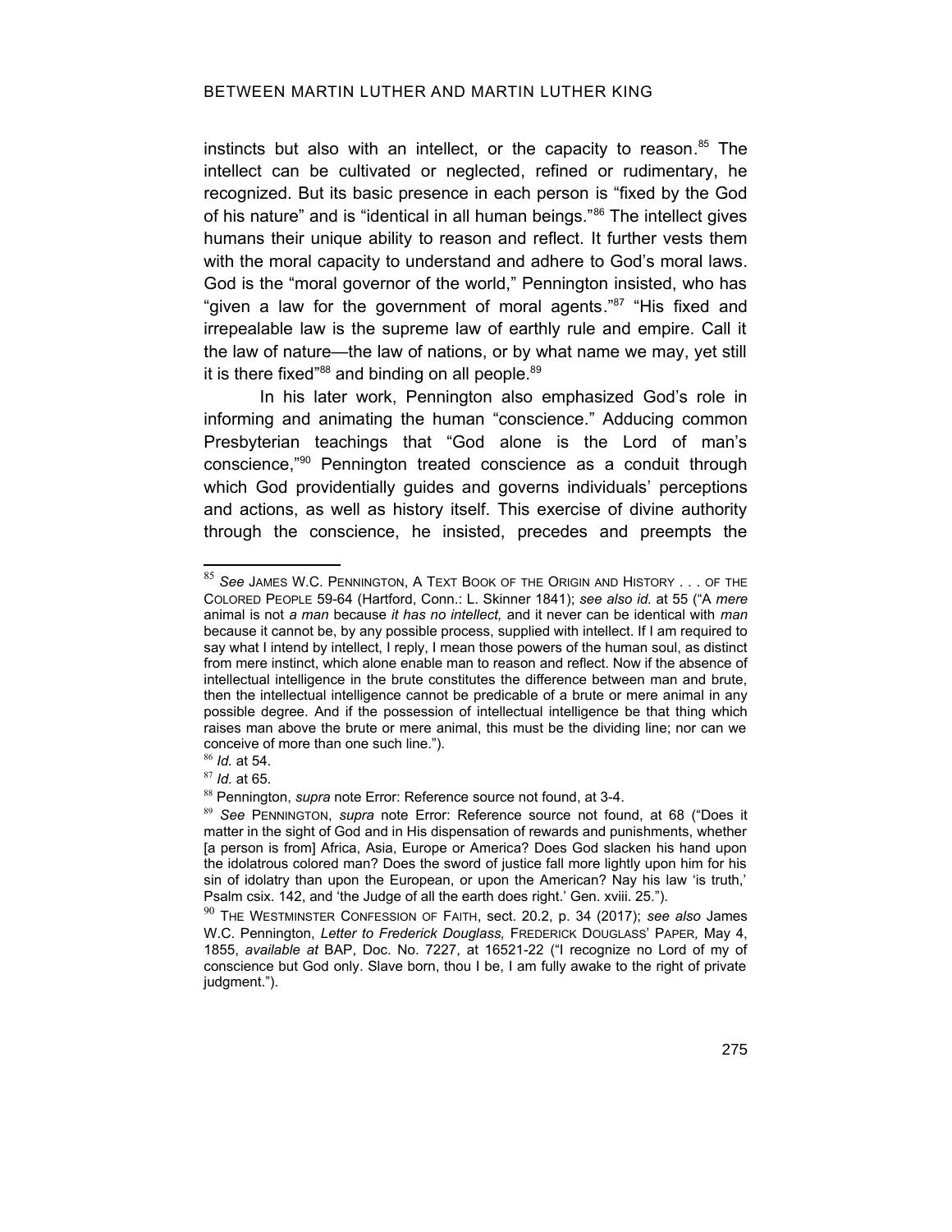instincts but also with an intellect, or the capacity to reason.[85] The intellect can be cultivated or neglected, refined or rudimentary, he recognized. But its basic presence in each person is "fixed by the God of his nature" and is "identical in all human beings."[86] The intellect gives humans their unique ability to reason and reflect. It further vests them with the moral capacity to understand and adhere to God's moral laws. God is the "moral governor of the world," Pennington insisted, who has "given a law for the government of moral agents."[87] "His fixed and irrepealable law is the supreme law of earthly rule and empire. Call it the law of nature—the law of nations, or by what name we may, yet still it is there fixed"[88] and binding on all people.[89]

In his later work, Pennington also emphasized God's role in informing and animating the human "conscience." Adducing common Presbyterian teachings that "God alone is the Lord of man's conscience,"[90] Pennington treated conscience as a conduit through which God providentially guides and governs individuals' perceptions and actions, as well as history itself. This exercise of divine authority through the conscience, he insisted, precedes and preempts the

---

[85] *See* JAMES W.C. PENNINGTON, A TEXT BOOK OF THE ORIGIN AND HISTORY . . . OF THE COLORED PEOPLE 59-64 (Hartford, Conn.: L. Skinner 1841); *see also id.* at 55 ("A *mere* animal is not *a man* because *it has no intellect,* and it never can be identical with *man* because it cannot be, by any possible process, supplied with intellect. If I am required to say what I intend by intellect, I reply, I mean those powers of the human soul, as distinct from mere instinct, which alone enable man to reason and reflect. Now if the absence of intellectual intelligence in the brute constitutes the difference between man and brute, then the intellectual intelligence cannot be predicable of a brute or mere animal in any possible degree. And if the possession of intellectual intelligence be that thing which raises man above the brute or mere animal, this must be the dividing line; nor can we conceive of more than one such line.").

[86] *Id.* at 54.

[87] *Id.* at 65.

[88] Pennington, *supra* note Error: Reference source not found, at 3-4.

[89] *See* PENNINGTON, *supra* note Error: Reference source not found, at 68 ("Does it matter in the sight of God and in His dispensation of rewards and punishments, whether [a person is from] Africa, Asia, Europe or America? Does God slacken his hand upon the idolatrous colored man? Does the sword of justice fall more lightly upon him for his sin of idolatry than upon the European, or upon the American? Nay his law 'is truth,' Psalm csix. 142, and 'the Judge of all the earth does right.' Gen. xviii. 25.").

[90] THE WESTMINSTER CONFESSION OF FAITH, sect. 20.2, p. 34 (2017); *see also* James W.C. Pennington, *Letter to Frederick Douglass,* FREDERICK DOUGLASS' PAPER*,* May 4, 1855, *available at* BAP, Doc. No. 7227, at 16521-22 ("I recognize no Lord of my of conscience but God only. Slave born, thou I be, I am fully awake to the right of private judgment.").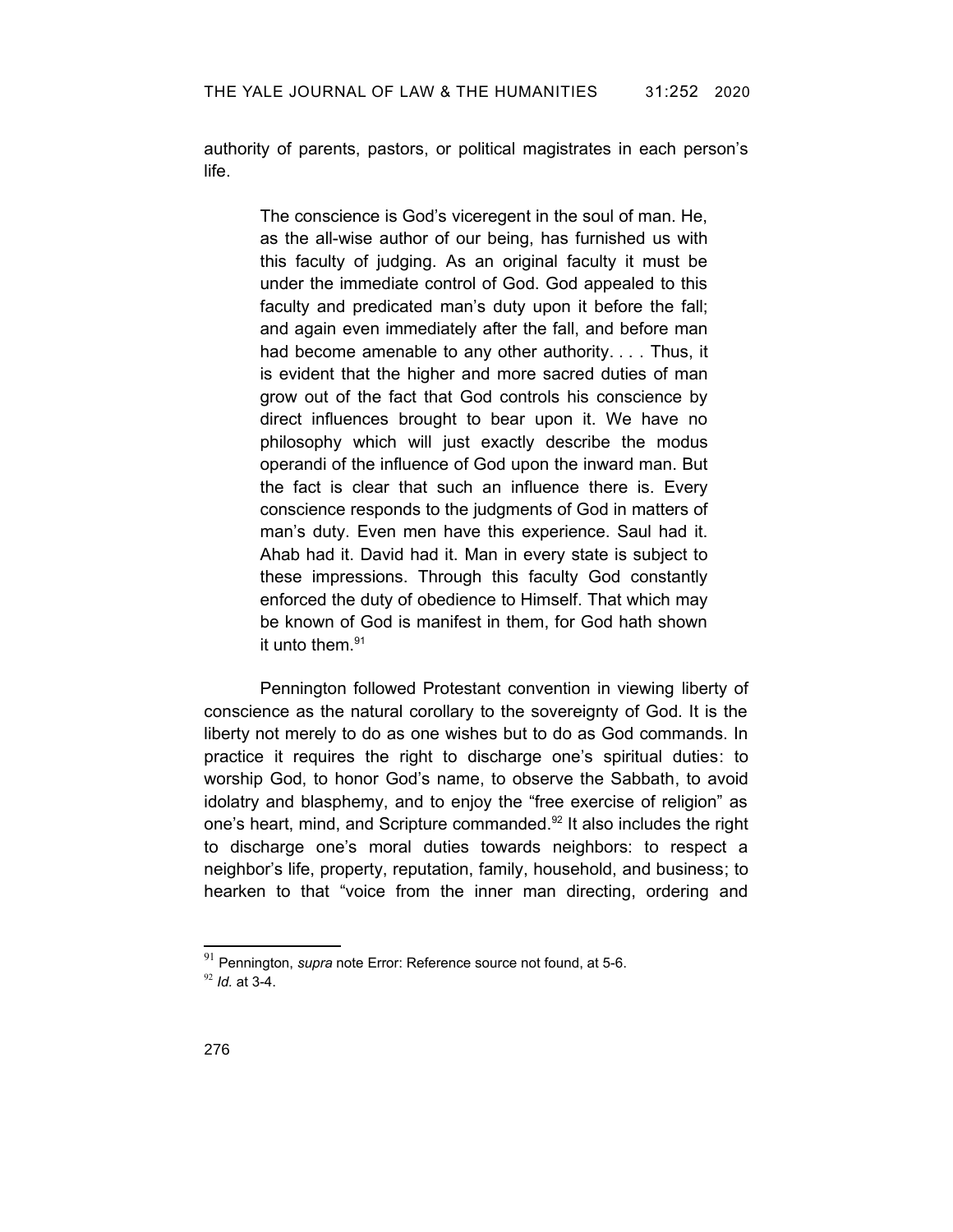authority of parents, pastors, or political magistrates in each person's life.

> The conscience is God's viceregent in the soul of man. He, as the all-wise author of our being, has furnished us with this faculty of judging. As an original faculty it must be under the immediate control of God. God appealed to this faculty and predicated man's duty upon it before the fall; and again even immediately after the fall, and before man had become amenable to any other authority. . . . Thus, it is evident that the higher and more sacred duties of man grow out of the fact that God controls his conscience by direct influences brought to bear upon it. We have no philosophy which will just exactly describe the modus operandi of the influence of God upon the inward man. But the fact is clear that such an influence there is. Every conscience responds to the judgments of God in matters of man's duty. Even men have this experience. Saul had it. Ahab had it. David had it. Man in every state is subject to these impressions. Through this faculty God constantly enforced the duty of obedience to Himself. That which may be known of God is manifest in them, for God hath shown it unto them.[91]

Pennington followed Protestant convention in viewing liberty of conscience as the natural corollary to the sovereignty of God. It is the liberty not merely to do as one wishes but to do as God commands. In practice it requires the right to discharge one's spiritual duties: to worship God, to honor God's name, to observe the Sabbath, to avoid idolatry and blasphemy, and to enjoy the "free exercise of religion" as one's heart, mind, and Scripture commanded.[92] It also includes the right to discharge one's moral duties towards neighbors: to respect a neighbor's life, property, reputation, family, household, and business; to hearken to that "voice from the inner man directing, ordering and

---

[91] Pennington, *supra* note Error: Reference source not found, at 5-6.

[92] *Id.* at 3-4.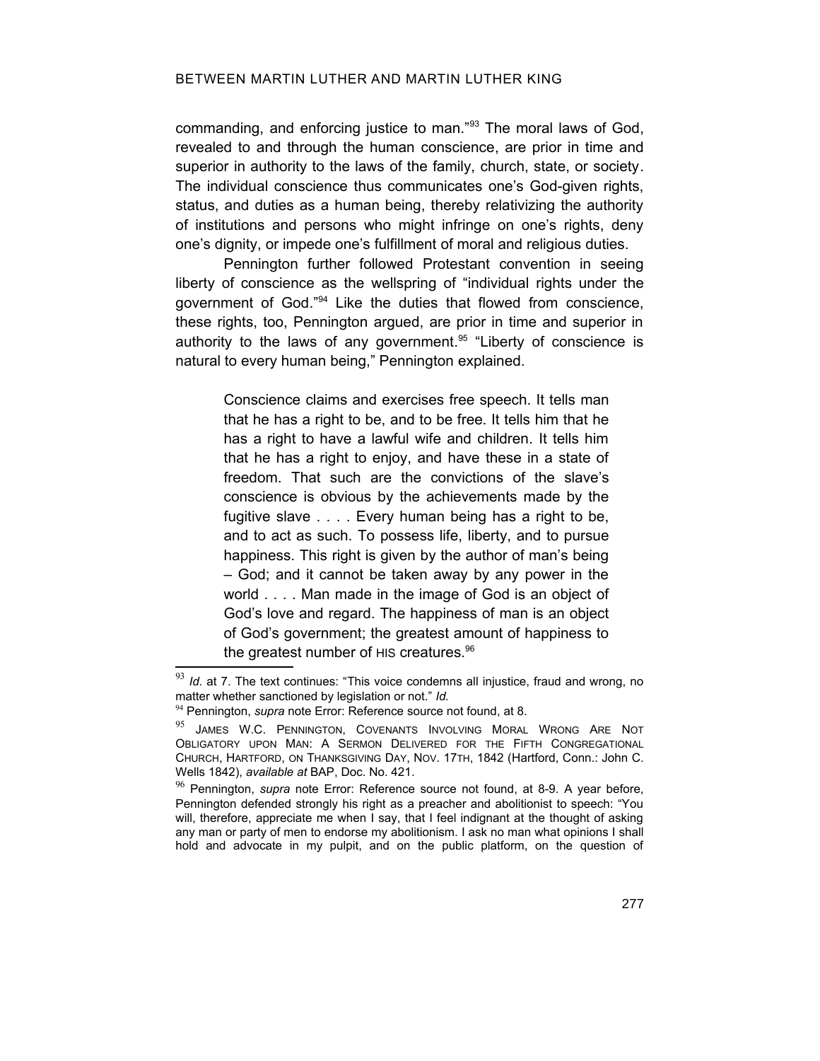commanding, and enforcing justice to man."[93] The moral laws of God, revealed to and through the human conscience, are prior in time and superior in authority to the laws of the family, church, state, or society. The individual conscience thus communicates one's God-given rights, status, and duties as a human being, thereby relativizing the authority of institutions and persons who might infringe on one's rights, deny one's dignity, or impede one's fulfillment of moral and religious duties.

Pennington further followed Protestant convention in seeing liberty of conscience as the wellspring of "individual rights under the government of God."[94] Like the duties that flowed from conscience, these rights, too, Pennington argued, are prior in time and superior in authority to the laws of any government.[95] "Liberty of conscience is natural to every human being," Pennington explained.

> Conscience claims and exercises free speech. It tells man that he has a right to be, and to be free. It tells him that he has a right to have a lawful wife and children. It tells him that he has a right to enjoy, and have these in a state of freedom. That such are the convictions of the slave's conscience is obvious by the achievements made by the fugitive slave . . . . Every human being has a right to be, and to act as such. To possess life, liberty, and to pursue happiness. This right is given by the author of man's being – God; and it cannot be taken away by any power in the world . . . . Man made in the image of God is an object of God's love and regard. The happiness of man is an object of God's government; the greatest amount of happiness to the greatest number of HIS creatures.[96]

---

[93] *Id.* at 7. The text continues: "This voice condemns all injustice, fraud and wrong, no matter whether sanctioned by legislation or not." *Id.*

[94] Pennington, *supra* note Error: Reference source not found, at 8.

[95] JAMES W.C. PENNINGTON, COVENANTS INVOLVING MORAL WRONG ARE NOT OBLIGATORY UPON MAN: A SERMON DELIVERED FOR THE FIFTH CONGREGATIONAL CHURCH, HARTFORD, ON THANKSGIVING DAY, NOV. 17TH, 1842 (Hartford, Conn.: John C. Wells 1842), *available at* BAP, Doc. No. 421.

[96] Pennington, *supra* note Error: Reference source not found, at 8-9. A year before, Pennington defended strongly his right as a preacher and abolitionist to speech: "You will, therefore, appreciate me when I say, that I feel indignant at the thought of asking any man or party of men to endorse my abolitionism. I ask no man what opinions I shall hold and advocate in my pulpit, and on the public platform, on the question of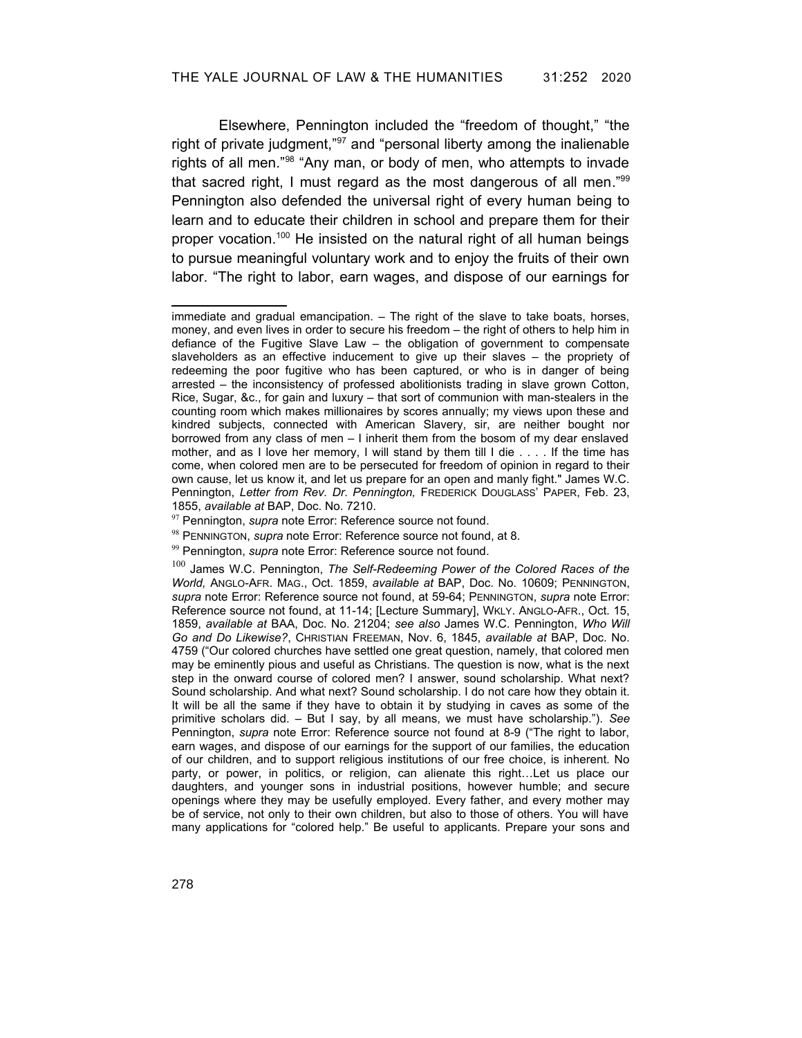Elsewhere, Pennington included the "freedom of thought," "the right of private judgment,"[97] and "personal liberty among the inalienable rights of all men."[98] "Any man, or body of men, who attempts to invade that sacred right, I must regard as the most dangerous of all men."[99] Pennington also defended the universal right of every human being to learn and to educate their children in school and prepare them for their proper vocation.[100] He insisted on the natural right of all human beings to pursue meaningful voluntary work and to enjoy the fruits of their own labor. "The right to labor, earn wages, and dispose of our earnings for

---

immediate and gradual emancipation. – The right of the slave to take boats, horses, money, and even lives in order to secure his freedom – the right of others to help him in defiance of the Fugitive Slave Law – the obligation of government to compensate slaveholders as an effective inducement to give up their slaves – the propriety of redeeming the poor fugitive who has been captured, or who is in danger of being arrested – the inconsistency of professed abolitionists trading in slave grown Cotton, Rice, Sugar, &c., for gain and luxury – that sort of communion with man-stealers in the counting room which makes millionaires by scores annually; my views upon these and kindred subjects, connected with American Slavery, sir, are neither bought nor borrowed from any class of men – I inherit them from the bosom of my dear enslaved mother, and as I love her memory, I will stand by them till I die . . . . If the time has come, when colored men are to be persecuted for freedom of opinion in regard to their own cause, let us know it, and let us prepare for an open and manly fight." James W.C. Pennington, *Letter from Rev. Dr. Pennington,* FREDERICK DOUGLASS' PAPER, Feb. 23, 1855, *available at* BAP, Doc. No. 7210.

[97] Pennington, *supra* note Error: Reference source not found.

[98] PENNINGTON, *supra* note Error: Reference source not found, at 8.

[99] Pennington, *supra* note Error: Reference source not found.

[100] James W.C. Pennington, *The Self-Redeeming Power of the Colored Races of the World,* ANGLO-AFR. MAG., Oct. 1859, *available at* BAP, Doc. No. 10609; PENNINGTON, *supra* note Error: Reference source not found, at 59-64; PENNINGTON, *supra* note Error: Reference source not found, at 11-14; [Lecture Summary], WKLY. ANGLO-AFR., Oct. 15, 1859, *available at* BAA, Doc. No. 21204; *see also* James W.C. Pennington, *Who Will Go and Do Likewise?*, CHRISTIAN FREEMAN, Nov. 6, 1845, *available at* BAP, Doc. No. 4759 ("Our colored churches have settled one great question, namely, that colored men may be eminently pious and useful as Christians. The question is now, what is the next step in the onward course of colored men? I answer, sound scholarship. What next? Sound scholarship. And what next? Sound scholarship. I do not care how they obtain it. It will be all the same if they have to obtain it by studying in caves as some of the primitive scholars did. – But I say, by all means, we must have scholarship."). *See* Pennington, *supra* note Error: Reference source not found at 8-9 ("The right to labor, earn wages, and dispose of our earnings for the support of our families, the education of our children, and to support religious institutions of our free choice, is inherent. No party, or power, in politics, or religion, can alienate this right…Let us place our daughters, and younger sons in industrial positions, however humble; and secure openings where they may be usefully employed. Every father, and every mother may be of service, not only to their own children, but also to those of others. You will have many applications for "colored help." Be useful to applicants. Prepare your sons and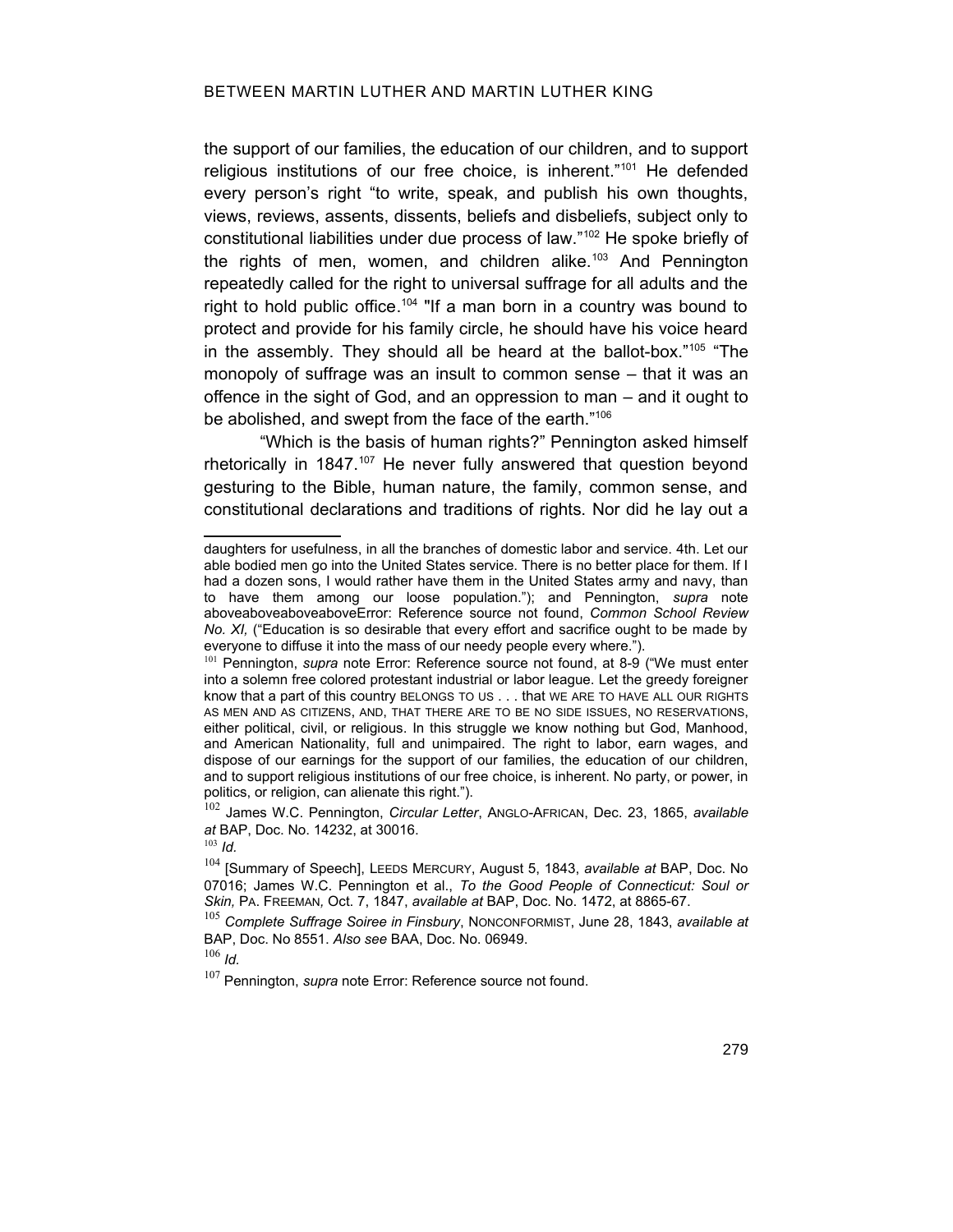the support of our families, the education of our children, and to support religious institutions of our free choice, is inherent."[101] He defended every person's right "to write, speak, and publish his own thoughts, views, reviews, assents, dissents, beliefs and disbeliefs, subject only to constitutional liabilities under due process of law."[102] He spoke briefly of the rights of men, women, and children alike.[103] And Pennington repeatedly called for the right to universal suffrage for all adults and the right to hold public office.[104] "If a man born in a country was bound to protect and provide for his family circle, he should have his voice heard in the assembly. They should all be heard at the ballot-box."[105] "The monopoly of suffrage was an insult to common sense – that it was an offence in the sight of God, and an oppression to man – and it ought to be abolished, and swept from the face of the earth."[106]

"Which is the basis of human rights?" Pennington asked himself rhetorically in 1847.[107] He never fully answered that question beyond gesturing to the Bible, human nature, the family, common sense, and constitutional declarations and traditions of rights. Nor did he lay out a

---

daughters for usefulness, in all the branches of domestic labor and service. 4th. Let our able bodied men go into the United States service. There is no better place for them. If I had a dozen sons, I would rather have them in the United States army and navy, than to have them among our loose population."); and Pennington, *supra* note aboveaboveaboveaboveError: Reference source not found, *Common School Review No. XI,* ("Education is so desirable that every effort and sacrifice ought to be made by everyone to diffuse it into the mass of our needy people every where.").

[101] Pennington, *supra* note Error: Reference source not found, at 8-9 ("We must enter into a solemn free colored protestant industrial or labor league. Let the greedy foreigner know that a part of this country BELONGS TO US . . . that WE ARE TO HAVE ALL OUR RIGHTS AS MEN AND AS CITIZENS, AND, THAT THERE ARE TO BE NO SIDE ISSUES, NO RESERVATIONS, either political, civil, or religious. In this struggle we know nothing but God, Manhood, and American Nationality, full and unimpaired. The right to labor, earn wages, and dispose of our earnings for the support of our families, the education of our children, and to support religious institutions of our free choice, is inherent. No party, or power, in politics, or religion, can alienate this right.").

[102] James W.C. Pennington, *Circular Letter*, ANGLO-AFRICAN, Dec. 23, 1865, *available at* BAP, Doc. No. 14232, at 30016.

[103] *Id.*

[104] [Summary of Speech], LEEDS MERCURY, August 5, 1843, *available at* BAP, Doc. No 07016; James W.C. Pennington et al., *To the Good People of Connecticut: Soul or Skin,* PA. FREEMAN, Oct. 7, 1847, *available at* BAP, Doc. No. 1472, at 8865-67.

[105] *Complete Suffrage Soiree in Finsbury*, NONCONFORMIST, June 28, 1843, *available at* BAP, Doc. No 8551. *Also see* BAA, Doc. No. 06949.

[106] *Id.*

[107] Pennington, *supra* note Error: Reference source not found.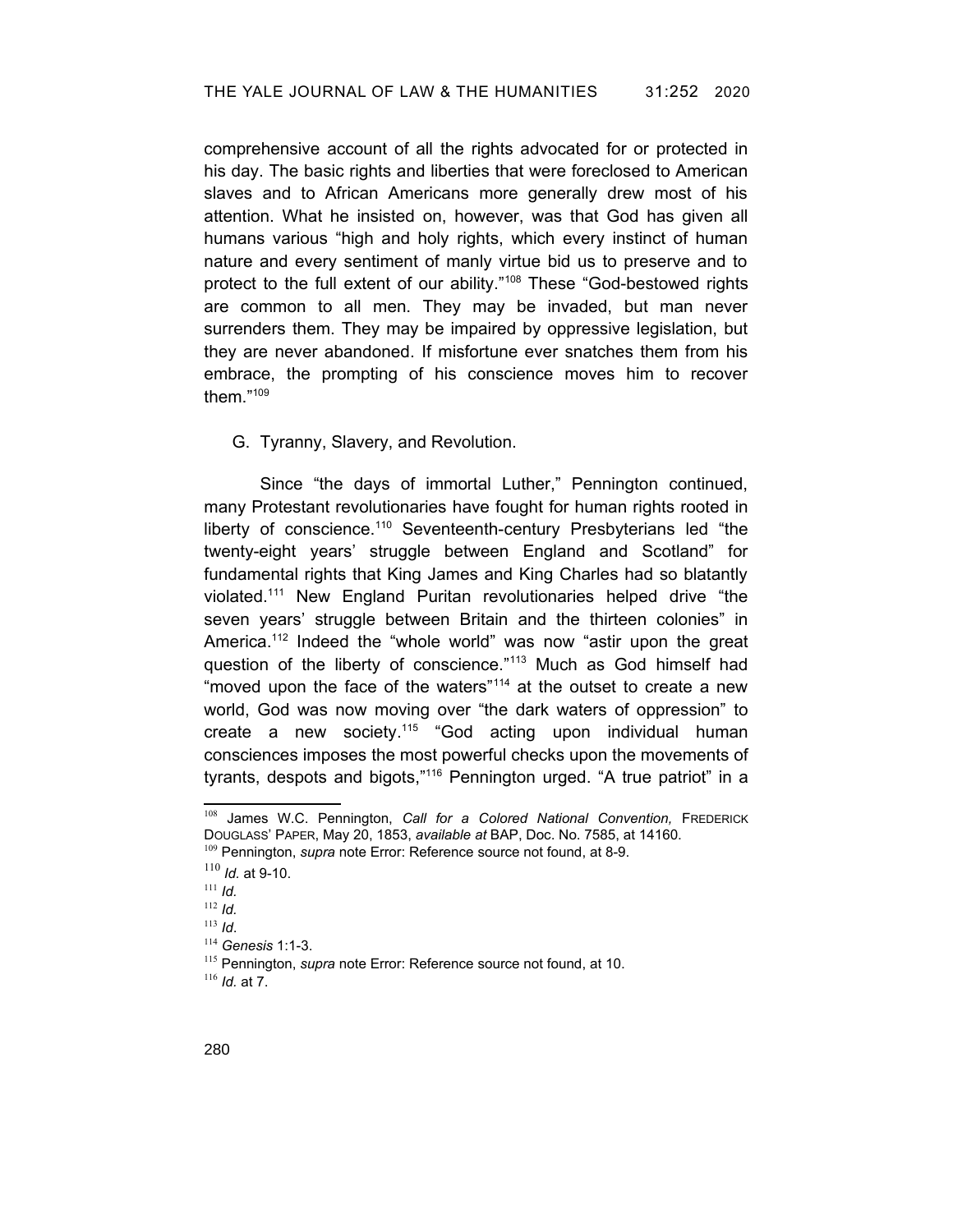comprehensive account of all the rights advocated for or protected in his day. The basic rights and liberties that were foreclosed to American slaves and to African Americans more generally drew most of his attention. What he insisted on, however, was that God has given all humans various "high and holy rights, which every instinct of human nature and every sentiment of manly virtue bid us to preserve and to protect to the full extent of our ability."[108] These "God-bestowed rights are common to all men. They may be invaded, but man never surrenders them. They may be impaired by oppressive legislation, but they are never abandoned. If misfortune ever snatches them from his embrace, the prompting of his conscience moves him to recover them."[109]

### G. Tyranny, Slavery, and Revolution.

Since "the days of immortal Luther," Pennington continued, many Protestant revolutionaries have fought for human rights rooted in liberty of conscience.[110] Seventeenth-century Presbyterians led "the twenty-eight years' struggle between England and Scotland" for fundamental rights that King James and King Charles had so blatantly violated.[111] New England Puritan revolutionaries helped drive "the seven years' struggle between Britain and the thirteen colonies" in America.[112] Indeed the "whole world" was now "astir upon the great question of the liberty of conscience."[113] Much as God himself had "moved upon the face of the waters"[114] at the outset to create a new world, God was now moving over "the dark waters of oppression" to create a new society.[115] "God acting upon individual human consciences imposes the most powerful checks upon the movements of tyrants, despots and bigots,"[116] Pennington urged. "A true patriot" in a

---

[108] James W.C. Pennington, *Call for a Colored National Convention,* FREDERICK DOUGLASS' PAPER, May 20, 1853, *available at* BAP, Doc. No. 7585, at 14160.

[109] Pennington, *supra* note Error: Reference source not found, at 8-9.

[110] *Id.* at 9-10.

[111] *Id.*

[112] *Id.*

[113] *Id*.

[114] *Genesis* 1:1-3.

[115] Pennington, *supra* note Error: Reference source not found, at 10.

[116] *Id.* at 7.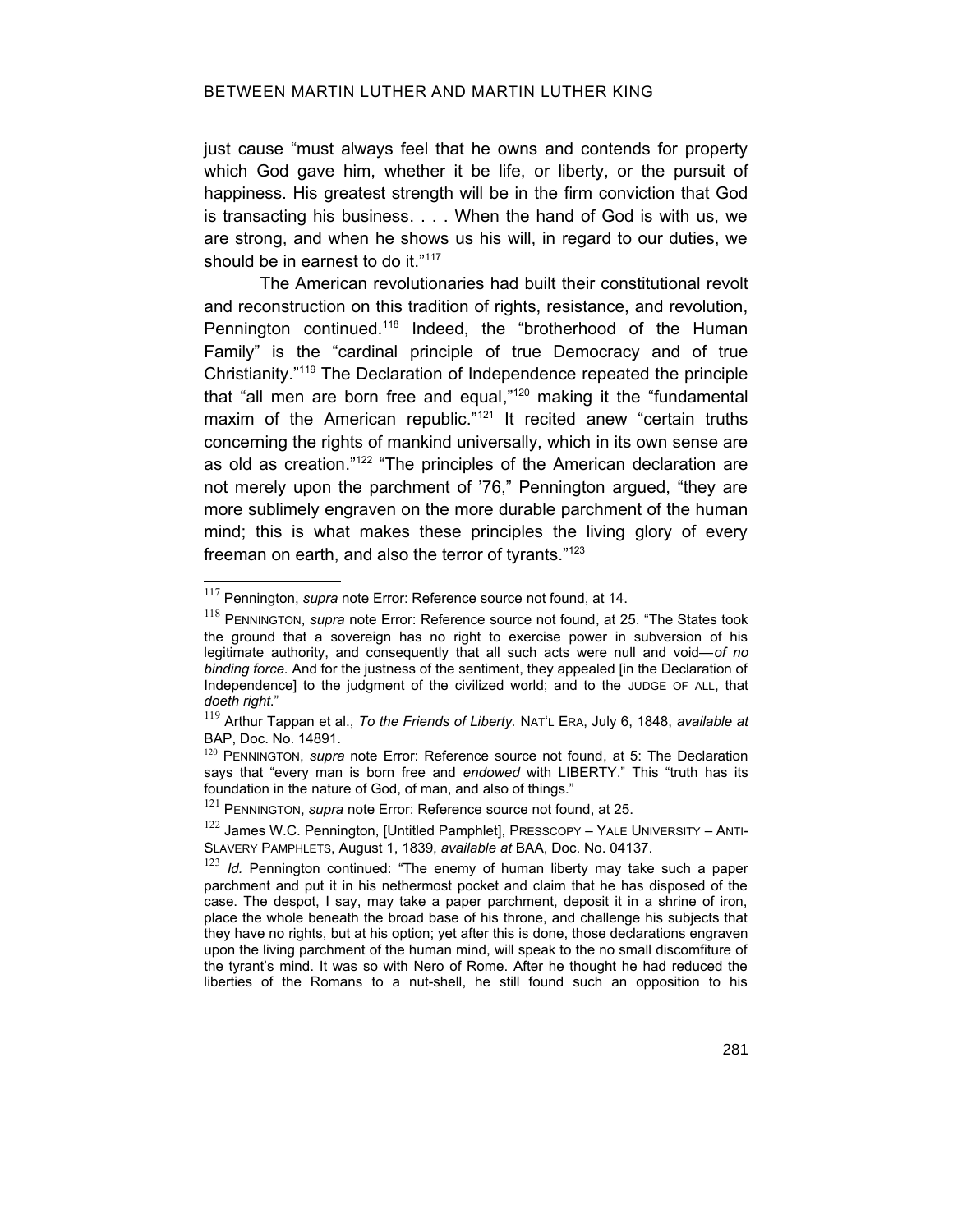just cause "must always feel that he owns and contends for property which God gave him, whether it be life, or liberty, or the pursuit of happiness. His greatest strength will be in the firm conviction that God is transacting his business. . . . When the hand of God is with us, we are strong, and when he shows us his will, in regard to our duties, we should be in earnest to do it."[117]

The American revolutionaries had built their constitutional revolt and reconstruction on this tradition of rights, resistance, and revolution, Pennington continued.[118] Indeed, the "brotherhood of the Human Family" is the "cardinal principle of true Democracy and of true Christianity."[119] The Declaration of Independence repeated the principle that "all men are born free and equal,"[120] making it the "fundamental maxim of the American republic."[121] It recited anew "certain truths concerning the rights of mankind universally, which in its own sense are as old as creation."[122] "The principles of the American declaration are not merely upon the parchment of '76," Pennington argued, "they are more sublimely engraven on the more durable parchment of the human mind; this is what makes these principles the living glory of every freeman on earth, and also the terror of tyrants."[123]

---

[117] Pennington, *supra* note Error: Reference source not found, at 14.

[118] PENNINGTON, *supra* note Error: Reference source not found, at 25. "The States took the ground that a sovereign has no right to exercise power in subversion of his legitimate authority, and consequently that all such acts were null and void—*of no binding force.* And for the justness of the sentiment, they appealed [in the Declaration of Independence] to the judgment of the civilized world; and to the JUDGE OF ALL, that *doeth right.*"

[119] Arthur Tappan et al., *To the Friends of Liberty.* NAT'L ERA, July 6, 1848, *available at* BAP, Doc. No. 14891.

[120] PENNINGTON, *supra* note Error: Reference source not found, at 5: The Declaration says that "every man is born free and *endowed* with LIBERTY." This "truth has its foundation in the nature of God, of man, and also of things."

[121] PENNINGTON, *supra* note Error: Reference source not found, at 25.

[122] James W.C. Pennington, [Untitled Pamphlet], PRESSCOPY – YALE UNIVERSITY – ANTI-SLAVERY PAMPHLETS, August 1, 1839, *available at* BAA, Doc. No. 04137.

[123] *Id.* Pennington continued: "The enemy of human liberty may take such a paper parchment and put it in his nethermost pocket and claim that he has disposed of the case. The despot, I say, may take a paper parchment, deposit it in a shrine of iron, place the whole beneath the broad base of his throne, and challenge his subjects that they have no rights, but at his option; yet after this is done, those declarations engraven upon the living parchment of the human mind, will speak to the no small discomfiture of the tyrant's mind. It was so with Nero of Rome. After he thought he had reduced the liberties of the Romans to a nut-shell, he still found such an opposition to his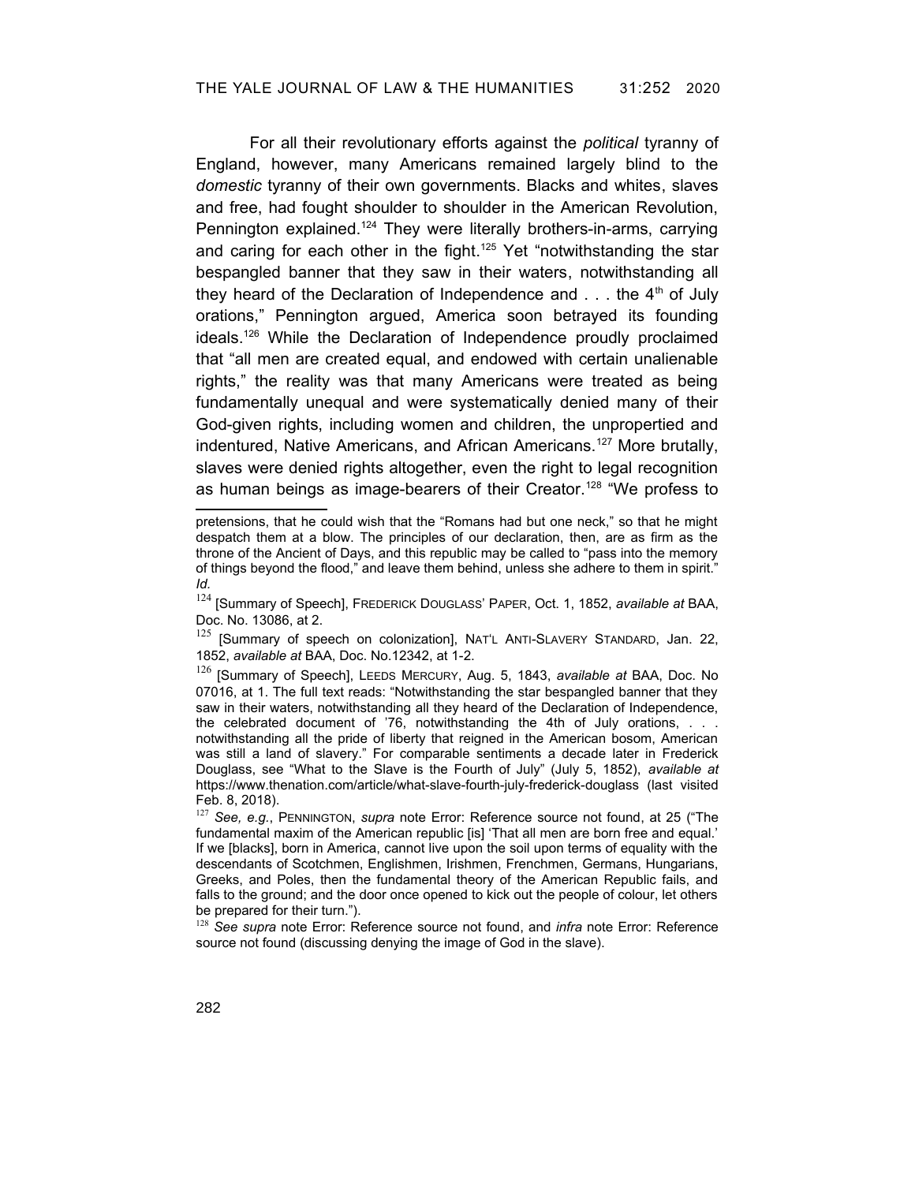For all their revolutionary efforts against the *political* tyranny of England, however, many Americans remained largely blind to the *domestic* tyranny of their own governments. Blacks and whites, slaves and free, had fought shoulder to shoulder in the American Revolution, Pennington explained.[124] They were literally brothers-in-arms, carrying and caring for each other in the fight.[125] Yet "notwithstanding the star bespangled banner that they saw in their waters, notwithstanding all they heard of the Declaration of Independence and . . . the 4th of July orations," Pennington argued, America soon betrayed its founding ideals.[126] While the Declaration of Independence proudly proclaimed that "all men are created equal, and endowed with certain unalienable rights," the reality was that many Americans were treated as being fundamentally unequal and were systematically denied many of their God-given rights, including women and children, the unpropertied and indentured, Native Americans, and African Americans.[127] More brutally, slaves were denied rights altogether, even the right to legal recognition as human beings as image-bearers of their Creator.[128] "We profess to

---

pretensions, that he could wish that the "Romans had but one neck," so that he might despatch them at a blow. The principles of our declaration, then, are as firm as the throne of the Ancient of Days, and this republic may be called to "pass into the memory of things beyond the flood," and leave them behind, unless she adhere to them in spirit." *Id.*

[124] [Summary of Speech], FREDERICK DOUGLASS' PAPER, Oct. 1, 1852, *available at* BAA, Doc. No. 13086, at 2.

[125] [Summary of speech on colonization], NAT'L ANTI-SLAVERY STANDARD, Jan. 22, 1852, *available at* BAA, Doc. No.12342, at 1-2.

[126] [Summary of Speech], LEEDS MERCURY, Aug. 5, 1843, *available at* BAA, Doc. No 07016, at 1. The full text reads: "Notwithstanding the star bespangled banner that they saw in their waters, notwithstanding all they heard of the Declaration of Independence, the celebrated document of '76, notwithstanding the 4th of July orations, . . . notwithstanding all the pride of liberty that reigned in the American bosom, American was still a land of slavery." For comparable sentiments a decade later in Frederick Douglass, see "What to the Slave is the Fourth of July" (July 5, 1852), *available at* https://www.thenation.com/article/what-slave-fourth-july-frederick-douglass (last visited Feb. 8, 2018).

[127] *See, e.g.*, PENNINGTON, *supra* note Error: Reference source not found, at 25 ("The fundamental maxim of the American republic [is] 'That all men are born free and equal.' If we [blacks], born in America, cannot live upon the soil upon terms of equality with the descendants of Scotchmen, Englishmen, Irishmen, Frenchmen, Germans, Hungarians, Greeks, and Poles, then the fundamental theory of the American Republic fails, and falls to the ground; and the door once opened to kick out the people of colour, let others be prepared for their turn.").

[128] *See supra* note Error: Reference source not found, and *infra* note Error: Reference source not found (discussing denying the image of God in the slave).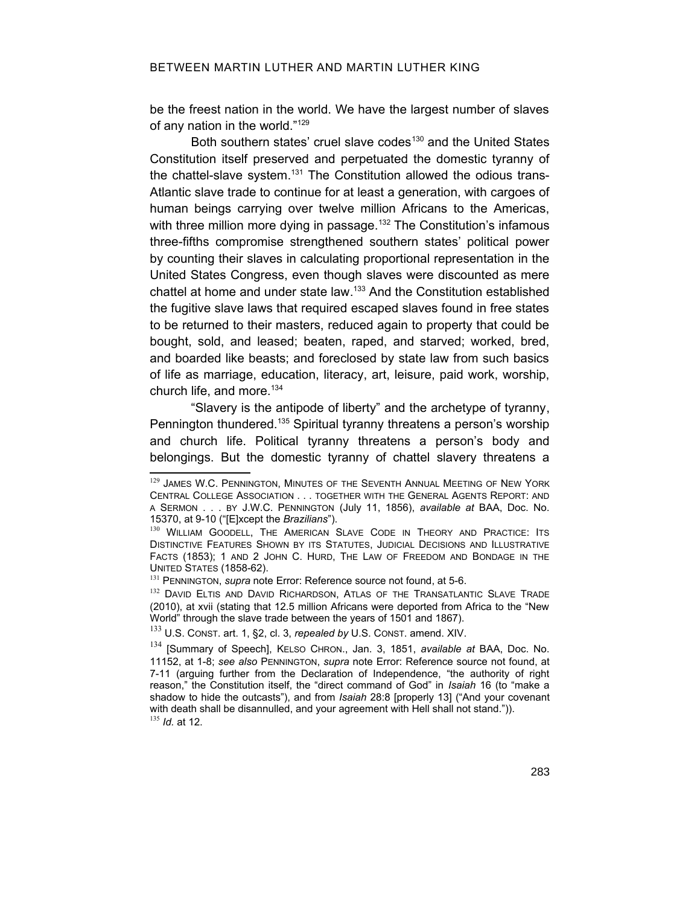be the freest nation in the world. We have the largest number of slaves of any nation in the world."[129]

Both southern states' cruel slave codes[130] and the United States Constitution itself preserved and perpetuated the domestic tyranny of the chattel-slave system.[131] The Constitution allowed the odious trans-Atlantic slave trade to continue for at least a generation, with cargoes of human beings carrying over twelve million Africans to the Americas, with three million more dying in passage.[132] The Constitution's infamous three-fifths compromise strengthened southern states' political power by counting their slaves in calculating proportional representation in the United States Congress, even though slaves were discounted as mere chattel at home and under state law.[133] And the Constitution established the fugitive slave laws that required escaped slaves found in free states to be returned to their masters, reduced again to property that could be bought, sold, and leased; beaten, raped, and starved; worked, bred, and boarded like beasts; and foreclosed by state law from such basics of life as marriage, education, literacy, art, leisure, paid work, worship, church life, and more.[134]

"Slavery is the antipode of liberty" and the archetype of tyranny, Pennington thundered.[135] Spiritual tyranny threatens a person's worship and church life. Political tyranny threatens a person's body and belongings. But the domestic tyranny of chattel slavery threatens a

---

[129] JAMES W.C. PENNINGTON, MINUTES OF THE SEVENTH ANNUAL MEETING OF NEW YORK CENTRAL COLLEGE ASSOCIATION . . . TOGETHER WITH THE GENERAL AGENTS REPORT: AND A SERMON . . . BY J.W.C. PENNINGTON (July 11, 1856), *available at* BAA, Doc. No. 15370, at 9-10 ("[E]xcept the *Brazilians*").

[130] WILLIAM GOODELL, THE AMERICAN SLAVE CODE IN THEORY AND PRACTICE: ITS DISTINCTIVE FEATURES SHOWN BY ITS STATUTES, JUDICIAL DECISIONS AND ILLUSTRATIVE FACTS (1853); 1 AND 2 JOHN C. HURD, THE LAW OF FREEDOM AND BONDAGE IN THE UNITED STATES (1858-62).

[131] PENNINGTON, *supra* note Error: Reference source not found, at 5-6.

[132] DAVID ELTIS AND DAVID RICHARDSON, ATLAS OF THE TRANSATLANTIC SLAVE TRADE (2010), at xvii (stating that 12.5 million Africans were deported from Africa to the "New World" through the slave trade between the years of 1501 and 1867).

[133] U.S. CONST. art. 1, §2, cl. 3, *repealed by* U.S. CONST. amend. XIV.

[134] [Summary of Speech], KELSO CHRON., Jan. 3, 1851, *available at* BAA, Doc. No. 11152, at 1-8; *see also* PENNINGTON, *supra* note Error: Reference source not found, at 7-11 (arguing further from the Declaration of Independence, "the authority of right reason," the Constitution itself, the "direct command of God" in *Isaiah* 16 (to "make a shadow to hide the outcasts"), and from *Isaiah* 28:8 [properly 13] ("And your covenant with death shall be disannulled, and your agreement with Hell shall not stand.")).

[135] *Id.* at 12.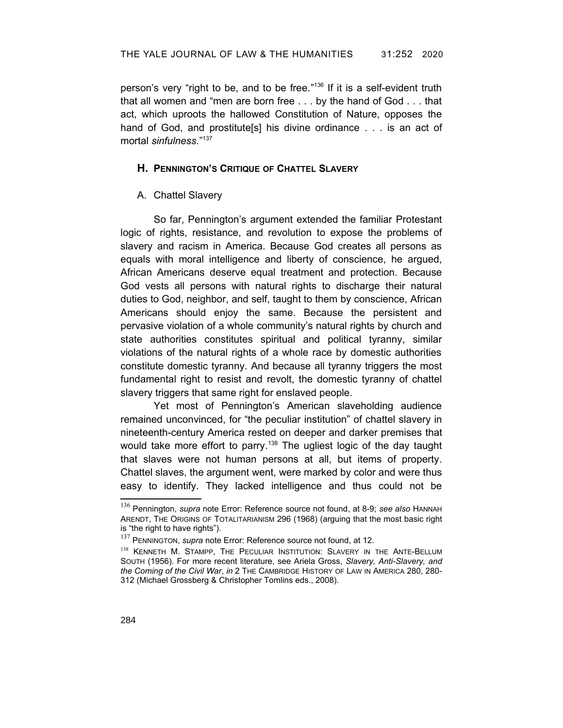person's very "right to be, and to be free."[136] If it is a self-evident truth that all women and "men are born free . . . by the hand of God . . . that act, which uproots the hallowed Constitution of Nature, opposes the hand of God, and prostitute[s] his divine ordinance . . . is an act of mortal *sinfulness.*"[137]

## H. PENNINGTON'S CRITIQUE OF CHATTEL SLAVERY

### A. Chattel Slavery

So far, Pennington's argument extended the familiar Protestant logic of rights, resistance, and revolution to expose the problems of slavery and racism in America. Because God creates all persons as equals with moral intelligence and liberty of conscience, he argued, African Americans deserve equal treatment and protection. Because God vests all persons with natural rights to discharge their natural duties to God, neighbor, and self, taught to them by conscience, African Americans should enjoy the same. Because the persistent and pervasive violation of a whole community's natural rights by church and state authorities constitutes spiritual and political tyranny, similar violations of the natural rights of a whole race by domestic authorities constitute domestic tyranny. And because all tyranny triggers the most fundamental right to resist and revolt, the domestic tyranny of chattel slavery triggers that same right for enslaved people.

Yet most of Pennington's American slaveholding audience remained unconvinced, for "the peculiar institution" of chattel slavery in nineteenth-century America rested on deeper and darker premises that would take more effort to parry.[138] The ugliest logic of the day taught that slaves were not human persons at all, but items of property. Chattel slaves, the argument went, were marked by color and were thus easy to identify. They lacked intelligence and thus could not be

---

[136] Pennington, *supra* note Error: Reference source not found, at 8-9; *see also* HANNAH ARENDT, THE ORIGINS OF TOTALITARIANISM 296 (1968) (arguing that the most basic right is "the right to have rights").

[137] PENNINGTON, *supra* note Error: Reference source not found, at 12.

[138] KENNETH M. STAMPP, THE PECULIAR INSTITUTION: SLAVERY IN THE ANTE-BELLUM SOUTH (1956). For more recent literature, see Ariela Gross, *Slavery, Anti-Slavery, and the Coming of the Civil War*, *in* 2 THE CAMBRIDGE HISTORY OF LAW IN AMERICA 280, 280-312 (Michael Grossberg & Christopher Tomlins eds., 2008).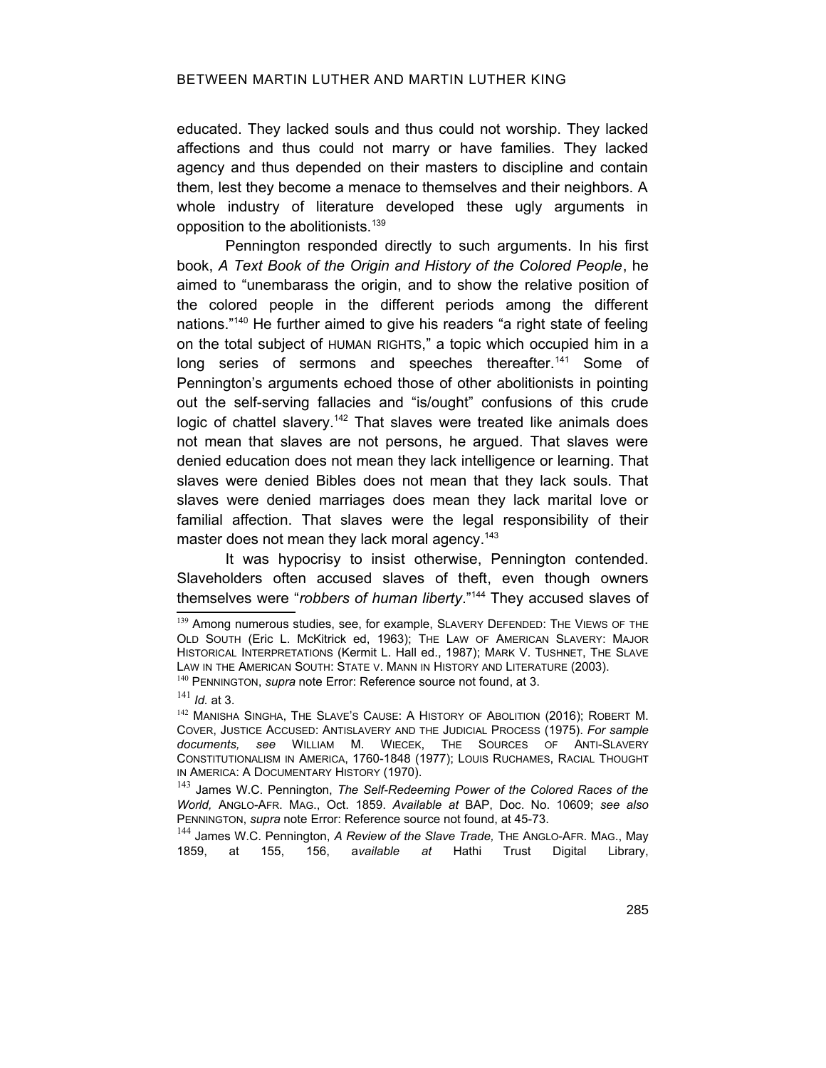educated. They lacked souls and thus could not worship. They lacked affections and thus could not marry or have families. They lacked agency and thus depended on their masters to discipline and contain them, lest they become a menace to themselves and their neighbors. A whole industry of literature developed these ugly arguments in opposition to the abolitionists.[139]

Pennington responded directly to such arguments. In his first book, *A Text Book of the Origin and History of the Colored People*, he aimed to "unembarass the origin, and to show the relative position of the colored people in the different periods among the different nations."[140] He further aimed to give his readers "a right state of feeling on the total subject of HUMAN RIGHTS," a topic which occupied him in a long series of sermons and speeches thereafter.[141] Some of Pennington's arguments echoed those of other abolitionists in pointing out the self-serving fallacies and "is/ought" confusions of this crude logic of chattel slavery.[142] That slaves were treated like animals does not mean that slaves are not persons, he argued. That slaves were denied education does not mean they lack intelligence or learning. That slaves were denied Bibles does not mean that they lack souls. That slaves were denied marriages does mean they lack marital love or familial affection. That slaves were the legal responsibility of their master does not mean they lack moral agency.[143]

It was hypocrisy to insist otherwise, Pennington contended. Slaveholders often accused slaves of theft, even though owners themselves were "*robbers of human liberty*."[144] They accused slaves of

---

[139] Among numerous studies, see, for example, SLAVERY DEFENDED: THE VIEWS OF THE OLD SOUTH (Eric L. McKitrick ed, 1963); THE LAW OF AMERICAN SLAVERY: MAJOR HISTORICAL INTERPRETATIONS (Kermit L. Hall ed., 1987); MARK V. TUSHNET, THE SLAVE LAW IN THE AMERICAN SOUTH: STATE V. MANN IN HISTORY AND LITERATURE (2003).

[140] PENNINGTON, *supra* note Error: Reference source not found, at 3.

[141] *Id.* at 3.

[142] MANISHA SINGHA, THE SLAVE'S CAUSE: A HISTORY OF ABOLITION (2016); ROBERT M. COVER, JUSTICE ACCUSED: ANTISLAVERY AND THE JUDICIAL PROCESS (1975). *For sample documents, see* WILLIAM M. WIECEK, THE SOURCES OF ANTI-SLAVERY CONSTITUTIONALISM IN AMERICA, 1760-1848 (1977); LOUIS RUCHAMES, RACIAL THOUGHT IN AMERICA: A DOCUMENTARY HISTORY (1970).

[143] James W.C. Pennington, *The Self-Redeeming Power of the Colored Races of the World,* ANGLO-AFR. MAG., Oct. 1859. *Available at* BAP, Doc. No. 10609; *see also* PENNINGTON, *supra* note Error: Reference source not found, at 45-73.

[144] James W.C. Pennington, *A Review of the Slave Trade,* THE ANGLO-AFR. MAG., May 1859, at 155, 156, a*vailable at* Hathi Trust Digital Library,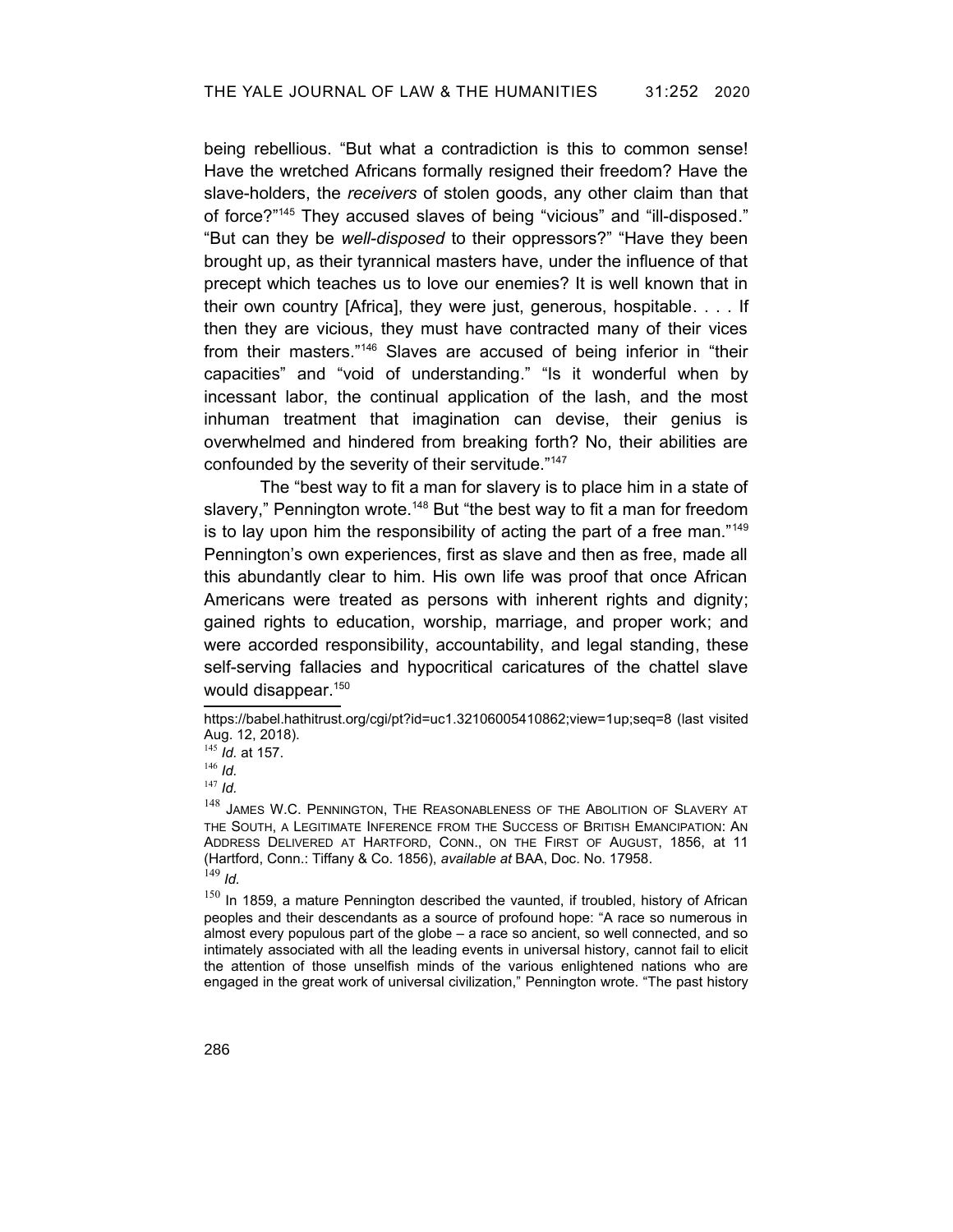being rebellious. "But what a contradiction is this to common sense! Have the wretched Africans formally resigned their freedom? Have the slave-holders, the *receivers* of stolen goods, any other claim than that of force?"[145] They accused slaves of being "vicious" and "ill-disposed." "But can they be *well-disposed* to their oppressors?" "Have they been brought up, as their tyrannical masters have, under the influence of that precept which teaches us to love our enemies? It is well known that in their own country [Africa], they were just, generous, hospitable. . . . If then they are vicious, they must have contracted many of their vices from their masters."[146] Slaves are accused of being inferior in "their capacities" and "void of understanding." "Is it wonderful when by incessant labor, the continual application of the lash, and the most inhuman treatment that imagination can devise, their genius is overwhelmed and hindered from breaking forth? No, their abilities are confounded by the severity of their servitude."[147]

The "best way to fit a man for slavery is to place him in a state of slavery," Pennington wrote.[148] But "the best way to fit a man for freedom is to lay upon him the responsibility of acting the part of a free man."[149] Pennington's own experiences, first as slave and then as free, made all this abundantly clear to him. His own life was proof that once African Americans were treated as persons with inherent rights and dignity; gained rights to education, worship, marriage, and proper work; and were accorded responsibility, accountability, and legal standing, these self-serving fallacies and hypocritical caricatures of the chattel slave would disappear.[150]

---

https://babel.hathitrust.org/cgi/pt?id=uc1.32106005410862;view=1up;seq=8 (last visited Aug. 12, 2018).

[145] *Id.* at 157.

[146] *Id.*

[147] *Id.*

[148] JAMES W.C. PENNINGTON, THE REASONABLENESS OF THE ABOLITION OF SLAVERY AT THE SOUTH, A LEGITIMATE INFERENCE FROM THE SUCCESS OF BRITISH EMANCIPATION: AN ADDRESS DELIVERED AT HARTFORD, CONN., ON THE FIRST OF AUGUST, 1856, at 11 (Hartford, Conn.: Tiffany & Co. 1856), *available at* BAA, Doc. No. 17958.

[149] *Id.*

[150] In 1859, a mature Pennington described the vaunted, if troubled, history of African peoples and their descendants as a source of profound hope: "A race so numerous in almost every populous part of the globe – a race so ancient, so well connected, and so intimately associated with all the leading events in universal history, cannot fail to elicit the attention of those unselfish minds of the various enlightened nations who are engaged in the great work of universal civilization," Pennington wrote. "The past history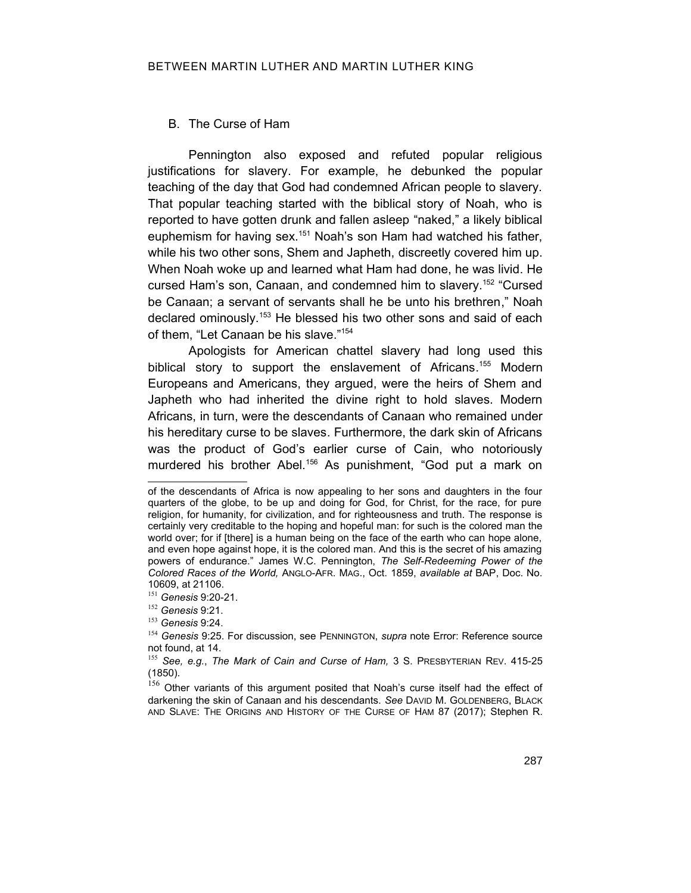## B. The Curse of Ham

Pennington also exposed and refuted popular religious justifications for slavery. For example, he debunked the popular teaching of the day that God had condemned African people to slavery. That popular teaching started with the biblical story of Noah, who is reported to have gotten drunk and fallen asleep "naked," a likely biblical euphemism for having sex.[151] Noah's son Ham had watched his father, while his two other sons, Shem and Japheth, discreetly covered him up. When Noah woke up and learned what Ham had done, he was livid. He cursed Ham's son, Canaan, and condemned him to slavery.[152] "Cursed be Canaan; a servant of servants shall he be unto his brethren," Noah declared ominously.[153] He blessed his two other sons and said of each of them, "Let Canaan be his slave."[154]

Apologists for American chattel slavery had long used this biblical story to support the enslavement of Africans.[155] Modern Europeans and Americans, they argued, were the heirs of Shem and Japheth who had inherited the divine right to hold slaves. Modern Africans, in turn, were the descendants of Canaan who remained under his hereditary curse to be slaves. Furthermore, the dark skin of Africans was the product of God's earlier curse of Cain, who notoriously murdered his brother Abel.[156] As punishment, "God put a mark on

---

of the descendants of Africa is now appealing to her sons and daughters in the four quarters of the globe, to be up and doing for God, for Christ, for the race, for pure religion, for humanity, for civilization, and for righteousness and truth. The response is certainly very creditable to the hoping and hopeful man: for such is the colored man the world over; for if [there] is a human being on the face of the earth who can hope alone, and even hope against hope, it is the colored man. And this is the secret of his amazing powers of endurance." James W.C. Pennington, *The Self-Redeeming Power of the Colored Races of the World,* ANGLO-AFR. MAG., Oct. 1859, *available at* BAP, Doc. No. 10609, at 21106.

[151] *Genesis* 9:20-21.

[152] *Genesis* 9:21.

[153] *Genesis* 9:24.

[154] *Genesis* 9:25. For discussion, see PENNINGTON, *supra* note Error: Reference source not found, at 14.

[155] *See, e.g.*, *The Mark of Cain and Curse of Ham,* 3 S. PRESBYTERIAN REV. 415-25 (1850).

[156] Other variants of this argument posited that Noah's curse itself had the effect of darkening the skin of Canaan and his descendants. *See* DAVID M. GOLDENBERG, BLACK AND SLAVE: THE ORIGINS AND HISTORY OF THE CURSE OF HAM 87 (2017); Stephen R.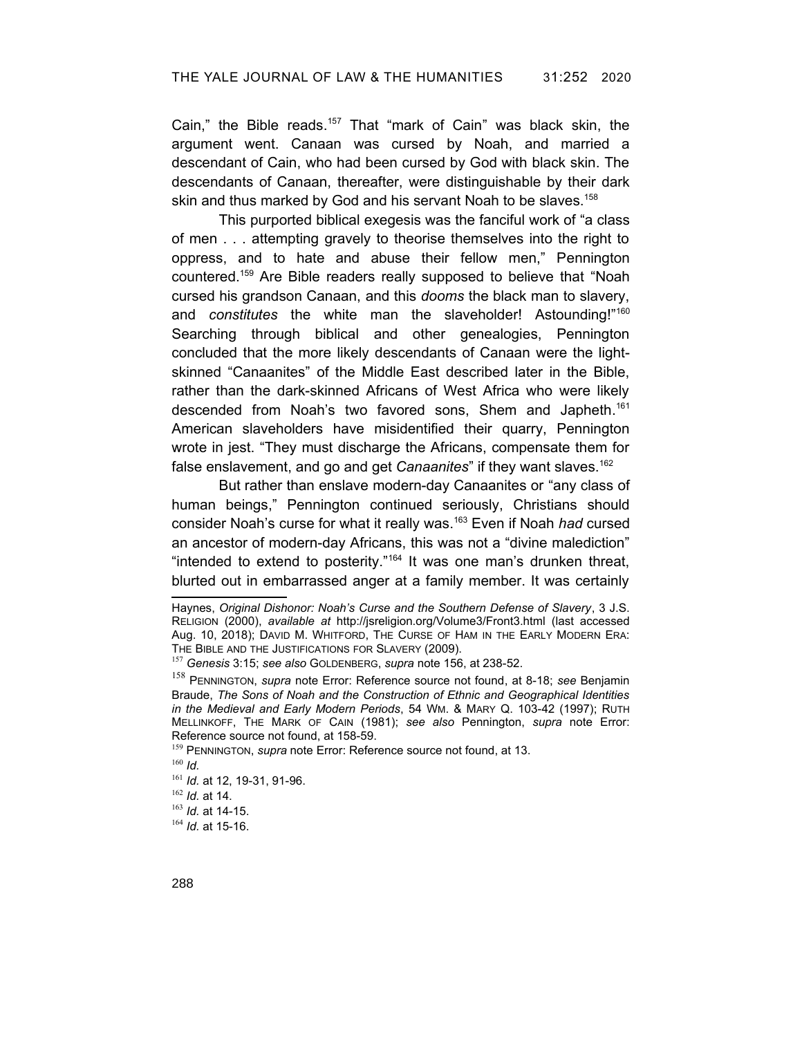Cain," the Bible reads.[157] That "mark of Cain" was black skin, the argument went. Canaan was cursed by Noah, and married a descendant of Cain, who had been cursed by God with black skin. The descendants of Canaan, thereafter, were distinguishable by their dark skin and thus marked by God and his servant Noah to be slaves.[158]

This purported biblical exegesis was the fanciful work of "a class of men . . . attempting gravely to theorise themselves into the right to oppress, and to hate and abuse their fellow men," Pennington countered.[159] Are Bible readers really supposed to believe that "Noah cursed his grandson Canaan, and this *dooms* the black man to slavery, and *constitutes* the white man the slaveholder! Astounding!"[160] Searching through biblical and other genealogies, Pennington concluded that the more likely descendants of Canaan were the light-skinned "Canaanites" of the Middle East described later in the Bible, rather than the dark-skinned Africans of West Africa who were likely descended from Noah's two favored sons, Shem and Japheth.[161] American slaveholders have misidentified their quarry, Pennington wrote in jest. "They must discharge the Africans, compensate them for false enslavement, and go and get *Canaanites*" if they want slaves.[162]

But rather than enslave modern-day Canaanites or "any class of human beings," Pennington continued seriously, Christians should consider Noah's curse for what it really was.[163] Even if Noah *had* cursed an ancestor of modern-day Africans, this was not a "divine malediction" "intended to extend to posterity."[164] It was one man's drunken threat, blurted out in embarrassed anger at a family member. It was certainly

---

Haynes, *Original Dishonor: Noah's Curse and the Southern Defense of Slavery*, 3 J.S. RELIGION (2000), *available at* http://jsreligion.org/Volume3/Front3.html (last accessed Aug. 10, 2018); DAVID M. WHITFORD, THE CURSE OF HAM IN THE EARLY MODERN ERA: THE BIBLE AND THE JUSTIFICATIONS FOR SLAVERY (2009).

[157] *Genesis* 3:15; *see also* GOLDENBERG, *supra* note 156, at 238-52.

[158] PENNINGTON, *supra* note Error: Reference source not found, at 8-18; *see* Benjamin Braude, *The Sons of Noah and the Construction of Ethnic and Geographical Identities in the Medieval and Early Modern Periods*, 54 WM. & MARY Q. 103-42 (1997); RUTH MELLINKOFF, THE MARK OF CAIN (1981); *see also* Pennington, *supra* note Error: Reference source not found, at 158-59.

[159] PENNINGTON, *supra* note Error: Reference source not found, at 13.

[160] *Id.*

[161] *Id.* at 12, 19-31, 91-96.

[162] *Id.* at 14.

[163] *Id.* at 14-15.

[164] *Id.* at 15-16.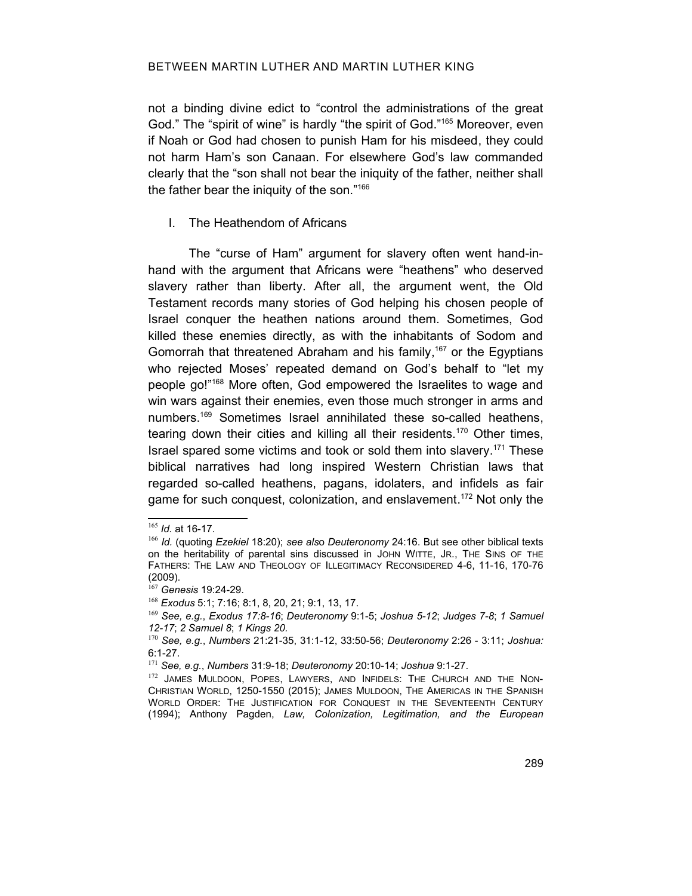not a binding divine edict to "control the administrations of the great God." The "spirit of wine" is hardly "the spirit of God."[165] Moreover, even if Noah or God had chosen to punish Ham for his misdeed, they could not harm Ham's son Canaan. For elsewhere God's law commanded clearly that the "son shall not bear the iniquity of the father, neither shall the father bear the iniquity of the son."[166]

### I. The Heathendom of Africans

The "curse of Ham" argument for slavery often went hand-in-hand with the argument that Africans were "heathens" who deserved slavery rather than liberty. After all, the argument went, the Old Testament records many stories of God helping his chosen people of Israel conquer the heathen nations around them. Sometimes, God killed these enemies directly, as with the inhabitants of Sodom and Gomorrah that threatened Abraham and his family,[167] or the Egyptians who rejected Moses' repeated demand on God's behalf to "let my people go!"[168] More often, God empowered the Israelites to wage and win wars against their enemies, even those much stronger in arms and numbers.[169] Sometimes Israel annihilated these so-called heathens, tearing down their cities and killing all their residents.[170] Other times, Israel spared some victims and took or sold them into slavery.[171] These biblical narratives had long inspired Western Christian laws that regarded so-called heathens, pagans, idolaters, and infidels as fair game for such conquest, colonization, and enslavement.[172] Not only the

---

[165] *Id.* at 16-17.

[166] *Id.* (quoting *Ezekiel* 18:20); *see also Deuteronomy* 24:16. But see other biblical texts on the heritability of parental sins discussed in JOHN WITTE, JR., THE SINS OF THE FATHERS: THE LAW AND THEOLOGY OF ILLEGITIMACY RECONSIDERED 4-6, 11-16, 170-76 (2009).

[167] *Genesis* 19:24-29.

[168] *Exodus* 5:1; 7:16; 8:1, 8, 20, 21; 9:1, 13, 17.

[169] *See, e.g.*, *Exodus 17:8-16*; *Deuteronomy* 9:1-5; *Joshua 5-12*; *Judges 7-8*; *1 Samuel 12-17*; *2 Samuel 8*; *1 Kings 20.*

[170] *See, e.g.*, *Numbers* 21:21-35, 31:1-12, 33:50-56; *Deuteronomy* 2:26 - 3:11; *Joshua:* 6:1-27.

[171] *See, e.g.*, *Numbers* 31:9-18; *Deuteronomy* 20:10-14; *Joshua* 9:1-27.

[172] JAMES MULDOON, POPES, LAWYERS, AND INFIDELS: THE CHURCH AND THE NON-CHRISTIAN WORLD, 1250-1550 (2015); JAMES MULDOON, THE AMERICAS IN THE SPANISH WORLD ORDER: THE JUSTIFICATION FOR CONQUEST IN THE SEVENTEENTH CENTURY (1994); Anthony Pagden, *Law, Colonization, Legitimation, and the European*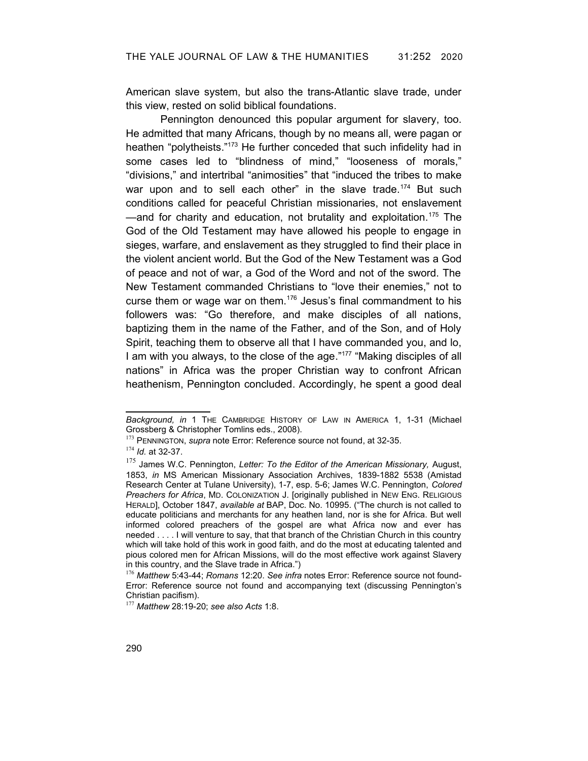American slave system, but also the trans-Atlantic slave trade, under this view, rested on solid biblical foundations.

Pennington denounced this popular argument for slavery, too. He admitted that many Africans, though by no means all, were pagan or heathen "polytheists."[173] He further conceded that such infidelity had in some cases led to "blindness of mind," "looseness of morals," "divisions," and intertribal "animosities" that "induced the tribes to make war upon and to sell each other" in the slave trade.[174] But such conditions called for peaceful Christian missionaries, not enslavement —and for charity and education, not brutality and exploitation.[175] The God of the Old Testament may have allowed his people to engage in sieges, warfare, and enslavement as they struggled to find their place in the violent ancient world. But the God of the New Testament was a God of peace and not of war, a God of the Word and not of the sword. The New Testament commanded Christians to "love their enemies," not to curse them or wage war on them.[176] Jesus's final commandment to his followers was: "Go therefore, and make disciples of all nations, baptizing them in the name of the Father, and of the Son, and of Holy Spirit, teaching them to observe all that I have commanded you, and lo, I am with you always, to the close of the age."[177] "Making disciples of all nations" in Africa was the proper Christian way to confront African heathenism, Pennington concluded. Accordingly, he spent a good deal

---

*Background, in* 1 THE CAMBRIDGE HISTORY OF LAW IN AMERICA 1, 1-31 (Michael Grossberg & Christopher Tomlins eds., 2008).

[173] PENNINGTON, *supra* note Error: Reference source not found, at 32-35.

[174] *Id.* at 32-37.

[175] James W.C. Pennington, *Letter: To the Editor of the American Missionary,* August, 1853, *in* MS American Missionary Association Archives, 1839-1882 5538 (Amistad Research Center at Tulane University), 1-7, esp. 5-6; James W.C. Pennington, *Colored Preachers for Africa*, MD. COLONIZATION J. [originally published in NEW ENG. RELIGIOUS HERALD], October 1847, *available at* BAP, Doc. No. 10995. ("The church is not called to educate politicians and merchants for any heathen land, nor is she for Africa. But well informed colored preachers of the gospel are what Africa now and ever has needed . . . . I will venture to say, that that branch of the Christian Church in this country which will take hold of this work in good faith, and do the most at educating talented and pious colored men for African Missions, will do the most effective work against Slavery in this country, and the Slave trade in Africa.")

[176] *Matthew* 5:43-44; *Romans* 12:20. *See infra* notes Error: Reference source not found-Error: Reference source not found and accompanying text (discussing Pennington's Christian pacifism).

[177] *Matthew* 28:19-20; *see also Acts* 1:8.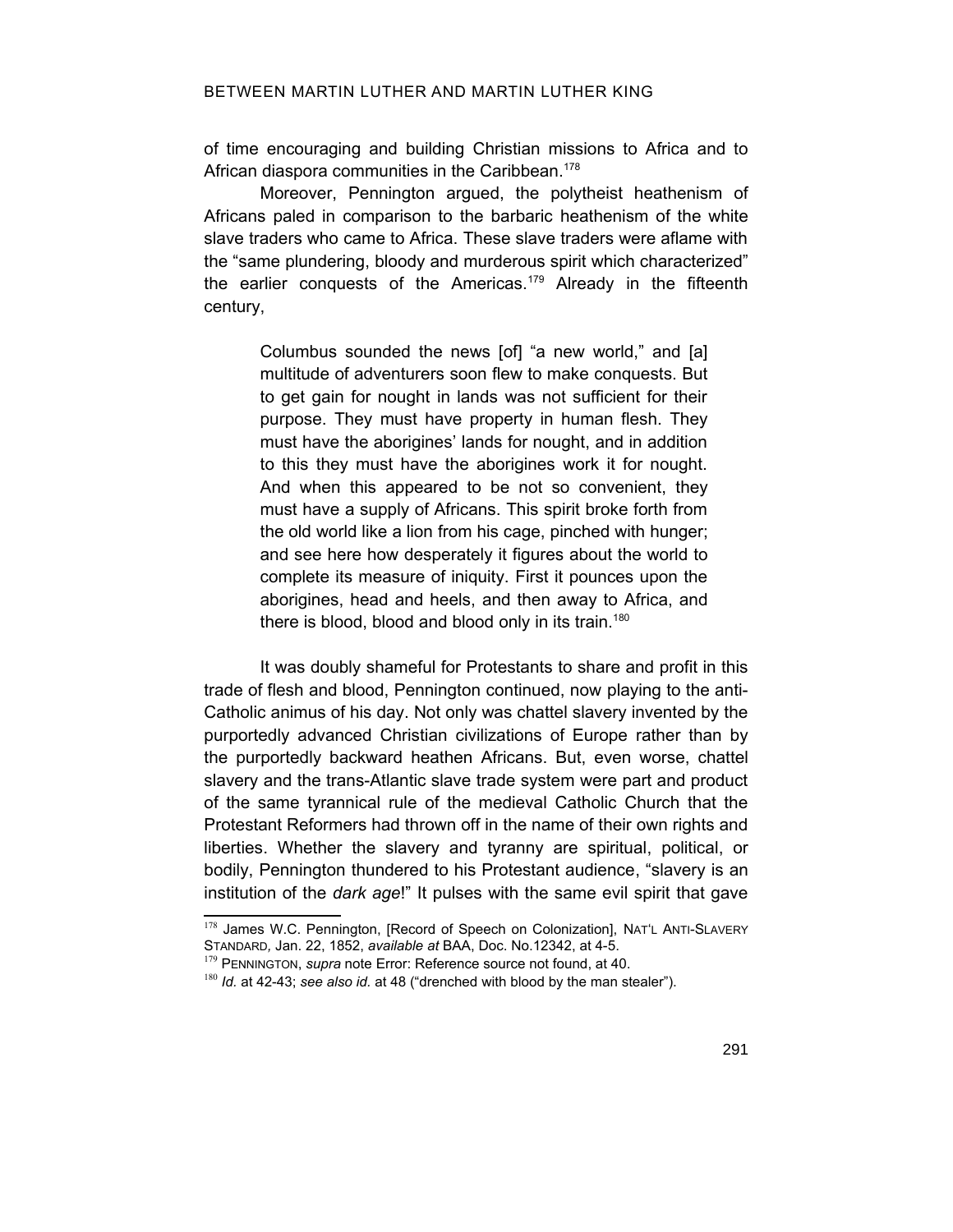of time encouraging and building Christian missions to Africa and to African diaspora communities in the Caribbean.[178]

Moreover, Pennington argued, the polytheist heathenism of Africans paled in comparison to the barbaric heathenism of the white slave traders who came to Africa. These slave traders were aflame with the "same plundering, bloody and murderous spirit which characterized" the earlier conquests of the Americas.[179] Already in the fifteenth century,

> Columbus sounded the news [of] "a new world," and [a] multitude of adventurers soon flew to make conquests. But to get gain for nought in lands was not sufficient for their purpose. They must have property in human flesh. They must have the aborigines' lands for nought, and in addition to this they must have the aborigines work it for nought. And when this appeared to be not so convenient, they must have a supply of Africans. This spirit broke forth from the old world like a lion from his cage, pinched with hunger; and see here how desperately it figures about the world to complete its measure of iniquity. First it pounces upon the aborigines, head and heels, and then away to Africa, and there is blood, blood and blood only in its train.[180]

It was doubly shameful for Protestants to share and profit in this trade of flesh and blood, Pennington continued, now playing to the anti-Catholic animus of his day. Not only was chattel slavery invented by the purportedly advanced Christian civilizations of Europe rather than by the purportedly backward heathen Africans. But, even worse, chattel slavery and the trans-Atlantic slave trade system were part and product of the same tyrannical rule of the medieval Catholic Church that the Protestant Reformers had thrown off in the name of their own rights and liberties. Whether the slavery and tyranny are spiritual, political, or bodily, Pennington thundered to his Protestant audience, "slavery is an institution of the *dark age*!" It pulses with the same evil spirit that gave

---

[178] James W.C. Pennington, [Record of Speech on Colonization], NAT'L ANTI-SLAVERY STANDARD, Jan. 22, 1852, *available at* BAA, Doc. No.12342, at 4-5.

[179] PENNINGTON, *supra* note Error: Reference source not found, at 40.

[180] *Id.* at 42-43; *see also id.* at 48 ("drenched with blood by the man stealer").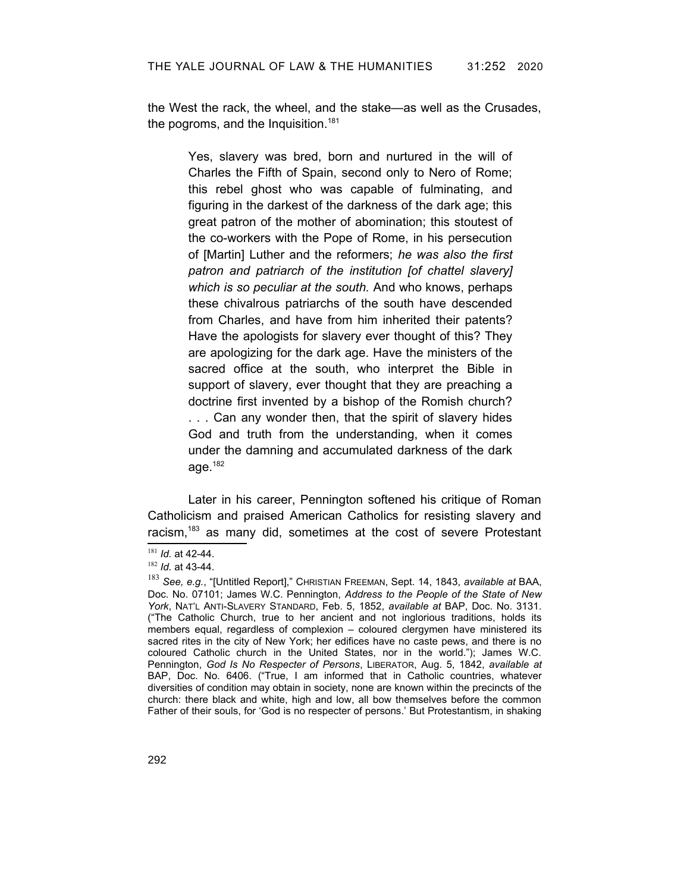the West the rack, the wheel, and the stake—as well as the Crusades, the pogroms, and the Inquisition.[181]

> Yes, slavery was bred, born and nurtured in the will of Charles the Fifth of Spain, second only to Nero of Rome; this rebel ghost who was capable of fulminating, and figuring in the darkest of the darkness of the dark age; this great patron of the mother of abomination; this stoutest of the co-workers with the Pope of Rome, in his persecution of [Martin] Luther and the reformers; *he was also the first patron and patriarch of the institution [of chattel slavery] which is so peculiar at the south.* And who knows, perhaps these chivalrous patriarchs of the south have descended from Charles, and have from him inherited their patents? Have the apologists for slavery ever thought of this? They are apologizing for the dark age. Have the ministers of the sacred office at the south, who interpret the Bible in support of slavery, ever thought that they are preaching a doctrine first invented by a bishop of the Romish church? . . . Can any wonder then, that the spirit of slavery hides God and truth from the understanding, when it comes under the damning and accumulated darkness of the dark age.[182]

Later in his career, Pennington softened his critique of Roman Catholicism and praised American Catholics for resisting slavery and racism,[183] as many did, sometimes at the cost of severe Protestant

---

[181] *Id.* at 42-44.

[182] *Id.* at 43-44.

[183] *See, e.g.*, "[Untitled Report]," CHRISTIAN FREEMAN, Sept. 14, 1843, *available at* BAA, Doc. No. 07101; James W.C. Pennington, *Address to the People of the State of New York*, NAT'L ANTI-SLAVERY STANDARD, Feb. 5, 1852, *available at* BAP, Doc. No. 3131. ("The Catholic Church, true to her ancient and not inglorious traditions, holds its members equal, regardless of complexion – coloured clergymen have ministered its sacred rites in the city of New York; her edifices have no caste pews, and there is no coloured Catholic church in the United States, nor in the world."); James W.C. Pennington, *God Is No Respecter of Persons*, LIBERATOR, Aug. 5, 1842, *available at* BAP, Doc. No. 6406. ("True, I am informed that in Catholic countries, whatever diversities of condition may obtain in society, none are known within the precincts of the church: there black and white, high and low, all bow themselves before the common Father of their souls, for 'God is no respecter of persons.' But Protestantism, in shaking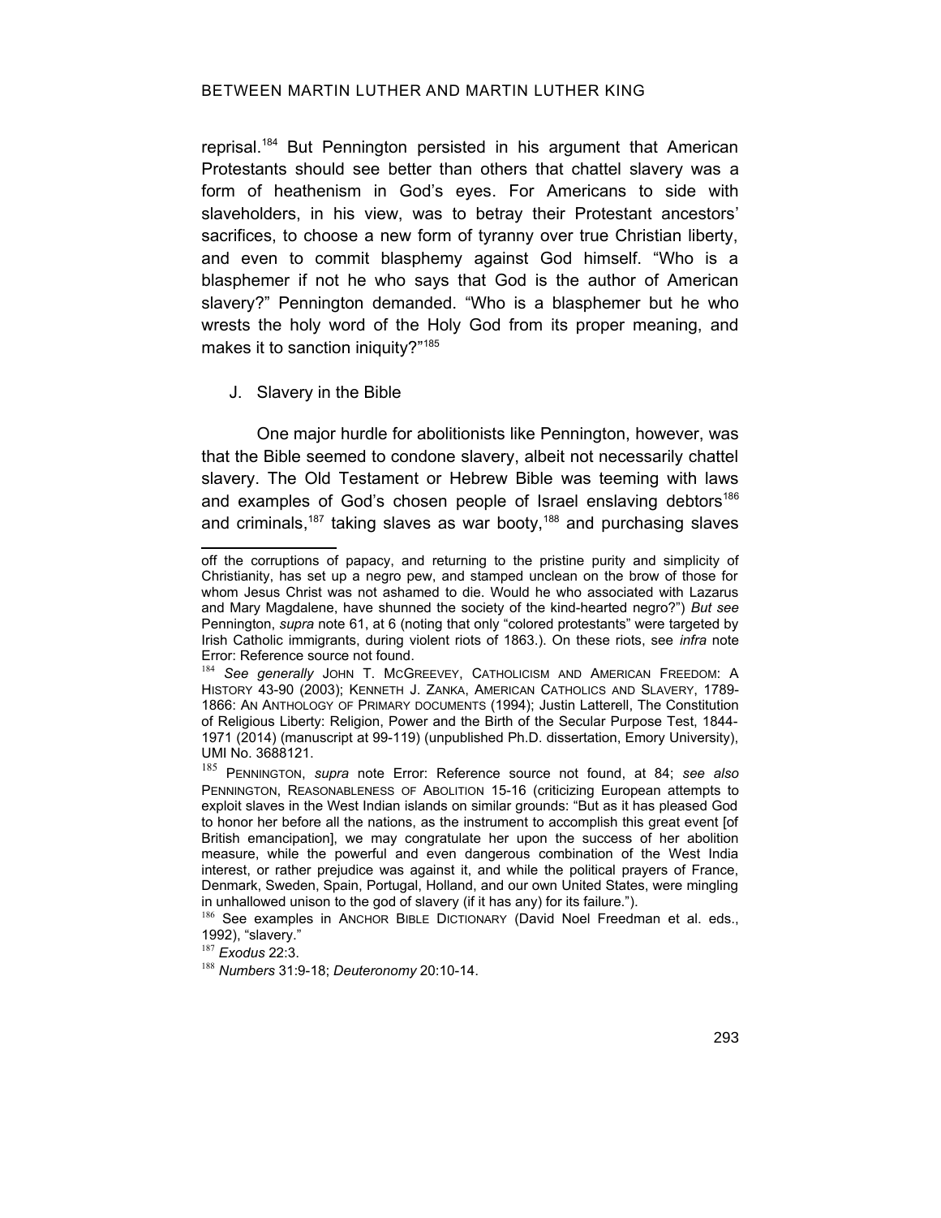reprisal.[184] But Pennington persisted in his argument that American Protestants should see better than others that chattel slavery was a form of heathenism in God's eyes. For Americans to side with slaveholders, in his view, was to betray their Protestant ancestors' sacrifices, to choose a new form of tyranny over true Christian liberty, and even to commit blasphemy against God himself. "Who is a blasphemer if not he who says that God is the author of American slavery?" Pennington demanded. "Who is a blasphemer but he who wrests the holy word of the Holy God from its proper meaning, and makes it to sanction iniquity?"[185]

## J. Slavery in the Bible

One major hurdle for abolitionists like Pennington, however, was that the Bible seemed to condone slavery, albeit not necessarily chattel slavery. The Old Testament or Hebrew Bible was teeming with laws and examples of God's chosen people of Israel enslaving debtors[186] and criminals,[187] taking slaves as war booty,[188] and purchasing slaves

---

off the corruptions of papacy, and returning to the pristine purity and simplicity of Christianity, has set up a negro pew, and stamped unclean on the brow of those for whom Jesus Christ was not ashamed to die. Would he who associated with Lazarus and Mary Magdalene, have shunned the society of the kind-hearted negro?") *But see* Pennington, *supra* note 61, at 6 (noting that only "colored protestants" were targeted by Irish Catholic immigrants, during violent riots of 1863.). On these riots, see *infra* note Error: Reference source not found.

[184] *See generally* JOHN T. MCGREEVEY, CATHOLICISM AND AMERICAN FREEDOM: A HISTORY 43-90 (2003); KENNETH J. ZANKA, AMERICAN CATHOLICS AND SLAVERY, 1789-1866: AN ANTHOLOGY OF PRIMARY DOCUMENTS (1994); Justin Latterell, The Constitution of Religious Liberty: Religion, Power and the Birth of the Secular Purpose Test, 1844-1971 (2014) (manuscript at 99-119) (unpublished Ph.D. dissertation, Emory University), UMI No. 3688121.

[185] PENNINGTON, *supra* note Error: Reference source not found, at 84; *see also* PENNINGTON, REASONABLENESS OF ABOLITION 15-16 (criticizing European attempts to exploit slaves in the West Indian islands on similar grounds: "But as it has pleased God to honor her before all the nations, as the instrument to accomplish this great event [of British emancipation], we may congratulate her upon the success of her abolition measure, while the powerful and even dangerous combination of the West India interest, or rather prejudice was against it, and while the political prayers of France, Denmark, Sweden, Spain, Portugal, Holland, and our own United States, were mingling in unhallowed unison to the god of slavery (if it has any) for its failure.").

[186] See examples in ANCHOR BIBLE DICTIONARY (David Noel Freedman et al. eds., 1992), "slavery."

[187] *Exodus* 22:3.

[188] *Numbers* 31:9-18; *Deuteronomy* 20:10-14.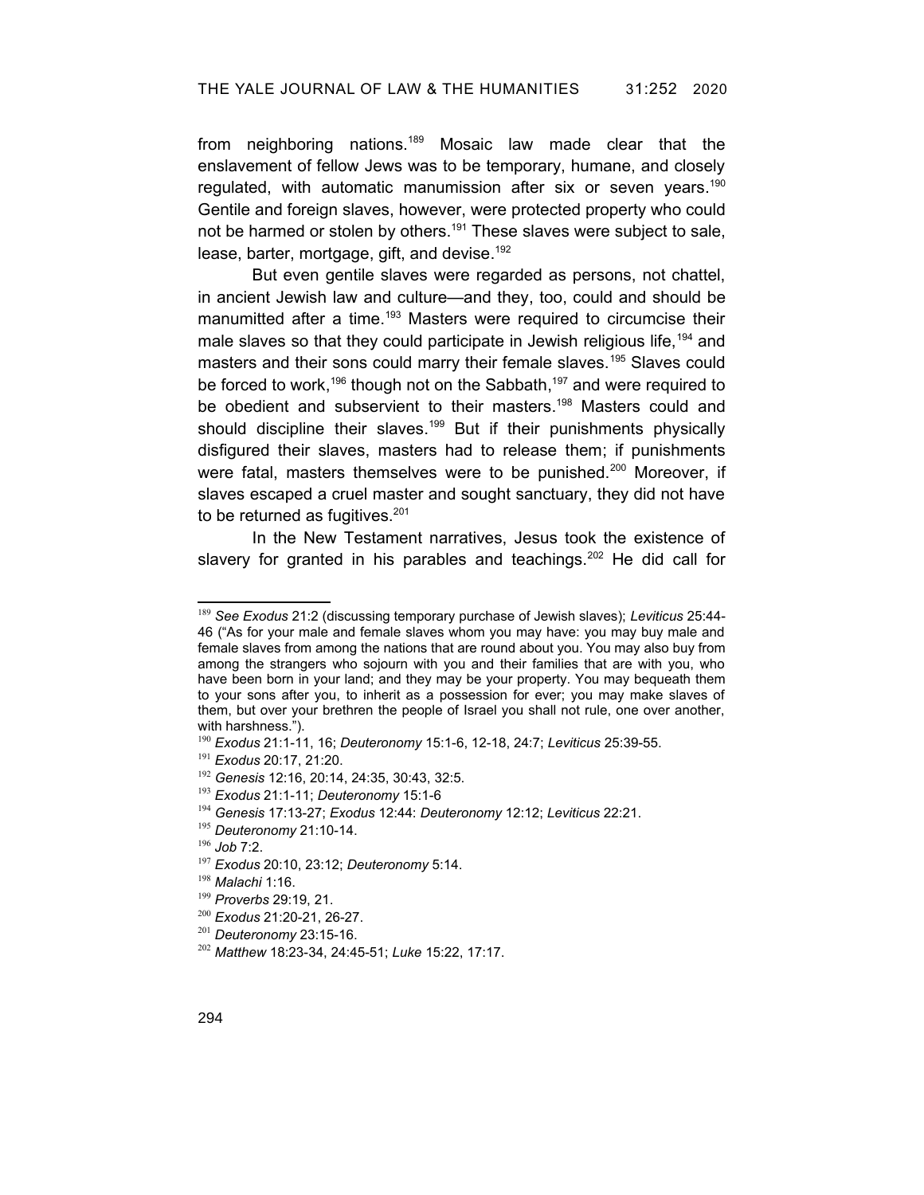from neighboring nations.[189] Mosaic law made clear that the enslavement of fellow Jews was to be temporary, humane, and closely regulated, with automatic manumission after six or seven years.[190] Gentile and foreign slaves, however, were protected property who could not be harmed or stolen by others.[191] These slaves were subject to sale, lease, barter, mortgage, gift, and devise.[192]

But even gentile slaves were regarded as persons, not chattel, in ancient Jewish law and culture—and they, too, could and should be manumitted after a time.[193] Masters were required to circumcise their male slaves so that they could participate in Jewish religious life,[194] and masters and their sons could marry their female slaves.[195] Slaves could be forced to work,[196] though not on the Sabbath,[197] and were required to be obedient and subservient to their masters.[198] Masters could and should discipline their slaves.[199] But if their punishments physically disfigured their slaves, masters had to release them; if punishments were fatal, masters themselves were to be punished.[200] Moreover, if slaves escaped a cruel master and sought sanctuary, they did not have to be returned as fugitives.[201]

In the New Testament narratives, Jesus took the existence of slavery for granted in his parables and teachings.[202] He did call for

---

[189] *See Exodus* 21:2 (discussing temporary purchase of Jewish slaves); *Leviticus* 25:44-46 ("As for your male and female slaves whom you may have: you may buy male and female slaves from among the nations that are round about you. You may also buy from among the strangers who sojourn with you and their families that are with you, who have been born in your land; and they may be your property. You may bequeath them to your sons after you, to inherit as a possession for ever; you may make slaves of them, but over your brethren the people of Israel you shall not rule, one over another, with harshness.").

[190] *Exodus* 21:1-11, 16; *Deuteronomy* 15:1-6, 12-18, 24:7; *Leviticus* 25:39-55.

[191] *Exodus* 20:17, 21:20.

[192] *Genesis* 12:16, 20:14, 24:35, 30:43, 32:5.

[193] *Exodus* 21:1-11; *Deuteronomy* 15:1-6

[194] *Genesis* 17:13-27; *Exodus* 12:44: *Deuteronomy* 12:12; *Leviticus* 22:21.

[195] *Deuteronomy* 21:10-14.

[196] *Job* 7:2.

[197] *Exodus* 20:10, 23:12; *Deuteronomy* 5:14.

[198] *Malachi* 1:16.

[199] *Proverbs* 29:19, 21.

[200] *Exodus* 21:20-21, 26-27.

[201] *Deuteronomy* 23:15-16.

[202] *Matthew* 18:23-34, 24:45-51; *Luke* 15:22, 17:17.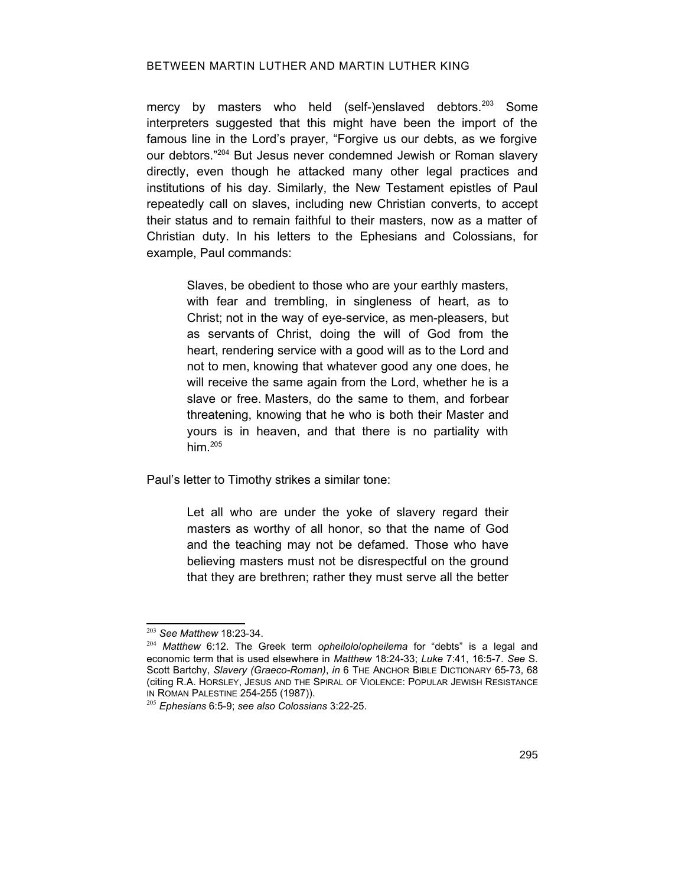mercy by masters who held (self-)enslaved debtors.[203] Some interpreters suggested that this might have been the import of the famous line in the Lord's prayer, "Forgive us our debts, as we forgive our debtors."[204] But Jesus never condemned Jewish or Roman slavery directly, even though he attacked many other legal practices and institutions of his day. Similarly, the New Testament epistles of Paul repeatedly call on slaves, including new Christian converts, to accept their status and to remain faithful to their masters, now as a matter of Christian duty. In his letters to the Ephesians and Colossians, for example, Paul commands:

> Slaves, be obedient to those who are your earthly masters, with fear and trembling, in singleness of heart, as to Christ; not in the way of eye-service, as men-pleasers, but as servants of Christ, doing the will of God from the heart, rendering service with a good will as to the Lord and not to men, knowing that whatever good any one does, he will receive the same again from the Lord, whether he is a slave or free. Masters, do the same to them, and forbear threatening, knowing that he who is both their Master and yours is in heaven, and that there is no partiality with him.[205]

Paul's letter to Timothy strikes a similar tone:

> Let all who are under the yoke of slavery regard their masters as worthy of all honor, so that the name of God and the teaching may not be defamed. Those who have believing masters must not be disrespectful on the ground that they are brethren; rather they must serve all the better

---

[203] *See Matthew* 18:23-34.

[204] *Matthew* 6:12. The Greek term *opheilolo*/*opheilema* for "debts" is a legal and economic term that is used elsewhere in *Matthew* 18:24-33; *Luke* 7:41, 16:5-7. *See* S. Scott Bartchy, *Slavery (Graeco-Roman)*, *in* 6 THE ANCHOR BIBLE DICTIONARY 65-73, 68 (citing R.A. HORSLEY, JESUS AND THE SPIRAL OF VIOLENCE: POPULAR JEWISH RESISTANCE IN ROMAN PALESTINE 254-255 (1987)).

[205] *Ephesians* 6:5-9; *see also Colossians* 3:22-25.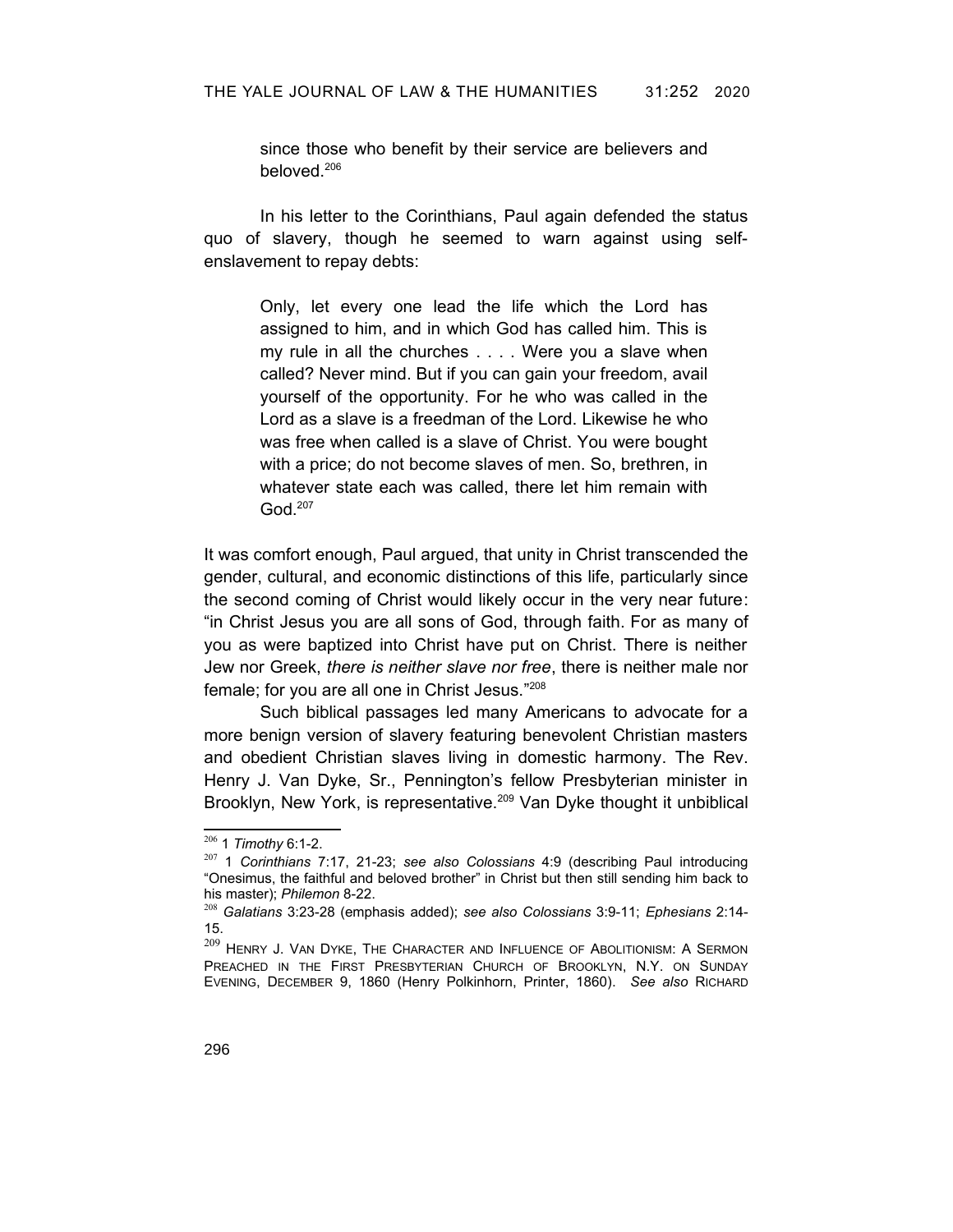> since those who benefit by their service are believers and beloved.[206]

In his letter to the Corinthians, Paul again defended the status quo of slavery, though he seemed to warn against using self-enslavement to repay debts:

> Only, let every one lead the life which the Lord has assigned to him, and in which God has called him. This is my rule in all the churches . . . . Were you a slave when called? Never mind. But if you can gain your freedom, avail yourself of the opportunity. For he who was called in the Lord as a slave is a freedman of the Lord. Likewise he who was free when called is a slave of Christ. You were bought with a price; do not become slaves of men. So, brethren, in whatever state each was called, there let him remain with God.[207]

It was comfort enough, Paul argued, that unity in Christ transcended the gender, cultural, and economic distinctions of this life, particularly since the second coming of Christ would likely occur in the very near future: "in Christ Jesus you are all sons of God, through faith. For as many of you as were baptized into Christ have put on Christ. There is neither Jew nor Greek, *there is neither slave nor free*, there is neither male nor female; for you are all one in Christ Jesus."[208]

Such biblical passages led many Americans to advocate for a more benign version of slavery featuring benevolent Christian masters and obedient Christian slaves living in domestic harmony. The Rev. Henry J. Van Dyke, Sr., Pennington's fellow Presbyterian minister in Brooklyn, New York, is representative.[209] Van Dyke thought it unbiblical

---

[206] 1 *Timothy* 6:1-2.

[207] 1 *Corinthians* 7:17, 21-23; *see also Colossians* 4:9 (describing Paul introducing "Onesimus, the faithful and beloved brother" in Christ but then still sending him back to his master); *Philemon* 8-22.

[208] *Galatians* 3:23-28 (emphasis added); *see also Colossians* 3:9-11; *Ephesians* 2:14-15.

[209] HENRY J. VAN DYKE, THE CHARACTER AND INFLUENCE OF ABOLITIONISM: A SERMON PREACHED IN THE FIRST PRESBYTERIAN CHURCH OF BROOKLYN, N.Y. ON SUNDAY EVENING, DECEMBER 9, 1860 (Henry Polkinhorn, Printer, 1860). *See also* RICHARD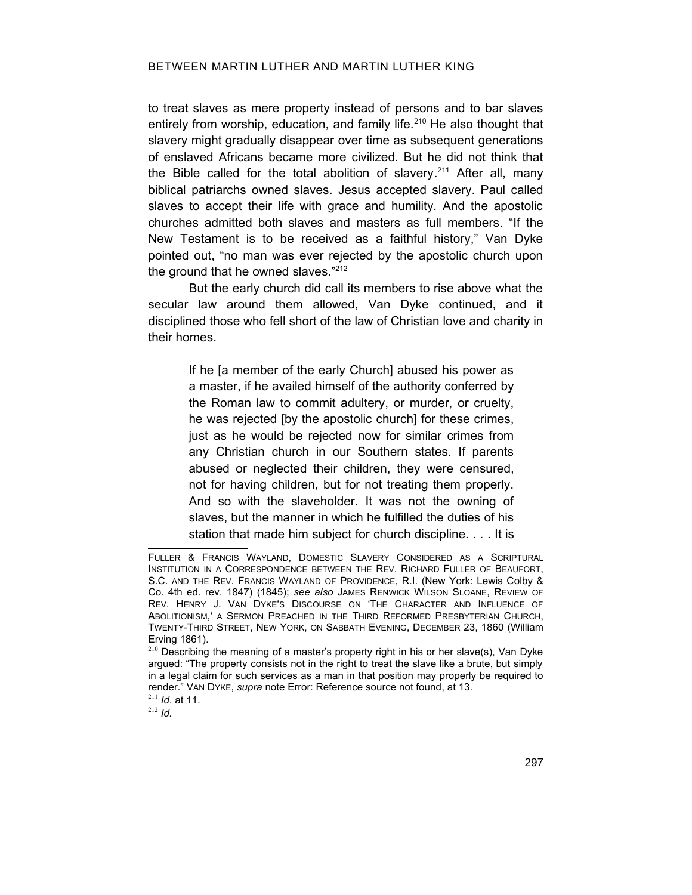to treat slaves as mere property instead of persons and to bar slaves entirely from worship, education, and family life.[210] He also thought that slavery might gradually disappear over time as subsequent generations of enslaved Africans became more civilized. But he did not think that the Bible called for the total abolition of slavery.[211] After all, many biblical patriarchs owned slaves. Jesus accepted slavery. Paul called slaves to accept their life with grace and humility. And the apostolic churches admitted both slaves and masters as full members. "If the New Testament is to be received as a faithful history," Van Dyke pointed out, "no man was ever rejected by the apostolic church upon the ground that he owned slaves."[212]

But the early church did call its members to rise above what the secular law around them allowed, Van Dyke continued, and it disciplined those who fell short of the law of Christian love and charity in their homes.

> If he [a member of the early Church] abused his power as a master, if he availed himself of the authority conferred by the Roman law to commit adultery, or murder, or cruelty, he was rejected [by the apostolic church] for these crimes, just as he would be rejected now for similar crimes from any Christian church in our Southern states. If parents abused or neglected their children, they were censured, not for having children, but for not treating them properly. And so with the slaveholder. It was not the owning of slaves, but the manner in which he fulfilled the duties of his station that made him subject for church discipline. . . . It is

---

FULLER & FRANCIS WAYLAND, DOMESTIC SLAVERY CONSIDERED AS A SCRIPTURAL INSTITUTION IN A CORRESPONDENCE BETWEEN THE REV. RICHARD FULLER OF BEAUFORT, S.C. AND THE REV. FRANCIS WAYLAND OF PROVIDENCE, R.I. (New York: Lewis Colby & Co. 4th ed. rev. 1847) (1845); *see also* JAMES RENWICK WILSON SLOANE, REVIEW OF REV. HENRY J. VAN DYKE'S DISCOURSE ON 'THE CHARACTER AND INFLUENCE OF ABOLITIONISM,' A SERMON PREACHED IN THE THIRD REFORMED PRESBYTERIAN CHURCH, TWENTY-THIRD STREET, NEW YORK, ON SABBATH EVENING, DECEMBER 23, 1860 (William Erving 1861).

[210] Describing the meaning of a master's property right in his or her slave(s), Van Dyke argued: "The property consists not in the right to treat the slave like a brute, but simply in a legal claim for such services as a man in that position may properly be required to render." VAN DYKE, *supra* note Error: Reference source not found, at 13.

[211] *Id.* at 11.

[212] *Id.*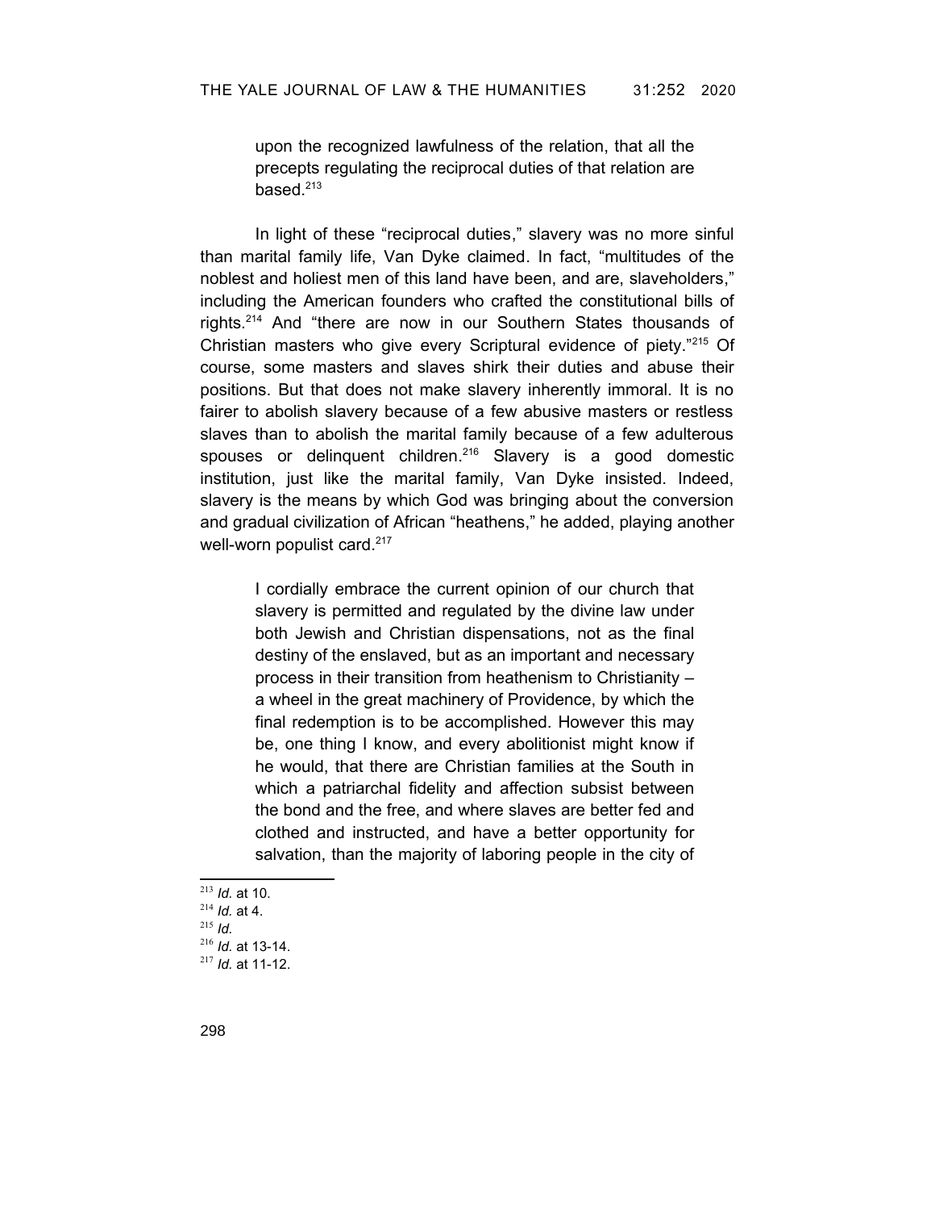> upon the recognized lawfulness of the relation, that all the precepts regulating the reciprocal duties of that relation are based.[213]

In light of these "reciprocal duties," slavery was no more sinful than marital family life, Van Dyke claimed. In fact, "multitudes of the noblest and holiest men of this land have been, and are, slaveholders," including the American founders who crafted the constitutional bills of rights.[214] And "there are now in our Southern States thousands of Christian masters who give every Scriptural evidence of piety."[215] Of course, some masters and slaves shirk their duties and abuse their positions. But that does not make slavery inherently immoral. It is no fairer to abolish slavery because of a few abusive masters or restless slaves than to abolish the marital family because of a few adulterous spouses or delinquent children.[216] Slavery is a good domestic institution, just like the marital family, Van Dyke insisted. Indeed, slavery is the means by which God was bringing about the conversion and gradual civilization of African "heathens," he added, playing another well-worn populist card.[217]

> I cordially embrace the current opinion of our church that slavery is permitted and regulated by the divine law under both Jewish and Christian dispensations, not as the final destiny of the enslaved, but as an important and necessary process in their transition from heathenism to Christianity – a wheel in the great machinery of Providence, by which the final redemption is to be accomplished. However this may be, one thing I know, and every abolitionist might know if he would, that there are Christian families at the South in which a patriarchal fidelity and affection subsist between the bond and the free, and where slaves are better fed and clothed and instructed, and have a better opportunity for salvation, than the majority of laboring people in the city of

---

[213] *Id.* at 10.

[214] *Id.* at 4.

[215] *Id.*

[216] *Id.* at 13-14.

[217] *Id.* at 11-12.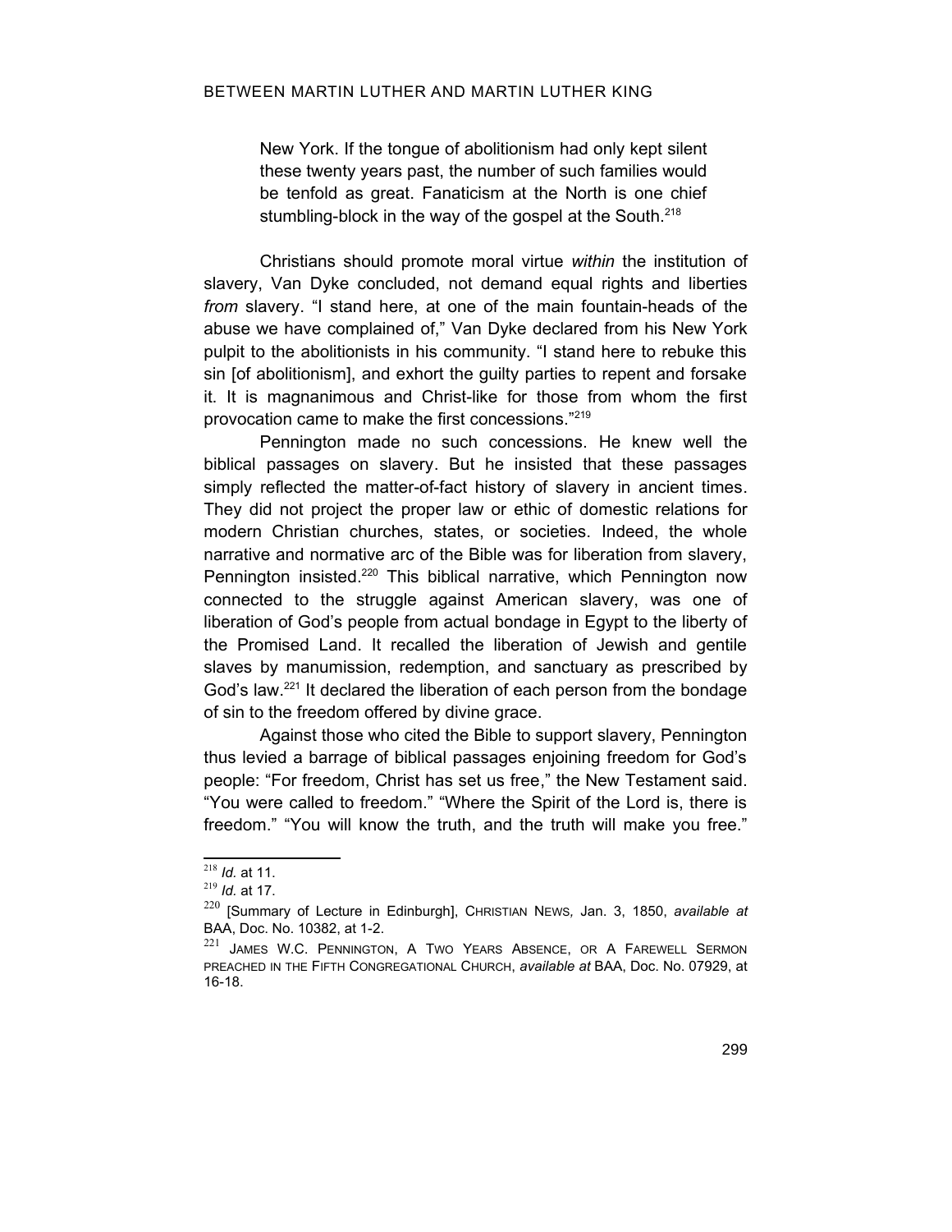> New York. If the tongue of abolitionism had only kept silent these twenty years past, the number of such families would be tenfold as great. Fanaticism at the North is one chief stumbling-block in the way of the gospel at the South.[218]

Christians should promote moral virtue *within* the institution of slavery, Van Dyke concluded, not demand equal rights and liberties *from* slavery. "I stand here, at one of the main fountain-heads of the abuse we have complained of," Van Dyke declared from his New York pulpit to the abolitionists in his community. "I stand here to rebuke this sin [of abolitionism], and exhort the guilty parties to repent and forsake it. It is magnanimous and Christ-like for those from whom the first provocation came to make the first concessions."[219]

Pennington made no such concessions. He knew well the biblical passages on slavery. But he insisted that these passages simply reflected the matter-of-fact history of slavery in ancient times. They did not project the proper law or ethic of domestic relations for modern Christian churches, states, or societies. Indeed, the whole narrative and normative arc of the Bible was for liberation from slavery, Pennington insisted.[220] This biblical narrative, which Pennington now connected to the struggle against American slavery, was one of liberation of God's people from actual bondage in Egypt to the liberty of the Promised Land. It recalled the liberation of Jewish and gentile slaves by manumission, redemption, and sanctuary as prescribed by God's law.[221] It declared the liberation of each person from the bondage of sin to the freedom offered by divine grace.

Against those who cited the Bible to support slavery, Pennington thus levied a barrage of biblical passages enjoining freedom for God's people: "For freedom, Christ has set us free," the New Testament said. "You were called to freedom." "Where the Spirit of the Lord is, there is freedom." "You will know the truth, and the truth will make you free."

---

[218] *Id.* at 11.

[219] *Id.* at 17.

[220] [Summary of Lecture in Edinburgh], CHRISTIAN NEWS, Jan. 3, 1850, *available at* BAA, Doc. No. 10382, at 1-2.

[221] JAMES W.C. PENNINGTON, A TWO YEARS ABSENCE, OR A FAREWELL SERMON PREACHED IN THE FIFTH CONGREGATIONAL CHURCH, *available at* BAA, Doc. No. 07929, at 16-18.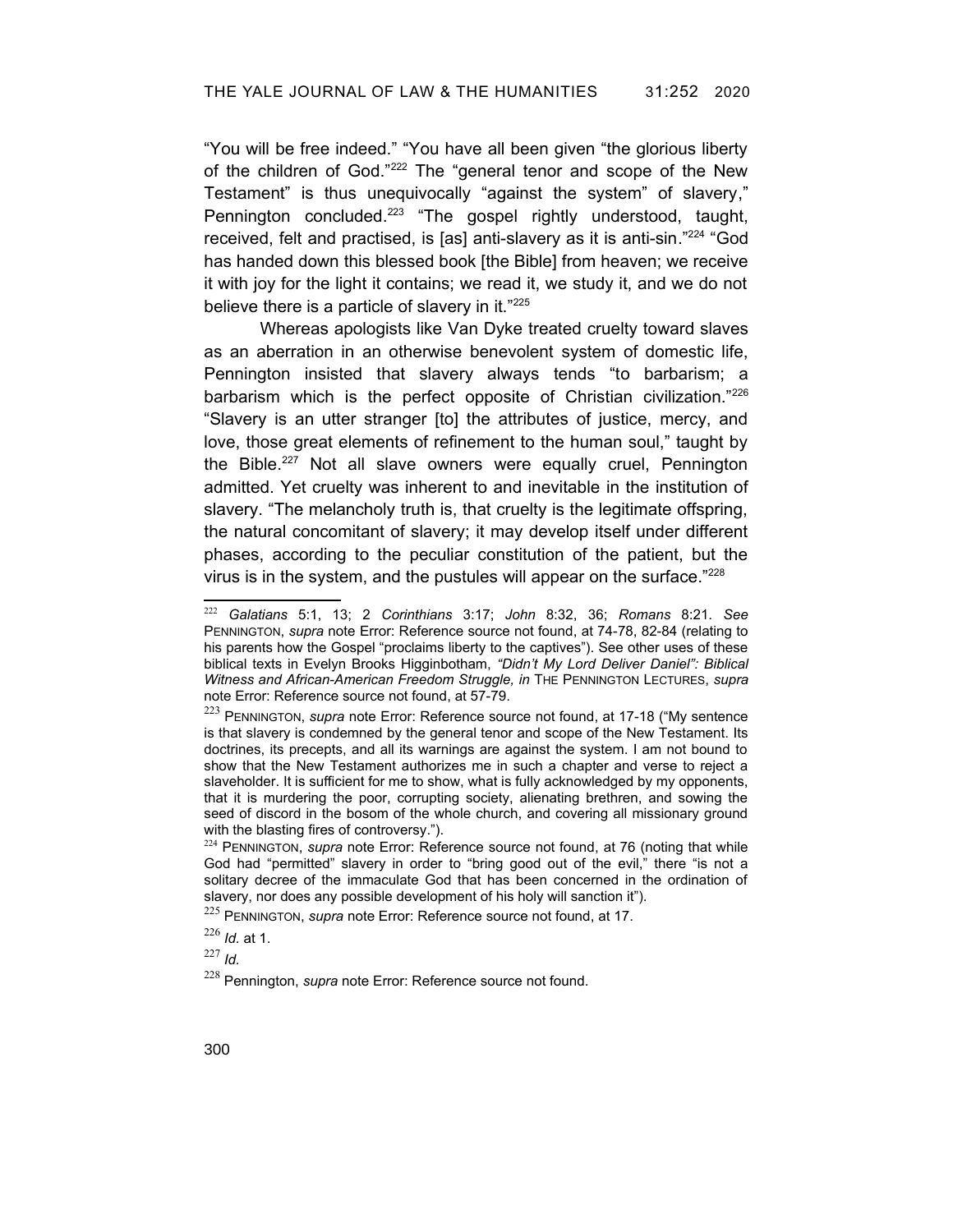"You will be free indeed." "You have all been given "the glorious liberty of the children of God."[222] The "general tenor and scope of the New Testament" is thus unequivocally "against the system" of slavery," Pennington concluded.[223] "The gospel rightly understood, taught, received, felt and practised, is [as] anti-slavery as it is anti-sin."[224] "God has handed down this blessed book [the Bible] from heaven; we receive it with joy for the light it contains; we read it, we study it, and we do not believe there is a particle of slavery in it."[225]

Whereas apologists like Van Dyke treated cruelty toward slaves as an aberration in an otherwise benevolent system of domestic life, Pennington insisted that slavery always tends "to barbarism; a barbarism which is the perfect opposite of Christian civilization."[226] "Slavery is an utter stranger [to] the attributes of justice, mercy, and love, those great elements of refinement to the human soul," taught by the Bible.[227] Not all slave owners were equally cruel, Pennington admitted. Yet cruelty was inherent to and inevitable in the institution of slavery. "The melancholy truth is, that cruelty is the legitimate offspring, the natural concomitant of slavery; it may develop itself under different phases, according to the peculiar constitution of the patient, but the virus is in the system, and the pustules will appear on the surface."[228]

---

[222] *Galatians* 5:1, 13; 2 *Corinthians* 3:17; *John* 8:32, 36; *Romans* 8:21. *See* PENNINGTON, *supra* note Error: Reference source not found, at 74-78, 82-84 (relating to his parents how the Gospel "proclaims liberty to the captives"). See other uses of these biblical texts in Evelyn Brooks Higginbotham, *"Didn't My Lord Deliver Daniel": Biblical Witness and African-American Freedom Struggle, in* THE PENNINGTON LECTURES, *supra* note Error: Reference source not found, at 57-79.

[223] PENNINGTON, *supra* note Error: Reference source not found, at 17-18 ("My sentence is that slavery is condemned by the general tenor and scope of the New Testament. Its doctrines, its precepts, and all its warnings are against the system. I am not bound to show that the New Testament authorizes me in such a chapter and verse to reject a slaveholder. It is sufficient for me to show, what is fully acknowledged by my opponents, that it is murdering the poor, corrupting society, alienating brethren, and sowing the seed of discord in the bosom of the whole church, and covering all missionary ground with the blasting fires of controversy.").

[224] PENNINGTON, *supra* note Error: Reference source not found, at 76 (noting that while God had "permitted" slavery in order to "bring good out of the evil," there "is not a solitary decree of the immaculate God that has been concerned in the ordination of slavery, nor does any possible development of his holy will sanction it").

[225] PENNINGTON, *supra* note Error: Reference source not found, at 17.

[226] *Id.* at 1.

[227] *Id.*

[228] Pennington, *supra* note Error: Reference source not found.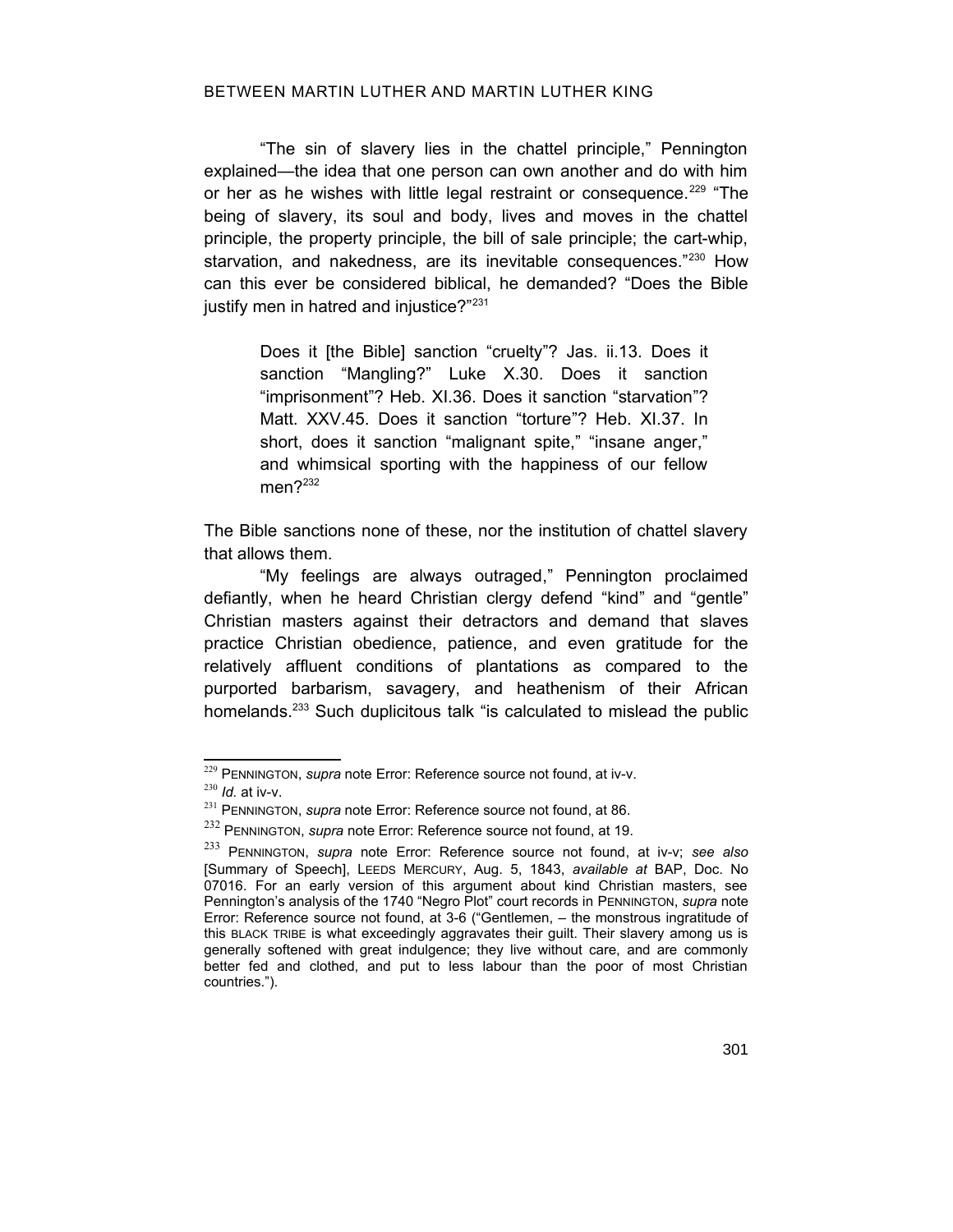"The sin of slavery lies in the chattel principle," Pennington explained—the idea that one person can own another and do with him or her as he wishes with little legal restraint or consequence.[229] "The being of slavery, its soul and body, lives and moves in the chattel principle, the property principle, the bill of sale principle; the cart-whip, starvation, and nakedness, are its inevitable consequences."[230] How can this ever be considered biblical, he demanded? "Does the Bible justify men in hatred and injustice?"[231]

> Does it [the Bible] sanction "cruelty"? Jas. ii.13. Does it sanction "Mangling?" Luke X.30. Does it sanction "imprisonment"? Heb. XI.36. Does it sanction "starvation"? Matt. XXV.45. Does it sanction "torture"? Heb. XI.37. In short, does it sanction "malignant spite," "insane anger," and whimsical sporting with the happiness of our fellow men?[232]

The Bible sanctions none of these, nor the institution of chattel slavery that allows them.

"My feelings are always outraged," Pennington proclaimed defiantly, when he heard Christian clergy defend "kind" and "gentle" Christian masters against their detractors and demand that slaves practice Christian obedience, patience, and even gratitude for the relatively affluent conditions of plantations as compared to the purported barbarism, savagery, and heathenism of their African homelands.[233] Such duplicitous talk "is calculated to mislead the public

---

[229] PENNINGTON, *supra* note Error: Reference source not found, at iv-v.

[230] *Id.* at iv-v.

[231] PENNINGTON, *supra* note Error: Reference source not found, at 86.

[232] PENNINGTON, *supra* note Error: Reference source not found, at 19.

[233] PENNINGTON, *supra* note Error: Reference source not found, at iv-v; *see also* [Summary of Speech], LEEDS MERCURY, Aug. 5, 1843, *available at* BAP, Doc. No 07016. For an early version of this argument about kind Christian masters, see Pennington's analysis of the 1740 "Negro Plot" court records in PENNINGTON, *supra* note Error: Reference source not found, at 3-6 ("Gentlemen, – the monstrous ingratitude of this BLACK TRIBE is what exceedingly aggravates their guilt. Their slavery among us is generally softened with great indulgence; they live without care, and are commonly better fed and clothed, and put to less labour than the poor of most Christian countries.").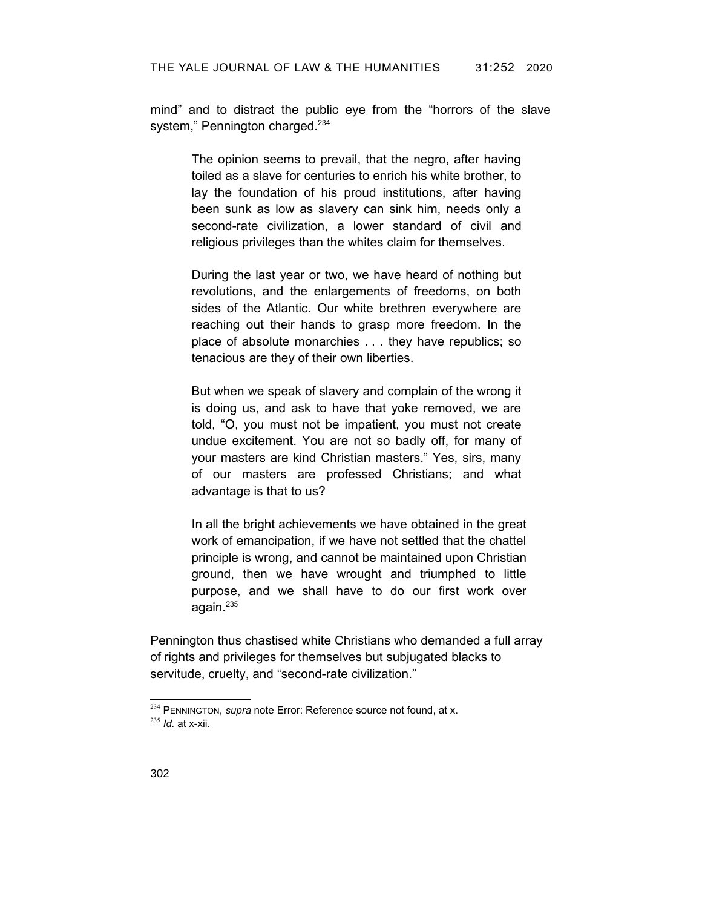mind" and to distract the public eye from the "horrors of the slave system," Pennington charged.[234]

> The opinion seems to prevail, that the negro, after having toiled as a slave for centuries to enrich his white brother, to lay the foundation of his proud institutions, after having been sunk as low as slavery can sink him, needs only a second-rate civilization, a lower standard of civil and religious privileges than the whites claim for themselves.
>
> During the last year or two, we have heard of nothing but revolutions, and the enlargements of freedoms, on both sides of the Atlantic. Our white brethren everywhere are reaching out their hands to grasp more freedom. In the place of absolute monarchies . . . they have republics; so tenacious are they of their own liberties.
>
> But when we speak of slavery and complain of the wrong it is doing us, and ask to have that yoke removed, we are told, "O, you must not be impatient, you must not create undue excitement. You are not so badly off, for many of your masters are kind Christian masters." Yes, sirs, many of our masters are professed Christians; and what advantage is that to us?
>
> In all the bright achievements we have obtained in the great work of emancipation, if we have not settled that the chattel principle is wrong, and cannot be maintained upon Christian ground, then we have wrought and triumphed to little purpose, and we shall have to do our first work over again.[235]

Pennington thus chastised white Christians who demanded a full array of rights and privileges for themselves but subjugated blacks to servitude, cruelty, and "second-rate civilization."

---

[234] PENNINGTON, *supra* note Error: Reference source not found, at x.

[235] *Id.* at x-xii.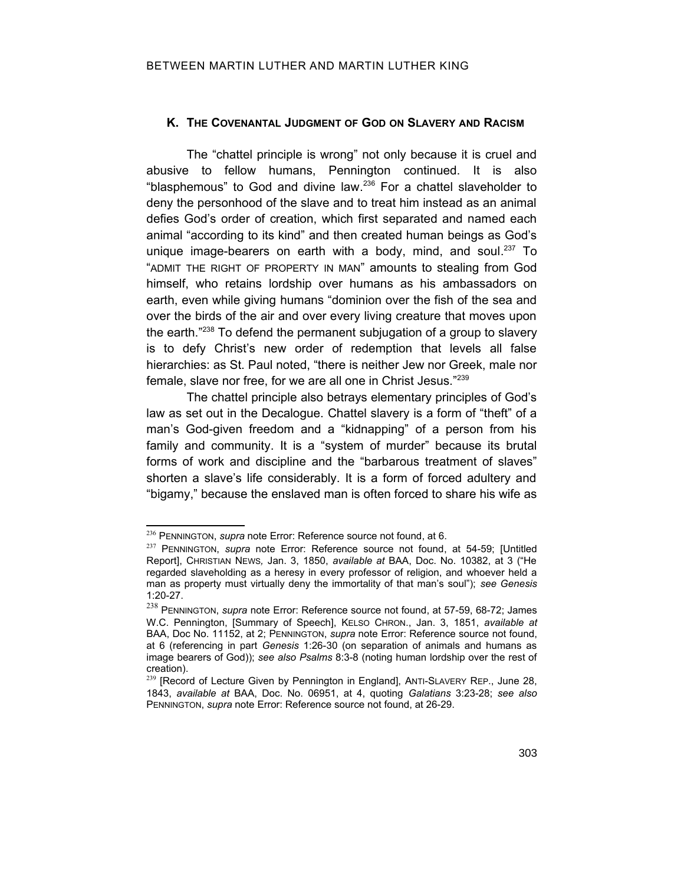### K. The Covenantal Judgment of God on Slavery and Racism

The "chattel principle is wrong" not only because it is cruel and abusive to fellow humans, Pennington continued. It is also "blasphemous" to God and divine law.[236] For a chattel slaveholder to deny the personhood of the slave and to treat him instead as an animal defies God's order of creation, which first separated and named each animal "according to its kind" and then created human beings as God's unique image-bearers on earth with a body, mind, and soul.[237] To "ADMIT THE RIGHT OF PROPERTY IN MAN" amounts to stealing from God himself, who retains lordship over humans as his ambassadors on earth, even while giving humans "dominion over the fish of the sea and over the birds of the air and over every living creature that moves upon the earth."[238] To defend the permanent subjugation of a group to slavery is to defy Christ's new order of redemption that levels all false hierarchies: as St. Paul noted, "there is neither Jew nor Greek, male nor female, slave nor free, for we are all one in Christ Jesus."[239]

The chattel principle also betrays elementary principles of God's law as set out in the Decalogue. Chattel slavery is a form of "theft" of a man's God-given freedom and a "kidnapping" of a person from his family and community. It is a "system of murder" because its brutal forms of work and discipline and the "barbarous treatment of slaves" shorten a slave's life considerably. It is a form of forced adultery and "bigamy," because the enslaved man is often forced to share his wife as

---

[236] PENNINGTON, *supra* note Error: Reference source not found, at 6.

[237] PENNINGTON, *supra* note Error: Reference source not found, at 54-59; [Untitled Report], CHRISTIAN NEWS, Jan. 3, 1850, *available at* BAA, Doc. No. 10382, at 3 ("He regarded slaveholding as a heresy in every professor of religion, and whoever held a man as property must virtually deny the immortality of that man's soul"); *see Genesis* 1:20-27.

[238] PENNINGTON, *supra* note Error: Reference source not found, at 57-59, 68-72; James W.C. Pennington, [Summary of Speech], KELSO CHRON., Jan. 3, 1851, *available at* BAA, Doc No. 11152, at 2; PENNINGTON, *supra* note Error: Reference source not found, at 6 (referencing in part *Genesis* 1:26-30 (on separation of animals and humans as image bearers of God)); *see also Psalms* 8:3-8 (noting human lordship over the rest of creation).

[239] [Record of Lecture Given by Pennington in England], ANTI-SLAVERY REP., June 28, 1843, *available at* BAA, Doc. No. 06951, at 4, quoting *Galatians* 3:23-28; *see also* PENNINGTON, *supra* note Error: Reference source not found, at 26-29.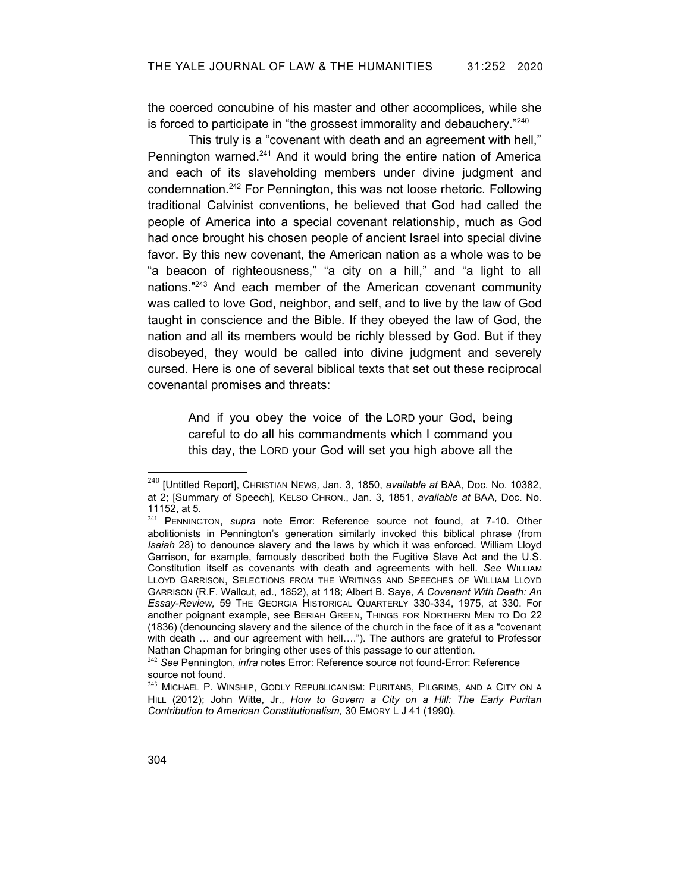the coerced concubine of his master and other accomplices, while she is forced to participate in "the grossest immorality and debauchery."[240]

This truly is a "covenant with death and an agreement with hell," Pennington warned.[241] And it would bring the entire nation of America and each of its slaveholding members under divine judgment and condemnation.[242] For Pennington, this was not loose rhetoric. Following traditional Calvinist conventions, he believed that God had called the people of America into a special covenant relationship, much as God had once brought his chosen people of ancient Israel into special divine favor. By this new covenant, the American nation as a whole was to be "a beacon of righteousness," "a city on a hill," and "a light to all nations."[243] And each member of the American covenant community was called to love God, neighbor, and self, and to live by the law of God taught in conscience and the Bible. If they obeyed the law of God, the nation and all its members would be richly blessed by God. But if they disobeyed, they would be called into divine judgment and severely cursed. Here is one of several biblical texts that set out these reciprocal covenantal promises and threats:

> And if you obey the voice of the LORD your God, being careful to do all his commandments which I command you this day, the LORD your God will set you high above all the

---

[240] [Untitled Report], CHRISTIAN NEWS, Jan. 3, 1850, *available at* BAA, Doc. No. 10382, at 2; [Summary of Speech], KELSO CHRON., Jan. 3, 1851, *available at* BAA, Doc. No. 11152, at 5.

[241] PENNINGTON, *supra* note Error: Reference source not found, at 7-10. Other abolitionists in Pennington's generation similarly invoked this biblical phrase (from *Isaiah* 28) to denounce slavery and the laws by which it was enforced. William Lloyd Garrison, for example, famously described both the Fugitive Slave Act and the U.S. Constitution itself as covenants with death and agreements with hell. *See* WILLIAM LLOYD GARRISON, SELECTIONS FROM THE WRITINGS AND SPEECHES OF WILLIAM LLOYD GARRISON (R.F. Wallcut, ed., 1852), at 118; Albert B. Saye, *A Covenant With Death: An Essay-Review,* 59 THE GEORGIA HISTORICAL QUARTERLY 330-334, 1975, at 330. For another poignant example, see BERIAH GREEN, THINGS FOR NORTHERN MEN TO DO 22 (1836) (denouncing slavery and the silence of the church in the face of it as a "covenant with death … and our agreement with hell…."). The authors are grateful to Professor Nathan Chapman for bringing other uses of this passage to our attention.

[242] *See* Pennington, *infra* notes Error: Reference source not found-Error: Reference source not found.

[243] MICHAEL P. WINSHIP, GODLY REPUBLICANISM: PURITANS, PILGRIMS, AND A CITY ON A HILL (2012); John Witte, Jr., *How to Govern a City on a Hill: The Early Puritan Contribution to American Constitutionalism,* 30 EMORY L J 41 (1990).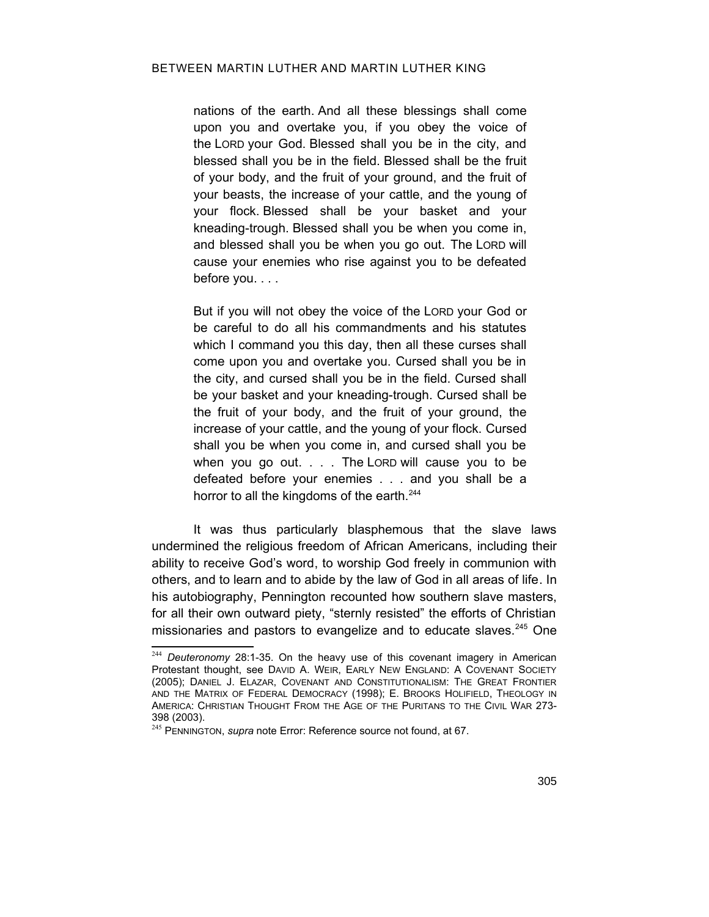> nations of the earth. And all these blessings shall come upon you and overtake you, if you obey the voice of the LORD your God. Blessed shall you be in the city, and blessed shall you be in the field. Blessed shall be the fruit of your body, and the fruit of your ground, and the fruit of your beasts, the increase of your cattle, and the young of your flock. Blessed shall be your basket and your kneading-trough. Blessed shall you be when you come in, and blessed shall you be when you go out. The LORD will cause your enemies who rise against you to be defeated before you. . . .
>
> But if you will not obey the voice of the LORD your God or be careful to do all his commandments and his statutes which I command you this day, then all these curses shall come upon you and overtake you. Cursed shall you be in the city, and cursed shall you be in the field. Cursed shall be your basket and your kneading-trough. Cursed shall be the fruit of your body, and the fruit of your ground, the increase of your cattle, and the young of your flock. Cursed shall you be when you come in, and cursed shall you be when you go out. . . . The LORD will cause you to be defeated before your enemies . . . and you shall be a horror to all the kingdoms of the earth.[244]

It was thus particularly blasphemous that the slave laws undermined the religious freedom of African Americans, including their ability to receive God's word, to worship God freely in communion with others, and to learn and to abide by the law of God in all areas of life. In his autobiography, Pennington recounted how southern slave masters, for all their own outward piety, "sternly resisted" the efforts of Christian missionaries and pastors to evangelize and to educate slaves.[245] One

---

[244] *Deuteronomy* 28:1-35. On the heavy use of this covenant imagery in American Protestant thought, see DAVID A. WEIR, EARLY NEW ENGLAND: A COVENANT SOCIETY (2005); DANIEL J. ELAZAR, COVENANT AND CONSTITUTIONALISM: THE GREAT FRONTIER AND THE MATRIX OF FEDERAL DEMOCRACY (1998); E. BROOKS HOLIFIELD, THEOLOGY IN AMERICA: CHRISTIAN THOUGHT FROM THE AGE OF THE PURITANS TO THE CIVIL WAR 273-398 (2003).

[245] PENNINGTON, *supra* note Error: Reference source not found, at 67.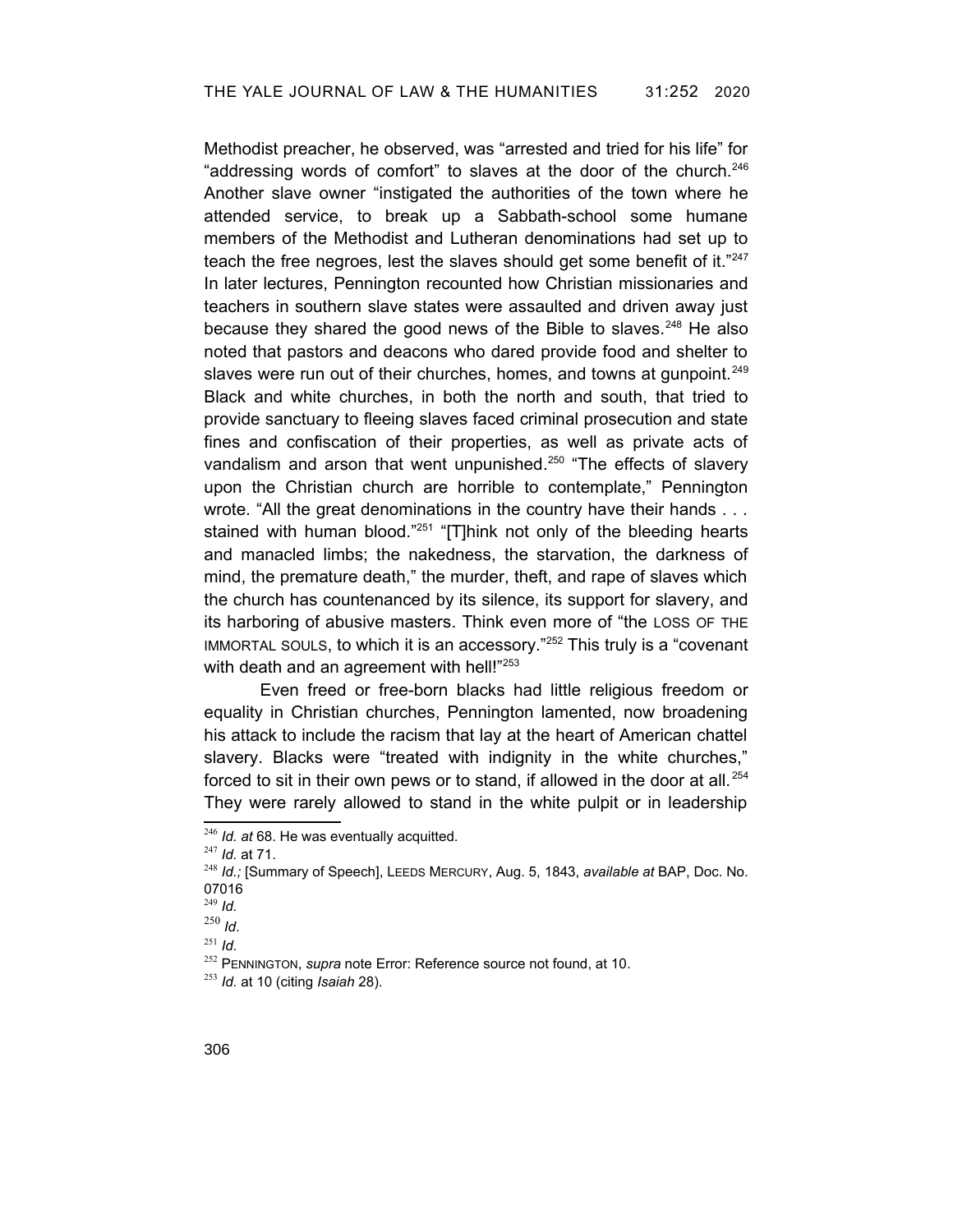Methodist preacher, he observed, was "arrested and tried for his life" for "addressing words of comfort" to slaves at the door of the church.[246] Another slave owner "instigated the authorities of the town where he attended service, to break up a Sabbath-school some humane members of the Methodist and Lutheran denominations had set up to teach the free negroes, lest the slaves should get some benefit of it."[247] In later lectures, Pennington recounted how Christian missionaries and teachers in southern slave states were assaulted and driven away just because they shared the good news of the Bible to slaves.[248] He also noted that pastors and deacons who dared provide food and shelter to slaves were run out of their churches, homes, and towns at gunpoint.[249] Black and white churches, in both the north and south, that tried to provide sanctuary to fleeing slaves faced criminal prosecution and state fines and confiscation of their properties, as well as private acts of vandalism and arson that went unpunished.[250] "The effects of slavery upon the Christian church are horrible to contemplate," Pennington wrote. "All the great denominations in the country have their hands . . . stained with human blood."[251] "[T]hink not only of the bleeding hearts and manacled limbs; the nakedness, the starvation, the darkness of mind, the premature death," the murder, theft, and rape of slaves which the church has countenanced by its silence, its support for slavery, and its harboring of abusive masters. Think even more of "the LOSS OF THE IMMORTAL SOULS, to which it is an accessory."[252] This truly is a "covenant with death and an agreement with hell!"[253]

Even freed or free-born blacks had little religious freedom or equality in Christian churches, Pennington lamented, now broadening his attack to include the racism that lay at the heart of American chattel slavery. Blacks were "treated with indignity in the white churches," forced to sit in their own pews or to stand, if allowed in the door at all.[254] They were rarely allowed to stand in the white pulpit or in leadership

---

[246] *Id. at* 68. He was eventually acquitted.

[247] *Id.* at 71.

[248] *Id.;* [Summary of Speech], LEEDS MERCURY, Aug. 5, 1843, *available at* BAP, Doc. No. 07016

[249] *Id.*

[250] *Id*.

[251] *Id.*

[252] PENNINGTON, *supra* note Error: Reference source not found, at 10.

[253] *Id.* at 10 (citing *Isaiah* 28).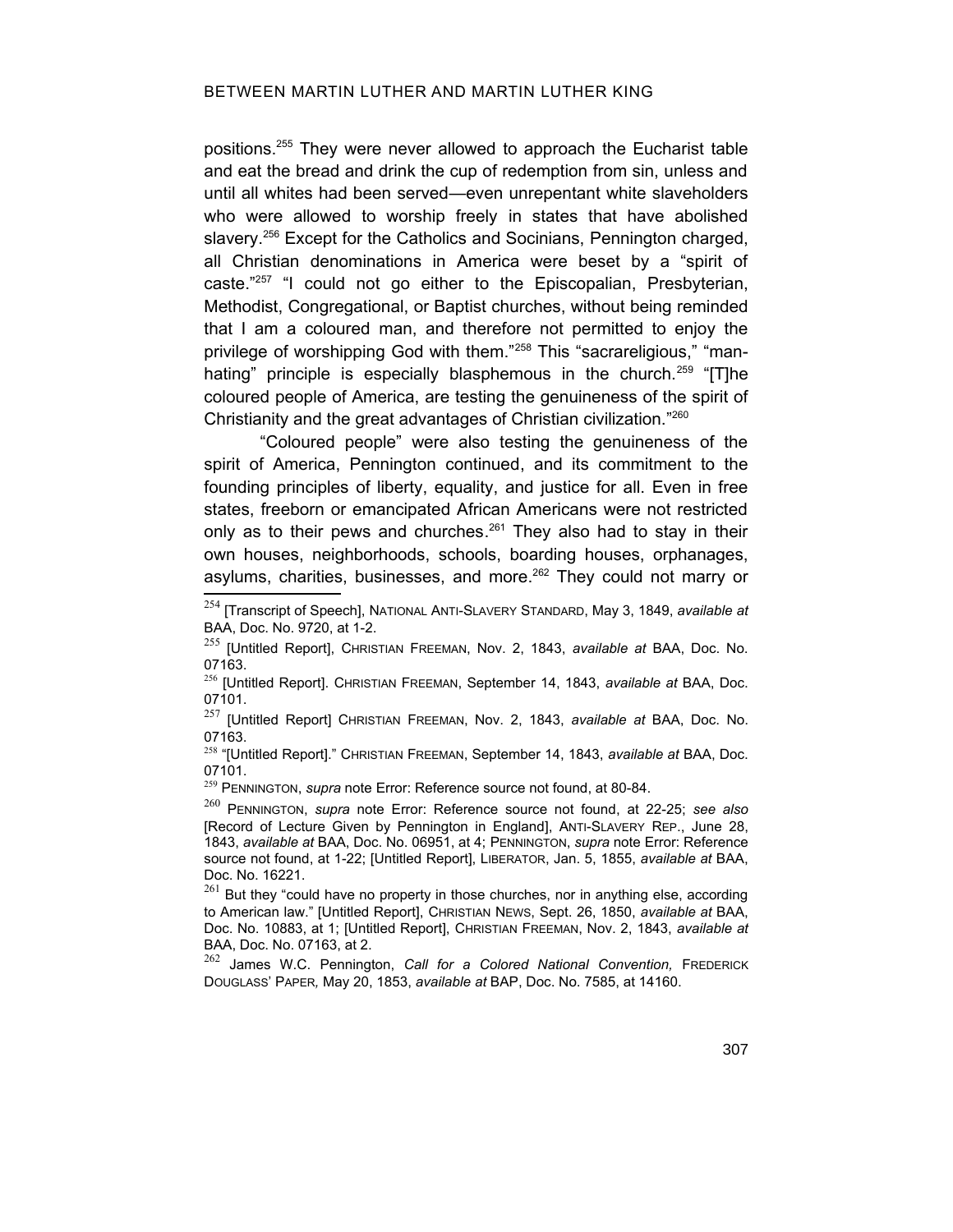positions.[255] They were never allowed to approach the Eucharist table and eat the bread and drink the cup of redemption from sin, unless and until all whites had been served—even unrepentant white slaveholders who were allowed to worship freely in states that have abolished slavery.[256] Except for the Catholics and Socinians, Pennington charged, all Christian denominations in America were beset by a "spirit of caste."[257] "I could not go either to the Episcopalian, Presbyterian, Methodist, Congregational, or Baptist churches, without being reminded that I am a coloured man, and therefore not permitted to enjoy the privilege of worshipping God with them."[258] This "sacrareligious," "man-hating" principle is especially blasphemous in the church.[259] "[T]he coloured people of America, are testing the genuineness of the spirit of Christianity and the great advantages of Christian civilization."[260]

"Coloured people" were also testing the genuineness of the spirit of America, Pennington continued, and its commitment to the founding principles of liberty, equality, and justice for all. Even in free states, freeborn or emancipated African Americans were not restricted only as to their pews and churches.[261] They also had to stay in their own houses, neighborhoods, schools, boarding houses, orphanages, asylums, charities, businesses, and more.[262] They could not marry or

---

[254] [Transcript of Speech], NATIONAL ANTI-SLAVERY STANDARD, May 3, 1849, *available at* BAA, Doc. No. 9720, at 1-2.

[255] [Untitled Report], CHRISTIAN FREEMAN, Nov. 2, 1843, *available at* BAA, Doc. No. 07163.

[256] [Untitled Report]. CHRISTIAN FREEMAN, September 14, 1843, *available at* BAA, Doc. 07101.

[257] [Untitled Report] CHRISTIAN FREEMAN, Nov. 2, 1843, *available at* BAA, Doc. No. 07163.

[258] "[Untitled Report]." CHRISTIAN FREEMAN, September 14, 1843, *available at* BAA, Doc. 07101.

[259] PENNINGTON, *supra* note Error: Reference source not found, at 80-84.

[260] PENNINGTON, *supra* note Error: Reference source not found, at 22-25; *see also* [Record of Lecture Given by Pennington in England], ANTI-SLAVERY REP., June 28, 1843, *available at* BAA, Doc. No. 06951, at 4; PENNINGTON, *supra* note Error: Reference source not found, at 1-22; [Untitled Report], LIBERATOR, Jan. 5, 1855, *available at* BAA, Doc. No. 16221.

[261] But they "could have no property in those churches, nor in anything else, according to American law." [Untitled Report], CHRISTIAN NEWS, Sept. 26, 1850, *available at* BAA, Doc. No. 10883, at 1; [Untitled Report], CHRISTIAN FREEMAN, Nov. 2, 1843, *available at* BAA, Doc. No. 07163, at 2.

[262] James W.C. Pennington, *Call for a Colored National Convention,* FREDERICK DOUGLASS' PAPER*,* May 20, 1853, *available at* BAP, Doc. No. 7585, at 14160.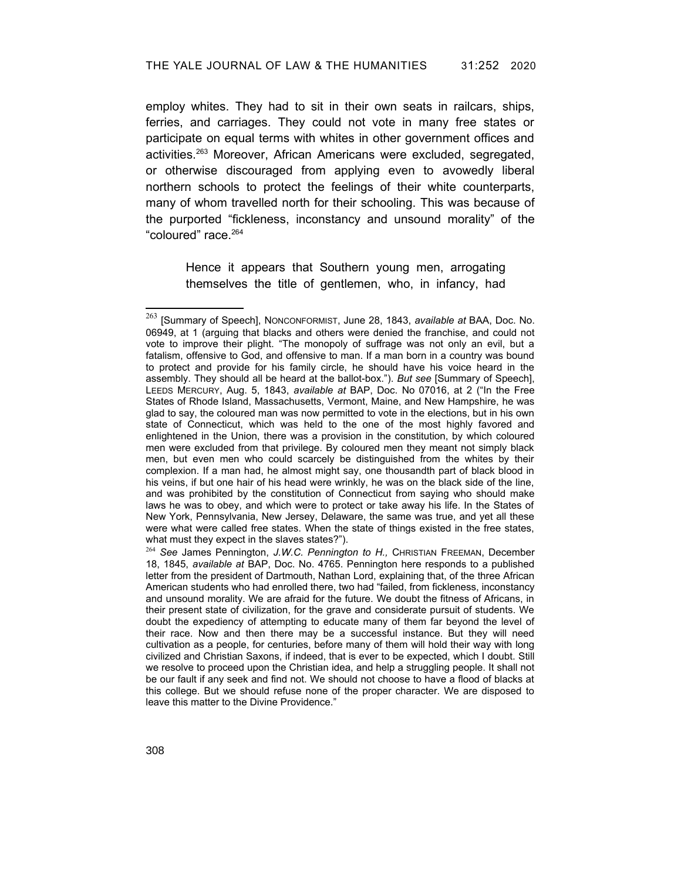employ whites. They had to sit in their own seats in railcars, ships, ferries, and carriages. They could not vote in many free states or participate on equal terms with whites in other government offices and activities.[263] Moreover, African Americans were excluded, segregated, or otherwise discouraged from applying even to avowedly liberal northern schools to protect the feelings of their white counterparts, many of whom travelled north for their schooling. This was because of the purported "fickleness, inconstancy and unsound morality" of the "coloured" race.[264]

> Hence it appears that Southern young men, arrogating themselves the title of gentlemen, who, in infancy, had

---

[263] [Summary of Speech], NONCONFORMIST, June 28, 1843, *available at* BAA, Doc. No. 06949, at 1 (arguing that blacks and others were denied the franchise, and could not vote to improve their plight. "The monopoly of suffrage was not only an evil, but a fatalism, offensive to God, and offensive to man. If a man born in a country was bound to protect and provide for his family circle, he should have his voice heard in the assembly. They should all be heard at the ballot-box."). *But see* [Summary of Speech], LEEDS MERCURY, Aug. 5, 1843, *available at* BAP, Doc. No 07016, at 2 ("In the Free States of Rhode Island, Massachusetts, Vermont, Maine, and New Hampshire, he was glad to say, the coloured man was now permitted to vote in the elections, but in his own state of Connecticut, which was held to the one of the most highly favored and enlightened in the Union, there was a provision in the constitution, by which coloured men were excluded from that privilege. By coloured men they meant not simply black men, but even men who could scarcely be distinguished from the whites by their complexion. If a man had, he almost might say, one thousandth part of black blood in his veins, if but one hair of his head were wrinkly, he was on the black side of the line, and was prohibited by the constitution of Connecticut from saying who should make laws he was to obey, and which were to protect or take away his life. In the States of New York, Pennsylvania, New Jersey, Delaware, the same was true, and yet all these were what were called free states. When the state of things existed in the free states, what must they expect in the slaves states?").

[264] *See* James Pennington, *J.W.C. Pennington to H.,* CHRISTIAN FREEMAN, December 18, 1845, *available at* BAP, Doc. No. 4765. Pennington here responds to a published letter from the president of Dartmouth, Nathan Lord, explaining that, of the three African American students who had enrolled there, two had "failed, from fickleness, inconstancy and unsound morality. We are afraid for the future. We doubt the fitness of Africans, in their present state of civilization, for the grave and considerate pursuit of students. We doubt the expediency of attempting to educate many of them far beyond the level of their race. Now and then there may be a successful instance. But they will need cultivation as a people, for centuries, before many of them will hold their way with long civilized and Christian Saxons, if indeed, that is ever to be expected, which I doubt. Still we resolve to proceed upon the Christian idea, and help a struggling people. It shall not be our fault if any seek and find not. We should not choose to have a flood of blacks at this college. But we should refuse none of the proper character. We are disposed to leave this matter to the Divine Providence."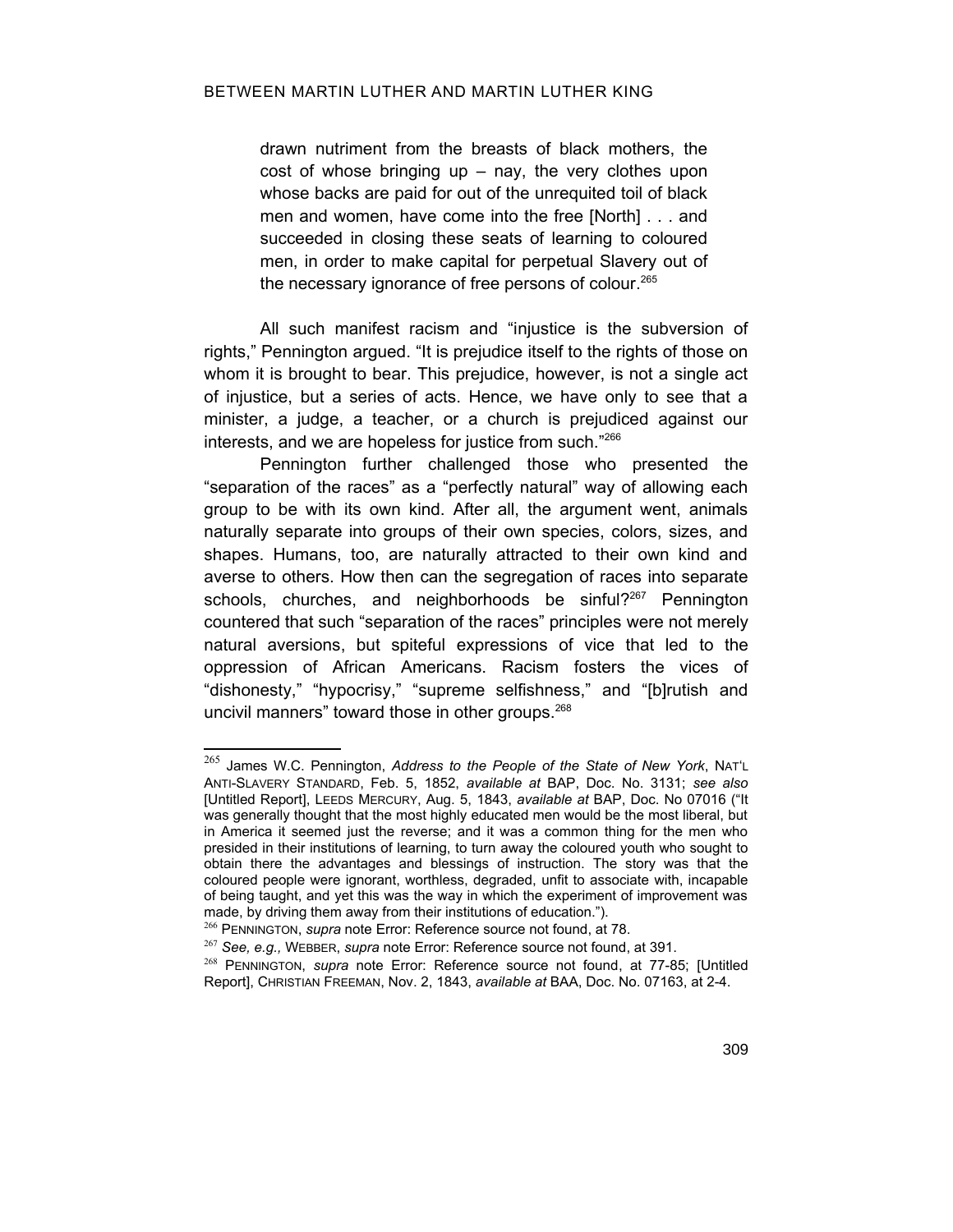> drawn nutriment from the breasts of black mothers, the cost of whose bringing up – nay, the very clothes upon whose backs are paid for out of the unrequited toil of black men and women, have come into the free [North] . . . and succeeded in closing these seats of learning to coloured men, in order to make capital for perpetual Slavery out of the necessary ignorance of free persons of colour.[265]

All such manifest racism and "injustice is the subversion of rights," Pennington argued. "It is prejudice itself to the rights of those on whom it is brought to bear. This prejudice, however, is not a single act of injustice, but a series of acts. Hence, we have only to see that a minister, a judge, a teacher, or a church is prejudiced against our interests, and we are hopeless for justice from such."[266]

Pennington further challenged those who presented the "separation of the races" as a "perfectly natural" way of allowing each group to be with its own kind. After all, the argument went, animals naturally separate into groups of their own species, colors, sizes, and shapes. Humans, too, are naturally attracted to their own kind and averse to others. How then can the segregation of races into separate schools, churches, and neighborhoods be sinful?[267] Pennington countered that such "separation of the races" principles were not merely natural aversions, but spiteful expressions of vice that led to the oppression of African Americans. Racism fosters the vices of "dishonesty," "hypocrisy," "supreme selfishness," and "[b]rutish and uncivil manners" toward those in other groups.[268]

---

[265] James W.C. Pennington, *Address to the People of the State of New York*, NAT'L ANTI-SLAVERY STANDARD, Feb. 5, 1852, *available at* BAP, Doc. No. 3131; *see also* [Untitled Report], LEEDS MERCURY, Aug. 5, 1843, *available at* BAP, Doc. No 07016 ("It was generally thought that the most highly educated men would be the most liberal, but in America it seemed just the reverse; and it was a common thing for the men who presided in their institutions of learning, to turn away the coloured youth who sought to obtain there the advantages and blessings of instruction. The story was that the coloured people were ignorant, worthless, degraded, unfit to associate with, incapable of being taught, and yet this was the way in which the experiment of improvement was made, by driving them away from their institutions of education.").

[266] PENNINGTON, *supra* note Error: Reference source not found, at 78.

[267] *See, e.g.,* WEBBER, *supra* note Error: Reference source not found, at 391.

[268] PENNINGTON, *supra* note Error: Reference source not found, at 77-85; [Untitled Report], CHRISTIAN FREEMAN, Nov. 2, 1843, *available at* BAA, Doc. No. 07163, at 2-4.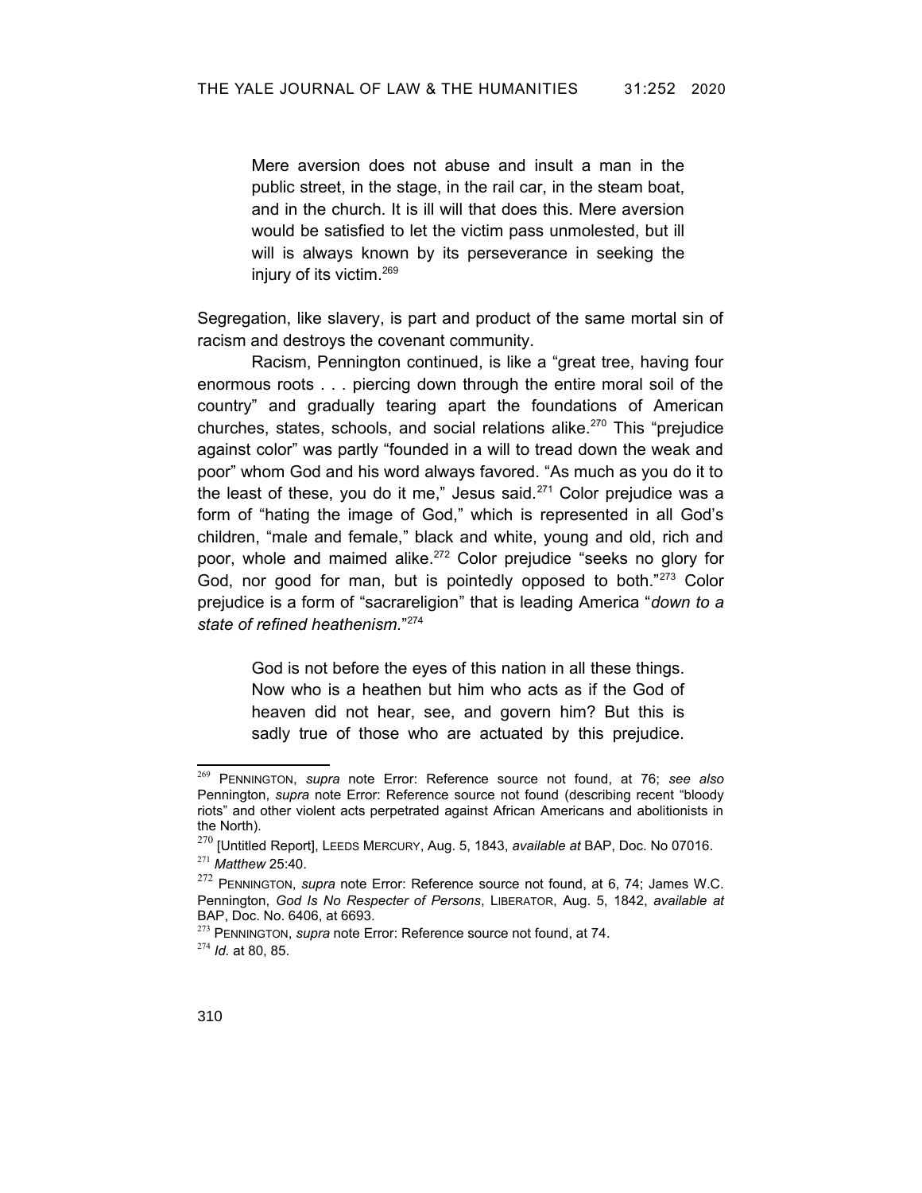> Mere aversion does not abuse and insult a man in the public street, in the stage, in the rail car, in the steam boat, and in the church. It is ill will that does this. Mere aversion would be satisfied to let the victim pass unmolested, but ill will is always known by its perseverance in seeking the injury of its victim.[269]

Segregation, like slavery, is part and product of the same mortal sin of racism and destroys the covenant community.

Racism, Pennington continued, is like a "great tree, having four enormous roots . . . piercing down through the entire moral soil of the country" and gradually tearing apart the foundations of American churches, states, schools, and social relations alike.[270] This "prejudice against color" was partly "founded in a will to tread down the weak and poor" whom God and his word always favored. "As much as you do it to the least of these, you do it me," Jesus said.[271] Color prejudice was a form of "hating the image of God," which is represented in all God's children, "male and female," black and white, young and old, rich and poor, whole and maimed alike.[272] Color prejudice "seeks no glory for God, nor good for man, but is pointedly opposed to both."[273] Color prejudice is a form of "sacrareligion" that is leading America "*down to a state of refined heathenism.*"[274]

> God is not before the eyes of this nation in all these things. Now who is a heathen but him who acts as if the God of heaven did not hear, see, and govern him? But this is sadly true of those who are actuated by this prejudice.

---

[269] PENNINGTON, *supra* note Error: Reference source not found, at 76; *see also* Pennington, *supra* note Error: Reference source not found (describing recent "bloody riots" and other violent acts perpetrated against African Americans and abolitionists in the North).

[270] [Untitled Report], LEEDS MERCURY, Aug. 5, 1843, *available at* BAP, Doc. No 07016.

[271] *Matthew* 25:40.

[272] PENNINGTON, *supra* note Error: Reference source not found, at 6, 74; James W.C. Pennington, *God Is No Respecter of Persons*, LIBERATOR, Aug. 5, 1842, *available at* BAP, Doc. No. 6406, at 6693.

[273] PENNINGTON, *supra* note Error: Reference source not found, at 74.

[274] *Id.* at 80, 85.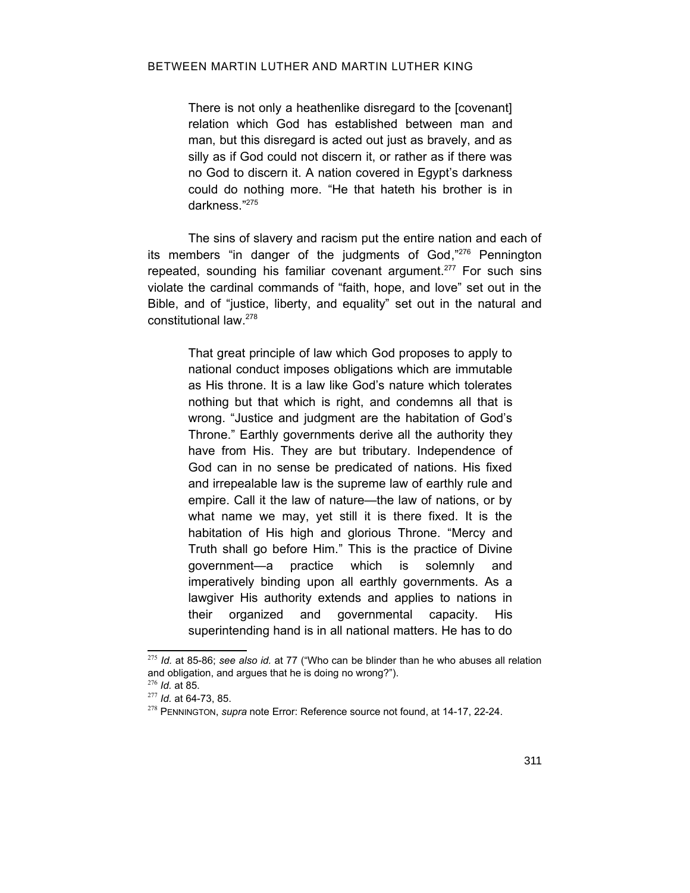> There is not only a heathenlike disregard to the [covenant] relation which God has established between man and man, but this disregard is acted out just as bravely, and as silly as if God could not discern it, or rather as if there was no God to discern it. A nation covered in Egypt's darkness could do nothing more. "He that hateth his brother is in darkness."[275]

The sins of slavery and racism put the entire nation and each of its members "in danger of the judgments of God,"[276] Pennington repeated, sounding his familiar covenant argument.[277] For such sins violate the cardinal commands of "faith, hope, and love" set out in the Bible, and of "justice, liberty, and equality" set out in the natural and constitutional law.[278]

> That great principle of law which God proposes to apply to national conduct imposes obligations which are immutable as His throne. It is a law like God's nature which tolerates nothing but that which is right, and condemns all that is wrong. "Justice and judgment are the habitation of God's Throne." Earthly governments derive all the authority they have from His. They are but tributary. Independence of God can in no sense be predicated of nations. His fixed and irrepealable law is the supreme law of earthly rule and empire. Call it the law of nature—the law of nations, or by what name we may, yet still it is there fixed. It is the habitation of His high and glorious Throne. "Mercy and Truth shall go before Him." This is the practice of Divine government—a practice which is solemnly and imperatively binding upon all earthly governments. As a lawgiver His authority extends and applies to nations in their organized and governmental capacity. His superintending hand is in all national matters. He has to do

[275] *Id.* at 85-86; *see also id.* at 77 ("Who can be blinder than he who abuses all relation and obligation, and argues that he is doing no wrong?").

[276] *Id.* at 85.

[277] *Id.* at 64-73, 85.

[278] PENNINGTON, *supra* note Error: Reference source not found, at 14-17, 22-24.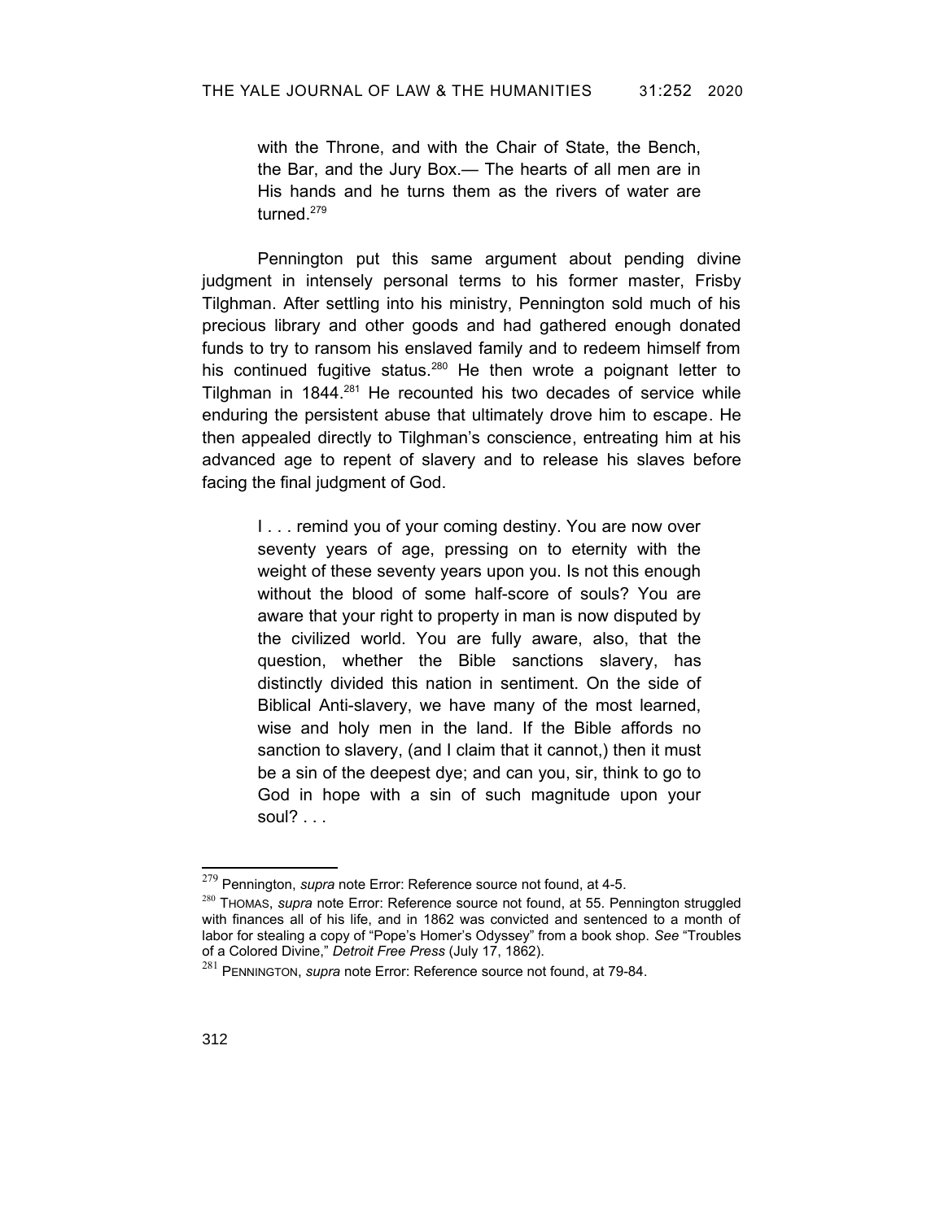> with the Throne, and with the Chair of State, the Bench, the Bar, and the Jury Box.— The hearts of all men are in His hands and he turns them as the rivers of water are turned.[279]

Pennington put this same argument about pending divine judgment in intensely personal terms to his former master, Frisby Tilghman. After settling into his ministry, Pennington sold much of his precious library and other goods and had gathered enough donated funds to try to ransom his enslaved family and to redeem himself from his continued fugitive status.[280] He then wrote a poignant letter to Tilghman in 1844.[281] He recounted his two decades of service while enduring the persistent abuse that ultimately drove him to escape. He then appealed directly to Tilghman's conscience, entreating him at his advanced age to repent of slavery and to release his slaves before facing the final judgment of God.

> I . . . remind you of your coming destiny. You are now over seventy years of age, pressing on to eternity with the weight of these seventy years upon you. Is not this enough without the blood of some half-score of souls? You are aware that your right to property in man is now disputed by the civilized world. You are fully aware, also, that the question, whether the Bible sanctions slavery, has distinctly divided this nation in sentiment. On the side of Biblical Anti-slavery, we have many of the most learned, wise and holy men in the land. If the Bible affords no sanction to slavery, (and I claim that it cannot,) then it must be a sin of the deepest dye; and can you, sir, think to go to God in hope with a sin of such magnitude upon your soul? . . .

---

[279] Pennington, *supra* note Error: Reference source not found, at 4-5.

[280] THOMAS, *supra* note Error: Reference source not found, at 55. Pennington struggled with finances all of his life, and in 1862 was convicted and sentenced to a month of labor for stealing a copy of "Pope's Homer's Odyssey" from a book shop. *See* "Troubles of a Colored Divine," *Detroit Free Press* (July 17, 1862).

[281] PENNINGTON, *supra* note Error: Reference source not found, at 79-84.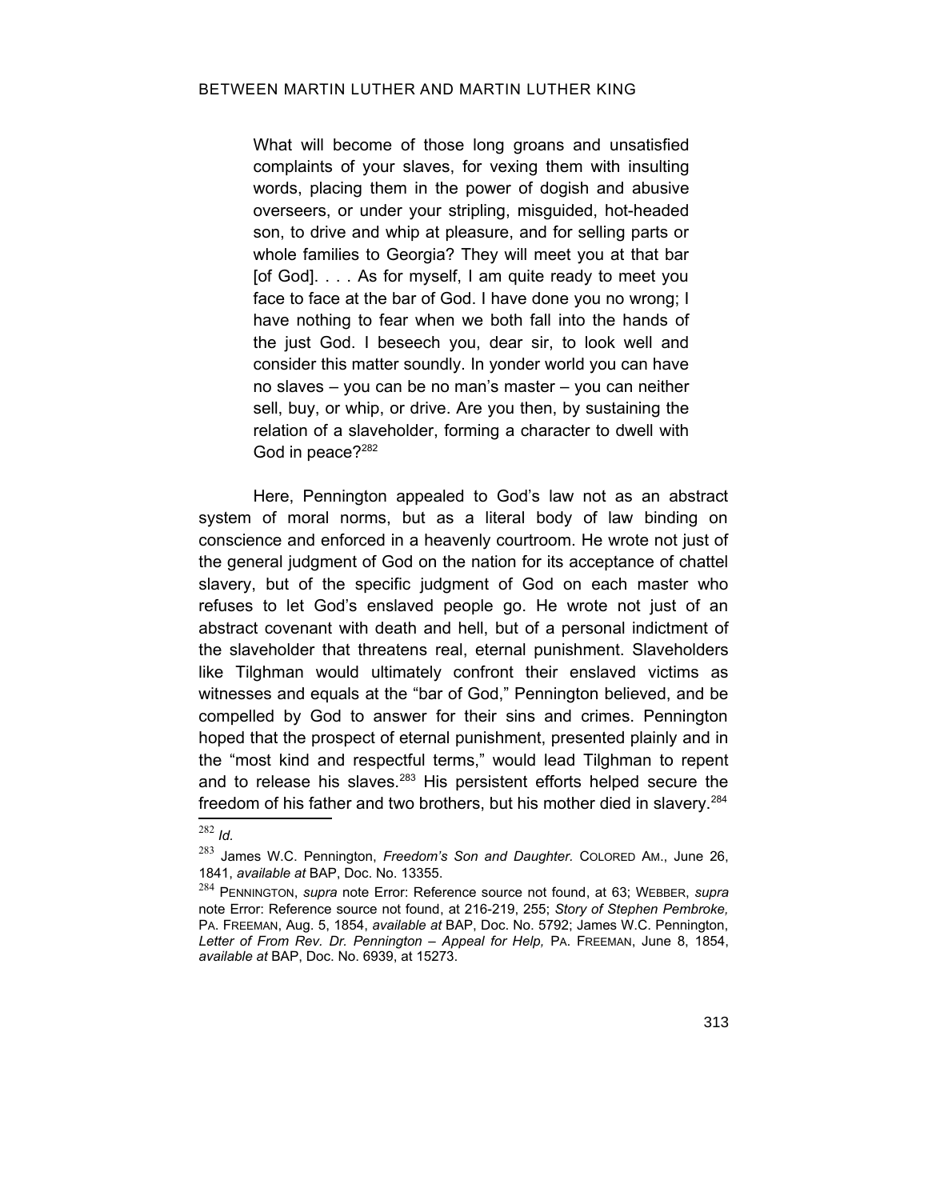> What will become of those long groans and unsatisfied complaints of your slaves, for vexing them with insulting words, placing them in the power of dogish and abusive overseers, or under your stripling, misguided, hot-headed son, to drive and whip at pleasure, and for selling parts or whole families to Georgia? They will meet you at that bar [of God]. . . . As for myself, I am quite ready to meet you face to face at the bar of God. I have done you no wrong; I have nothing to fear when we both fall into the hands of the just God. I beseech you, dear sir, to look well and consider this matter soundly. In yonder world you can have no slaves – you can be no man's master – you can neither sell, buy, or whip, or drive. Are you then, by sustaining the relation of a slaveholder, forming a character to dwell with God in peace?[282]

Here, Pennington appealed to God's law not as an abstract system of moral norms, but as a literal body of law binding on conscience and enforced in a heavenly courtroom. He wrote not just of the general judgment of God on the nation for its acceptance of chattel slavery, but of the specific judgment of God on each master who refuses to let God's enslaved people go. He wrote not just of an abstract covenant with death and hell, but of a personal indictment of the slaveholder that threatens real, eternal punishment. Slaveholders like Tilghman would ultimately confront their enslaved victims as witnesses and equals at the "bar of God," Pennington believed, and be compelled by God to answer for their sins and crimes. Pennington hoped that the prospect of eternal punishment, presented plainly and in the "most kind and respectful terms," would lead Tilghman to repent and to release his slaves.[283] His persistent efforts helped secure the freedom of his father and two brothers, but his mother died in slavery.[284]

---

[282] *Id.*

[283] James W.C. Pennington, *Freedom's Son and Daughter.* COLORED AM., June 26, 1841, *available at* BAP, Doc. No. 13355.

[284] PENNINGTON, *supra* note Error: Reference source not found, at 63; WEBBER, *supra* note Error: Reference source not found, at 216-219, 255; *Story of Stephen Pembroke,* PA. FREEMAN, Aug. 5, 1854, *available at* BAP, Doc. No. 5792; James W.C. Pennington, *Letter of From Rev. Dr. Pennington – Appeal for Help,* PA. FREEMAN, June 8, 1854, *available at* BAP, Doc. No. 6939, at 15273.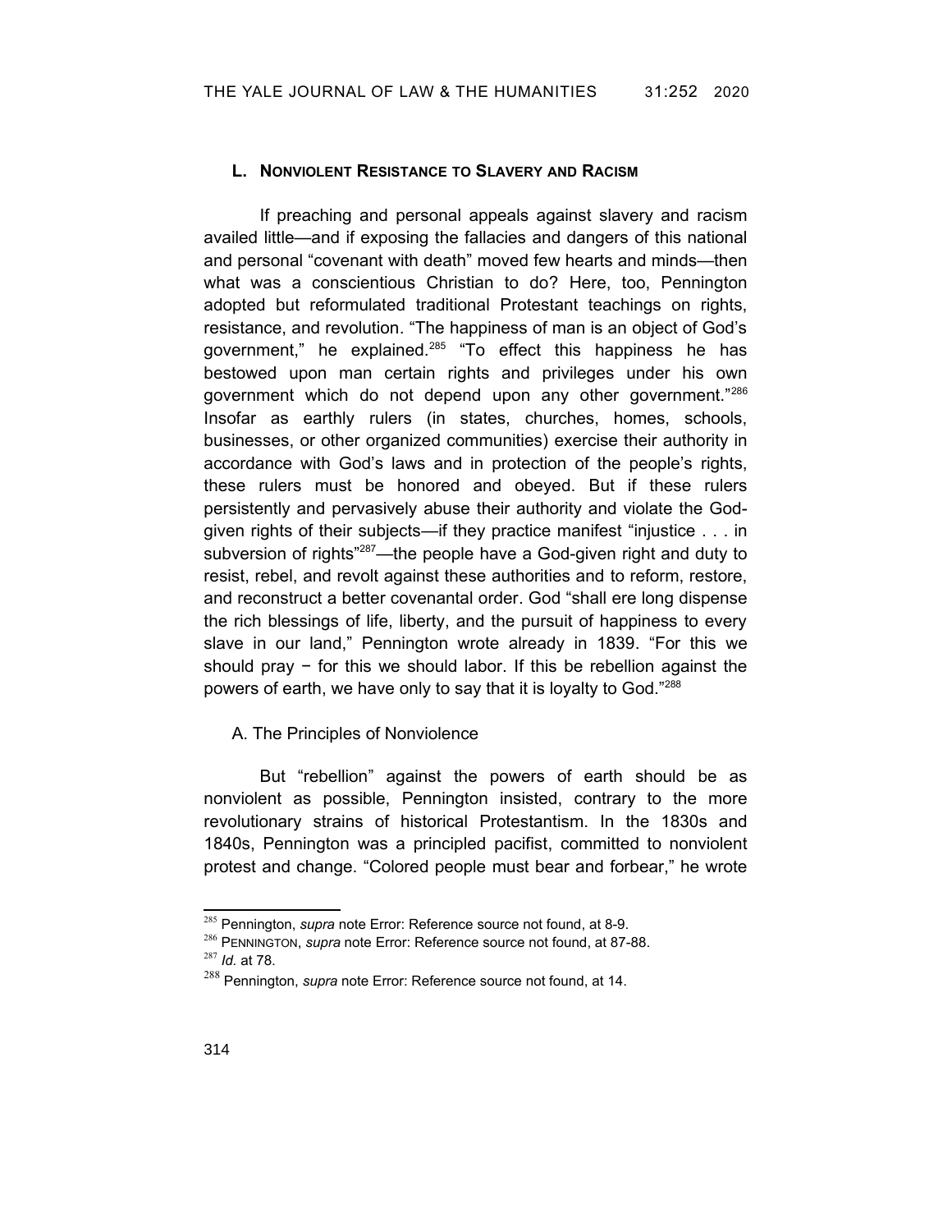### L. Nonviolent Resistance to Slavery and Racism

If preaching and personal appeals against slavery and racism availed little—and if exposing the fallacies and dangers of this national and personal "covenant with death" moved few hearts and minds—then what was a conscientious Christian to do? Here, too, Pennington adopted but reformulated traditional Protestant teachings on rights, resistance, and revolution. "The happiness of man is an object of God's government," he explained.[285] "To effect this happiness he has bestowed upon man certain rights and privileges under his own government which do not depend upon any other government."[286] Insofar as earthly rulers (in states, churches, homes, schools, businesses, or other organized communities) exercise their authority in accordance with God's laws and in protection of the people's rights, these rulers must be honored and obeyed. But if these rulers persistently and pervasively abuse their authority and violate the God-given rights of their subjects—if they practice manifest "injustice . . . in subversion of rights"[287]—the people have a God-given right and duty to resist, rebel, and revolt against these authorities and to reform, restore, and reconstruct a better covenantal order. God "shall ere long dispense the rich blessings of life, liberty, and the pursuit of happiness to every slave in our land," Pennington wrote already in 1839. "For this we should pray − for this we should labor. If this be rebellion against the powers of earth, we have only to say that it is loyalty to God."[288]

A. The Principles of Nonviolence

But "rebellion" against the powers of earth should be as nonviolent as possible, Pennington insisted, contrary to the more revolutionary strains of historical Protestantism. In the 1830s and 1840s, Pennington was a principled pacifist, committed to nonviolent protest and change. "Colored people must bear and forbear," he wrote

---

[285] Pennington, *supra* note Error: Reference source not found, at 8-9.

[286] PENNINGTON, *supra* note Error: Reference source not found, at 87-88.

[287] *Id.* at 78.

[288] Pennington, *supra* note Error: Reference source not found, at 14.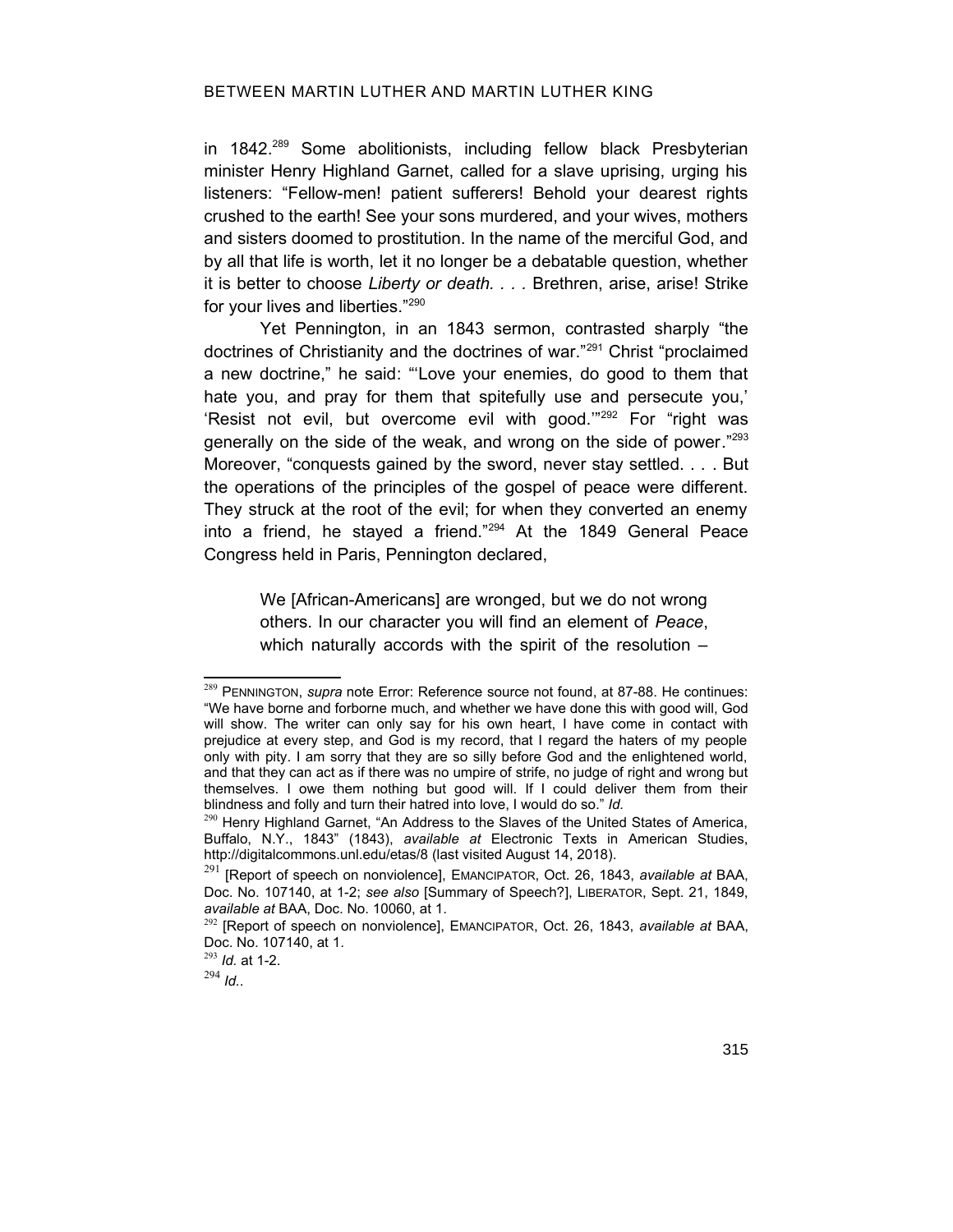in 1842.[289] Some abolitionists, including fellow black Presbyterian minister Henry Highland Garnet, called for a slave uprising, urging his listeners: "Fellow-men! patient sufferers! Behold your dearest rights crushed to the earth! See your sons murdered, and your wives, mothers and sisters doomed to prostitution. In the name of the merciful God, and by all that life is worth, let it no longer be a debatable question, whether it is better to choose *Liberty or death. . . .* Brethren, arise, arise! Strike for your lives and liberties."[290]

Yet Pennington, in an 1843 sermon, contrasted sharply "the doctrines of Christianity and the doctrines of war."[291] Christ "proclaimed a new doctrine," he said: "'Love your enemies, do good to them that hate you, and pray for them that spitefully use and persecute you,' 'Resist not evil, but overcome evil with good.'"[292] For "right was generally on the side of the weak, and wrong on the side of power."[293] Moreover, "conquests gained by the sword, never stay settled. . . . But the operations of the principles of the gospel of peace were different. They struck at the root of the evil; for when they converted an enemy into a friend, he stayed a friend."[294] At the 1849 General Peace Congress held in Paris, Pennington declared,

> We [African-Americans] are wronged, but we do not wrong others. In our character you will find an element of *Peace*, which naturally accords with the spirit of the resolution –

---

[289] PENNINGTON, *supra* note Error: Reference source not found, at 87-88. He continues: "We have borne and forborne much, and whether we have done this with good will, God will show. The writer can only say for his own heart, I have come in contact with prejudice at every step, and God is my record, that I regard the haters of my people only with pity. I am sorry that they are so silly before God and the enlightened world, and that they can act as if there was no umpire of strife, no judge of right and wrong but themselves. I owe them nothing but good will. If I could deliver them from their blindness and folly and turn their hatred into love, I would do so." *Id.*

[290] Henry Highland Garnet, "An Address to the Slaves of the United States of America, Buffalo, N.Y., 1843" (1843), *available at* Electronic Texts in American Studies, http://digitalcommons.unl.edu/etas/8 (last visited August 14, 2018).

[291] [Report of speech on nonviolence], EMANCIPATOR, Oct. 26, 1843, *available at* BAA, Doc. No. 107140, at 1-2; *see also* [Summary of Speech?], LIBERATOR, Sept. 21, 1849, *available at* BAA, Doc. No. 10060, at 1.

[292] [Report of speech on nonviolence], EMANCIPATOR, Oct. 26, 1843, *available at* BAA, Doc. No. 107140, at 1.

[293] *Id.* at 1-2.

[294] *Id.*.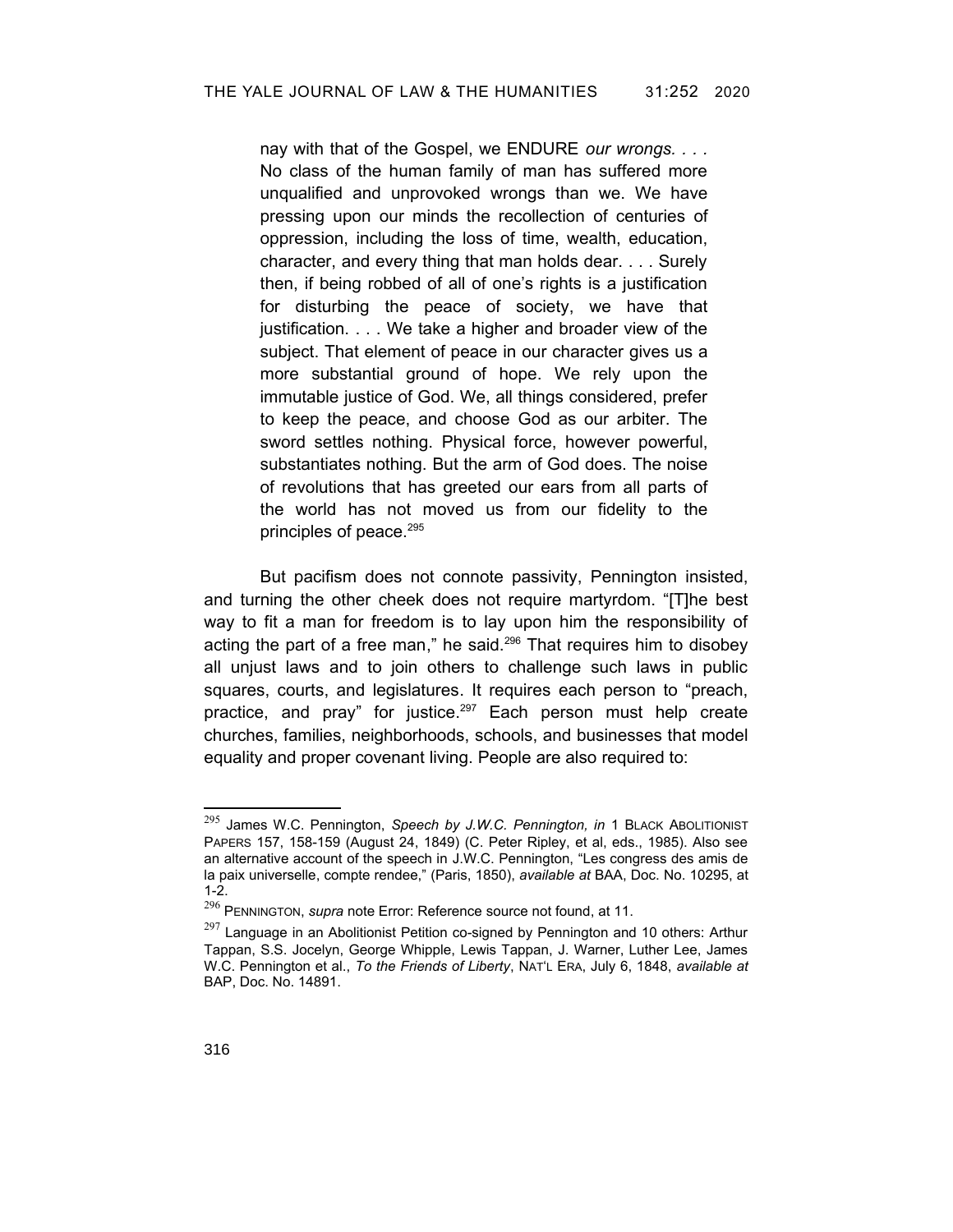> nay with that of the Gospel, we ENDURE *our wrongs. . . .* No class of the human family of man has suffered more unqualified and unprovoked wrongs than we. We have pressing upon our minds the recollection of centuries of oppression, including the loss of time, wealth, education, character, and every thing that man holds dear. . . . Surely then, if being robbed of all of one's rights is a justification for disturbing the peace of society, we have that justification. . . . We take a higher and broader view of the subject. That element of peace in our character gives us a more substantial ground of hope. We rely upon the immutable justice of God. We, all things considered, prefer to keep the peace, and choose God as our arbiter. The sword settles nothing. Physical force, however powerful, substantiates nothing. But the arm of God does. The noise of revolutions that has greeted our ears from all parts of the world has not moved us from our fidelity to the principles of peace.[295]

But pacifism does not connote passivity, Pennington insisted, and turning the other cheek does not require martyrdom. "[T]he best way to fit a man for freedom is to lay upon him the responsibility of acting the part of a free man," he said.[296] That requires him to disobey all unjust laws and to join others to challenge such laws in public squares, courts, and legislatures. It requires each person to "preach, practice, and pray" for justice.[297] Each person must help create churches, families, neighborhoods, schools, and businesses that model equality and proper covenant living. People are also required to:

---

[295] James W.C. Pennington, *Speech by J.W.C. Pennington, in* 1 BLACK ABOLITIONIST PAPERS 157, 158-159 (August 24, 1849) (C. Peter Ripley, et al, eds., 1985). Also see an alternative account of the speech in J.W.C. Pennington, "Les congress des amis de la paix universelle, compte rendee," (Paris, 1850), *available at* BAA, Doc. No. 10295, at 1-2.

[296] PENNINGTON, *supra* note Error: Reference source not found, at 11.

[297] Language in an Abolitionist Petition co-signed by Pennington and 10 others: Arthur Tappan, S.S. Jocelyn, George Whipple, Lewis Tappan, J. Warner, Luther Lee, James W.C. Pennington et al., *To the Friends of Liberty*, NAT'L ERA, July 6, 1848, *available at* BAP, Doc. No. 14891.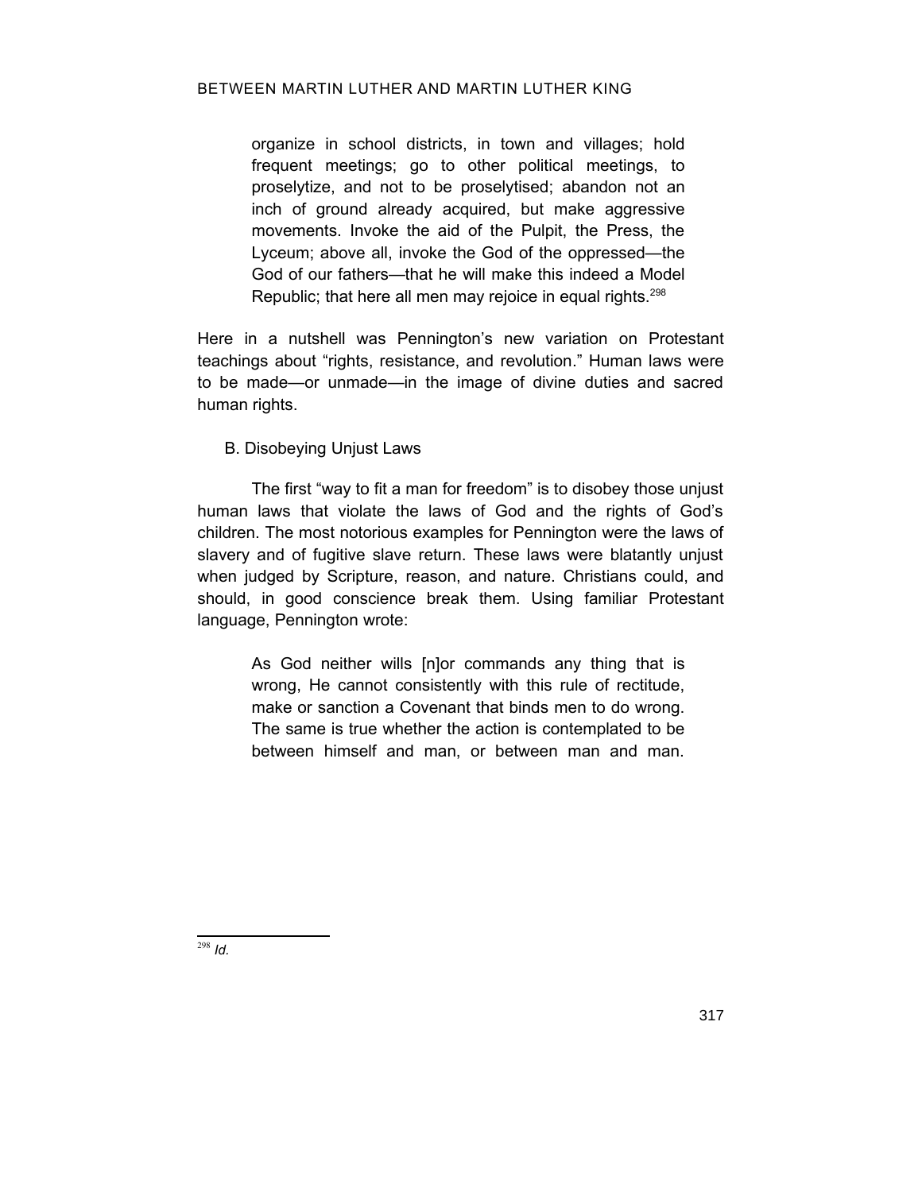> organize in school districts, in town and villages; hold frequent meetings; go to other political meetings, to proselytize, and not to be proselytised; abandon not an inch of ground already acquired, but make aggressive movements. Invoke the aid of the Pulpit, the Press, the Lyceum; above all, invoke the God of the oppressed—the God of our fathers—that he will make this indeed a Model Republic; that here all men may rejoice in equal rights.[298]

Here in a nutshell was Pennington's new variation on Protestant teachings about "rights, resistance, and revolution." Human laws were to be made—or unmade—in the image of divine duties and sacred human rights.

### B. Disobeying Unjust Laws

The first "way to fit a man for freedom" is to disobey those unjust human laws that violate the laws of God and the rights of God's children. The most notorious examples for Pennington were the laws of slavery and of fugitive slave return. These laws were blatantly unjust when judged by Scripture, reason, and nature. Christians could, and should, in good conscience break them. Using familiar Protestant language, Pennington wrote:

> As God neither wills [n]or commands any thing that is wrong, He cannot consistently with this rule of rectitude, make or sanction a Covenant that binds men to do wrong. The same is true whether the action is contemplated to be between himself and man, or between man and man.

[298] *Id.*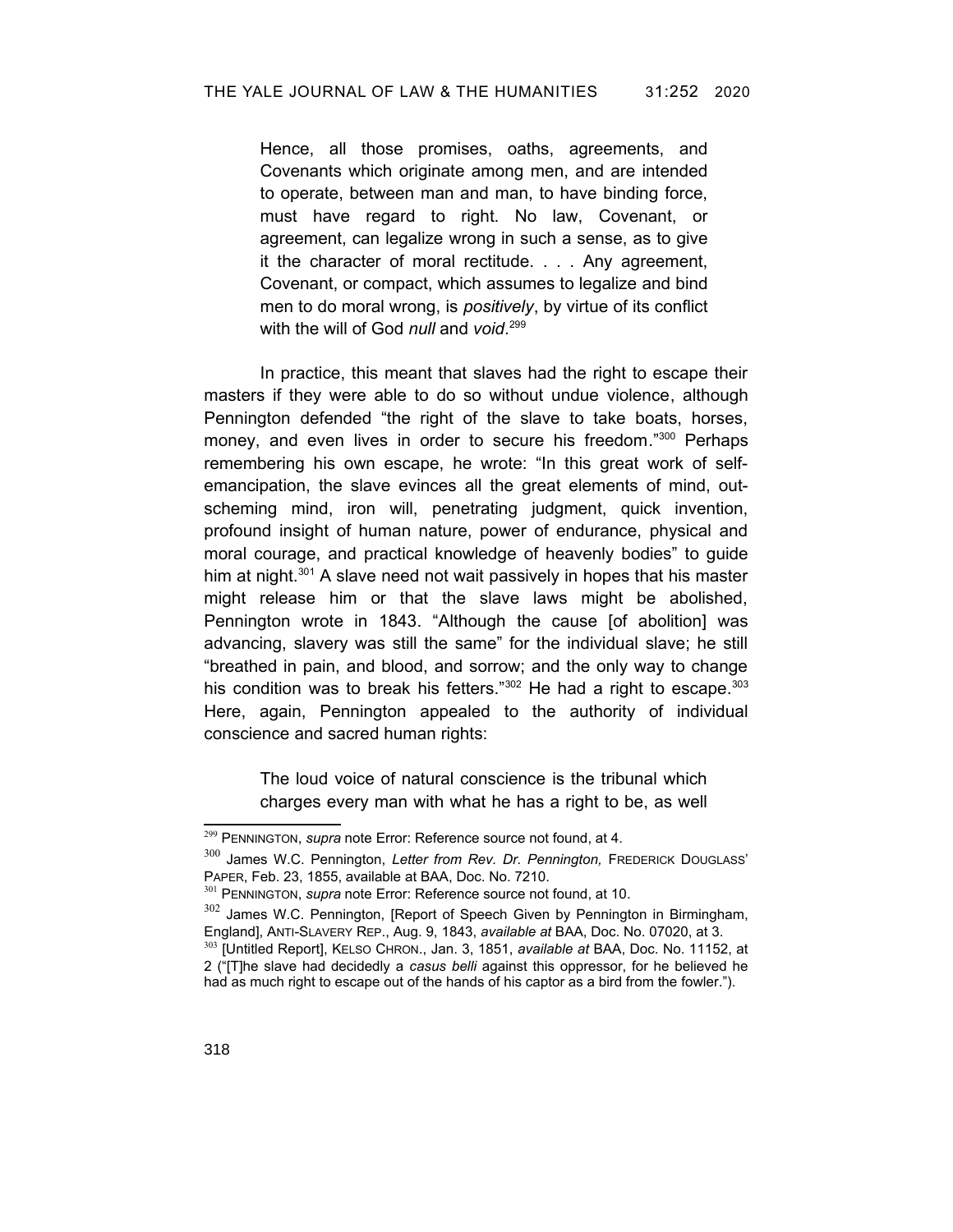> Hence, all those promises, oaths, agreements, and Covenants which originate among men, and are intended to operate, between man and man, to have binding force, must have regard to right. No law, Covenant, or agreement, can legalize wrong in such a sense, as to give it the character of moral rectitude. . . . Any agreement, Covenant, or compact, which assumes to legalize and bind men to do moral wrong, is *positively*, by virtue of its conflict with the will of God *null* and *void*.[299]

In practice, this meant that slaves had the right to escape their masters if they were able to do so without undue violence, although Pennington defended "the right of the slave to take boats, horses, money, and even lives in order to secure his freedom."[300] Perhaps remembering his own escape, he wrote: "In this great work of self-emancipation, the slave evinces all the great elements of mind, out-scheming mind, iron will, penetrating judgment, quick invention, profound insight of human nature, power of endurance, physical and moral courage, and practical knowledge of heavenly bodies" to guide him at night.[301] A slave need not wait passively in hopes that his master might release him or that the slave laws might be abolished, Pennington wrote in 1843. "Although the cause [of abolition] was advancing, slavery was still the same" for the individual slave; he still "breathed in pain, and blood, and sorrow; and the only way to change his condition was to break his fetters."[302] He had a right to escape.[303] Here, again, Pennington appealed to the authority of individual conscience and sacred human rights:

> The loud voice of natural conscience is the tribunal which charges every man with what he has a right to be, as well

---

[299] PENNINGTON, *supra* note Error: Reference source not found, at 4.

[300] James W.C. Pennington, *Letter from Rev. Dr. Pennington,* FREDERICK DOUGLASS' PAPER, Feb. 23, 1855, available at BAA, Doc. No. 7210.

[301] PENNINGTON, *supra* note Error: Reference source not found, at 10.

[302] James W.C. Pennington, [Report of Speech Given by Pennington in Birmingham, England], ANTI-SLAVERY REP., Aug. 9, 1843, *available at* BAA, Doc. No. 07020, at 3.

[303] [Untitled Report], KELSO CHRON., Jan. 3, 1851, *available at* BAA, Doc. No. 11152, at 2 ("[T]he slave had decidedly a *casus belli* against this oppressor, for he believed he had as much right to escape out of the hands of his captor as a bird from the fowler.").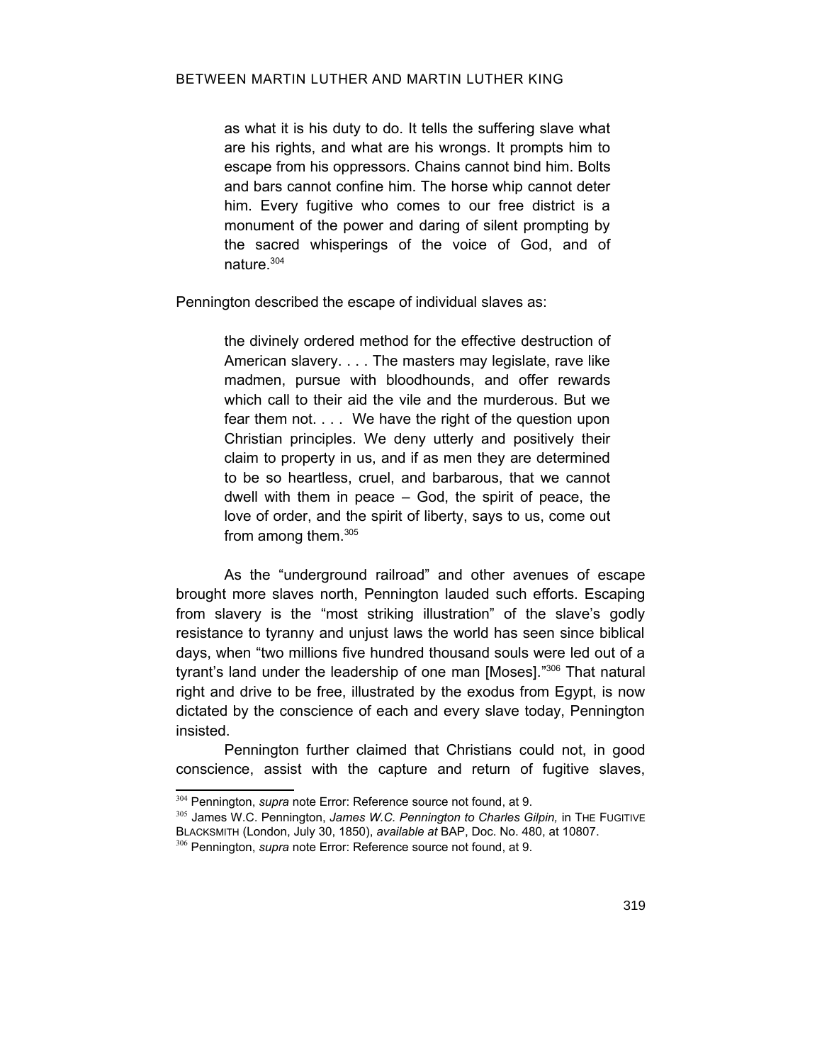> as what it is his duty to do. It tells the suffering slave what are his rights, and what are his wrongs. It prompts him to escape from his oppressors. Chains cannot bind him. Bolts and bars cannot confine him. The horse whip cannot deter him. Every fugitive who comes to our free district is a monument of the power and daring of silent prompting by the sacred whisperings of the voice of God, and of nature.[304]

Pennington described the escape of individual slaves as:

> the divinely ordered method for the effective destruction of American slavery. . . . The masters may legislate, rave like madmen, pursue with bloodhounds, and offer rewards which call to their aid the vile and the murderous. But we fear them not. . . . We have the right of the question upon Christian principles. We deny utterly and positively their claim to property in us, and if as men they are determined to be so heartless, cruel, and barbarous, that we cannot dwell with them in peace – God, the spirit of peace, the love of order, and the spirit of liberty, says to us, come out from among them.[305]

As the "underground railroad" and other avenues of escape brought more slaves north, Pennington lauded such efforts. Escaping from slavery is the "most striking illustration" of the slave's godly resistance to tyranny and unjust laws the world has seen since biblical days, when "two millions five hundred thousand souls were led out of a tyrant's land under the leadership of one man [Moses]."[306] That natural right and drive to be free, illustrated by the exodus from Egypt, is now dictated by the conscience of each and every slave today, Pennington insisted.

Pennington further claimed that Christians could not, in good conscience, assist with the capture and return of fugitive slaves,

---

[304] Pennington, *supra* note Error: Reference source not found, at 9.

[305] James W.C. Pennington, *James W.C. Pennington to Charles Gilpin,* in THE FUGITIVE BLACKSMITH (London, July 30, 1850), *available at* BAP, Doc. No. 480, at 10807.

[306] Pennington, *supra* note Error: Reference source not found, at 9.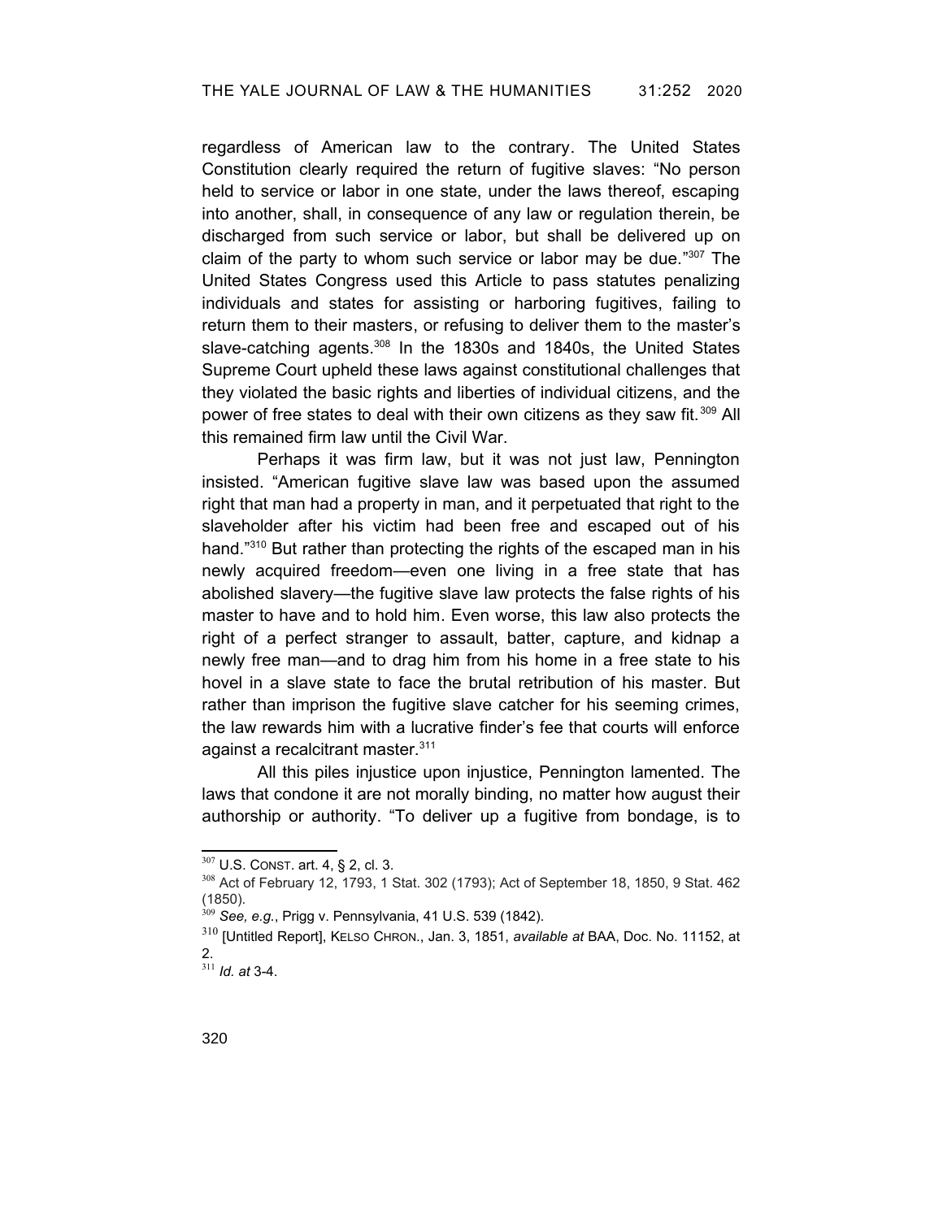regardless of American law to the contrary. The United States Constitution clearly required the return of fugitive slaves: "No person held to service or labor in one state, under the laws thereof, escaping into another, shall, in consequence of any law or regulation therein, be discharged from such service or labor, but shall be delivered up on claim of the party to whom such service or labor may be due."[307] The United States Congress used this Article to pass statutes penalizing individuals and states for assisting or harboring fugitives, failing to return them to their masters, or refusing to deliver them to the master's slave-catching agents.[308] In the 1830s and 1840s, the United States Supreme Court upheld these laws against constitutional challenges that they violated the basic rights and liberties of individual citizens, and the power of free states to deal with their own citizens as they saw fit.[309] All this remained firm law until the Civil War.

Perhaps it was firm law, but it was not just law, Pennington insisted. "American fugitive slave law was based upon the assumed right that man had a property in man, and it perpetuated that right to the slaveholder after his victim had been free and escaped out of his hand."[310] But rather than protecting the rights of the escaped man in his newly acquired freedom—even one living in a free state that has abolished slavery—the fugitive slave law protects the false rights of his master to have and to hold him. Even worse, this law also protects the right of a perfect stranger to assault, batter, capture, and kidnap a newly free man—and to drag him from his home in a free state to his hovel in a slave state to face the brutal retribution of his master. But rather than imprison the fugitive slave catcher for his seeming crimes, the law rewards him with a lucrative finder's fee that courts will enforce against a recalcitrant master.[311]

All this piles injustice upon injustice, Pennington lamented. The laws that condone it are not morally binding, no matter how august their authorship or authority. "To deliver up a fugitive from bondage, is to

---

[307] U.S. CONST. art. 4, § 2, cl. 3.

[308] Act of February 12, 1793, 1 Stat. 302 (1793); Act of September 18, 1850, 9 Stat. 462 (1850).

[309] *See, e.g.*, Prigg v. Pennsylvania, 41 U.S. 539 (1842).

[310] [Untitled Report], KELSO CHRON., Jan. 3, 1851, *available at* BAA, Doc. No. 11152, at 2.

[311] *Id. at* 3-4.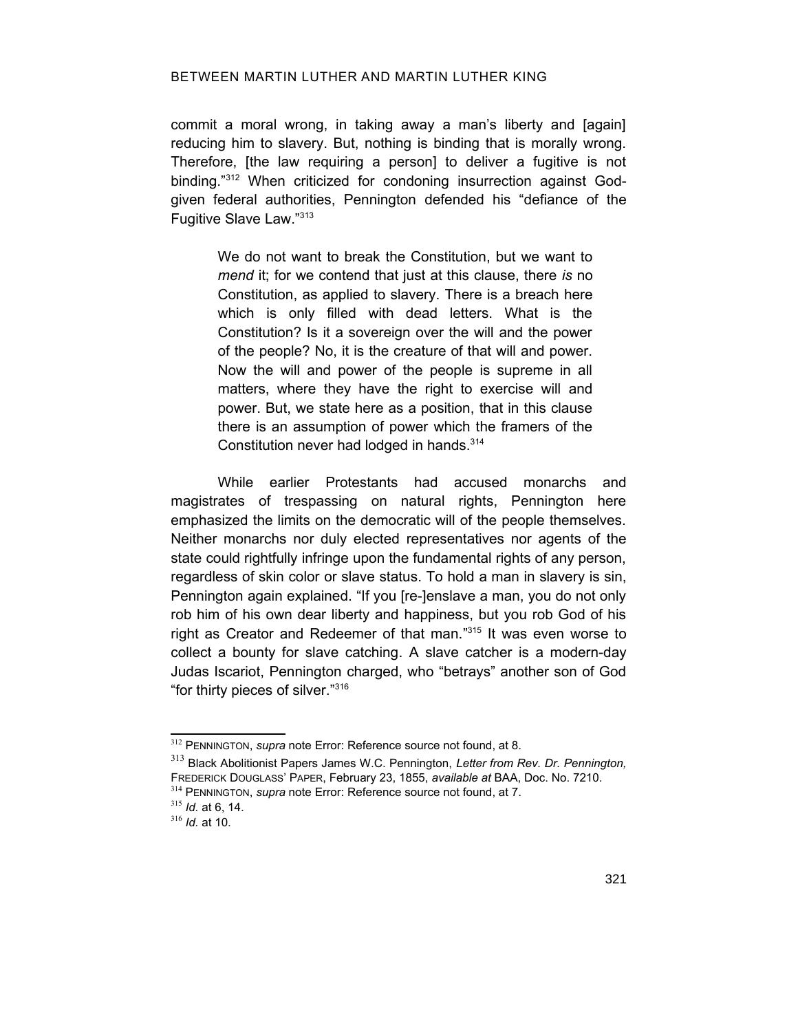commit a moral wrong, in taking away a man's liberty and [again] reducing him to slavery. But, nothing is binding that is morally wrong. Therefore, [the law requiring a person] to deliver a fugitive is not binding."[312] When criticized for condoning insurrection against God-given federal authorities, Pennington defended his "defiance of the Fugitive Slave Law."[313]

> We do not want to break the Constitution, but we want to *mend* it; for we contend that just at this clause, there *is* no Constitution, as applied to slavery. There is a breach here which is only filled with dead letters. What is the Constitution? Is it a sovereign over the will and the power of the people? No, it is the creature of that will and power. Now the will and power of the people is supreme in all matters, where they have the right to exercise will and power. But, we state here as a position, that in this clause there is an assumption of power which the framers of the Constitution never had lodged in hands.[314]

While earlier Protestants had accused monarchs and magistrates of trespassing on natural rights, Pennington here emphasized the limits on the democratic will of the people themselves. Neither monarchs nor duly elected representatives nor agents of the state could rightfully infringe upon the fundamental rights of any person, regardless of skin color or slave status. To hold a man in slavery is sin, Pennington again explained. "If you [re-]enslave a man, you do not only rob him of his own dear liberty and happiness, but you rob God of his right as Creator and Redeemer of that man."[315] It was even worse to collect a bounty for slave catching. A slave catcher is a modern-day Judas Iscariot, Pennington charged, who "betrays" another son of God "for thirty pieces of silver."[316]

---

[312] PENNINGTON, *supra* note Error: Reference source not found, at 8.

[313] Black Abolitionist Papers James W.C. Pennington, *Letter from Rev. Dr. Pennington,* FREDERICK DOUGLASS' PAPER, February 23, 1855, *available at* BAA, Doc. No. 7210.

[314] PENNINGTON, *supra* note Error: Reference source not found, at 7.

[315] *Id.* at 6, 14.

[316] *Id.* at 10.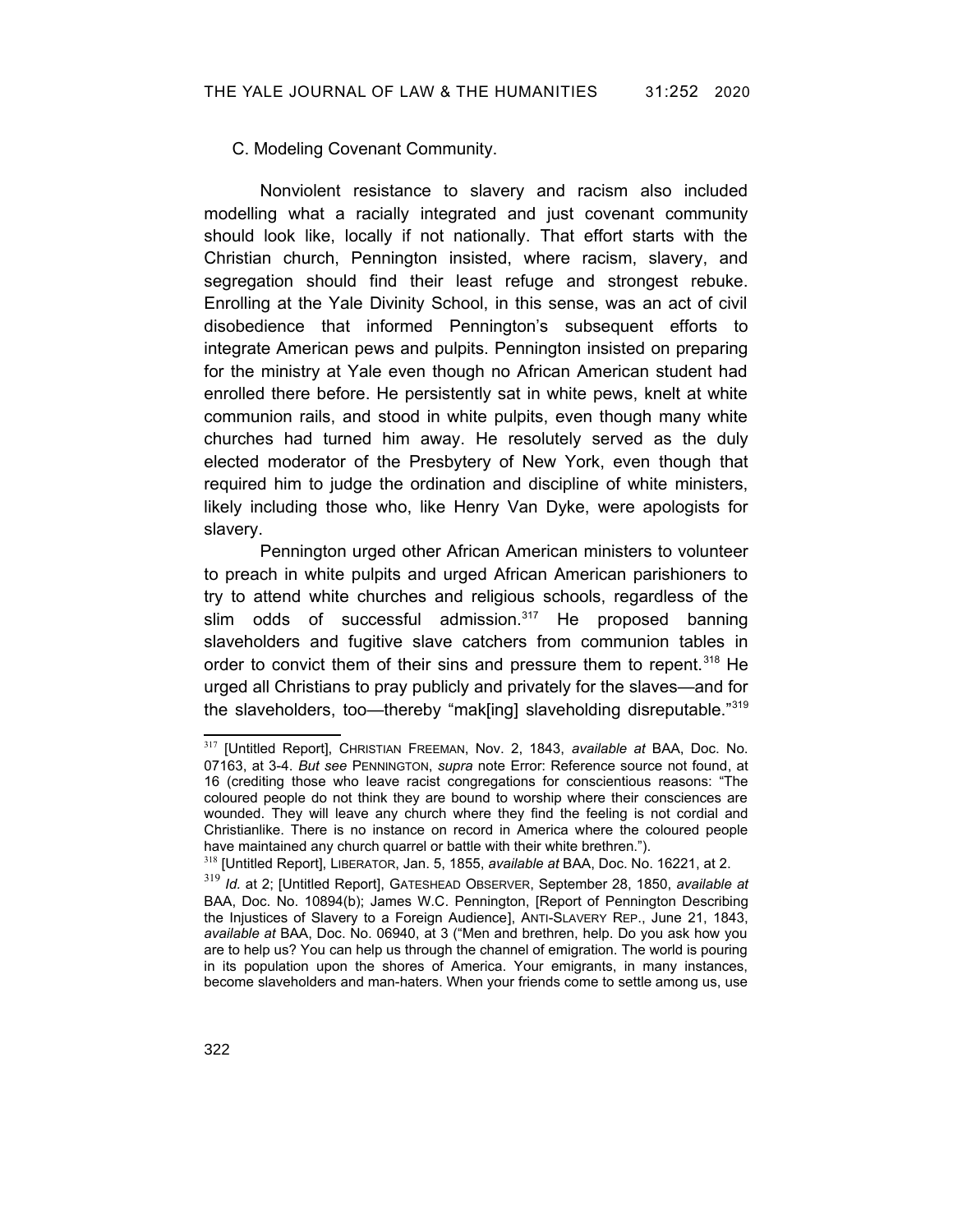C. Modeling Covenant Community.

Nonviolent resistance to slavery and racism also included modelling what a racially integrated and just covenant community should look like, locally if not nationally. That effort starts with the Christian church, Pennington insisted, where racism, slavery, and segregation should find their least refuge and strongest rebuke. Enrolling at the Yale Divinity School, in this sense, was an act of civil disobedience that informed Pennington's subsequent efforts to integrate American pews and pulpits. Pennington insisted on preparing for the ministry at Yale even though no African American student had enrolled there before. He persistently sat in white pews, knelt at white communion rails, and stood in white pulpits, even though many white churches had turned him away. He resolutely served as the duly elected moderator of the Presbytery of New York, even though that required him to judge the ordination and discipline of white ministers, likely including those who, like Henry Van Dyke, were apologists for slavery.

Pennington urged other African American ministers to volunteer to preach in white pulpits and urged African American parishioners to try to attend white churches and religious schools, regardless of the slim odds of successful admission.[317] He proposed banning slaveholders and fugitive slave catchers from communion tables in order to convict them of their sins and pressure them to repent.[318] He urged all Christians to pray publicly and privately for the slaves—and for the slaveholders, too—thereby "mak[ing] slaveholding disreputable."[319]

---

[317] [Untitled Report], CHRISTIAN FREEMAN, Nov. 2, 1843, *available at* BAA, Doc. No. 07163, at 3-4. *But see* PENNINGTON, *supra* note Error: Reference source not found, at 16 (crediting those who leave racist congregations for conscientious reasons: "The coloured people do not think they are bound to worship where their consciences are wounded. They will leave any church where they find the feeling is not cordial and Christianlike. There is no instance on record in America where the coloured people have maintained any church quarrel or battle with their white brethren.").

[318] [Untitled Report], LIBERATOR, Jan. 5, 1855, *available at* BAA, Doc. No. 16221, at 2.

[319] *Id.* at 2; [Untitled Report], GATESHEAD OBSERVER, September 28, 1850, *available at* BAA, Doc. No. 10894(b); James W.C. Pennington, [Report of Pennington Describing the Injustices of Slavery to a Foreign Audience], ANTI-SLAVERY REP., June 21, 1843, *available at* BAA, Doc. No. 06940, at 3 ("Men and brethren, help. Do you ask how you are to help us? You can help us through the channel of emigration. The world is pouring in its population upon the shores of America. Your emigrants, in many instances, become slaveholders and man-haters. When your friends come to settle among us, use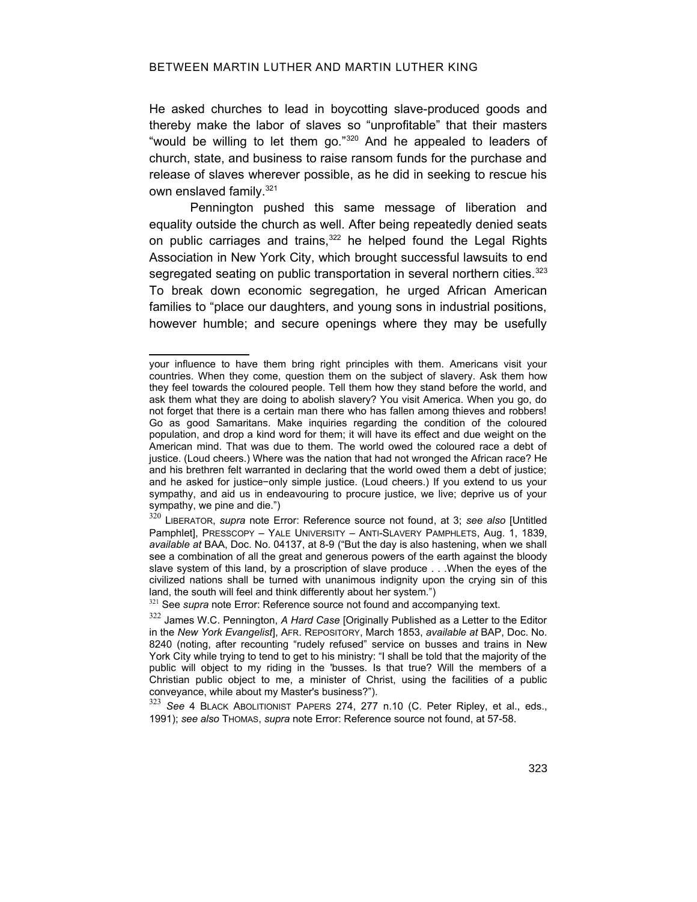He asked churches to lead in boycotting slave-produced goods and thereby make the labor of slaves so "unprofitable" that their masters "would be willing to let them go."[320] And he appealed to leaders of church, state, and business to raise ransom funds for the purchase and release of slaves wherever possible, as he did in seeking to rescue his own enslaved family.[321]

Pennington pushed this same message of liberation and equality outside the church as well. After being repeatedly denied seats on public carriages and trains,[322] he helped found the Legal Rights Association in New York City, which brought successful lawsuits to end segregated seating on public transportation in several northern cities.[323] To break down economic segregation, he urged African American families to "place our daughters, and young sons in industrial positions, however humble; and secure openings where they may be usefully

---

your influence to have them bring right principles with them. Americans visit your countries. When they come, question them on the subject of slavery. Ask them how they feel towards the coloured people. Tell them how they stand before the world, and ask them what they are doing to abolish slavery? You visit America. When you go, do not forget that there is a certain man there who has fallen among thieves and robbers! Go as good Samaritans. Make inquiries regarding the condition of the coloured population, and drop a kind word for them; it will have its effect and due weight on the American mind. That was due to them. The world owed the coloured race a debt of justice. (Loud cheers.) Where was the nation that had not wronged the African race? He and his brethren felt warranted in declaring that the world owed them a debt of justice; and he asked for justice−only simple justice. (Loud cheers.) If you extend to us your sympathy, and aid us in endeavouring to procure justice, we live; deprive us of your sympathy, we pine and die.")

[320] LIBERATOR, *supra* note Error: Reference source not found, at 3; *see also* [Untitled Pamphlet], PRESSCOPY – YALE UNIVERSITY – ANTI-SLAVERY PAMPHLETS, Aug. 1, 1839, *available at* BAA, Doc. No. 04137, at 8-9 ("But the day is also hastening, when we shall see a combination of all the great and generous powers of the earth against the bloody slave system of this land, by a proscription of slave produce . . .When the eyes of the civilized nations shall be turned with unanimous indignity upon the crying sin of this land, the south will feel and think differently about her system.")

[321] See *supra* note Error: Reference source not found and accompanying text.

[322] James W.C. Pennington, *A Hard Case* [Originally Published as a Letter to the Editor in the *New York Evangelist*], AFR. REPOSITORY, March 1853, *available at* BAP, Doc. No. 8240 (noting, after recounting "rudely refused" service on busses and trains in New York City while trying to tend to get to his ministry: "I shall be told that the majority of the public will object to my riding in the 'busses. Is that true? Will the members of a Christian public object to me, a minister of Christ, using the facilities of a public conveyance, while about my Master's business?").

[323] *See* 4 BLACK ABOLITIONIST PAPERS 274, 277 n.10 (C. Peter Ripley, et al., eds., 1991); *see also* THOMAS, *supra* note Error: Reference source not found, at 57-58.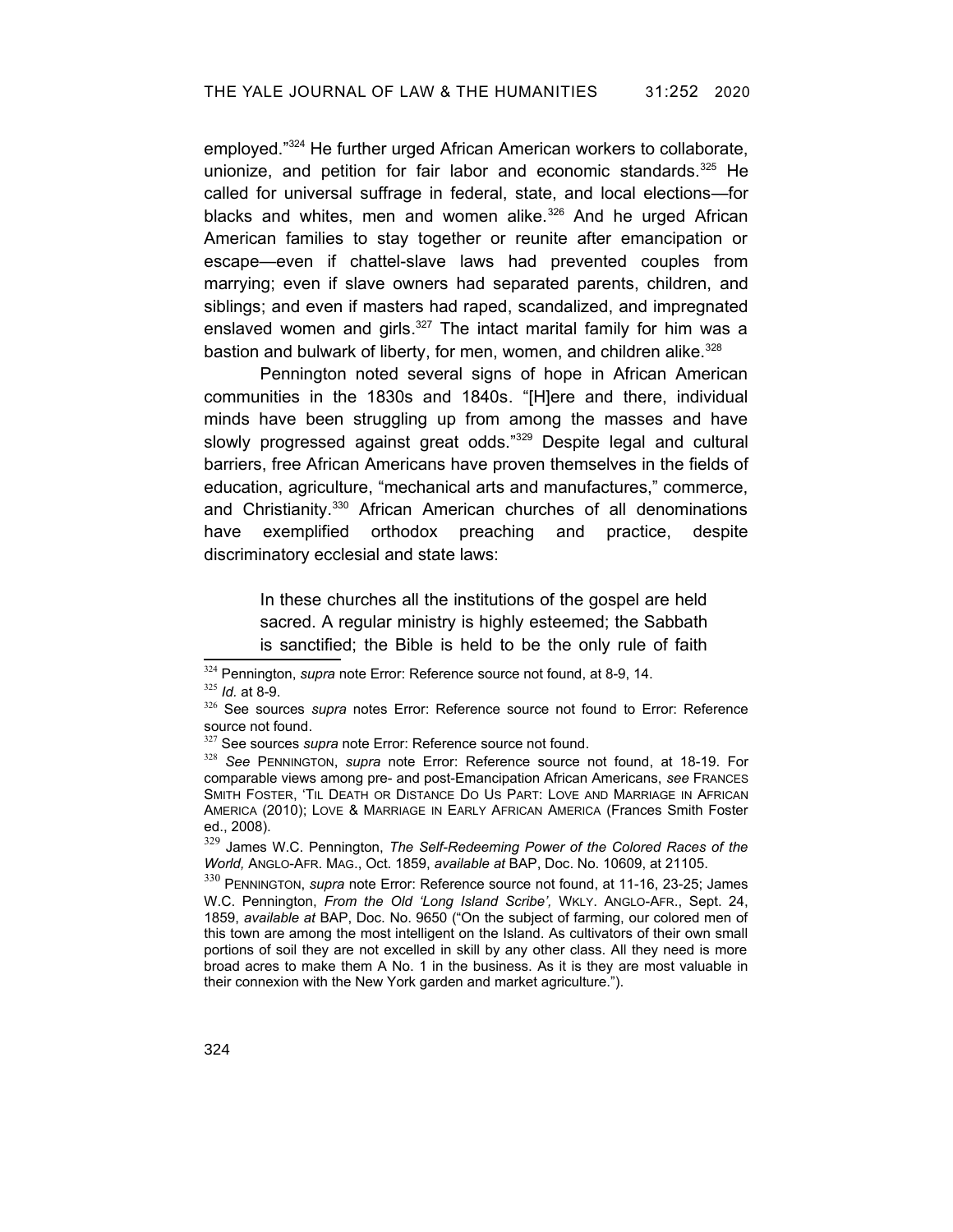employed."[324] He further urged African American workers to collaborate, unionize, and petition for fair labor and economic standards.[325] He called for universal suffrage in federal, state, and local elections—for blacks and whites, men and women alike.[326] And he urged African American families to stay together or reunite after emancipation or escape—even if chattel-slave laws had prevented couples from marrying; even if slave owners had separated parents, children, and siblings; and even if masters had raped, scandalized, and impregnated enslaved women and girls.[327] The intact marital family for him was a bastion and bulwark of liberty, for men, women, and children alike.[328]

Pennington noted several signs of hope in African American communities in the 1830s and 1840s. "[H]ere and there, individual minds have been struggling up from among the masses and have slowly progressed against great odds."[329] Despite legal and cultural barriers, free African Americans have proven themselves in the fields of education, agriculture, "mechanical arts and manufactures," commerce, and Christianity.[330] African American churches of all denominations have exemplified orthodox preaching and practice, despite discriminatory ecclesial and state laws:

> In these churches all the institutions of the gospel are held sacred. A regular ministry is highly esteemed; the Sabbath is sanctified; the Bible is held to be the only rule of faith

---

[324] Pennington, *supra* note Error: Reference source not found, at 8-9, 14.

[325] *Id.* at 8-9.

[326] See sources *supra* notes Error: Reference source not found to Error: Reference source not found.

[327] See sources *supra* note Error: Reference source not found.

[328] *See* PENNINGTON, *supra* note Error: Reference source not found, at 18-19. For comparable views among pre- and post-Emancipation African Americans, *see* FRANCES SMITH FOSTER, 'TIL DEATH OR DISTANCE DO US PART: LOVE AND MARRIAGE IN AFRICAN AMERICA (2010); LOVE & MARRIAGE IN EARLY AFRICAN AMERICA (Frances Smith Foster ed., 2008).

[329] James W.C. Pennington, *The Self-Redeeming Power of the Colored Races of the World,* ANGLO-AFR. MAG., Oct. 1859, *available at* BAP, Doc. No. 10609, at 21105.

[330] PENNINGTON, *supra* note Error: Reference source not found, at 11-16, 23-25; James W.C. Pennington, *From the Old 'Long Island Scribe',* WKLY. ANGLO-AFR., Sept. 24, 1859, *available at* BAP, Doc. No. 9650 ("On the subject of farming, our colored men of this town are among the most intelligent on the Island. As cultivators of their own small portions of soil they are not excelled in skill by any other class. All they need is more broad acres to make them A No. 1 in the business. As it is they are most valuable in their connexion with the New York garden and market agriculture.").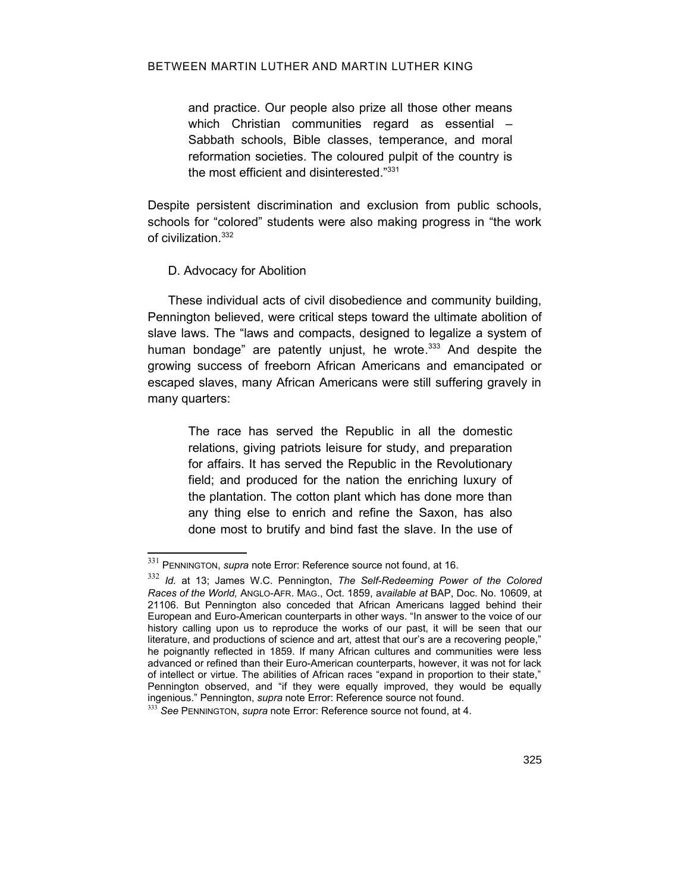> and practice. Our people also prize all those other means which Christian communities regard as essential – Sabbath schools, Bible classes, temperance, and moral reformation societies. The coloured pulpit of the country is the most efficient and disinterested."[331]

Despite persistent discrimination and exclusion from public schools, schools for "colored" students were also making progress in "the work of civilization.[332]

D. Advocacy for Abolition

These individual acts of civil disobedience and community building, Pennington believed, were critical steps toward the ultimate abolition of slave laws. The "laws and compacts, designed to legalize a system of human bondage" are patently unjust, he wrote.[333] And despite the growing success of freeborn African Americans and emancipated or escaped slaves, many African Americans were still suffering gravely in many quarters:

> The race has served the Republic in all the domestic relations, giving patriots leisure for study, and preparation for affairs. It has served the Republic in the Revolutionary field; and produced for the nation the enriching luxury of the plantation. The cotton plant which has done more than any thing else to enrich and refine the Saxon, has also done most to brutify and bind fast the slave. In the use of

[331] PENNINGTON, *supra* note Error: Reference source not found, at 16.

[332] *Id.* at 13; James W.C. Pennington, *The Self-Redeeming Power of the Colored Races of the World,* ANGLO-AFR. MAG., Oct. 1859, a*vailable at* BAP, Doc. No. 10609, at 21106. But Pennington also conceded that African Americans lagged behind their European and Euro-American counterparts in other ways. "In answer to the voice of our history calling upon us to reproduce the works of our past, it will be seen that our literature, and productions of science and art, attest that our's are a recovering people," he poignantly reflected in 1859. If many African cultures and communities were less advanced or refined than their Euro-American counterparts, however, it was not for lack of intellect or virtue. The abilities of African races "expand in proportion to their state," Pennington observed, and "if they were equally improved, they would be equally ingenious." Pennington, *supra* note Error: Reference source not found.

[333] *See* PENNINGTON, *supra* note Error: Reference source not found, at 4.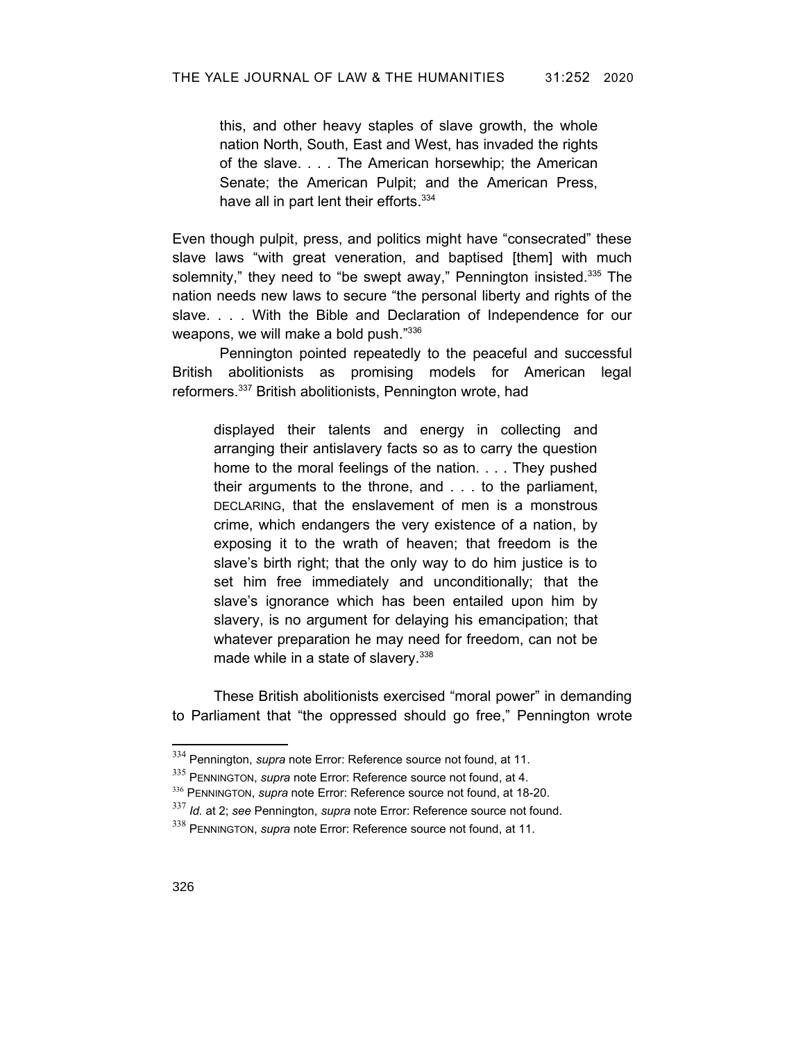> this, and other heavy staples of slave growth, the whole nation North, South, East and West, has invaded the rights of the slave. . . . The American horsewhip; the American Senate; the American Pulpit; and the American Press, have all in part lent their efforts.[334]

Even though pulpit, press, and politics might have "consecrated" these slave laws "with great veneration, and baptised [them] with much solemnity," they need to "be swept away," Pennington insisted.[335] The nation needs new laws to secure "the personal liberty and rights of the slave. . . . With the Bible and Declaration of Independence for our weapons, we will make a bold push."[336]

Pennington pointed repeatedly to the peaceful and successful British abolitionists as promising models for American legal reformers.[337] British abolitionists, Pennington wrote, had

> displayed their talents and energy in collecting and arranging their antislavery facts so as to carry the question home to the moral feelings of the nation. . . . They pushed their arguments to the throne, and . . . to the parliament, DECLARING, that the enslavement of men is a monstrous crime, which endangers the very existence of a nation, by exposing it to the wrath of heaven; that freedom is the slave's birth right; that the only way to do him justice is to set him free immediately and unconditionally; that the slave's ignorance which has been entailed upon him by slavery, is no argument for delaying his emancipation; that whatever preparation he may need for freedom, can not be made while in a state of slavery.[338]

These British abolitionists exercised "moral power" in demanding to Parliament that "the oppressed should go free," Pennington wrote

---

[334] Pennington, *supra* note Error: Reference source not found, at 11.

[335] PENNINGTON, *supra* note Error: Reference source not found, at 4.

[336] PENNINGTON, *supra* note Error: Reference source not found, at 18-20.

[337] *Id.* at 2; *see* Pennington, *supra* note Error: Reference source not found.

[338] PENNINGTON, *supra* note Error: Reference source not found, at 11.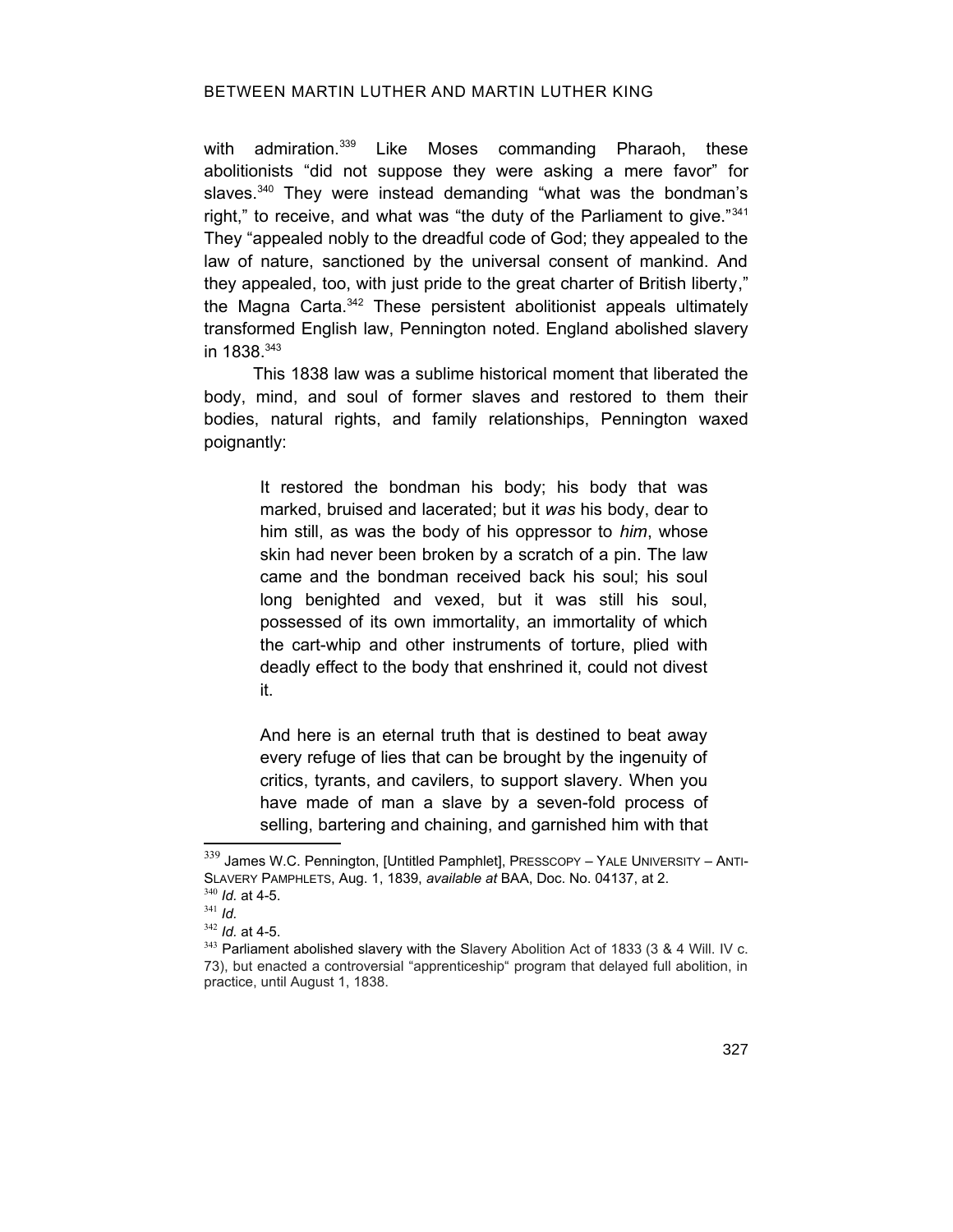with admiration.[339] Like Moses commanding Pharaoh, these abolitionists "did not suppose they were asking a mere favor" for slaves.[340] They were instead demanding "what was the bondman's right," to receive, and what was "the duty of the Parliament to give."[341] They "appealed nobly to the dreadful code of God; they appealed to the law of nature, sanctioned by the universal consent of mankind. And they appealed, too, with just pride to the great charter of British liberty," the Magna Carta.[342] These persistent abolitionist appeals ultimately transformed English law, Pennington noted. England abolished slavery in 1838.[343]

This 1838 law was a sublime historical moment that liberated the body, mind, and soul of former slaves and restored to them their bodies, natural rights, and family relationships, Pennington waxed poignantly:

> It restored the bondman his body; his body that was marked, bruised and lacerated; but it *was* his body, dear to him still, as was the body of his oppressor to *him*, whose skin had never been broken by a scratch of a pin. The law came and the bondman received back his soul; his soul long benighted and vexed, but it was still his soul, possessed of its own immortality, an immortality of which the cart-whip and other instruments of torture, plied with deadly effect to the body that enshrined it, could not divest it.
>
> And here is an eternal truth that is destined to beat away every refuge of lies that can be brought by the ingenuity of critics, tyrants, and cavilers, to support slavery. When you have made of man a slave by a seven-fold process of selling, bartering and chaining, and garnished him with that

---

[339] James W.C. Pennington, [Untitled Pamphlet], PRESSCOPY – YALE UNIVERSITY – ANTI-SLAVERY PAMPHLETS, Aug. 1, 1839, *available at* BAA, Doc. No. 04137, at 2.

[340] *Id.* at 4-5.

[341] *Id.*

[342] *Id.* at 4-5.

[343] Parliament abolished slavery with the Slavery Abolition Act of 1833 (3 & 4 Will. IV c. 73), but enacted a controversial "apprenticeship" program that delayed full abolition, in practice, until August 1, 1838.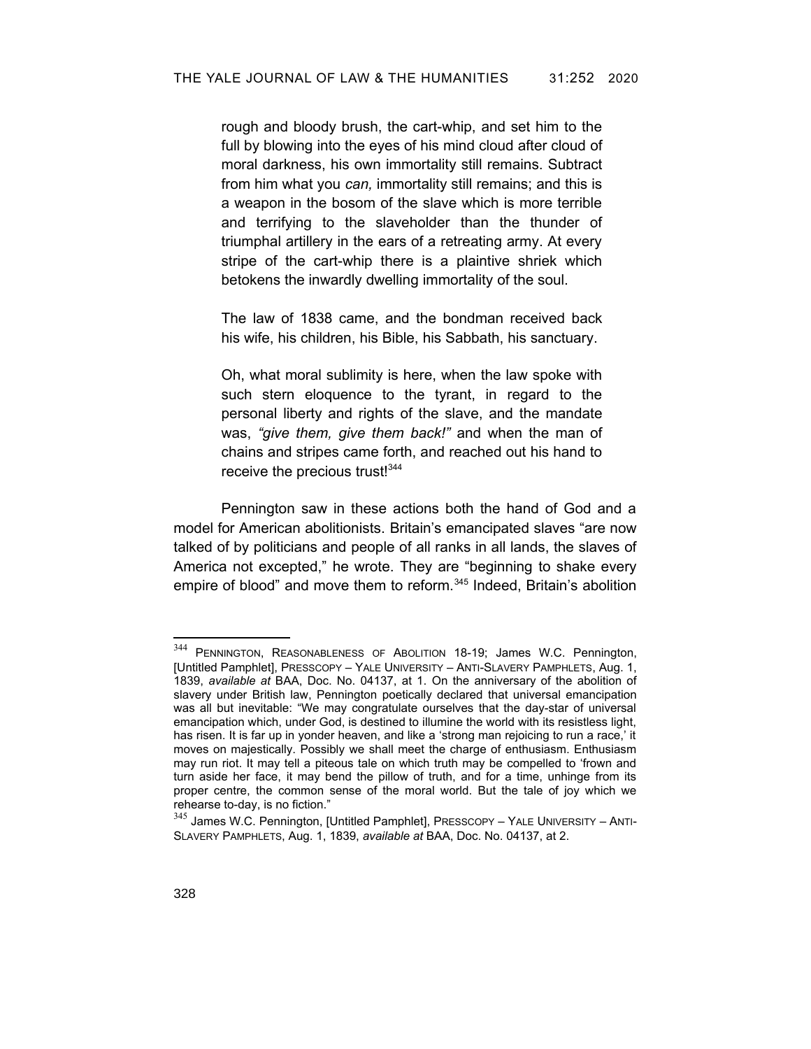> rough and bloody brush, the cart-whip, and set him to the full by blowing into the eyes of his mind cloud after cloud of moral darkness, his own immortality still remains. Subtract from him what you *can,* immortality still remains; and this is a weapon in the bosom of the slave which is more terrible and terrifying to the slaveholder than the thunder of triumphal artillery in the ears of a retreating army. At every stripe of the cart-whip there is a plaintive shriek which betokens the inwardly dwelling immortality of the soul.
>
> The law of 1838 came, and the bondman received back his wife, his children, his Bible, his Sabbath, his sanctuary.
>
> Oh, what moral sublimity is here, when the law spoke with such stern eloquence to the tyrant, in regard to the personal liberty and rights of the slave, and the mandate was, *"give them, give them back!"* and when the man of chains and stripes came forth, and reached out his hand to receive the precious trust![344]

Pennington saw in these actions both the hand of God and a model for American abolitionists. Britain's emancipated slaves "are now talked of by politicians and people of all ranks in all lands, the slaves of America not excepted," he wrote. They are "beginning to shake every empire of blood" and move them to reform.[345] Indeed, Britain's abolition

---

[344] PENNINGTON, REASONABLENESS OF ABOLITION 18-19; James W.C. Pennington, [Untitled Pamphlet], PRESSCOPY – YALE UNIVERSITY – ANTI-SLAVERY PAMPHLETS, Aug. 1, 1839, *available at* BAA, Doc. No. 04137, at 1. On the anniversary of the abolition of slavery under British law, Pennington poetically declared that universal emancipation was all but inevitable: "We may congratulate ourselves that the day-star of universal emancipation which, under God, is destined to illumine the world with its resistless light, has risen. It is far up in yonder heaven, and like a 'strong man rejoicing to run a race,' it moves on majestically. Possibly we shall meet the charge of enthusiasm. Enthusiasm may run riot. It may tell a piteous tale on which truth may be compelled to 'frown and turn aside her face, it may bend the pillow of truth, and for a time, unhinge from its proper centre, the common sense of the moral world. But the tale of joy which we rehearse to-day, is no fiction."

[345] James W.C. Pennington, [Untitled Pamphlet], PRESSCOPY – YALE UNIVERSITY – ANTI-SLAVERY PAMPHLETS, Aug. 1, 1839, *available at* BAA, Doc. No. 04137, at 2.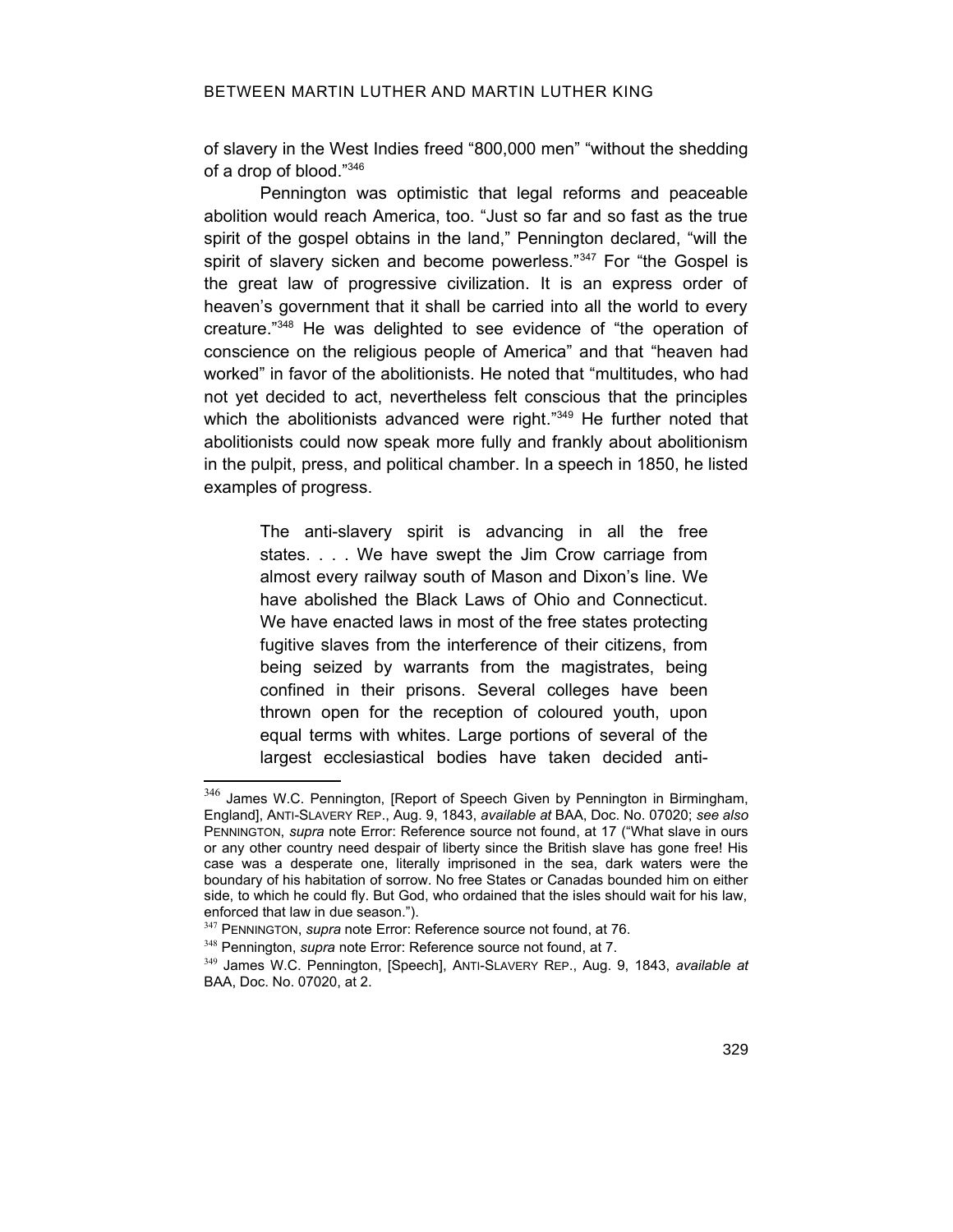of slavery in the West Indies freed "800,000 men" "without the shedding of a drop of blood."[346]

Pennington was optimistic that legal reforms and peaceable abolition would reach America, too. "Just so far and so fast as the true spirit of the gospel obtains in the land," Pennington declared, "will the spirit of slavery sicken and become powerless."[347] For "the Gospel is the great law of progressive civilization. It is an express order of heaven's government that it shall be carried into all the world to every creature."[348] He was delighted to see evidence of "the operation of conscience on the religious people of America" and that "heaven had worked" in favor of the abolitionists. He noted that "multitudes, who had not yet decided to act, nevertheless felt conscious that the principles which the abolitionists advanced were right."[349] He further noted that abolitionists could now speak more fully and frankly about abolitionism in the pulpit, press, and political chamber. In a speech in 1850, he listed examples of progress.

> The anti-slavery spirit is advancing in all the free states. . . . We have swept the Jim Crow carriage from almost every railway south of Mason and Dixon's line. We have abolished the Black Laws of Ohio and Connecticut. We have enacted laws in most of the free states protecting fugitive slaves from the interference of their citizens, from being seized by warrants from the magistrates, being confined in their prisons. Several colleges have been thrown open for the reception of coloured youth, upon equal terms with whites. Large portions of several of the largest ecclesiastical bodies have taken decided anti-

---

[346] James W.C. Pennington, [Report of Speech Given by Pennington in Birmingham, England], ANTI-SLAVERY REP., Aug. 9, 1843, *available at* BAA, Doc. No. 07020; *see also* PENNINGTON, *supra* note Error: Reference source not found, at 17 ("What slave in ours or any other country need despair of liberty since the British slave has gone free! His case was a desperate one, literally imprisoned in the sea, dark waters were the boundary of his habitation of sorrow. No free States or Canadas bounded him on either side, to which he could fly. But God, who ordained that the isles should wait for his law, enforced that law in due season.").

[347] PENNINGTON, *supra* note Error: Reference source not found, at 76.

[348] Pennington, *supra* note Error: Reference source not found, at 7.

[349] James W.C. Pennington, [Speech], ANTI-SLAVERY REP., Aug. 9, 1843, *available at* BAA, Doc. No. 07020, at 2.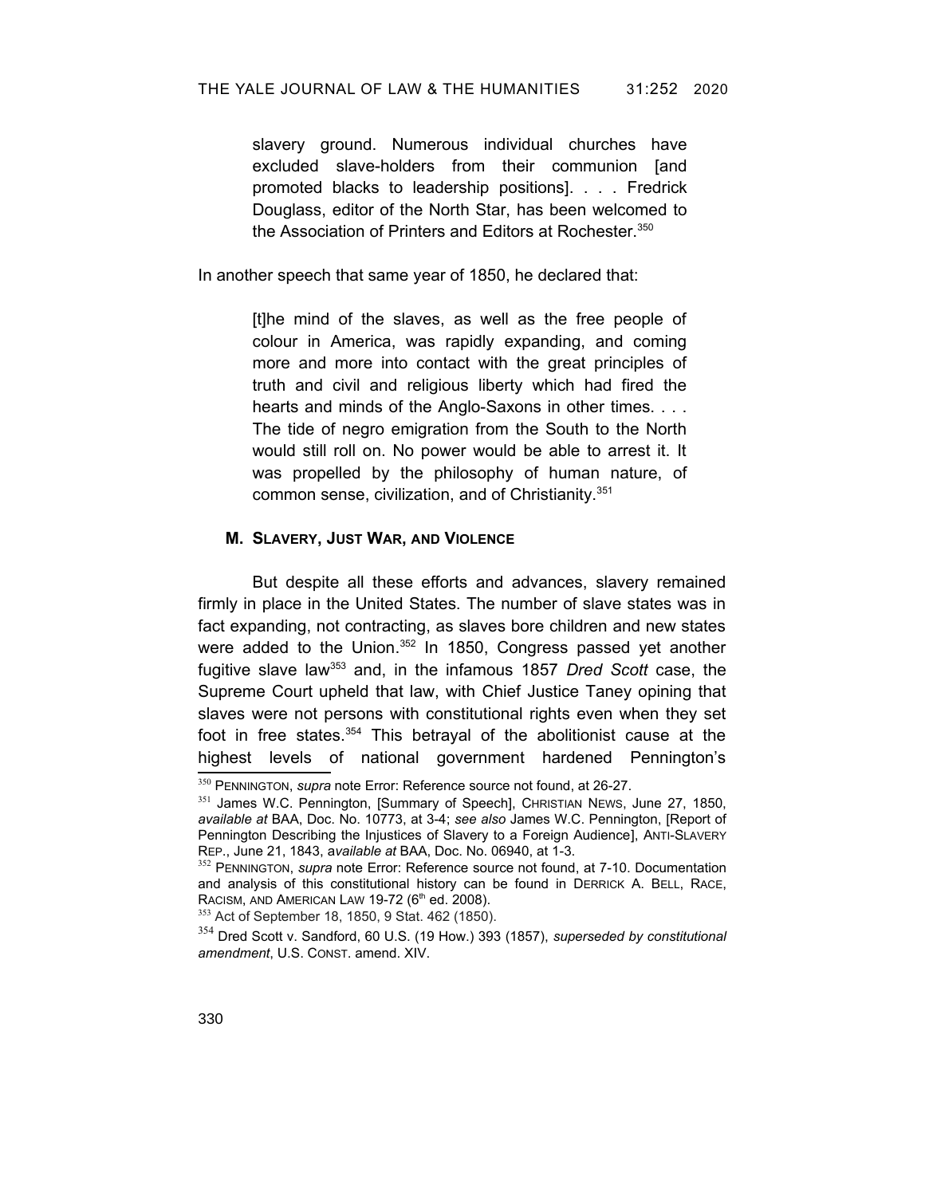slavery ground. Numerous individual churches have excluded slave-holders from their communion [and promoted blacks to leadership positions]. . . . Fredrick Douglass, editor of the North Star, has been welcomed to the Association of Printers and Editors at Rochester.[350]

In another speech that same year of 1850, he declared that:

> [t]he mind of the slaves, as well as the free people of colour in America, was rapidly expanding, and coming more and more into contact with the great principles of truth and civil and religious liberty which had fired the hearts and minds of the Anglo-Saxons in other times. . . . The tide of negro emigration from the South to the North would still roll on. No power would be able to arrest it. It was propelled by the philosophy of human nature, of common sense, civilization, and of Christianity.[351]

### M. Slavery, Just War, and Violence

But despite all these efforts and advances, slavery remained firmly in place in the United States. The number of slave states was in fact expanding, not contracting, as slaves bore children and new states were added to the Union.[352] In 1850, Congress passed yet another fugitive slave law[353] and, in the infamous 1857 *Dred Scott* case, the Supreme Court upheld that law, with Chief Justice Taney opining that slaves were not persons with constitutional rights even when they set foot in free states.[354] This betrayal of the abolitionist cause at the highest levels of national government hardened Pennington's

---

[350] PENNINGTON, *supra* note Error: Reference source not found, at 26-27.

[351] James W.C. Pennington, [Summary of Speech], CHRISTIAN NEWS, June 27, 1850, *available at* BAA, Doc. No. 10773, at 3-4; *see also* James W.C. Pennington, [Report of Pennington Describing the Injustices of Slavery to a Foreign Audience], ANTI-SLAVERY REP., June 21, 1843, *available at* BAA, Doc. No. 06940, at 1-3.

[352] PENNINGTON, *supra* note Error: Reference source not found, at 7-10. Documentation and analysis of this constitutional history can be found in DERRICK A. BELL, RACE, RACISM, AND AMERICAN LAW 19-72 (6th ed. 2008).

[353] Act of September 18, 1850, 9 Stat. 462 (1850).

[354] Dred Scott v. Sandford, 60 U.S. (19 How.) 393 (1857), *superseded by constitutional amendment*, U.S. CONST. amend. XIV.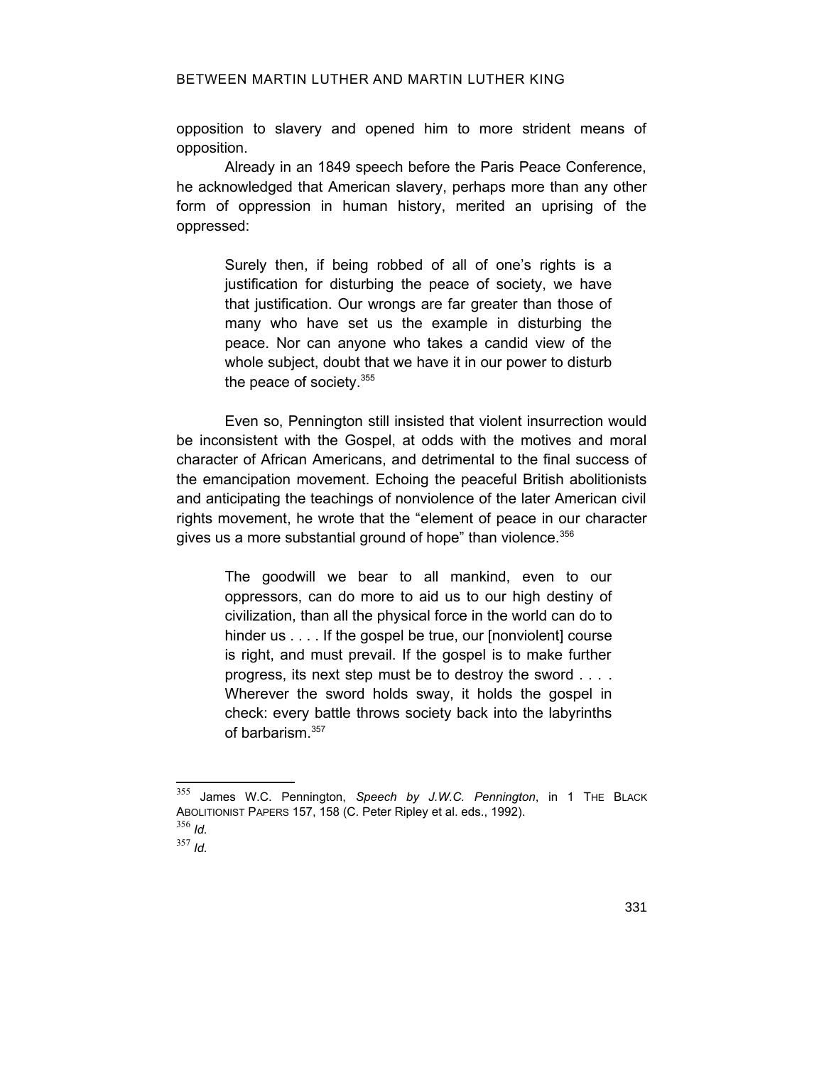opposition to slavery and opened him to more strident means of opposition.

Already in an 1849 speech before the Paris Peace Conference, he acknowledged that American slavery, perhaps more than any other form of oppression in human history, merited an uprising of the oppressed:

> Surely then, if being robbed of all of one's rights is a justification for disturbing the peace of society, we have that justification. Our wrongs are far greater than those of many who have set us the example in disturbing the peace. Nor can anyone who takes a candid view of the whole subject, doubt that we have it in our power to disturb the peace of society.[355]

Even so, Pennington still insisted that violent insurrection would be inconsistent with the Gospel, at odds with the motives and moral character of African Americans, and detrimental to the final success of the emancipation movement. Echoing the peaceful British abolitionists and anticipating the teachings of nonviolence of the later American civil rights movement, he wrote that the "element of peace in our character gives us a more substantial ground of hope" than violence.[356]

> The goodwill we bear to all mankind, even to our oppressors, can do more to aid us to our high destiny of civilization, than all the physical force in the world can do to hinder us . . . . If the gospel be true, our [nonviolent] course is right, and must prevail. If the gospel is to make further progress, its next step must be to destroy the sword . . . . Wherever the sword holds sway, it holds the gospel in check: every battle throws society back into the labyrinths of barbarism.[357]

---

[355] James W.C. Pennington, *Speech by J.W.C. Pennington*, in 1 THE BLACK ABOLITIONIST PAPERS 157, 158 (C. Peter Ripley et al. eds., 1992).

[356] *Id.*

[357] *Id.*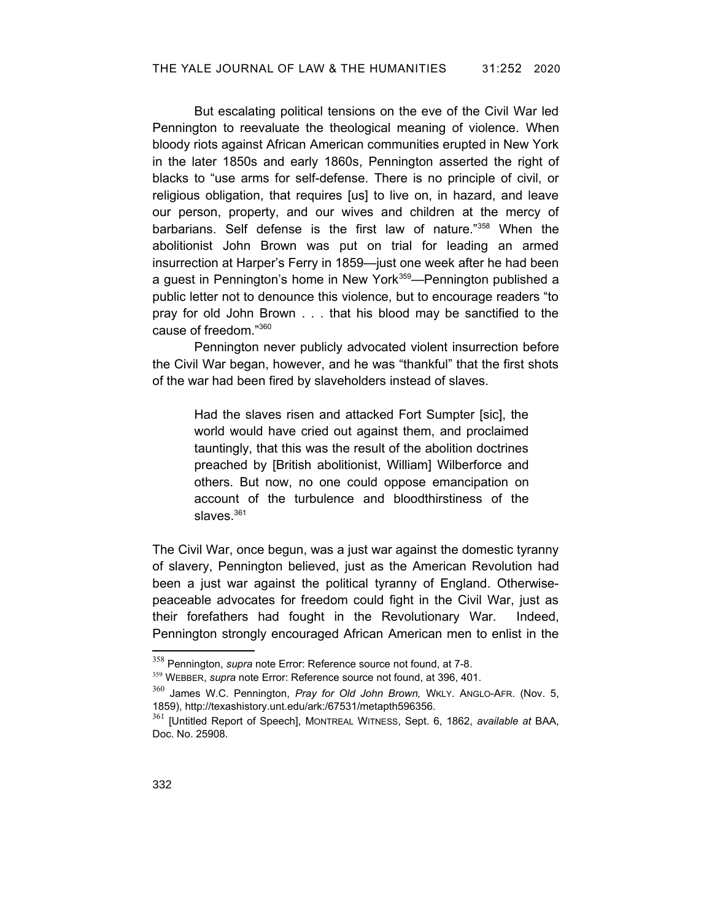But escalating political tensions on the eve of the Civil War led Pennington to reevaluate the theological meaning of violence. When bloody riots against African American communities erupted in New York in the later 1850s and early 1860s, Pennington asserted the right of blacks to "use arms for self-defense. There is no principle of civil, or religious obligation, that requires [us] to live on, in hazard, and leave our person, property, and our wives and children at the mercy of barbarians. Self defense is the first law of nature."[358] When the abolitionist John Brown was put on trial for leading an armed insurrection at Harper's Ferry in 1859—just one week after he had been a guest in Pennington's home in New York[359]—Pennington published a public letter not to denounce this violence, but to encourage readers "to pray for old John Brown . . . that his blood may be sanctified to the cause of freedom."[360]

Pennington never publicly advocated violent insurrection before the Civil War began, however, and he was "thankful" that the first shots of the war had been fired by slaveholders instead of slaves.

> Had the slaves risen and attacked Fort Sumpter [sic], the world would have cried out against them, and proclaimed tauntingly, that this was the result of the abolition doctrines preached by [British abolitionist, William] Wilberforce and others. But now, no one could oppose emancipation on account of the turbulence and bloodthirstiness of the slaves.[361]

The Civil War, once begun, was a just war against the domestic tyranny of slavery, Pennington believed, just as the American Revolution had been a just war against the political tyranny of England. Otherwise-peaceable advocates for freedom could fight in the Civil War, just as their forefathers had fought in the Revolutionary War. Indeed, Pennington strongly encouraged African American men to enlist in the

---

[358] Pennington, *supra* note Error: Reference source not found, at 7-8.

[359] WEBBER, *supra* note Error: Reference source not found, at 396, 401.

[360] James W.C. Pennington, *Pray for Old John Brown,* WKLY. ANGLO-AFR. (Nov. 5, 1859), http://texashistory.unt.edu/ark:/67531/metapth596356.

[361] [Untitled Report of Speech], MONTREAL WITNESS, Sept. 6, 1862, *available at* BAA, Doc. No. 25908.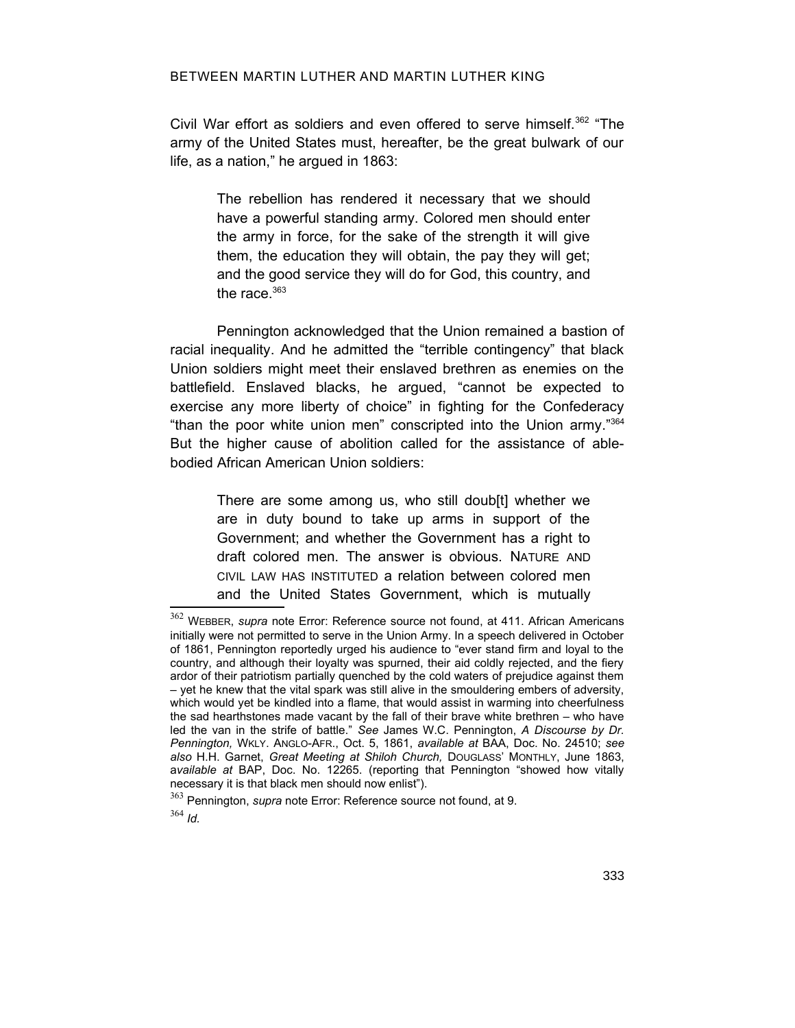Civil War effort as soldiers and even offered to serve himself.[362] "The army of the United States must, hereafter, be the great bulwark of our life, as a nation," he argued in 1863:

> The rebellion has rendered it necessary that we should have a powerful standing army. Colored men should enter the army in force, for the sake of the strength it will give them, the education they will obtain, the pay they will get; and the good service they will do for God, this country, and the race.[363]

Pennington acknowledged that the Union remained a bastion of racial inequality. And he admitted the "terrible contingency" that black Union soldiers might meet their enslaved brethren as enemies on the battlefield. Enslaved blacks, he argued, "cannot be expected to exercise any more liberty of choice" in fighting for the Confederacy "than the poor white union men" conscripted into the Union army."[364] But the higher cause of abolition called for the assistance of able-bodied African American Union soldiers:

> There are some among us, who still doub[t] whether we are in duty bound to take up arms in support of the Government; and whether the Government has a right to draft colored men. The answer is obvious. NATURE AND CIVIL LAW HAS INSTITUTED a relation between colored men and the United States Government, which is mutually

---

[362] WEBBER, *supra* note Error: Reference source not found, at 411. African Americans initially were not permitted to serve in the Union Army. In a speech delivered in October of 1861, Pennington reportedly urged his audience to "ever stand firm and loyal to the country, and although their loyalty was spurned, their aid coldly rejected, and the fiery ardor of their patriotism partially quenched by the cold waters of prejudice against them – yet he knew that the vital spark was still alive in the smouldering embers of adversity, which would yet be kindled into a flame, that would assist in warming into cheerfulness the sad hearthstones made vacant by the fall of their brave white brethren – who have led the van in the strife of battle." *See* James W.C. Pennington, *A Discourse by Dr. Pennington,* WKLY. ANGLO-AFR., Oct. 5, 1861, *available at* BAA, Doc. No. 24510; *see also* H.H. Garnet, *Great Meeting at Shiloh Church,* DOUGLASS' MONTHLY, June 1863, *available at* BAP, Doc. No. 12265. (reporting that Pennington "showed how vitally necessary it is that black men should now enlist").

[363] Pennington, *supra* note Error: Reference source not found, at 9.

[364] *Id.*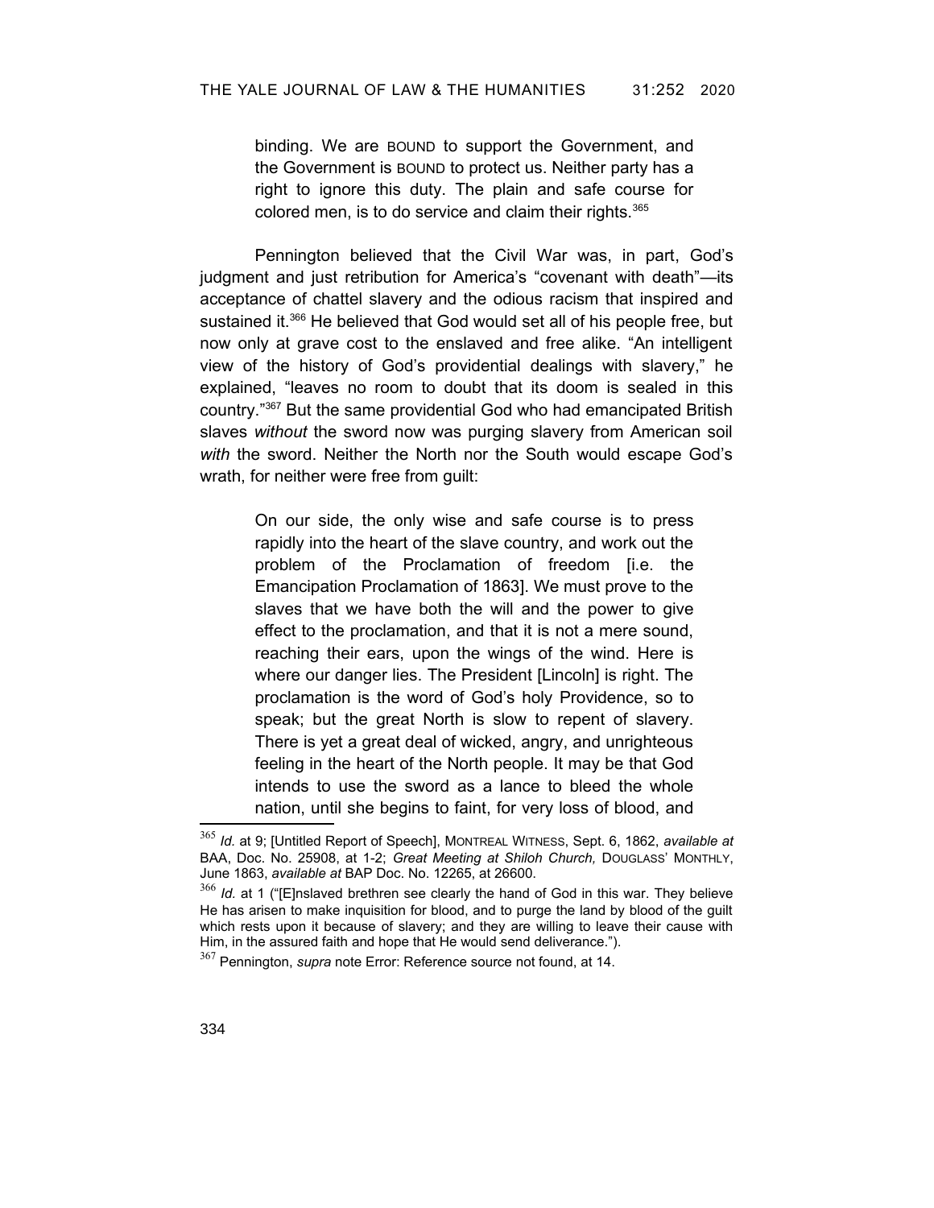> binding. We are BOUND to support the Government, and the Government is BOUND to protect us. Neither party has a right to ignore this duty. The plain and safe course for colored men, is to do service and claim their rights.[365]

Pennington believed that the Civil War was, in part, God's judgment and just retribution for America's "covenant with death"—its acceptance of chattel slavery and the odious racism that inspired and sustained it.[366] He believed that God would set all of his people free, but now only at grave cost to the enslaved and free alike. "An intelligent view of the history of God's providential dealings with slavery," he explained, "leaves no room to doubt that its doom is sealed in this country."[367] But the same providential God who had emancipated British slaves *without* the sword now was purging slavery from American soil *with* the sword. Neither the North nor the South would escape God's wrath, for neither were free from guilt:

> On our side, the only wise and safe course is to press rapidly into the heart of the slave country, and work out the problem of the Proclamation of freedom [i.e. the Emancipation Proclamation of 1863]. We must prove to the slaves that we have both the will and the power to give effect to the proclamation, and that it is not a mere sound, reaching their ears, upon the wings of the wind. Here is where our danger lies. The President [Lincoln] is right. The proclamation is the word of God's holy Providence, so to speak; but the great North is slow to repent of slavery. There is yet a great deal of wicked, angry, and unrighteous feeling in the heart of the North people. It may be that God intends to use the sword as a lance to bleed the whole nation, until she begins to faint, for very loss of blood, and

---

[365] *Id.* at 9; [Untitled Report of Speech], MONTREAL WITNESS, Sept. 6, 1862, *available at* BAA, Doc. No. 25908, at 1-2; *Great Meeting at Shiloh Church,* DOUGLASS' MONTHLY, June 1863, *available at* BAP Doc. No. 12265, at 26600.

[366] *Id.* at 1 ("[E]nslaved brethren see clearly the hand of God in this war. They believe He has arisen to make inquisition for blood, and to purge the land by blood of the guilt which rests upon it because of slavery; and they are willing to leave their cause with Him, in the assured faith and hope that He would send deliverance.").

[367] Pennington, *supra* note Error: Reference source not found, at 14.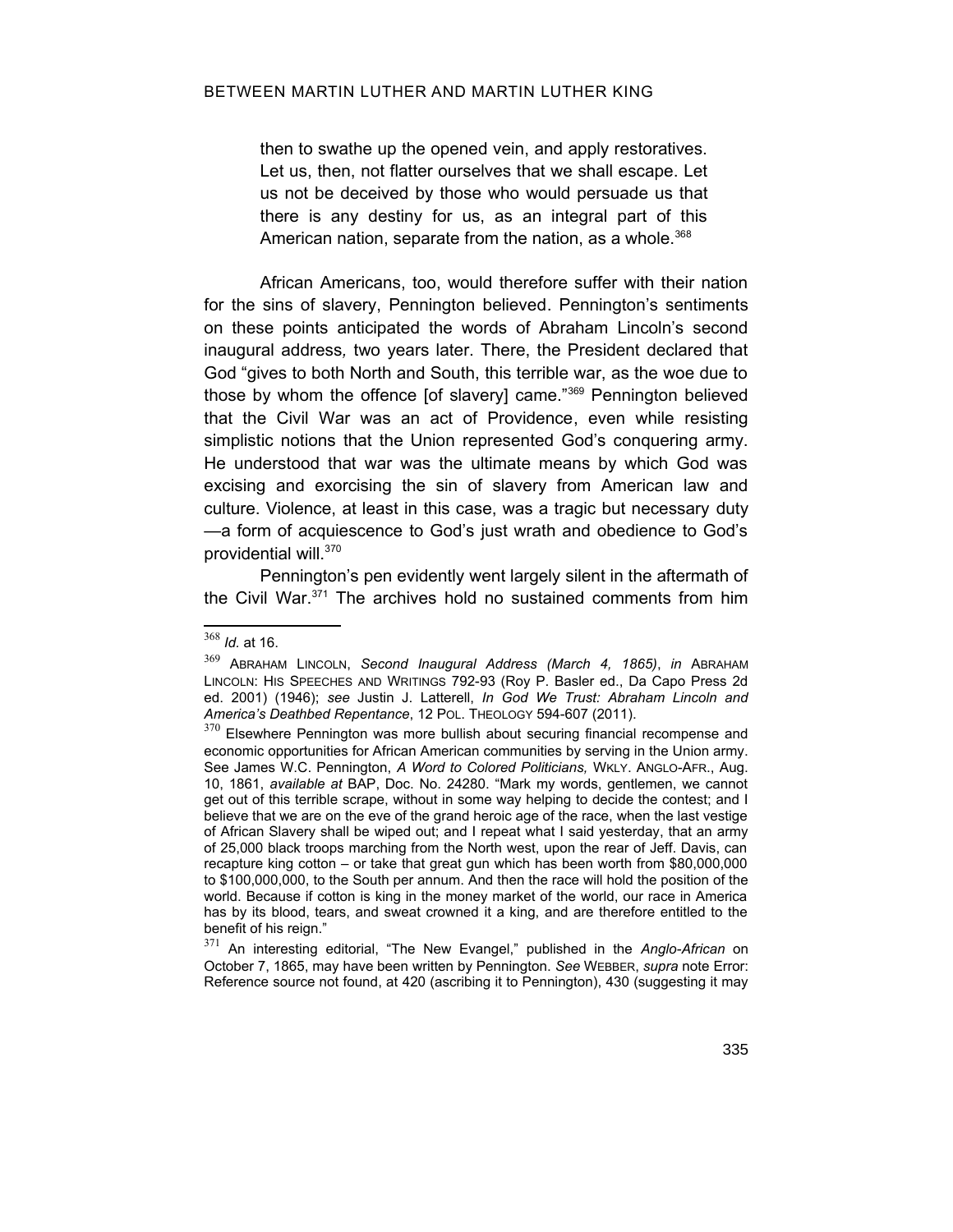> then to swathe up the opened vein, and apply restoratives. Let us, then, not flatter ourselves that we shall escape. Let us not be deceived by those who would persuade us that there is any destiny for us, as an integral part of this American nation, separate from the nation, as a whole.[368]

African Americans, too, would therefore suffer with their nation for the sins of slavery, Pennington believed. Pennington's sentiments on these points anticipated the words of Abraham Lincoln's second inaugural address, two years later. There, the President declared that God "gives to both North and South, this terrible war, as the woe due to those by whom the offence [of slavery] came."[369] Pennington believed that the Civil War was an act of Providence, even while resisting simplistic notions that the Union represented God's conquering army. He understood that war was the ultimate means by which God was excising and exorcising the sin of slavery from American law and culture. Violence, at least in this case, was a tragic but necessary duty —a form of acquiescence to God's just wrath and obedience to God's providential will.[370]

Pennington's pen evidently went largely silent in the aftermath of the Civil War.[371] The archives hold no sustained comments from him

---

[368] *Id.* at 16.

[369] ABRAHAM LINCOLN, *Second Inaugural Address (March 4, 1865)*, *in* ABRAHAM LINCOLN: HIS SPEECHES AND WRITINGS 792-93 (Roy P. Basler ed., Da Capo Press 2d ed. 2001) (1946); *see* Justin J. Latterell, *In God We Trust: Abraham Lincoln and America's Deathbed Repentance*, 12 POL. THEOLOGY 594-607 (2011).

[370] Elsewhere Pennington was more bullish about securing financial recompense and economic opportunities for African American communities by serving in the Union army. See James W.C. Pennington, *A Word to Colored Politicians,* WKLY. ANGLO-AFR., Aug. 10, 1861, *available at* BAP, Doc. No. 24280. "Mark my words, gentlemen, we cannot get out of this terrible scrape, without in some way helping to decide the contest; and I believe that we are on the eve of the grand heroic age of the race, when the last vestige of African Slavery shall be wiped out; and I repeat what I said yesterday, that an army of 25,000 black troops marching from the North west, upon the rear of Jeff. Davis, can recapture king cotton – or take that great gun which has been worth from $80,000,000 to $100,000,000, to the South per annum. And then the race will hold the position of the world. Because if cotton is king in the money market of the world, our race in America has by its blood, tears, and sweat crowned it a king, and are therefore entitled to the benefit of his reign."

[371] An interesting editorial, "The New Evangel," published in the *Anglo-African* on October 7, 1865, may have been written by Pennington. *See* WEBBER, *supra* note Error: Reference source not found, at 420 (ascribing it to Pennington), 430 (suggesting it may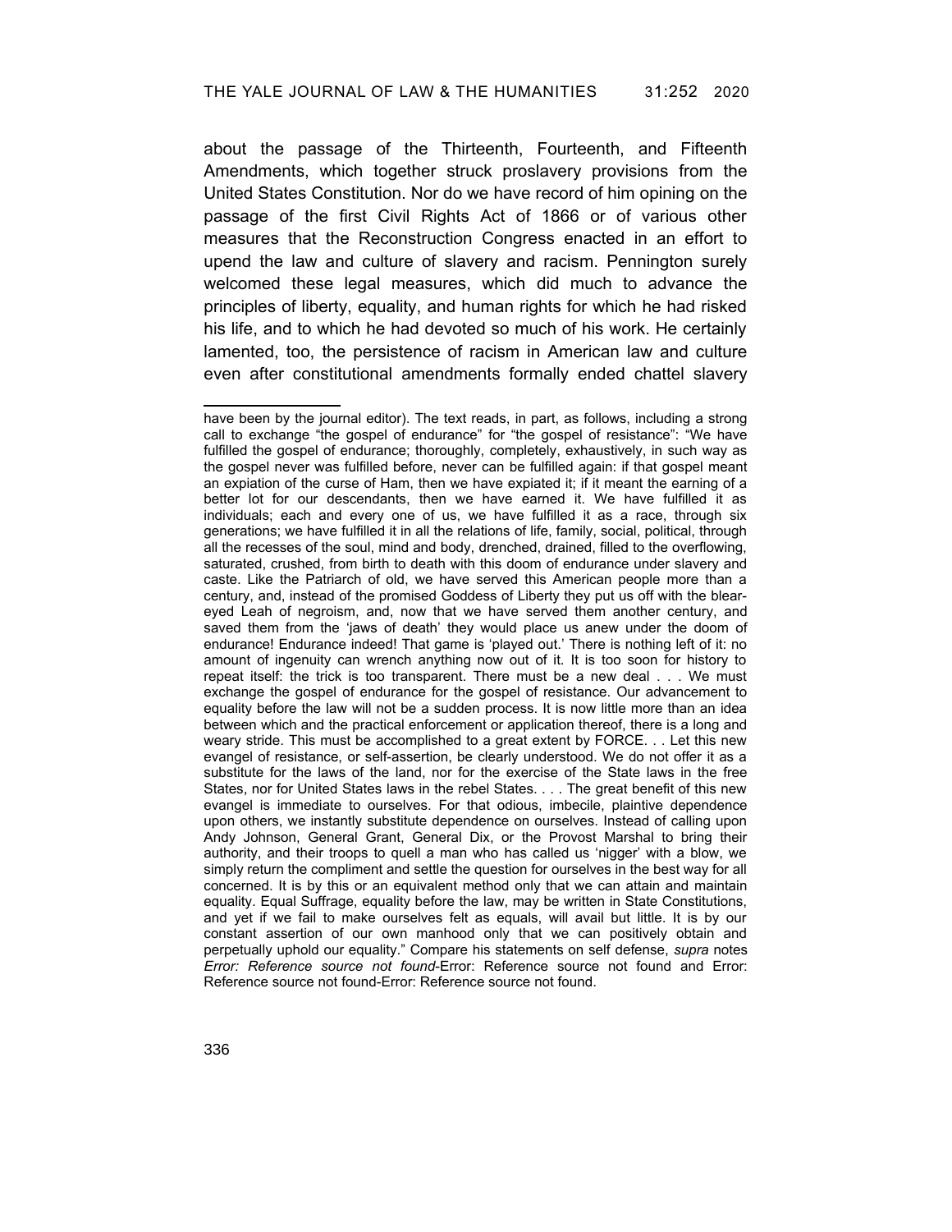about the passage of the Thirteenth, Fourteenth, and Fifteenth Amendments, which together struck proslavery provisions from the United States Constitution. Nor do we have record of him opining on the passage of the first Civil Rights Act of 1866 or of various other measures that the Reconstruction Congress enacted in an effort to upend the law and culture of slavery and racism. Pennington surely welcomed these legal measures, which did much to advance the principles of liberty, equality, and human rights for which he had risked his life, and to which he had devoted so much of his work. He certainly lamented, too, the persistence of racism in American law and culture even after constitutional amendments formally ended chattel slavery

---

have been by the journal editor). The text reads, in part, as follows, including a strong call to exchange "the gospel of endurance" for "the gospel of resistance": "We have fulfilled the gospel of endurance; thoroughly, completely, exhaustively, in such way as the gospel never was fulfilled before, never can be fulfilled again: if that gospel meant an expiation of the curse of Ham, then we have expiated it; if it meant the earning of a better lot for our descendants, then we have earned it. We have fulfilled it as individuals; each and every one of us, we have fulfilled it as a race, through six generations; we have fulfilled it in all the relations of life, family, social, political, through all the recesses of the soul, mind and body, drenched, drained, filled to the overflowing, saturated, crushed, from birth to death with this doom of endurance under slavery and caste. Like the Patriarch of old, we have served this American people more than a century, and, instead of the promised Goddess of Liberty they put us off with the blear-eyed Leah of negroism, and, now that we have served them another century, and saved them from the 'jaws of death' they would place us anew under the doom of endurance! Endurance indeed! That game is 'played out.' There is nothing left of it: no amount of ingenuity can wrench anything now out of it. It is too soon for history to repeat itself: the trick is too transparent. There must be a new deal . . . We must exchange the gospel of endurance for the gospel of resistance. Our advancement to equality before the law will not be a sudden process. It is now little more than an idea between which and the practical enforcement or application thereof, there is a long and weary stride. This must be accomplished to a great extent by FORCE. . . Let this new evangel of resistance, or self-assertion, be clearly understood. We do not offer it as a substitute for the laws of the land, nor for the exercise of the State laws in the free States, nor for United States laws in the rebel States. . . . The great benefit of this new evangel is immediate to ourselves. For that odious, imbecile, plaintive dependence upon others, we instantly substitute dependence on ourselves. Instead of calling upon Andy Johnson, General Grant, General Dix, or the Provost Marshal to bring their authority, and their troops to quell a man who has called us 'nigger' with a blow, we simply return the compliment and settle the question for ourselves in the best way for all concerned. It is by this or an equivalent method only that we can attain and maintain equality. Equal Suffrage, equality before the law, may be written in State Constitutions, and yet if we fail to make ourselves felt as equals, will avail but little. It is by our constant assertion of our own manhood only that we can positively obtain and perpetually uphold our equality." Compare his statements on self defense, *supra* notes *Error: Reference source not found*-Error: Reference source not found and Error: Reference source not found-Error: Reference source not found.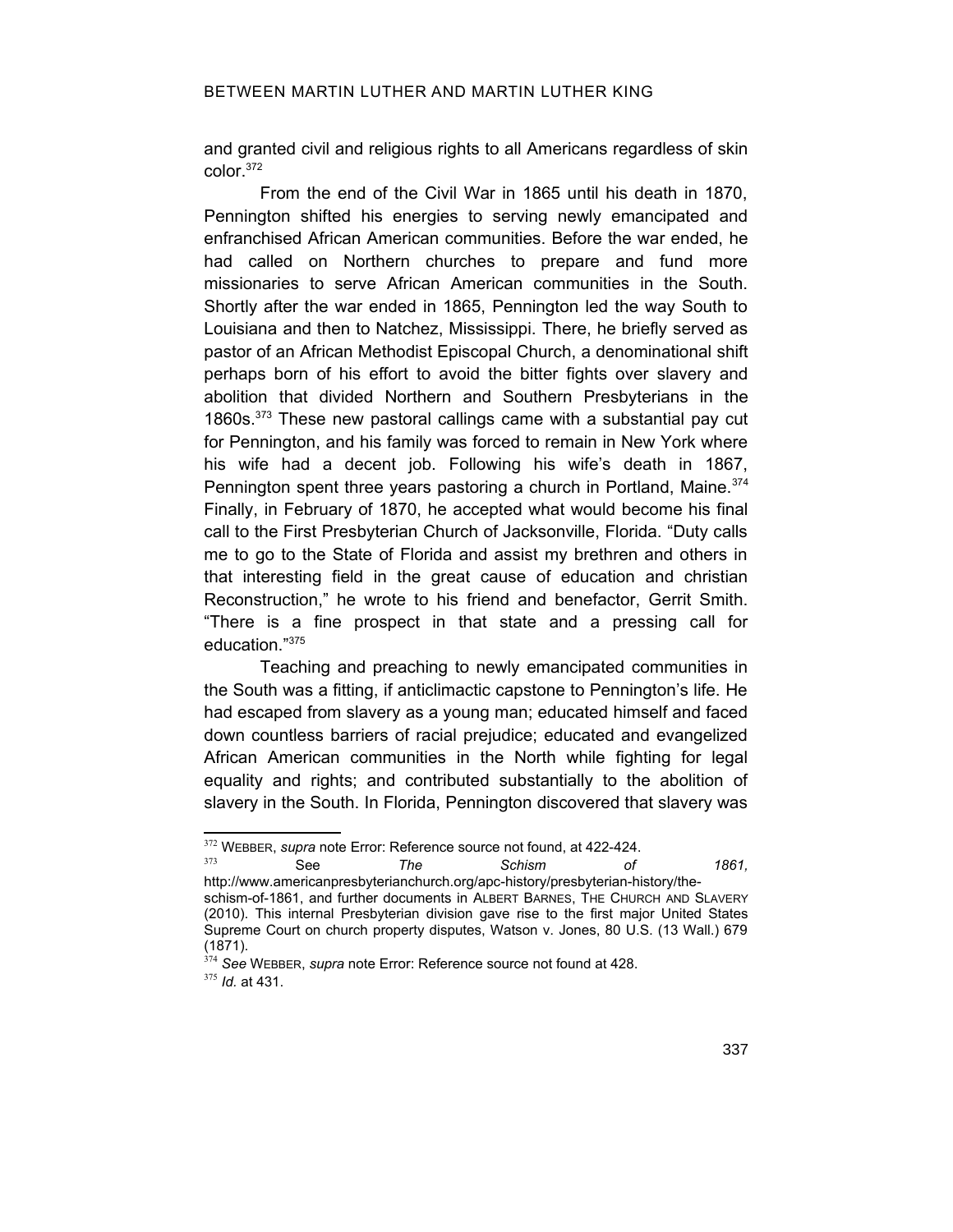and granted civil and religious rights to all Americans regardless of skin color.[372]

From the end of the Civil War in 1865 until his death in 1870, Pennington shifted his energies to serving newly emancipated and enfranchised African American communities. Before the war ended, he had called on Northern churches to prepare and fund more missionaries to serve African American communities in the South. Shortly after the war ended in 1865, Pennington led the way South to Louisiana and then to Natchez, Mississippi. There, he briefly served as pastor of an African Methodist Episcopal Church, a denominational shift perhaps born of his effort to avoid the bitter fights over slavery and abolition that divided Northern and Southern Presbyterians in the 1860s.[373] These new pastoral callings came with a substantial pay cut for Pennington, and his family was forced to remain in New York where his wife had a decent job. Following his wife's death in 1867, Pennington spent three years pastoring a church in Portland, Maine.[374] Finally, in February of 1870, he accepted what would become his final call to the First Presbyterian Church of Jacksonville, Florida. "Duty calls me to go to the State of Florida and assist my brethren and others in that interesting field in the great cause of education and christian Reconstruction," he wrote to his friend and benefactor, Gerrit Smith. "There is a fine prospect in that state and a pressing call for education."[375]

Teaching and preaching to newly emancipated communities in the South was a fitting, if anticlimactic capstone to Pennington's life. He had escaped from slavery as a young man; educated himself and faced down countless barriers of racial prejudice; educated and evangelized African American communities in the North while fighting for legal equality and rights; and contributed substantially to the abolition of slavery in the South. In Florida, Pennington discovered that slavery was

---

[372] WEBBER, *supra* note Error: Reference source not found, at 422-424.

[373] See *The Schism of 1861,* http://www.americanpresbyterianchurch.org/apc-history/presbyterian-history/the-schism-of-1861, and further documents in ALBERT BARNES, THE CHURCH AND SLAVERY (2010). This internal Presbyterian division gave rise to the first major United States Supreme Court on church property disputes, Watson v. Jones, 80 U.S. (13 Wall.) 679 (1871).

[374] *See* WEBBER, *supra* note Error: Reference source not found at 428.

[375] *Id.* at 431.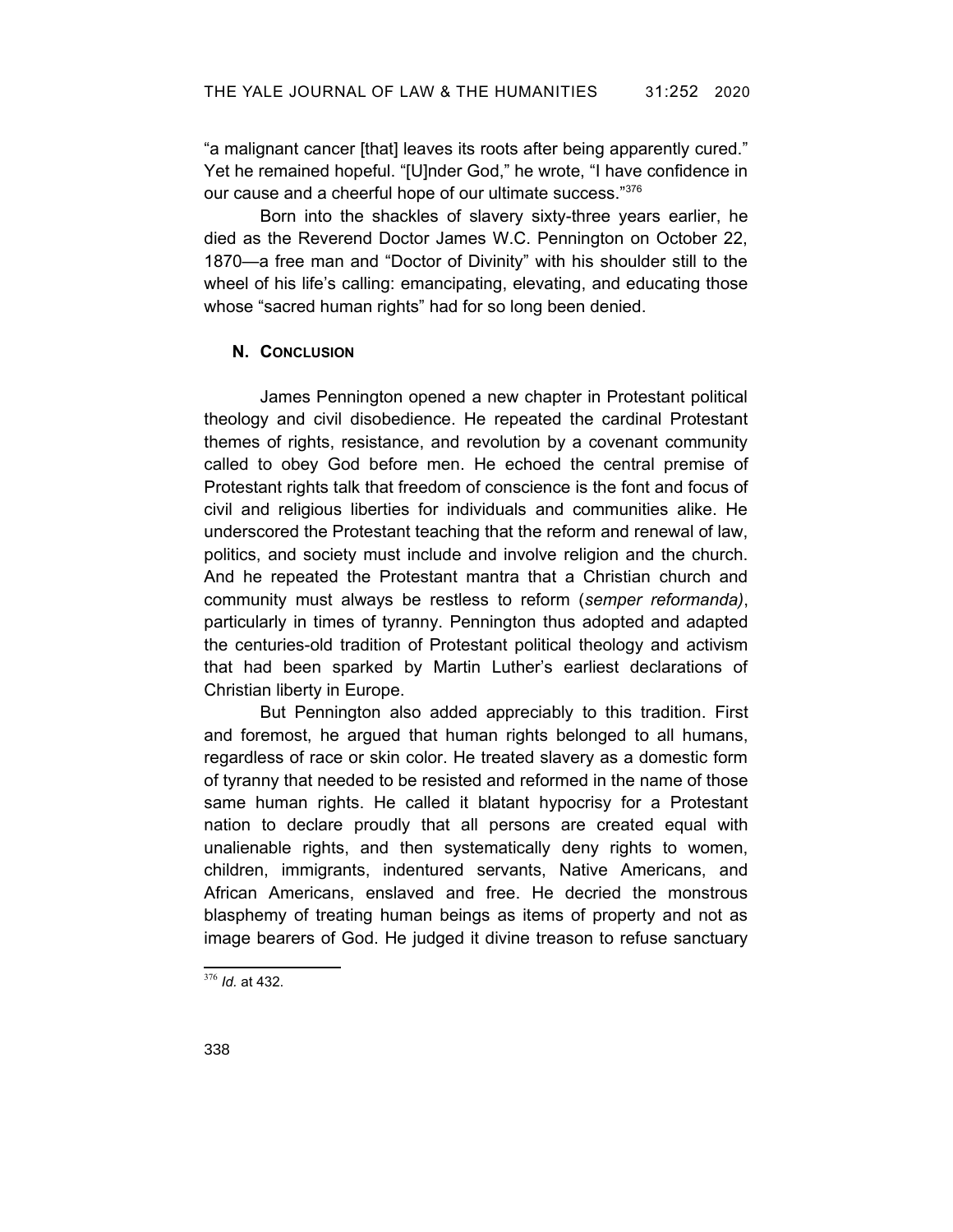"a malignant cancer [that] leaves its roots after being apparently cured." Yet he remained hopeful. "[U]nder God," he wrote, "I have confidence in our cause and a cheerful hope of our ultimate success."[376]

Born into the shackles of slavery sixty-three years earlier, he died as the Reverend Doctor James W.C. Pennington on October 22, 1870—a free man and "Doctor of Divinity" with his shoulder still to the wheel of his life's calling: emancipating, elevating, and educating those whose "sacred human rights" had for so long been denied.

## N. Conclusion

James Pennington opened a new chapter in Protestant political theology and civil disobedience. He repeated the cardinal Protestant themes of rights, resistance, and revolution by a covenant community called to obey God before men. He echoed the central premise of Protestant rights talk that freedom of conscience is the font and focus of civil and religious liberties for individuals and communities alike. He underscored the Protestant teaching that the reform and renewal of law, politics, and society must include and involve religion and the church. And he repeated the Protestant mantra that a Christian church and community must always be restless to reform (*semper reformanda)*, particularly in times of tyranny. Pennington thus adopted and adapted the centuries-old tradition of Protestant political theology and activism that had been sparked by Martin Luther's earliest declarations of Christian liberty in Europe.

But Pennington also added appreciably to this tradition. First and foremost, he argued that human rights belonged to all humans, regardless of race or skin color. He treated slavery as a domestic form of tyranny that needed to be resisted and reformed in the name of those same human rights. He called it blatant hypocrisy for a Protestant nation to declare proudly that all persons are created equal with unalienable rights, and then systematically deny rights to women, children, immigrants, indentured servants, Native Americans, and African Americans, enslaved and free. He decried the monstrous blasphemy of treating human beings as items of property and not as image bearers of God. He judged it divine treason to refuse sanctuary

[376] *Id.* at 432.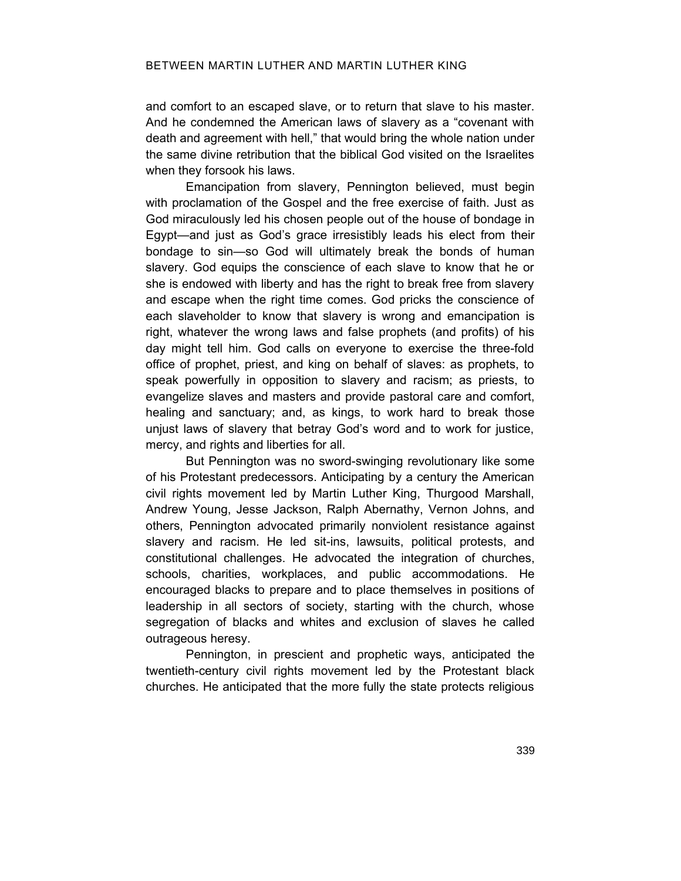and comfort to an escaped slave, or to return that slave to his master. And he condemned the American laws of slavery as a "covenant with death and agreement with hell," that would bring the whole nation under the same divine retribution that the biblical God visited on the Israelites when they forsook his laws.

Emancipation from slavery, Pennington believed, must begin with proclamation of the Gospel and the free exercise of faith. Just as God miraculously led his chosen people out of the house of bondage in Egypt—and just as God's grace irresistibly leads his elect from their bondage to sin—so God will ultimately break the bonds of human slavery. God equips the conscience of each slave to know that he or she is endowed with liberty and has the right to break free from slavery and escape when the right time comes. God pricks the conscience of each slaveholder to know that slavery is wrong and emancipation is right, whatever the wrong laws and false prophets (and profits) of his day might tell him. God calls on everyone to exercise the three-fold office of prophet, priest, and king on behalf of slaves: as prophets, to speak powerfully in opposition to slavery and racism; as priests, to evangelize slaves and masters and provide pastoral care and comfort, healing and sanctuary; and, as kings, to work hard to break those unjust laws of slavery that betray God's word and to work for justice, mercy, and rights and liberties for all.

But Pennington was no sword-swinging revolutionary like some of his Protestant predecessors. Anticipating by a century the American civil rights movement led by Martin Luther King, Thurgood Marshall, Andrew Young, Jesse Jackson, Ralph Abernathy, Vernon Johns, and others, Pennington advocated primarily nonviolent resistance against slavery and racism. He led sit-ins, lawsuits, political protests, and constitutional challenges. He advocated the integration of churches, schools, charities, workplaces, and public accommodations. He encouraged blacks to prepare and to place themselves in positions of leadership in all sectors of society, starting with the church, whose segregation of blacks and whites and exclusion of slaves he called outrageous heresy.

Pennington, in prescient and prophetic ways, anticipated the twentieth-century civil rights movement led by the Protestant black churches. He anticipated that the more fully the state protects religious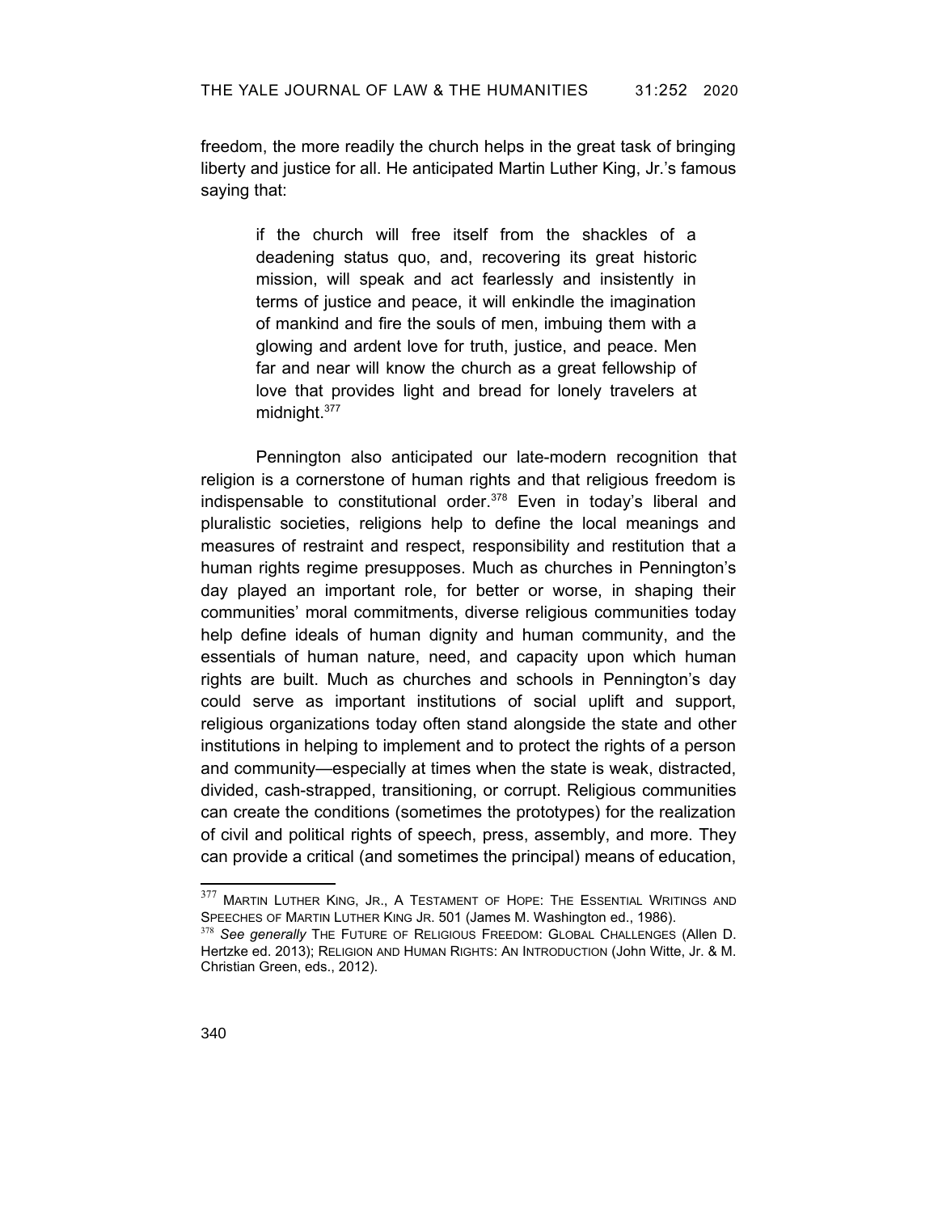freedom, the more readily the church helps in the great task of bringing liberty and justice for all. He anticipated Martin Luther King, Jr.'s famous saying that:

> if the church will free itself from the shackles of a deadening status quo, and, recovering its great historic mission, will speak and act fearlessly and insistently in terms of justice and peace, it will enkindle the imagination of mankind and fire the souls of men, imbuing them with a glowing and ardent love for truth, justice, and peace. Men far and near will know the church as a great fellowship of love that provides light and bread for lonely travelers at midnight.[377]

Pennington also anticipated our late-modern recognition that religion is a cornerstone of human rights and that religious freedom is indispensable to constitutional order.[378] Even in today's liberal and pluralistic societies, religions help to define the local meanings and measures of restraint and respect, responsibility and restitution that a human rights regime presupposes. Much as churches in Pennington's day played an important role, for better or worse, in shaping their communities' moral commitments, diverse religious communities today help define ideals of human dignity and human community, and the essentials of human nature, need, and capacity upon which human rights are built. Much as churches and schools in Pennington's day could serve as important institutions of social uplift and support, religious organizations today often stand alongside the state and other institutions in helping to implement and to protect the rights of a person and community—especially at times when the state is weak, distracted, divided, cash-strapped, transitioning, or corrupt. Religious communities can create the conditions (sometimes the prototypes) for the realization of civil and political rights of speech, press, assembly, and more. They can provide a critical (and sometimes the principal) means of education,

---

[377] MARTIN LUTHER KING, JR., A TESTAMENT OF HOPE: THE ESSENTIAL WRITINGS AND SPEECHES OF MARTIN LUTHER KING JR. 501 (James M. Washington ed., 1986).

[378] *See generally* THE FUTURE OF RELIGIOUS FREEDOM: GLOBAL CHALLENGES (Allen D. Hertzke ed. 2013); RELIGION AND HUMAN RIGHTS: AN INTRODUCTION (John Witte, Jr. & M. Christian Green, eds., 2012).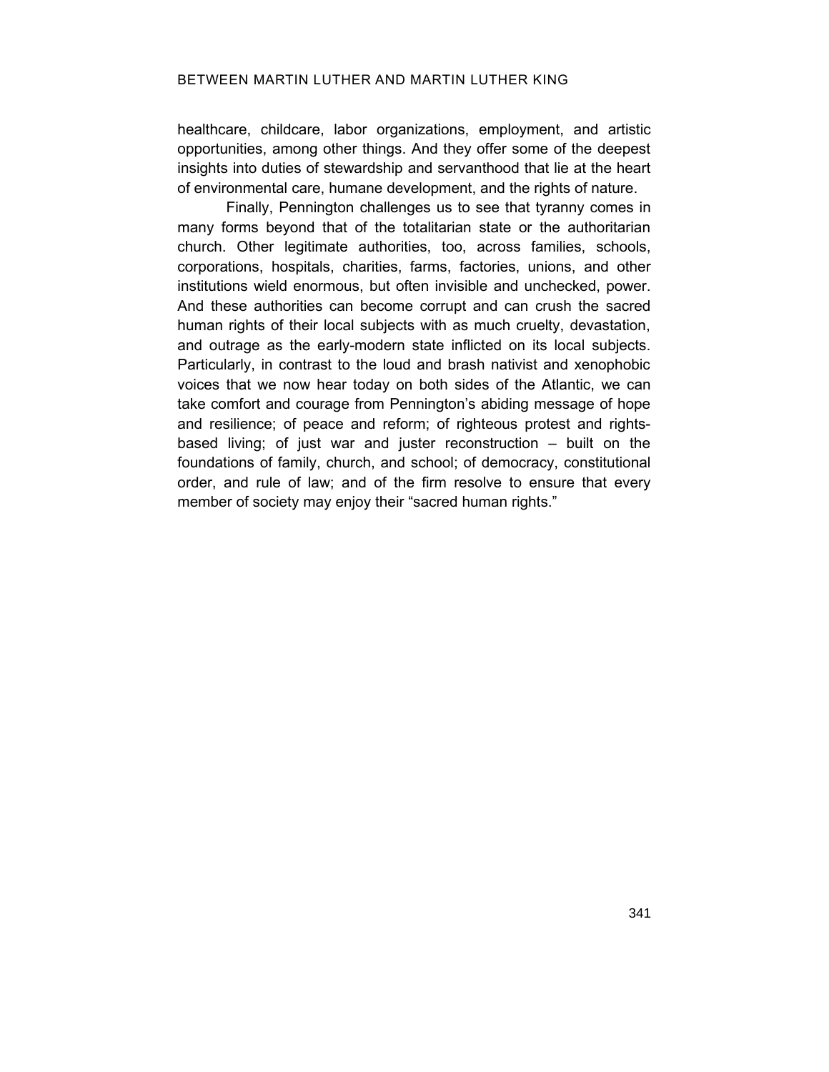healthcare, childcare, labor organizations, employment, and artistic opportunities, among other things. And they offer some of the deepest insights into duties of stewardship and servanthood that lie at the heart of environmental care, humane development, and the rights of nature.

Finally, Pennington challenges us to see that tyranny comes in many forms beyond that of the totalitarian state or the authoritarian church. Other legitimate authorities, too, across families, schools, corporations, hospitals, charities, farms, factories, unions, and other institutions wield enormous, but often invisible and unchecked, power. And these authorities can become corrupt and can crush the sacred human rights of their local subjects with as much cruelty, devastation, and outrage as the early-modern state inflicted on its local subjects. Particularly, in contrast to the loud and brash nativist and xenophobic voices that we now hear today on both sides of the Atlantic, we can take comfort and courage from Pennington's abiding message of hope and resilience; of peace and reform; of righteous protest and rights-based living; of just war and juster reconstruction – built on the foundations of family, church, and school; of democracy, constitutional order, and rule of law; and of the firm resolve to ensure that every member of society may enjoy their "sacred human rights."